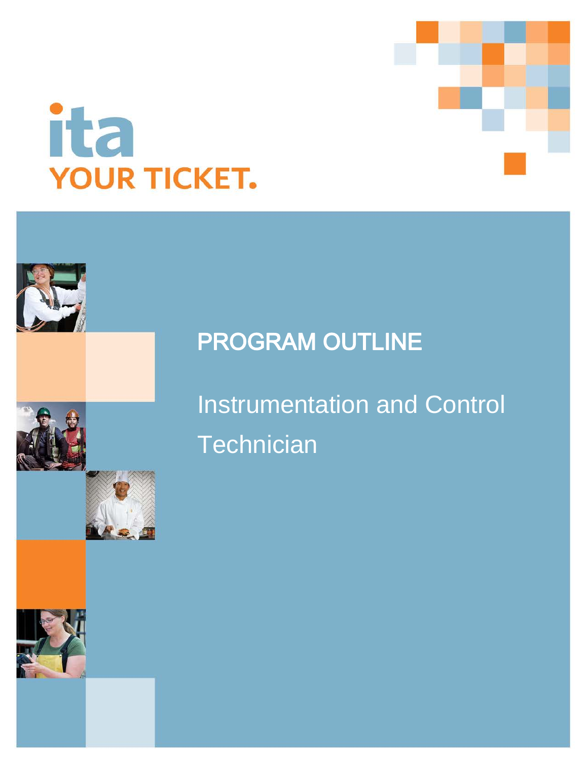ita

YOUR TICKET.

# PROGRAM OUTLINE

## Instrumentation and Control Technician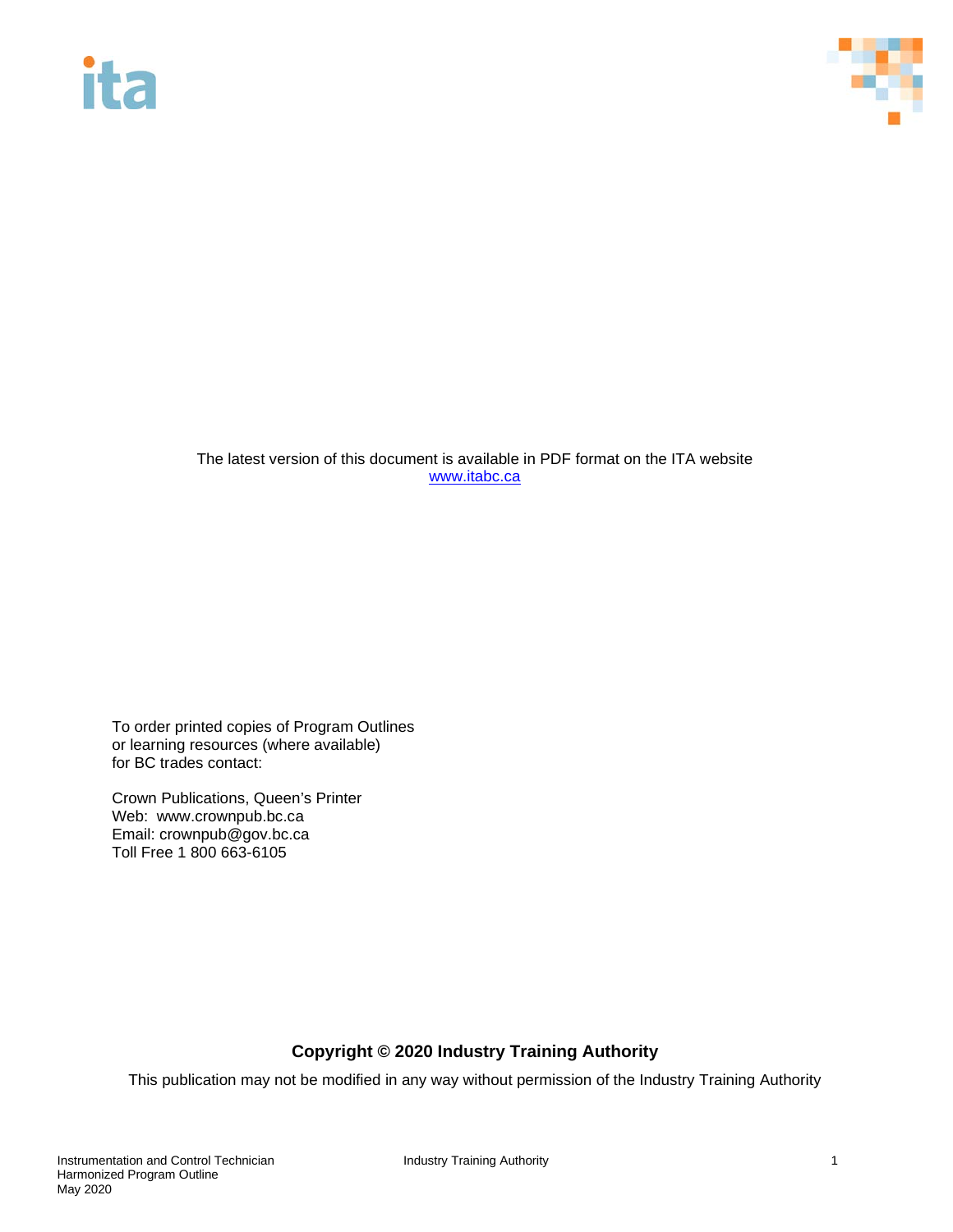The latest version of this document is available in PDF format on the ITA website
[www.itabc.ca](http://www.itabc.ca)

To order printed copies of Program Outlines
or learning resources (where available)
for BC trades contact:

Crown Publications, Queen's Printer
Web: www.crownpub.bc.ca
Email: crownpub@gov.bc.ca
Toll Free 1 800 663-6105

**Copyright © 2020 Industry Training Authority**

This publication may not be modified in any way without permission of the Industry Training Authority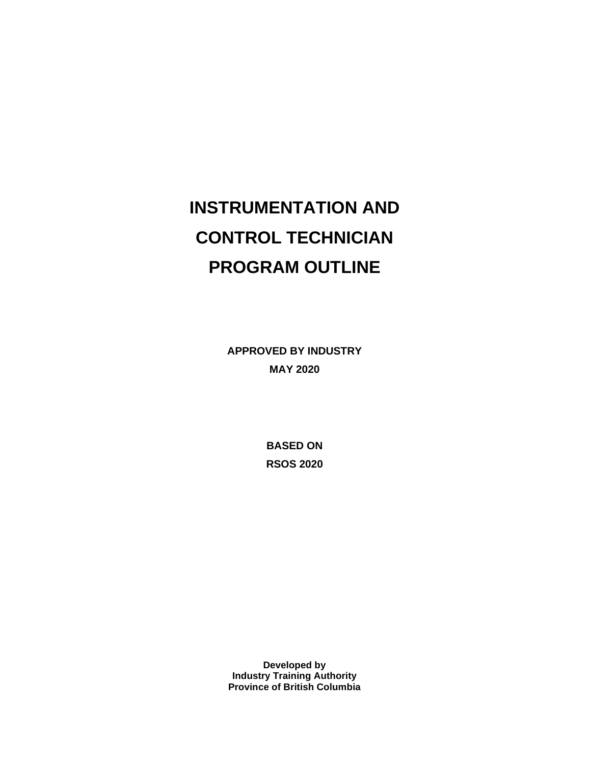# INSTRUMENTATION AND CONTROL TECHNICIAN PROGRAM OUTLINE

**APPROVED BY INDUSTRY**

**MAY 2020**

**BASED ON**

**RSOS 2020**

**Developed by**
**Industry Training Authority**
**Province of British Columbia**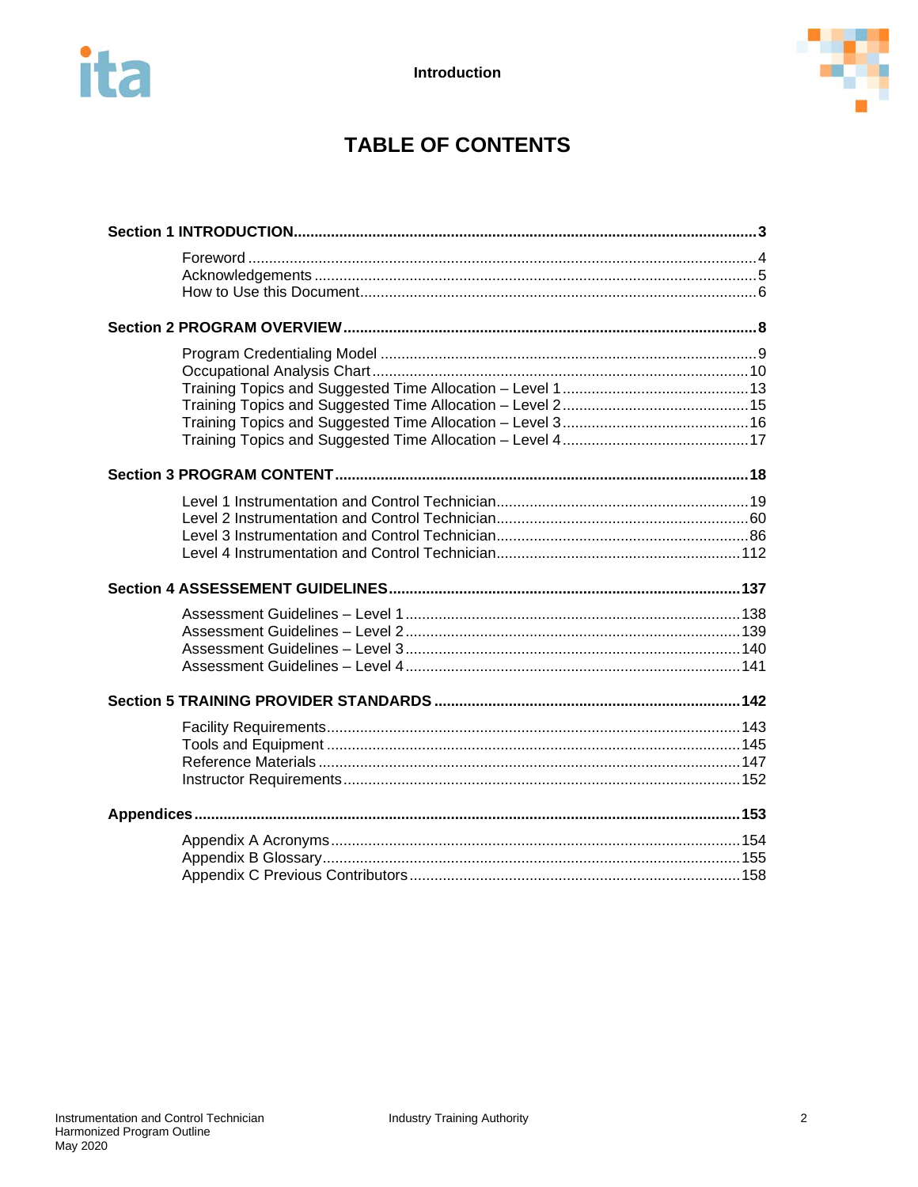# TABLE OF CONTENTS

**Section 1 INTRODUCTION** .......... **3**

- Foreword .......... 4
- Acknowledgements .......... 5
- How to Use this Document .......... 6

**Section 2 PROGRAM OVERVIEW** .......... **8**

- Program Credentialing Model .......... 9
- Occupational Analysis Chart .......... 10
- Training Topics and Suggested Time Allocation – Level 1 .......... 13
- Training Topics and Suggested Time Allocation – Level 2 .......... 15
- Training Topics and Suggested Time Allocation – Level 3 .......... 16
- Training Topics and Suggested Time Allocation – Level 4 .......... 17

**Section 3 PROGRAM CONTENT** .......... **18**

- Level 1 Instrumentation and Control Technician .......... 19
- Level 2 Instrumentation and Control Technician .......... 60
- Level 3 Instrumentation and Control Technician .......... 86
- Level 4 Instrumentation and Control Technician .......... 112

**Section 4 ASSESSEMENT GUIDELINES** .......... **137**

- Assessment Guidelines – Level 1 .......... 138
- Assessment Guidelines – Level 2 .......... 139
- Assessment Guidelines – Level 3 .......... 140
- Assessment Guidelines – Level 4 .......... 141

**Section 5 TRAINING PROVIDER STANDARDS** .......... **142**

- Facility Requirements .......... 143
- Tools and Equipment .......... 145
- Reference Materials .......... 147
- Instructor Requirements .......... 152

**Appendices** .......... **153**

- Appendix A Acronyms .......... 154
- Appendix B Glossary .......... 155
- Appendix C Previous Contributors .......... 158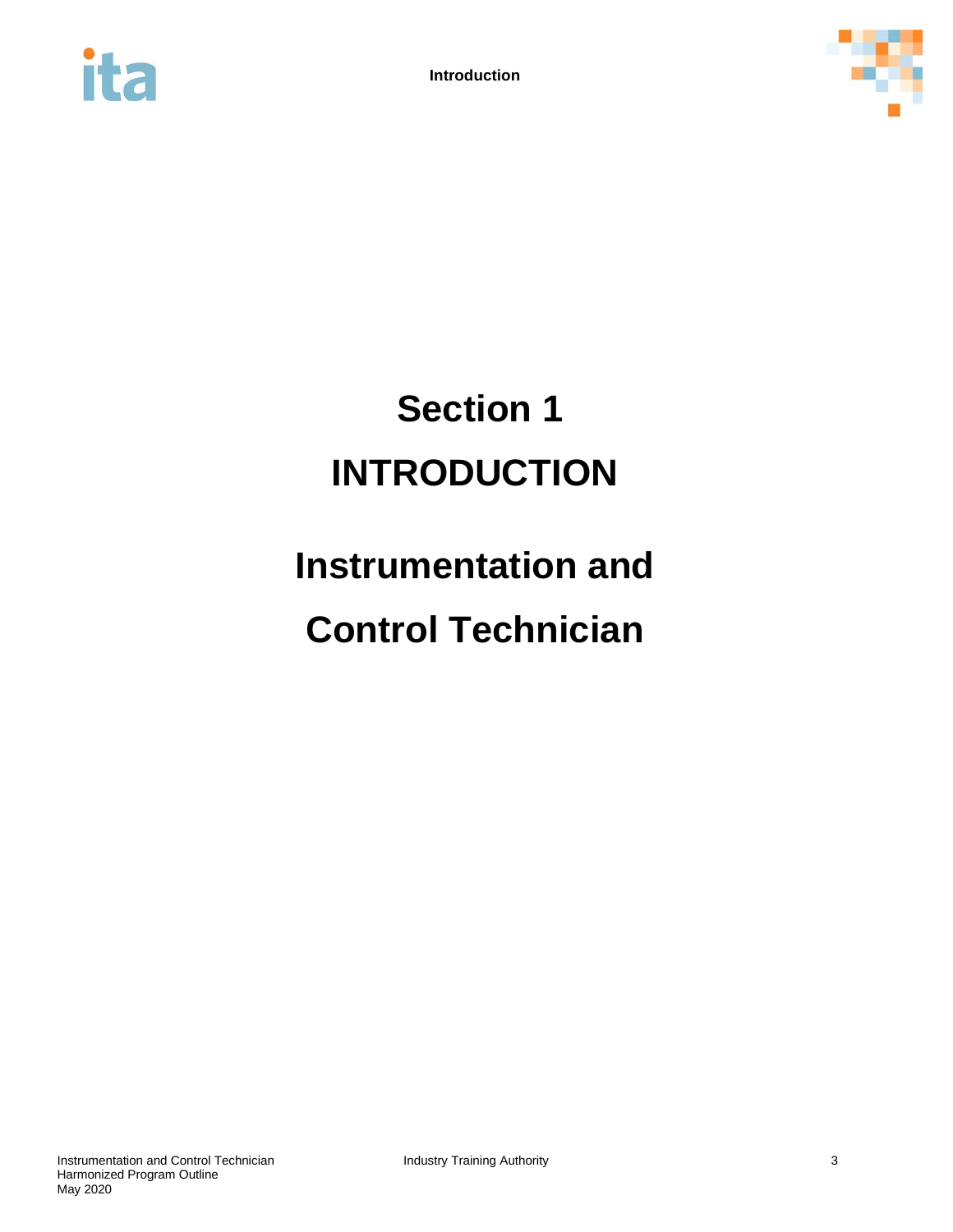# Section 1

# INTRODUCTION

# Instrumentation and Control Technician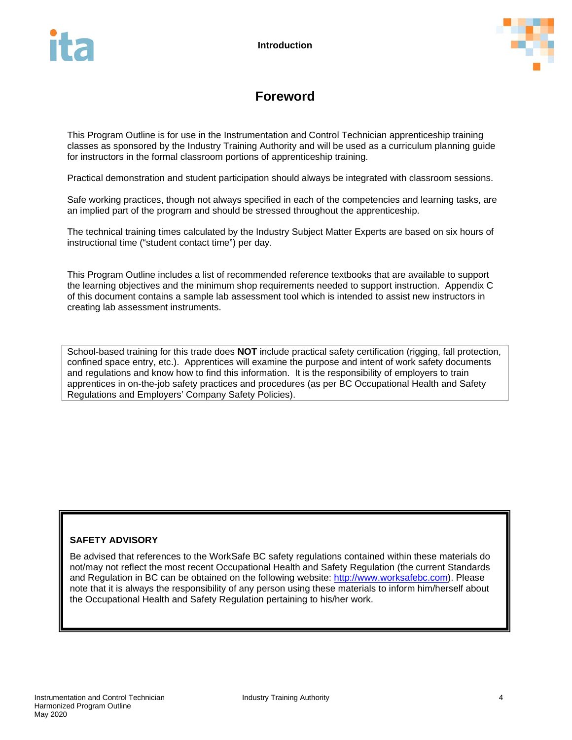# Foreword

This Program Outline is for use in the Instrumentation and Control Technician apprenticeship training classes as sponsored by the Industry Training Authority and will be used as a curriculum planning guide for instructors in the formal classroom portions of apprenticeship training.

Practical demonstration and student participation should always be integrated with classroom sessions.

Safe working practices, though not always specified in each of the competencies and learning tasks, are an implied part of the program and should be stressed throughout the apprenticeship.

The technical training times calculated by the Industry Subject Matter Experts are based on six hours of instructional time ("student contact time") per day.

This Program Outline includes a list of recommended reference textbooks that are available to support the learning objectives and the minimum shop requirements needed to support instruction. Appendix C of this document contains a sample lab assessment tool which is intended to assist new instructors in creating lab assessment instruments.

School-based training for this trade does **NOT** include practical safety certification (rigging, fall protection, confined space entry, etc.). Apprentices will examine the purpose and intent of work safety documents and regulations and know how to find this information. It is the responsibility of employers to train apprentices in on-the-job safety practices and procedures (as per BC Occupational Health and Safety Regulations and Employers' Company Safety Policies).

**SAFETY ADVISORY**

Be advised that references to the WorkSafe BC safety regulations contained within these materials do not/may not reflect the most recent Occupational Health and Safety Regulation (the current Standards and Regulation in BC can be obtained on the following website: http://www.worksafebc.com). Please note that it is always the responsibility of any person using these materials to inform him/herself about the Occupational Health and Safety Regulation pertaining to his/her work.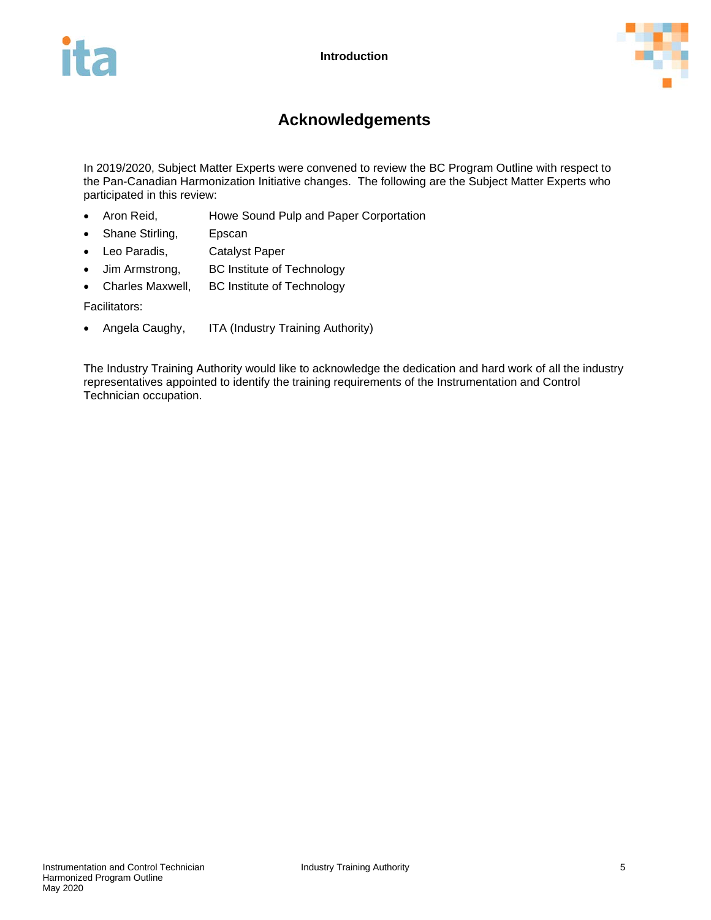# Acknowledgements

In 2019/2020, Subject Matter Experts were convened to review the BC Program Outline with respect to the Pan-Canadian Harmonization Initiative changes. The following are the Subject Matter Experts who participated in this review:

- Aron Reid, Howe Sound Pulp and Paper Corportation
- Shane Stirling, Epscan
- Leo Paradis, Catalyst Paper
- Jim Armstrong, BC Institute of Technology
- Charles Maxwell, BC Institute of Technology

Facilitators:

- Angela Caughy, ITA (Industry Training Authority)

The Industry Training Authority would like to acknowledge the dedication and hard work of all the industry representatives appointed to identify the training requirements of the Instrumentation and Control Technician occupation.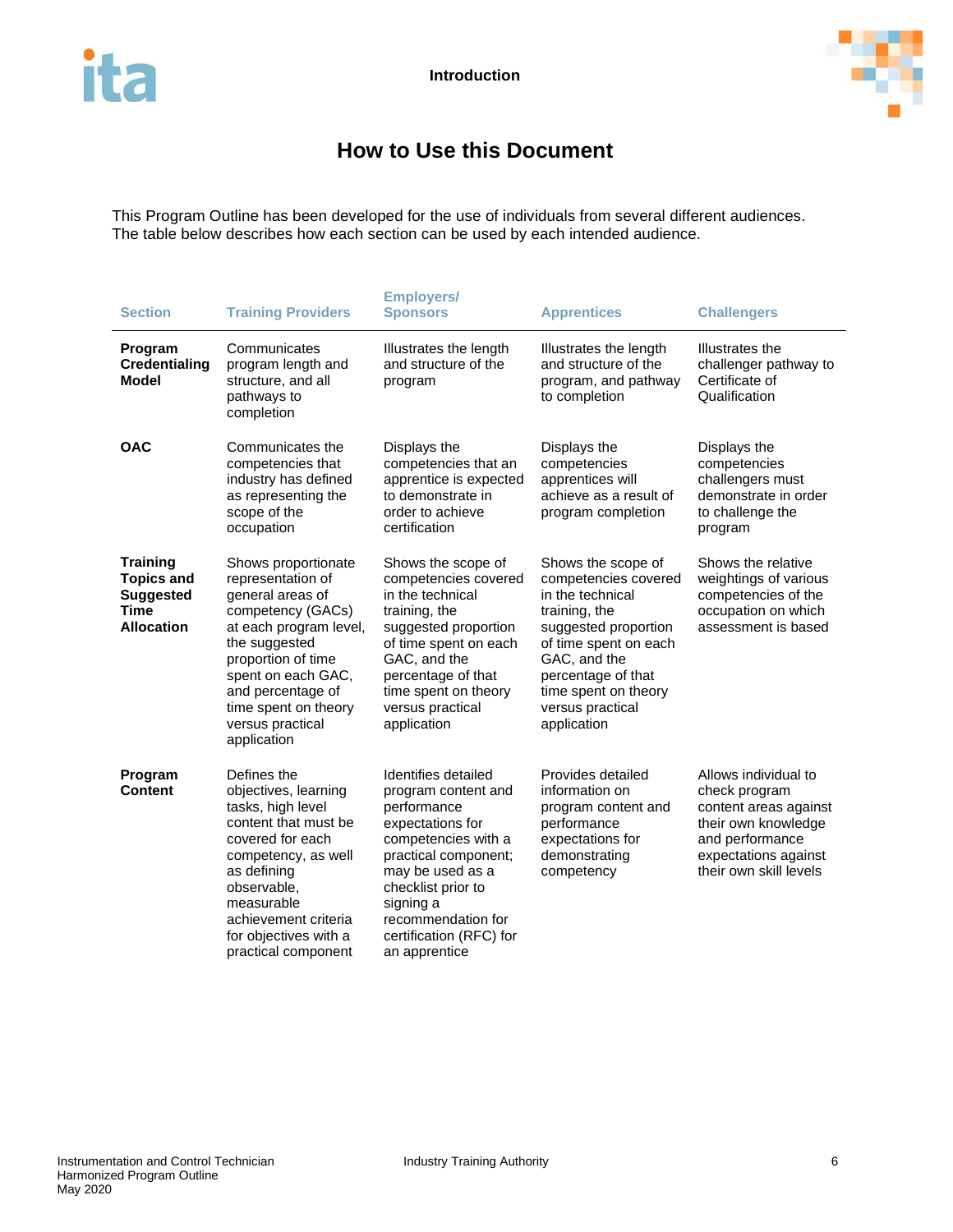# How to Use this Document

This Program Outline has been developed for the use of individuals from several different audiences. The table below describes how each section can be used by each intended audience.

| Section | Training Providers | Employers/ Sponsors | Apprentices | Challengers |
|---|---|---|---|---|
| **Program Credentialing Model** | Communicates program length and structure, and all pathways to completion | Illustrates the length and structure of the program | Illustrates the length and structure of the program, and pathway to completion | Illustrates the challenger pathway to Certificate of Qualification |
| **OAC** | Communicates the competencies that industry has defined as representing the scope of the occupation | Displays the competencies that an apprentice is expected to demonstrate in order to achieve certification | Displays the competencies apprentices will achieve as a result of program completion | Displays the competencies challengers must demonstrate in order to challenge the program |
| **Training Topics and Suggested Time Allocation** | Shows proportionate representation of general areas of competency (GACs) at each program level, the suggested proportion of time spent on each GAC, and percentage of time spent on theory versus practical application | Shows the scope of competencies covered in the technical training, the suggested proportion of time spent on each GAC, and the percentage of that time spent on theory versus practical application | Shows the scope of competencies covered in the technical training, the suggested proportion of time spent on each GAC, and the percentage of that time spent on theory versus practical application | Shows the relative weightings of various competencies of the occupation on which assessment is based |
| **Program Content** | Defines the objectives, learning tasks, high level content that must be covered for each competency, as well as defining observable, measurable achievement criteria for objectives with a practical component | Identifies detailed program content and performance expectations for competencies with a practical component; may be used as a checklist prior to signing a recommendation for certification (RFC) for an apprentice | Provides detailed information on program content and performance expectations for demonstrating competency | Allows individual to check program content areas against their own knowledge and performance expectations against their own skill levels |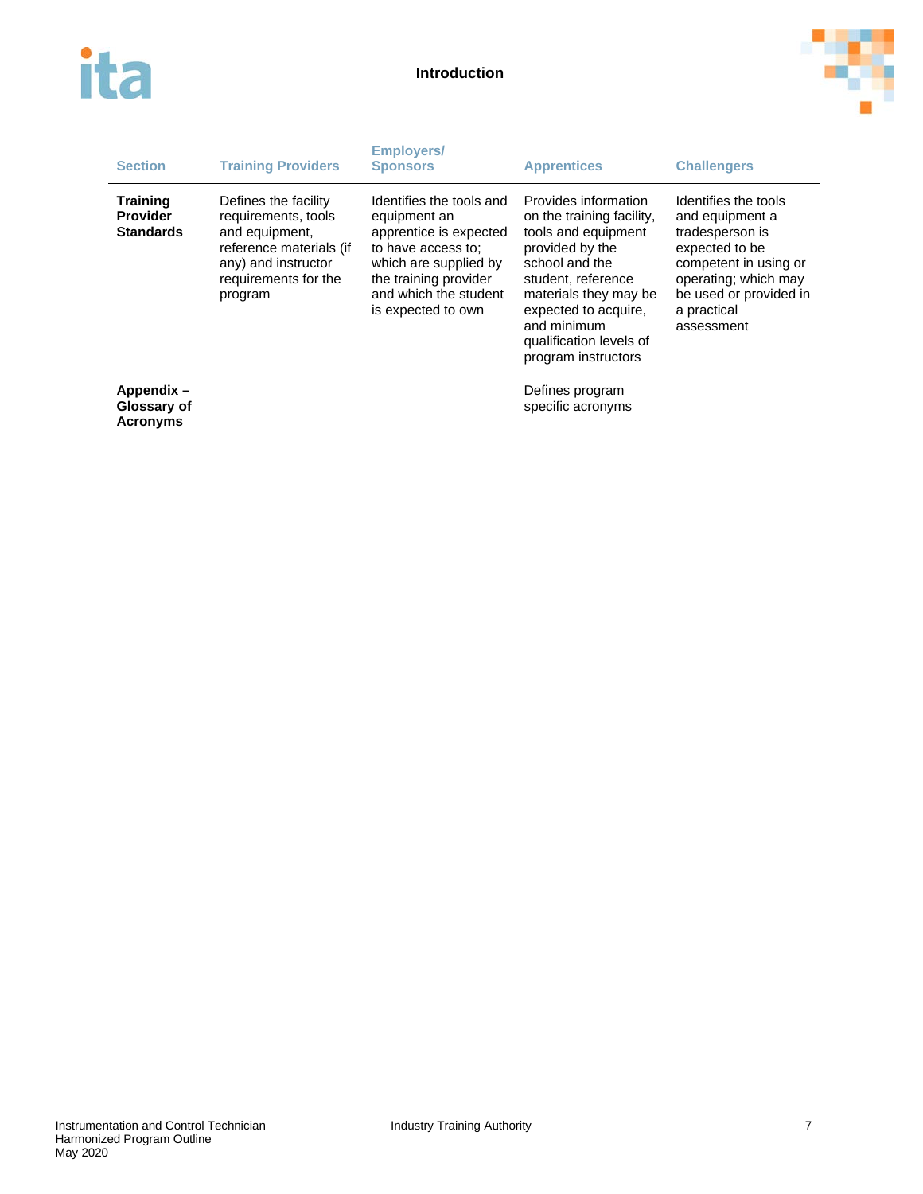| Section | Training Providers | Employers/ Sponsors | Apprentices | Challengers |
|---|---|---|---|---|
| **Training Provider Standards** | Defines the facility requirements, tools and equipment, reference materials (if any) and instructor requirements for the program | Identifies the tools and equipment an apprentice is expected to have access to; which are supplied by the training provider and which the student is expected to own | Provides information on the training facility, tools and equipment provided by the school and the student, reference materials they may be expected to acquire, and minimum qualification levels of program instructors | Identifies the tools and equipment a tradesperson is expected to be competent in using or operating; which may be used or provided in a practical assessment |
| **Appendix – Glossary of Acronyms** | | | Defines program specific acronyms | |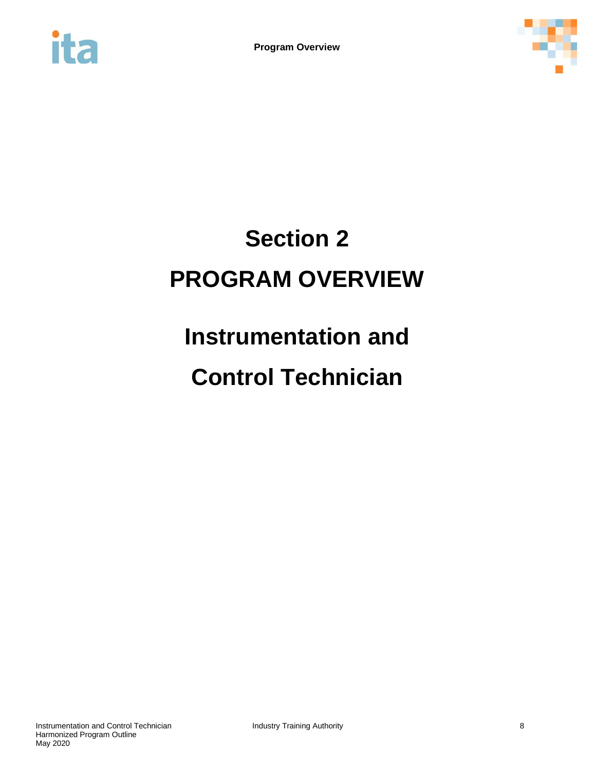# Section 2

# PROGRAM OVERVIEW

## Instrumentation and

## Control Technician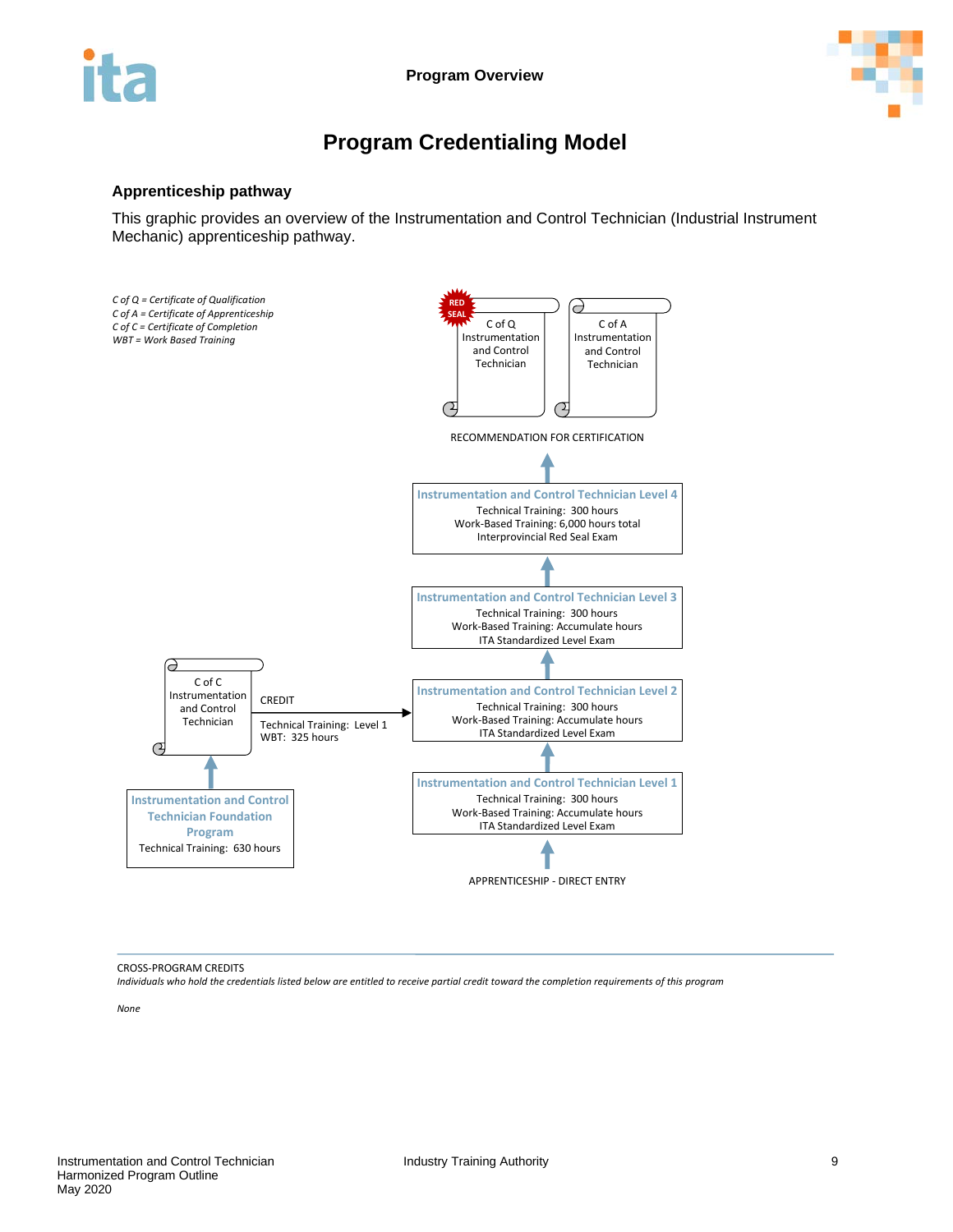# Program Credentialing Model

## Apprenticeship pathway

This graphic provides an overview of the Instrumentation and Control Technician (Industrial Instrument Mechanic) apprenticeship pathway.

*C of Q = Certificate of Qualification*
*C of A = Certificate of Apprenticeship*
*C of C = Certificate of Completion*
*WBT = Work Based Training*

RED SEAL

C of Q Instrumentation and Control Technician

C of A Instrumentation and Control Technician

RECOMMENDATION FOR CERTIFICATION

**Instrumentation and Control Technician Level 4**
Technical Training: 300 hours
Work-Based Training: 6,000 hours total
Interprovincial Red Seal Exam

**Instrumentation and Control Technician Level 3**
Technical Training: 300 hours
Work-Based Training: Accumulate hours
ITA Standardized Level Exam

**Instrumentation and Control Technician Level 2**
Technical Training: 300 hours
Work-Based Training: Accumulate hours
ITA Standardized Level Exam

**Instrumentation and Control Technician Level 1**
Technical Training: 300 hours
Work-Based Training: Accumulate hours
ITA Standardized Level Exam

APPRENTICESHIP - DIRECT ENTRY

C of C Instrumentation and Control Technician

CREDIT
Technical Training: Level 1
WBT: 325 hours

**Instrumentation and Control Technician Foundation Program**
Technical Training: 630 hours

---

CROSS-PROGRAM CREDITS

*Individuals who hold the credentials listed below are entitled to receive partial credit toward the completion requirements of this program*

*None*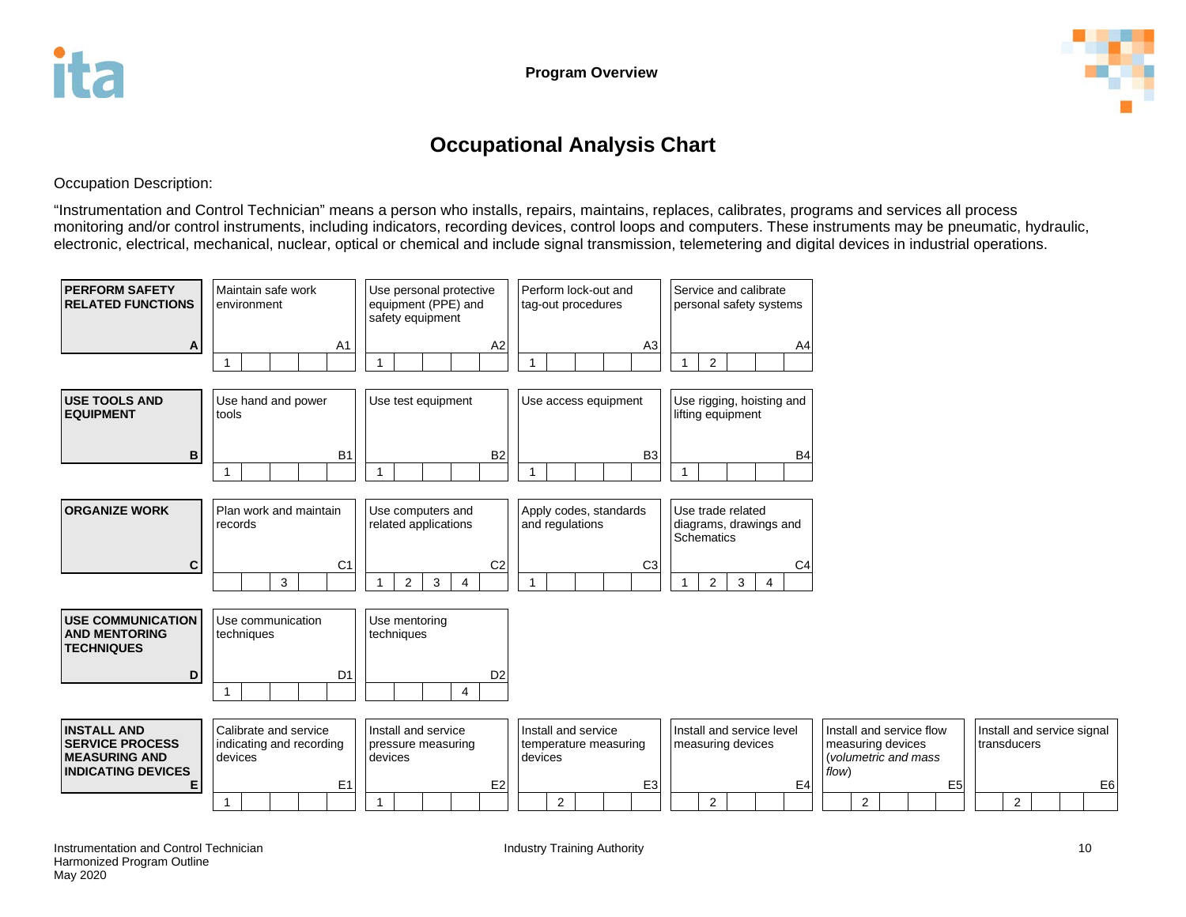## Occupational Analysis Chart

Occupation Description:

"Instrumentation and Control Technician" means a person who installs, repairs, maintains, replaces, calibrates, programs and services all process monitoring and/or control instruments, including indicators, recording devices, control loops and computers. These instruments may be pneumatic, hydraulic, electronic, electrical, mechanical, nuclear, optical or chemical and include signal transmission, telemetering and digital devices in industrial operations.

| **PERFORM SAFETY RELATED FUNCTIONS** (A) | Maintain safe work environment (A1) | Use personal protective equipment (PPE) and safety equipment (A2) | Perform lock-out and tag-out procedures (A3) | Service and calibrate personal safety systems (A4) | | |
|---|---|---|---|---|---|---|
| | 1 | 1 | 1 | 1, 2 | | |
| **USE TOOLS AND EQUIPMENT** (B) | Use hand and power tools (B1) | Use test equipment (B2) | Use access equipment (B3) | Use rigging, hoisting and lifting equipment (B4) | | |
| | 1 | 1 | 1 | 1 | | |
| **ORGANIZE WORK** (C) | Plan work and maintain records (C1) | Use computers and related applications (C2) | Apply codes, standards and regulations (C3) | Use trade related diagrams, drawings and Schematics (C4) | | |
| | 3 | 1, 2, 3, 4 | 1 | 1, 2, 3, 4 | | |
| **USE COMMUNICATION AND MENTORING TECHNIQUES** (D) | Use communication techniques (D1) | Use mentoring techniques (D2) | | | | |
| | 1 | 4 | | | | |
| **INSTALL AND SERVICE PROCESS MEASURING AND INDICATING DEVICES** (E) | Calibrate and service indicating and recording devices (E1) | Install and service pressure measuring devices (E2) | Install and service temperature measuring devices (E3) | Install and service level measuring devices (E4) | Install and service flow measuring devices (*volumetric and mass flow*) (E5) | Install and service signal transducers (E6) |
| | 1 | 1 | 2 | 2 | 2 | 2 |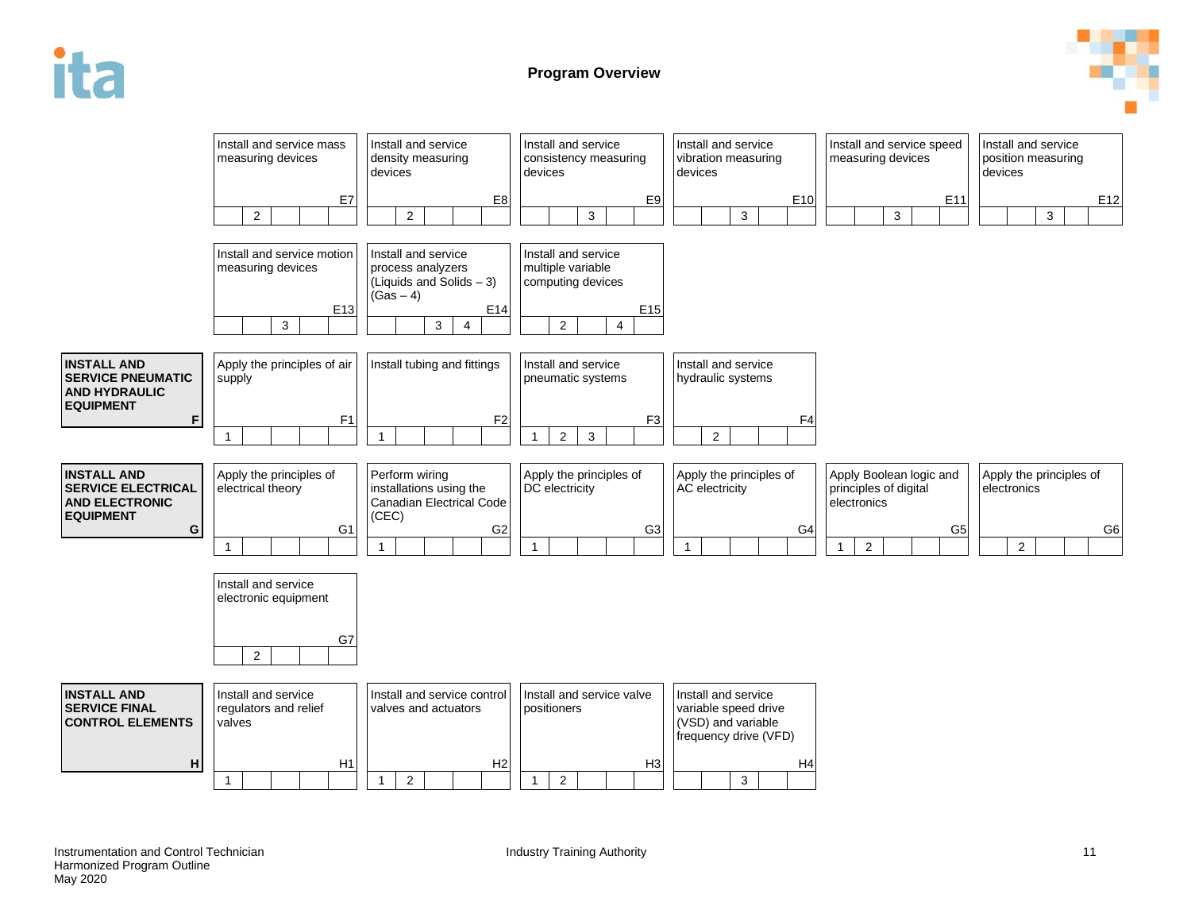# Program Overview

| | | | | | | |
|---|---|---|---|---|---|---|
| | **E7** Install and service mass measuring devices (Level 2) | **E8** Install and service density measuring devices (Level 2) | **E9** Install and service consistency measuring devices (Level 3) | **E10** Install and service vibration measuring devices (Level 3) | **E11** Install and service speed measuring devices (Level 3) | **E12** Install and service position measuring devices (Level 3) |
| | **E13** Install and service motion measuring devices (Level 3) | **E14** Install and service process analyzers (Liquids and Solids – 3) (Gas – 4) (Levels 3, 4) | **E15** Install and service multiple variable computing devices (Levels 2, 4) | | | |
| **F – INSTALL AND SERVICE PNEUMATIC AND HYDRAULIC EQUIPMENT** | **F1** Apply the principles of air supply (Level 1) | **F2** Install tubing and fittings (Level 1) | **F3** Install and service pneumatic systems (Levels 1, 2, 3) | **F4** Install and service hydraulic systems (Level 2) | | |
| **G – INSTALL AND SERVICE ELECTRICAL AND ELECTRONIC EQUIPMENT** | **G1** Apply the principles of electrical theory (Level 1) | **G2** Perform wiring installations using the Canadian Electrical Code (CEC) (Level 1) | **G3** Apply the principles of DC electricity (Level 1) | **G4** Apply the principles of AC electricity (Level 1) | **G5** Apply Boolean logic and principles of digital electronics (Levels 1, 2) | **G6** Apply the principles of electronics (Level 2) |
| | **G7** Install and service electronic equipment (Level 2) | | | | | |
| **H – INSTALL AND SERVICE FINAL CONTROL ELEMENTS** | **H1** Install and service regulators and relief valves (Level 1) | **H2** Install and service control valves and actuators (Levels 1, 2) | **H3** Install and service valve positioners (Levels 1, 2) | **H4** Install and service variable speed drive (VSD) and variable frequency drive (VFD) (Level 3) | | |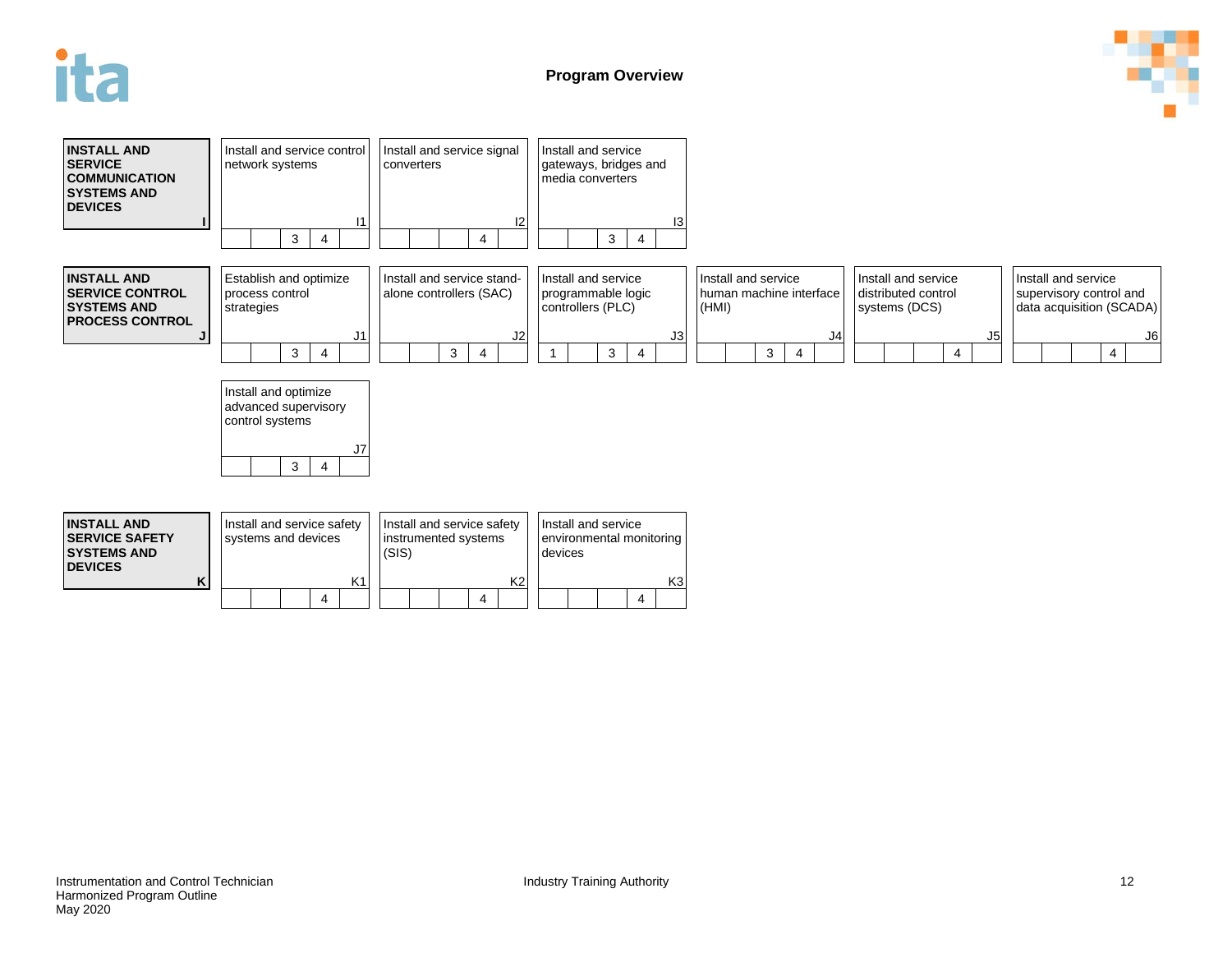## Program Overview

| Line of Activity | Competency | Competency | Competency | Competency | Competency | Competency |
|---|---|---|---|---|---|---|
| **INSTALL AND SERVICE COMMUNICATION SYSTEMS AND DEVICES** (I) | I1 Install and service control network systems (Levels: 3, 4) | I2 Install and service signal converters (Levels: 4) | I3 Install and service gateways, bridges and media converters (Levels: 3, 4) | | | |
| **INSTALL AND SERVICE CONTROL SYSTEMS AND PROCESS CONTROL** (J) | J1 Establish and optimize process control strategies (Levels: 3, 4) | J2 Install and service stand-alone controllers (SAC) (Levels: 3, 4) | J3 Install and service programmable logic controllers (PLC) (Levels: 1, 3, 4) | J4 Install and service human machine interface (HMI) (Levels: 3, 4) | J5 Install and service distributed control systems (DCS) (Levels: 4) | J6 Install and service supervisory control and data acquisition (SCADA) (Levels: 4) |
| | J7 Install and optimize advanced supervisory control systems (Levels: 3, 4) | | | | | |
| **INSTALL AND SERVICE SAFETY SYSTEMS AND DEVICES** (K) | K1 Install and service safety systems and devices (Levels: 4) | K2 Install and service safety instrumented systems (SIS) (Levels: 4) | K3 Install and service environmental monitoring devices (Levels: 4) | | | |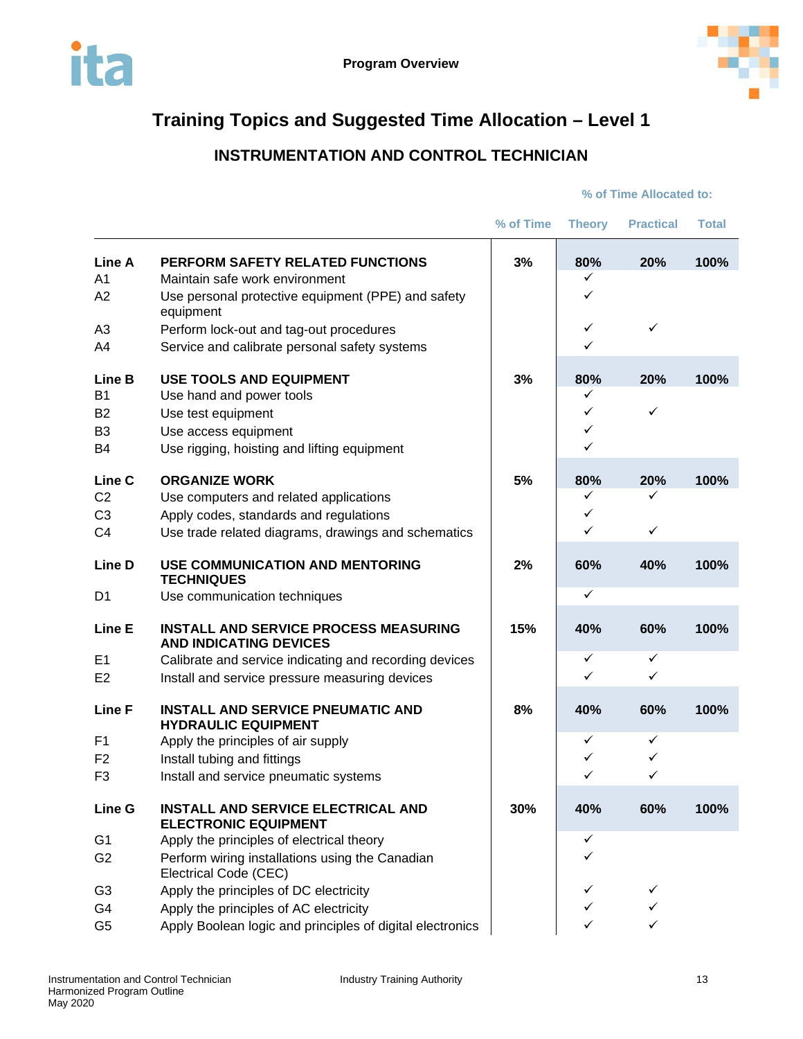# Training Topics and Suggested Time Allocation – Level 1

## INSTRUMENTATION AND CONTROL TECHNICIAN

| | | | % of Time Allocated to: | | |
|---|---|---|---|---|---|
| | | % of Time | Theory | Practical | Total |
| **Line A** | **PERFORM SAFETY RELATED FUNCTIONS** | **3%** | **80%** | **20%** | **100%** |
| A1 | Maintain safe work environment | | ✓ | | |
| A2 | Use personal protective equipment (PPE) and safety equipment | | ✓ | | |
| A3 | Perform lock-out and tag-out procedures | | ✓ | ✓ | |
| A4 | Service and calibrate personal safety systems | | ✓ | | |
| **Line B** | **USE TOOLS AND EQUIPMENT** | **3%** | **80%** | **20%** | **100%** |
| B1 | Use hand and power tools | | ✓ | | |
| B2 | Use test equipment | | ✓ | ✓ | |
| B3 | Use access equipment | | ✓ | | |
| B4 | Use rigging, hoisting and lifting equipment | | ✓ | | |
| **Line C** | **ORGANIZE WORK** | **5%** | **80%** | **20%** | **100%** |
| C2 | Use computers and related applications | | ✓ | ✓ | |
| C3 | Apply codes, standards and regulations | | ✓ | | |
| C4 | Use trade related diagrams, drawings and schematics | | ✓ | ✓ | |
| **Line D** | **USE COMMUNICATION AND MENTORING TECHNIQUES** | **2%** | **60%** | **40%** | **100%** |
| D1 | Use communication techniques | | ✓ | | |
| **Line E** | **INSTALL AND SERVICE PROCESS MEASURING AND INDICATING DEVICES** | **15%** | **40%** | **60%** | **100%** |
| E1 | Calibrate and service indicating and recording devices | | ✓ | ✓ | |
| E2 | Install and service pressure measuring devices | | ✓ | ✓ | |
| **Line F** | **INSTALL AND SERVICE PNEUMATIC AND HYDRAULIC EQUIPMENT** | **8%** | **40%** | **60%** | **100%** |
| F1 | Apply the principles of air supply | | ✓ | ✓ | |
| F2 | Install tubing and fittings | | ✓ | ✓ | |
| F3 | Install and service pneumatic systems | | ✓ | ✓ | |
| **Line G** | **INSTALL AND SERVICE ELECTRICAL AND ELECTRONIC EQUIPMENT** | **30%** | **40%** | **60%** | **100%** |
| G1 | Apply the principles of electrical theory | | ✓ | | |
| G2 | Perform wiring installations using the Canadian Electrical Code (CEC) | | ✓ | | |
| G3 | Apply the principles of DC electricity | | ✓ | ✓ | |
| G4 | Apply the principles of AC electricity | | ✓ | ✓ | |
| G5 | Apply Boolean logic and principles of digital electronics | | ✓ | ✓ | |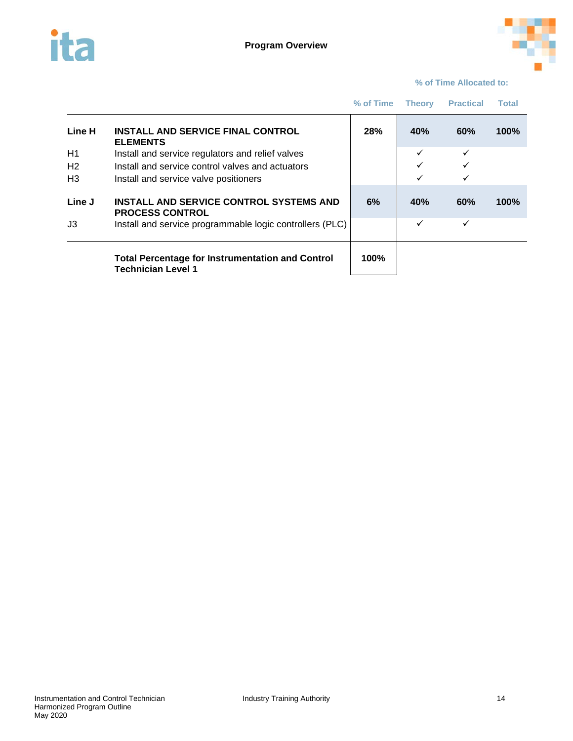## Program Overview

| | | % of Time | Theory | Practical | Total |
|---|---|---|---|---|---|
| | | | % of Time Allocated to: | | |
| **Line H** | **INSTALL AND SERVICE FINAL CONTROL ELEMENTS** | **28%** | **40%** | **60%** | **100%** |
| H1 | Install and service regulators and relief valves | | ✓ | ✓ | |
| H2 | Install and service control valves and actuators | | ✓ | ✓ | |
| H3 | Install and service valve positioners | | ✓ | ✓ | |
| **Line J** | **INSTALL AND SERVICE CONTROL SYSTEMS AND PROCESS CONTROL** | **6%** | **40%** | **60%** | **100%** |
| J3 | Install and service programmable logic controllers (PLC) | | ✓ | ✓ | |
| | **Total Percentage for Instrumentation and Control Technician Level 1** | **100%** | | | |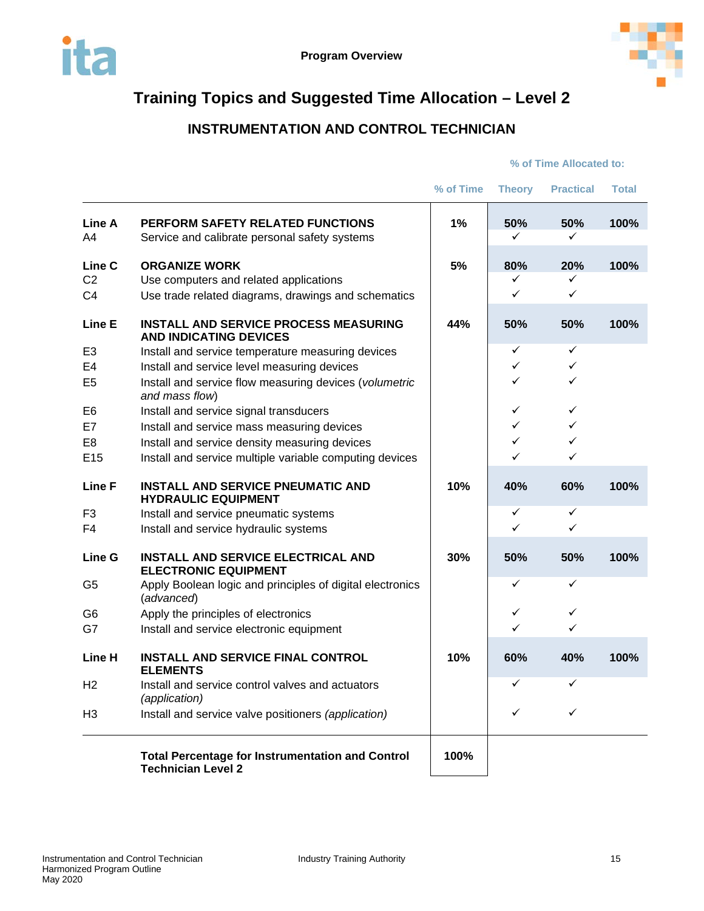# Training Topics and Suggested Time Allocation – Level 2

## INSTRUMENTATION AND CONTROL TECHNICIAN

| | | % of Time | Theory | Practical | Total |
|---|---|---|---|---|---|
| | | | % of Time Allocated to: | | |
| **Line A** | **PERFORM SAFETY RELATED FUNCTIONS** | **1%** | **50%** | **50%** | **100%** |
| A4 | Service and calibrate personal safety systems | | ✓ | ✓ | |
| **Line C** | **ORGANIZE WORK** | **5%** | **80%** | **20%** | **100%** |
| C2 | Use computers and related applications | | ✓ | ✓ | |
| C4 | Use trade related diagrams, drawings and schematics | | ✓ | ✓ | |
| **Line E** | **INSTALL AND SERVICE PROCESS MEASURING AND INDICATING DEVICES** | **44%** | **50%** | **50%** | **100%** |
| E3 | Install and service temperature measuring devices | | ✓ | ✓ | |
| E4 | Install and service level measuring devices | | ✓ | ✓ | |
| E5 | Install and service flow measuring devices (*volumetric and mass flow*) | | ✓ | ✓ | |
| E6 | Install and service signal transducers | | ✓ | ✓ | |
| E7 | Install and service mass measuring devices | | ✓ | ✓ | |
| E8 | Install and service density measuring devices | | ✓ | ✓ | |
| E15 | Install and service multiple variable computing devices | | ✓ | ✓ | |
| **Line F** | **INSTALL AND SERVICE PNEUMATIC AND HYDRAULIC EQUIPMENT** | **10%** | **40%** | **60%** | **100%** |
| F3 | Install and service pneumatic systems | | ✓ | ✓ | |
| F4 | Install and service hydraulic systems | | ✓ | ✓ | |
| **Line G** | **INSTALL AND SERVICE ELECTRICAL AND ELECTRONIC EQUIPMENT** | **30%** | **50%** | **50%** | **100%** |
| G5 | Apply Boolean logic and principles of digital electronics (*advanced*) | | ✓ | ✓ | |
| G6 | Apply the principles of electronics | | ✓ | ✓ | |
| G7 | Install and service electronic equipment | | ✓ | ✓ | |
| **Line H** | **INSTALL AND SERVICE FINAL CONTROL ELEMENTS** | **10%** | **60%** | **40%** | **100%** |
| H2 | Install and service control valves and actuators (*application*) | | ✓ | ✓ | |
| H3 | Install and service valve positioners (*application*) | | ✓ | ✓ | |
| | **Total Percentage for Instrumentation and Control Technician Level 2** | **100%** | | | |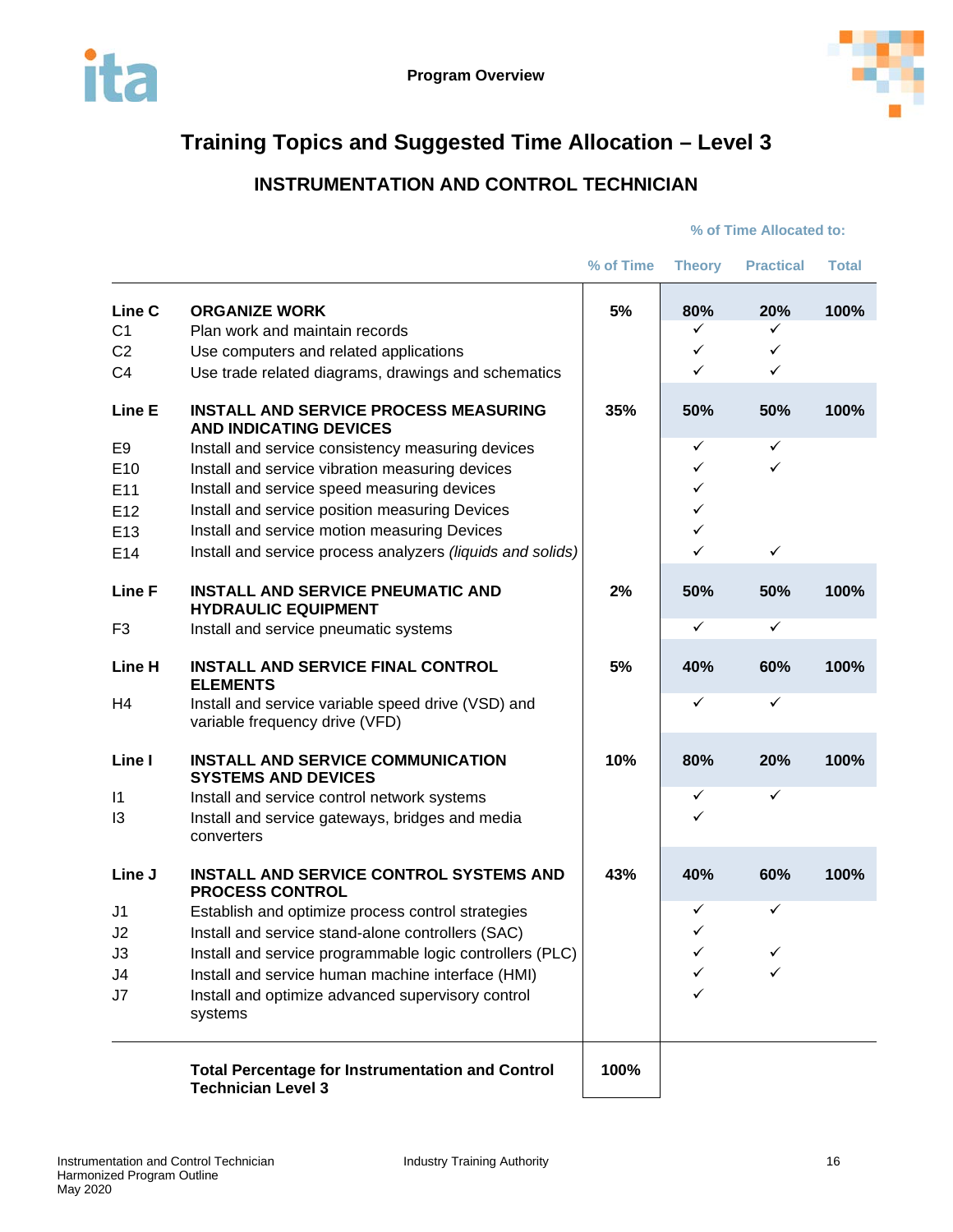# Training Topics and Suggested Time Allocation – Level 3

## INSTRUMENTATION AND CONTROL TECHNICIAN

| | | | % of Time Allocated to: | | |
|---|---|---|---|---|---|
| | | % of Time | Theory | Practical | Total |
| **Line C** | **ORGANIZE WORK** | **5%** | **80%** | **20%** | **100%** |
| C1 | Plan work and maintain records | | ✓ | ✓ | |
| C2 | Use computers and related applications | | ✓ | ✓ | |
| C4 | Use trade related diagrams, drawings and schematics | | ✓ | ✓ | |
| **Line E** | **INSTALL AND SERVICE PROCESS MEASURING AND INDICATING DEVICES** | **35%** | **50%** | **50%** | **100%** |
| E9 | Install and service consistency measuring devices | | ✓ | ✓ | |
| E10 | Install and service vibration measuring devices | | ✓ | ✓ | |
| E11 | Install and service speed measuring devices | | ✓ | | |
| E12 | Install and service position measuring Devices | | ✓ | | |
| E13 | Install and service motion measuring Devices | | ✓ | | |
| E14 | Install and service process analyzers *(liquids and solids)* | | ✓ | ✓ | |
| **Line F** | **INSTALL AND SERVICE PNEUMATIC AND HYDRAULIC EQUIPMENT** | **2%** | **50%** | **50%** | **100%** |
| F3 | Install and service pneumatic systems | | ✓ | ✓ | |
| **Line H** | **INSTALL AND SERVICE FINAL CONTROL ELEMENTS** | **5%** | **40%** | **60%** | **100%** |
| H4 | Install and service variable speed drive (VSD) and variable frequency drive (VFD) | | ✓ | ✓ | |
| **Line I** | **INSTALL AND SERVICE COMMUNICATION SYSTEMS AND DEVICES** | **10%** | **80%** | **20%** | **100%** |
| I1 | Install and service control network systems | | ✓ | ✓ | |
| I3 | Install and service gateways, bridges and media converters | | ✓ | | |
| **Line J** | **INSTALL AND SERVICE CONTROL SYSTEMS AND PROCESS CONTROL** | **43%** | **40%** | **60%** | **100%** |
| J1 | Establish and optimize process control strategies | | ✓ | ✓ | |
| J2 | Install and service stand-alone controllers (SAC) | | ✓ | | |
| J3 | Install and service programmable logic controllers (PLC) | | ✓ | ✓ | |
| J4 | Install and service human machine interface (HMI) | | ✓ | ✓ | |
| J7 | Install and optimize advanced supervisory control systems | | ✓ | | |
| | **Total Percentage for Instrumentation and Control Technician Level 3** | **100%** | | | |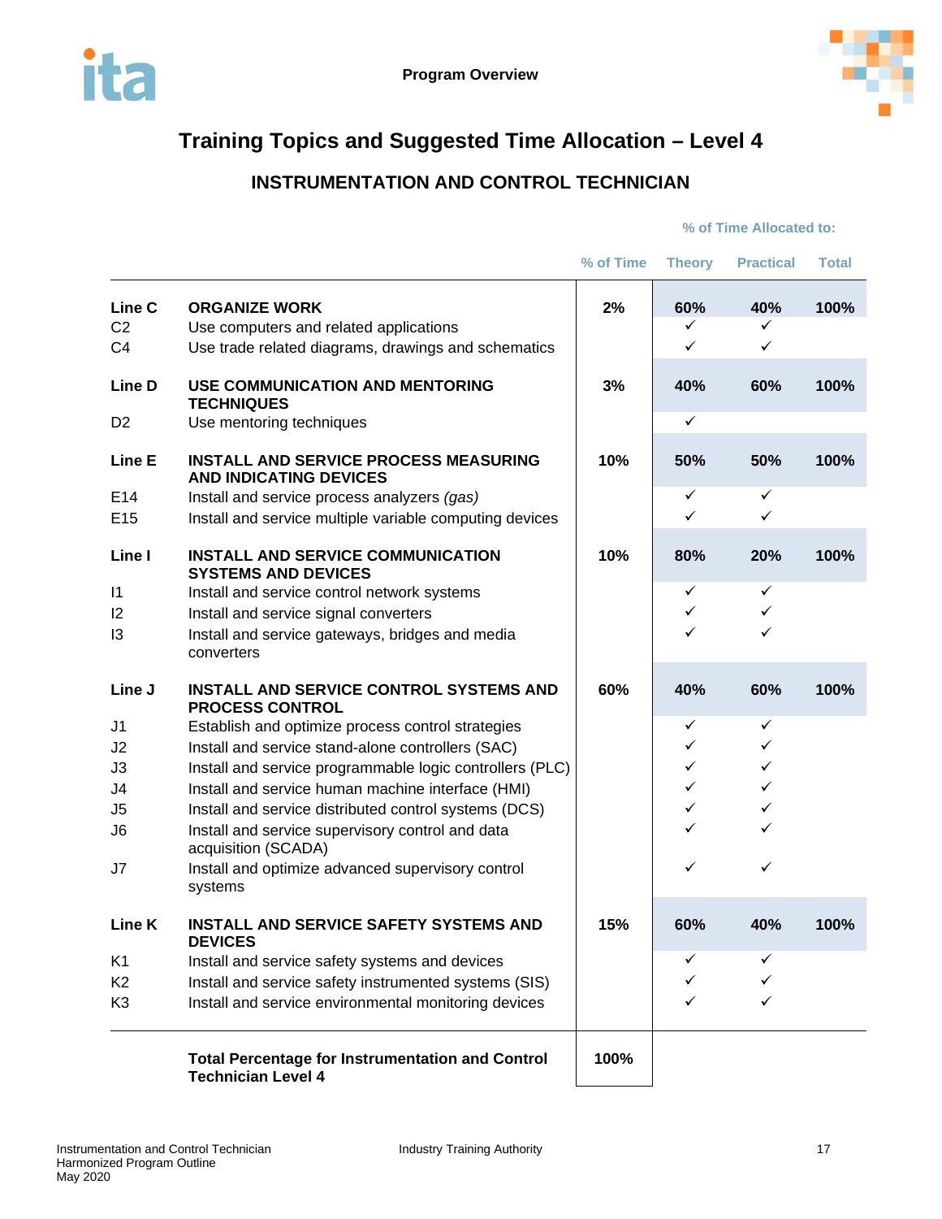Program Overview

# Training Topics and Suggested Time Allocation – Level 4

## INSTRUMENTATION AND CONTROL TECHNICIAN

| | | % of Time | % of Time Allocated to: | | |
|---|---|---|---|---|---|
| | | | Theory | Practical | Total |
| **Line C** | **ORGANIZE WORK** | **2%** | **60%** | **40%** | **100%** |
| C2 | Use computers and related applications | | ✓ | ✓ | |
| C4 | Use trade related diagrams, drawings and schematics | | ✓ | ✓ | |
| **Line D** | **USE COMMUNICATION AND MENTORING TECHNIQUES** | **3%** | **40%** | **60%** | **100%** |
| D2 | Use mentoring techniques | | ✓ | | |
| **Line E** | **INSTALL AND SERVICE PROCESS MEASURING AND INDICATING DEVICES** | **10%** | **50%** | **50%** | **100%** |
| E14 | Install and service process analyzers *(gas)* | | ✓ | ✓ | |
| E15 | Install and service multiple variable computing devices | | ✓ | ✓ | |
| **Line I** | **INSTALL AND SERVICE COMMUNICATION SYSTEMS AND DEVICES** | **10%** | **80%** | **20%** | **100%** |
| I1 | Install and service control network systems | | ✓ | ✓ | |
| I2 | Install and service signal converters | | ✓ | ✓ | |
| I3 | Install and service gateways, bridges and media converters | | ✓ | ✓ | |
| **Line J** | **INSTALL AND SERVICE CONTROL SYSTEMS AND PROCESS CONTROL** | **60%** | **40%** | **60%** | **100%** |
| J1 | Establish and optimize process control strategies | | ✓ | ✓ | |
| J2 | Install and service stand-alone controllers (SAC) | | ✓ | ✓ | |
| J3 | Install and service programmable logic controllers (PLC) | | ✓ | ✓ | |
| J4 | Install and service human machine interface (HMI) | | ✓ | ✓ | |
| J5 | Install and service distributed control systems (DCS) | | ✓ | ✓ | |
| J6 | Install and service supervisory control and data acquisition (SCADA) | | ✓ | ✓ | |
| J7 | Install and optimize advanced supervisory control systems | | ✓ | ✓ | |
| **Line K** | **INSTALL AND SERVICE SAFETY SYSTEMS AND DEVICES** | **15%** | **60%** | **40%** | **100%** |
| K1 | Install and service safety systems and devices | | ✓ | ✓ | |
| K2 | Install and service safety instrumented systems (SIS) | | ✓ | ✓ | |
| K3 | Install and service environmental monitoring devices | | ✓ | ✓ | |
| | **Total Percentage for Instrumentation and Control Technician Level 4** | **100%** | | | |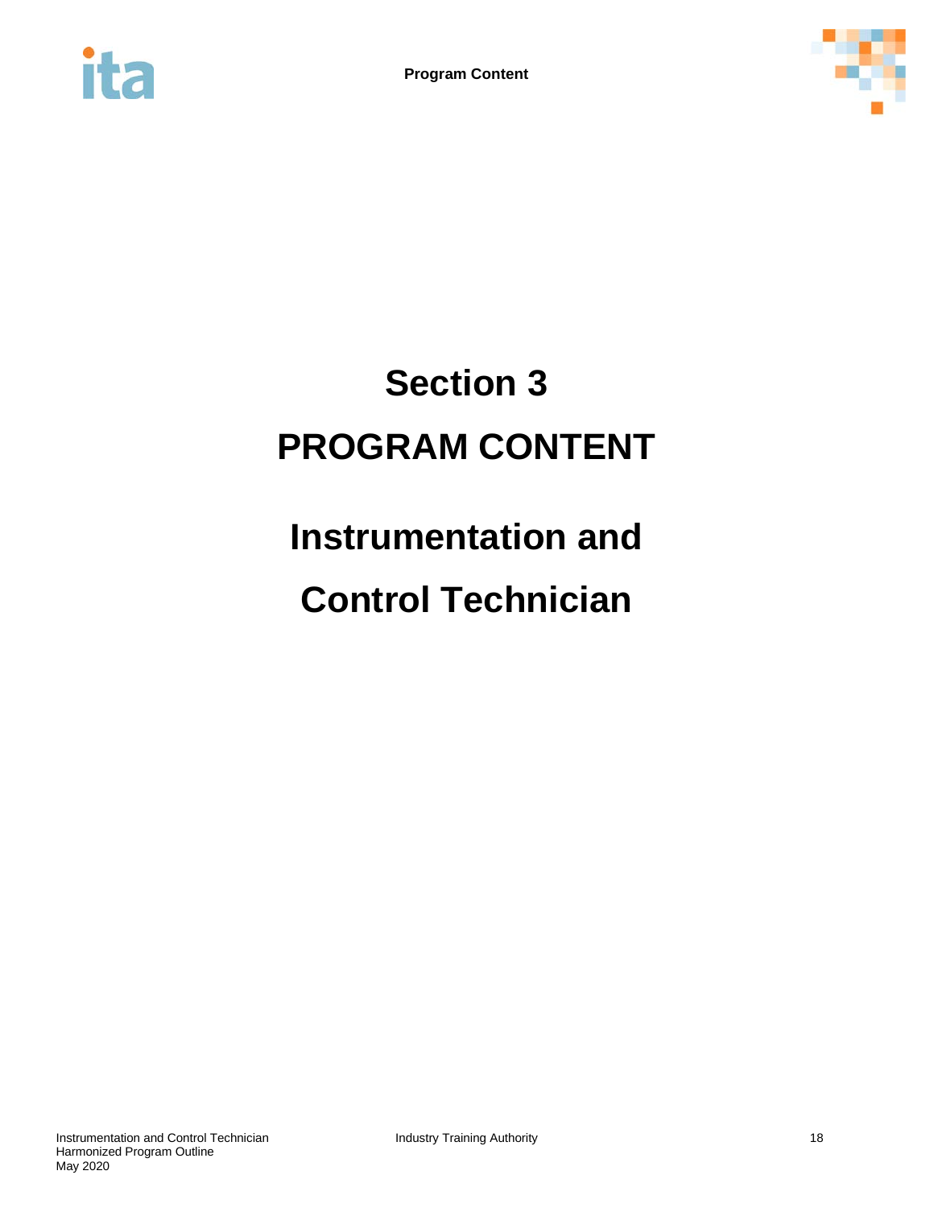# Section 3

# PROGRAM CONTENT

# Instrumentation and Control Technician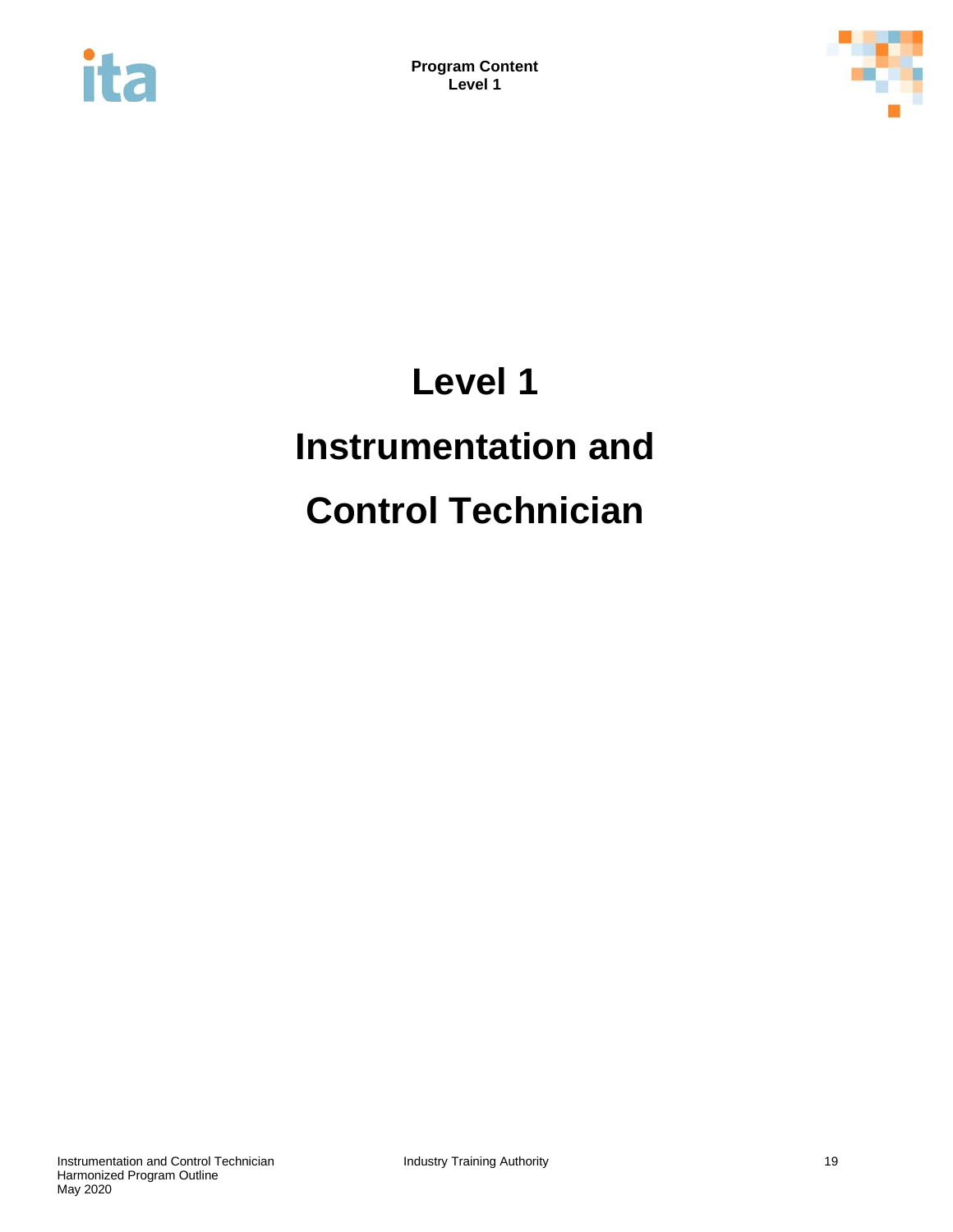# Level 1

# Instrumentation and

# Control Technician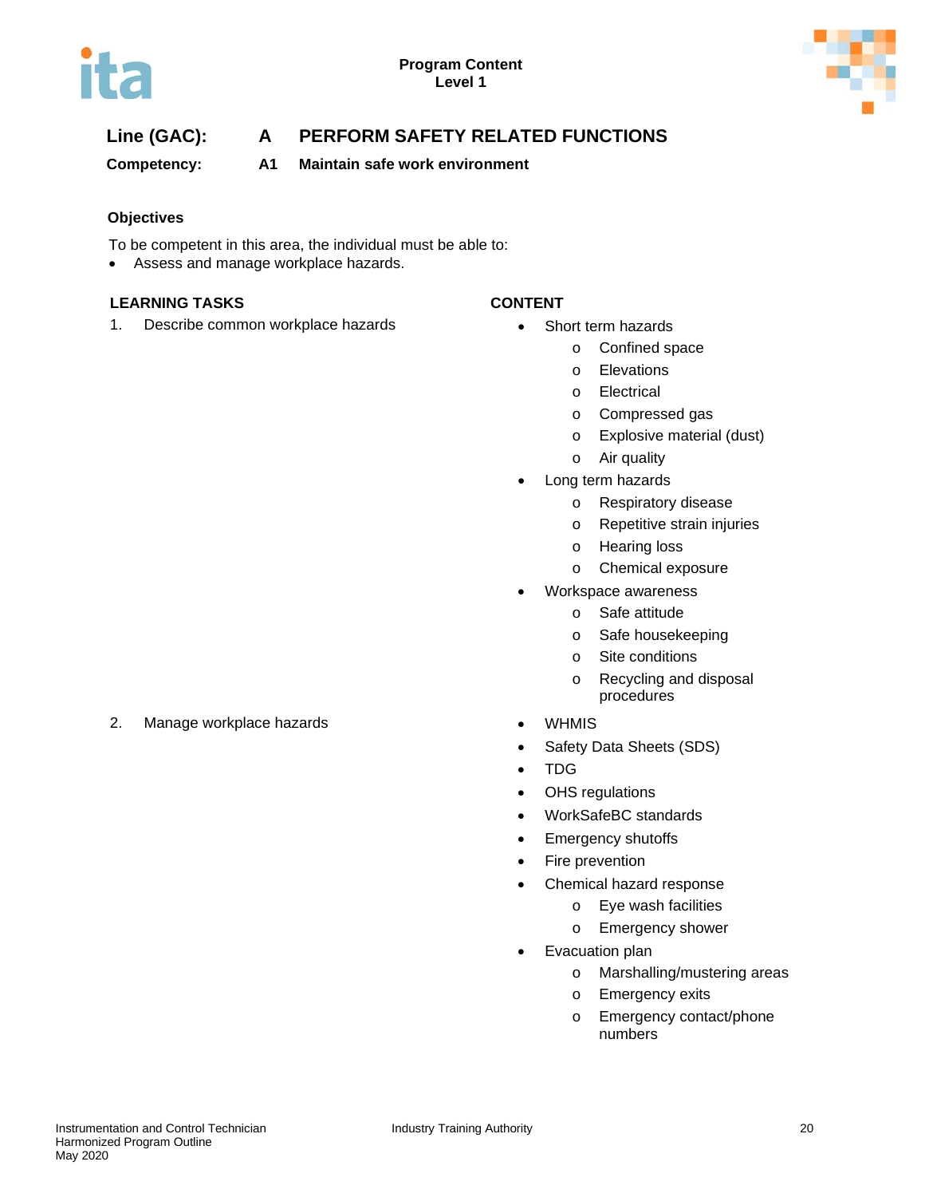**Line (GAC):** A PERFORM SAFETY RELATED FUNCTIONS

**Competency:** A1 Maintain safe work environment

**Objectives**

To be competent in this area, the individual must be able to:

- Assess and manage workplace hazards.

| LEARNING TASKS | CONTENT |
| --- | --- |
| 1. Describe common workplace hazards | • Short term hazards<br>&nbsp;&nbsp;o Confined space<br>&nbsp;&nbsp;o Elevations<br>&nbsp;&nbsp;o Electrical<br>&nbsp;&nbsp;o Compressed gas<br>&nbsp;&nbsp;o Explosive material (dust)<br>&nbsp;&nbsp;o Air quality<br>• Long term hazards<br>&nbsp;&nbsp;o Respiratory disease<br>&nbsp;&nbsp;o Repetitive strain injuries<br>&nbsp;&nbsp;o Hearing loss<br>&nbsp;&nbsp;o Chemical exposure<br>• Workspace awareness<br>&nbsp;&nbsp;o Safe attitude<br>&nbsp;&nbsp;o Safe housekeeping<br>&nbsp;&nbsp;o Site conditions<br>&nbsp;&nbsp;o Recycling and disposal procedures |
| 2. Manage workplace hazards | • WHMIS<br>• Safety Data Sheets (SDS)<br>• TDG<br>• OHS regulations<br>• WorkSafeBC standards<br>• Emergency shutoffs<br>• Fire prevention<br>• Chemical hazard response<br>&nbsp;&nbsp;o Eye wash facilities<br>&nbsp;&nbsp;o Emergency shower<br>• Evacuation plan<br>&nbsp;&nbsp;o Marshalling/mustering areas<br>&nbsp;&nbsp;o Emergency exits<br>&nbsp;&nbsp;o Emergency contact/phone numbers |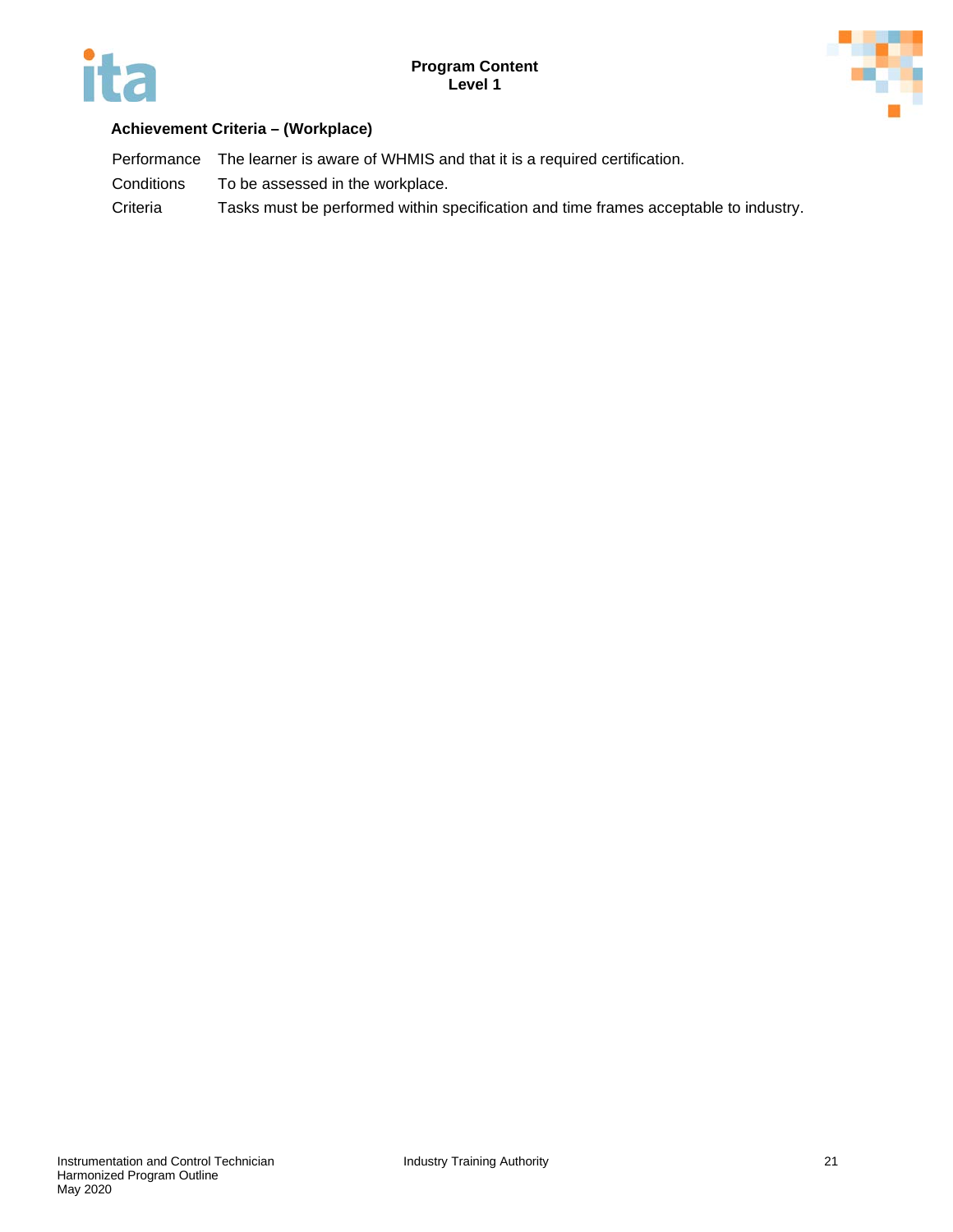**Achievement Criteria – (Workplace)**

| | |
|---|---|
| Performance | The learner is aware of WHMIS and that it is a required certification. |
| Conditions | To be assessed in the workplace. |
| Criteria | Tasks must be performed within specification and time frames acceptable to industry. |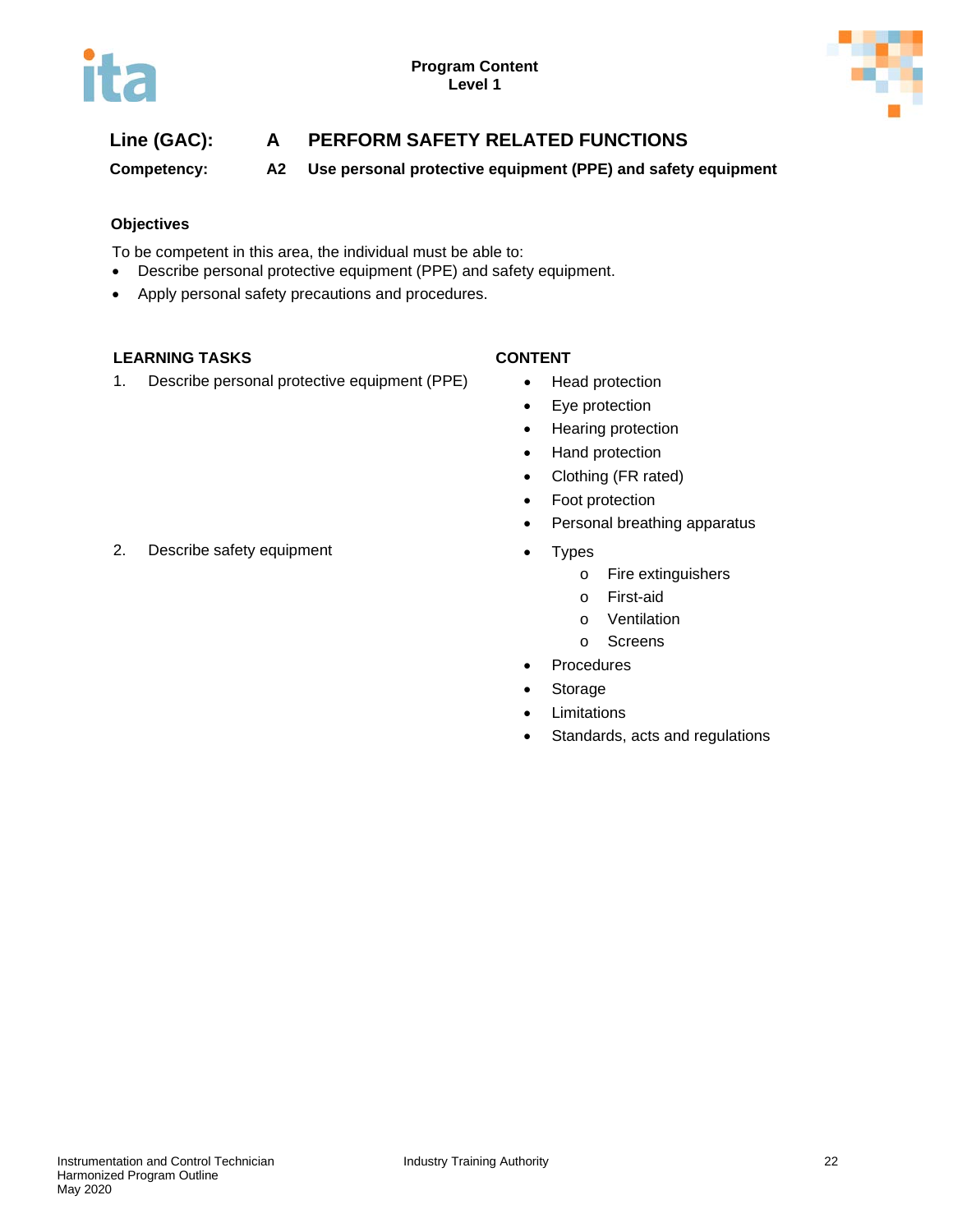**Program Content**
**Level 1**

**Line (GAC):** **A** **PERFORM SAFETY RELATED FUNCTIONS**

**Competency:** **A2** **Use personal protective equipment (PPE) and safety equipment**

**Objectives**

To be competent in this area, the individual must be able to:

- Describe personal protective equipment (PPE) and safety equipment.
- Apply personal safety precautions and procedures.

| LEARNING TASKS | CONTENT |
| --- | --- |
| 1. Describe personal protective equipment (PPE) | • Head protection<br>• Eye protection<br>• Hearing protection<br>• Hand protection<br>• Clothing (FR rated)<br>• Foot protection<br>• Personal breathing apparatus |
| 2. Describe safety equipment | • Types<br>o Fire extinguishers<br>o First-aid<br>o Ventilation<br>o Screens<br>• Procedures<br>• Storage<br>• Limitations<br>• Standards, acts and regulations |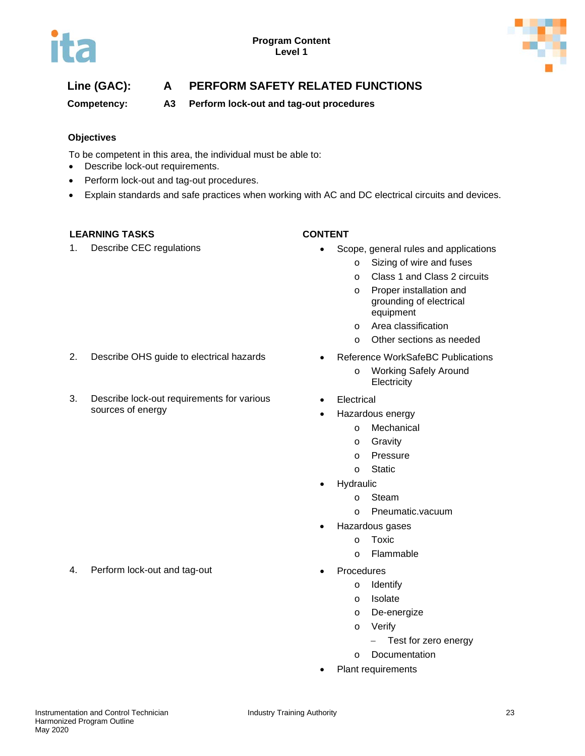**Program Content**
**Level 1**

## Line (GAC): A PERFORM SAFETY RELATED FUNCTIONS

**Competency: A3 Perform lock-out and tag-out procedures**

### Objectives

To be competent in this area, the individual must be able to:

- Describe lock-out requirements.
- Perform lock-out and tag-out procedures.
- Explain standards and safe practices when working with AC and DC electrical circuits and devices.

| LEARNING TASKS | CONTENT |
|---|---|
| 1. Describe CEC regulations | • Scope, general rules and applications<br>  o Sizing of wire and fuses<br>  o Class 1 and Class 2 circuits<br>  o Proper installation and grounding of electrical equipment<br>  o Area classification<br>  o Other sections as needed |
| 2. Describe OHS guide to electrical hazards | • Reference WorkSafeBC Publications<br>  o Working Safely Around Electricity |
| 3. Describe lock-out requirements for various sources of energy | • Electrical<br>• Hazardous energy<br>  o Mechanical<br>  o Gravity<br>  o Pressure<br>  o Static<br>• Hydraulic<br>  o Steam<br>  o Pneumatic.vacuum<br>• Hazardous gases<br>  o Toxic<br>  o Flammable |
| 4. Perform lock-out and tag-out | • Procedures<br>  o Identify<br>  o Isolate<br>  o De-energize<br>  o Verify<br>    – Test for zero energy<br>  o Documentation<br>• Plant requirements |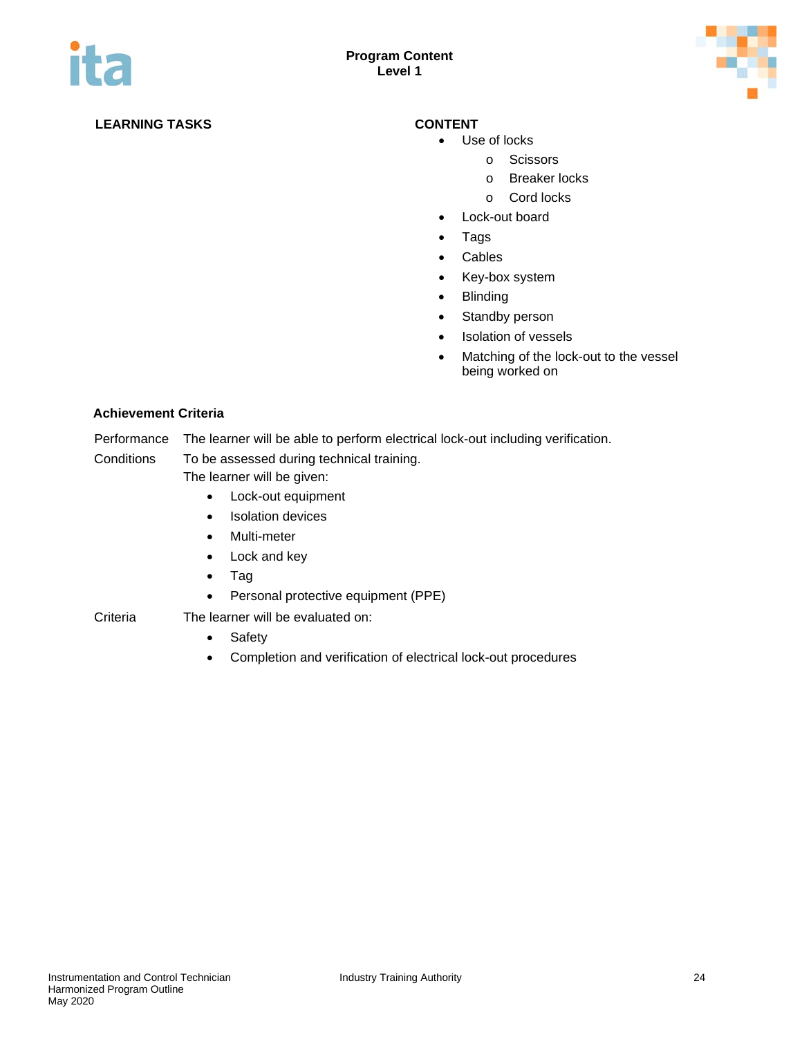**LEARNING TASKS** | **CONTENT**

- Use of locks
  - Scissors
  - Breaker locks
  - Cord locks
- Lock-out board
- Tags
- Cables
- Key-box system
- Blinding
- Standby person
- Isolation of vessels
- Matching of the lock-out to the vessel being worked on

**Achievement Criteria**

Performance — The learner will be able to perform electrical lock-out including verification.

Conditions — To be assessed during technical training.
The learner will be given:

- Lock-out equipment
- Isolation devices
- Multi-meter
- Lock and key
- Tag
- Personal protective equipment (PPE)

Criteria — The learner will be evaluated on:

- Safety
- Completion and verification of electrical lock-out procedures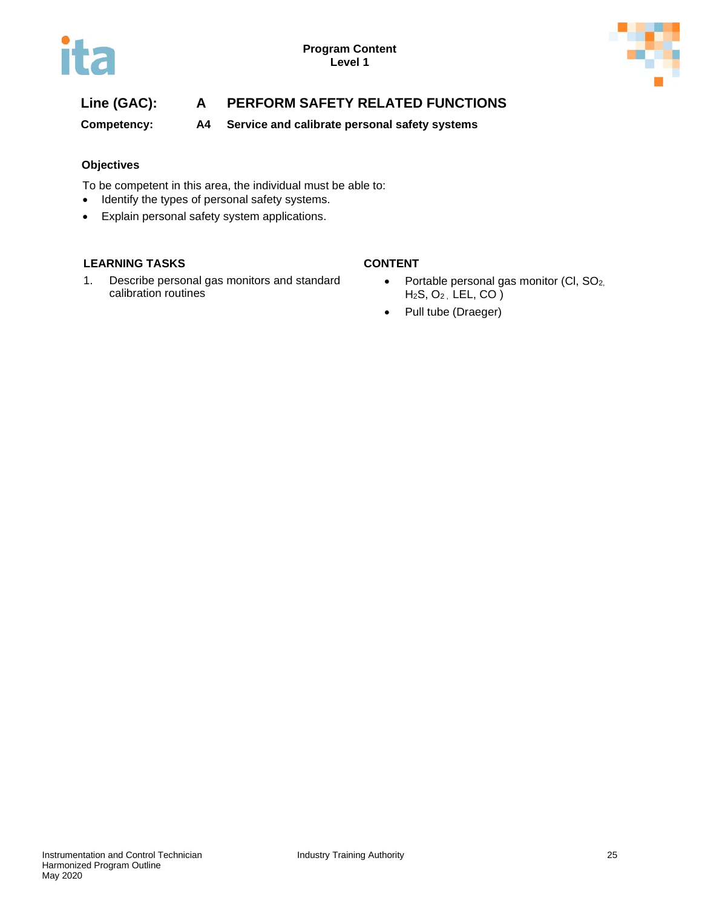**Line (GAC):** **A PERFORM SAFETY RELATED FUNCTIONS**

**Competency:** **A4 Service and calibrate personal safety systems**

### Objectives

To be competent in this area, the individual must be able to:

- Identify the types of personal safety systems.
- Explain personal safety system applications.

| LEARNING TASKS | CONTENT |
|---|---|
| 1. Describe personal gas monitors and standard calibration routines | • Portable personal gas monitor (Cl, $SO_2$, $H_2S$, $O_2$, LEL, CO )<br>• Pull tube (Draeger) |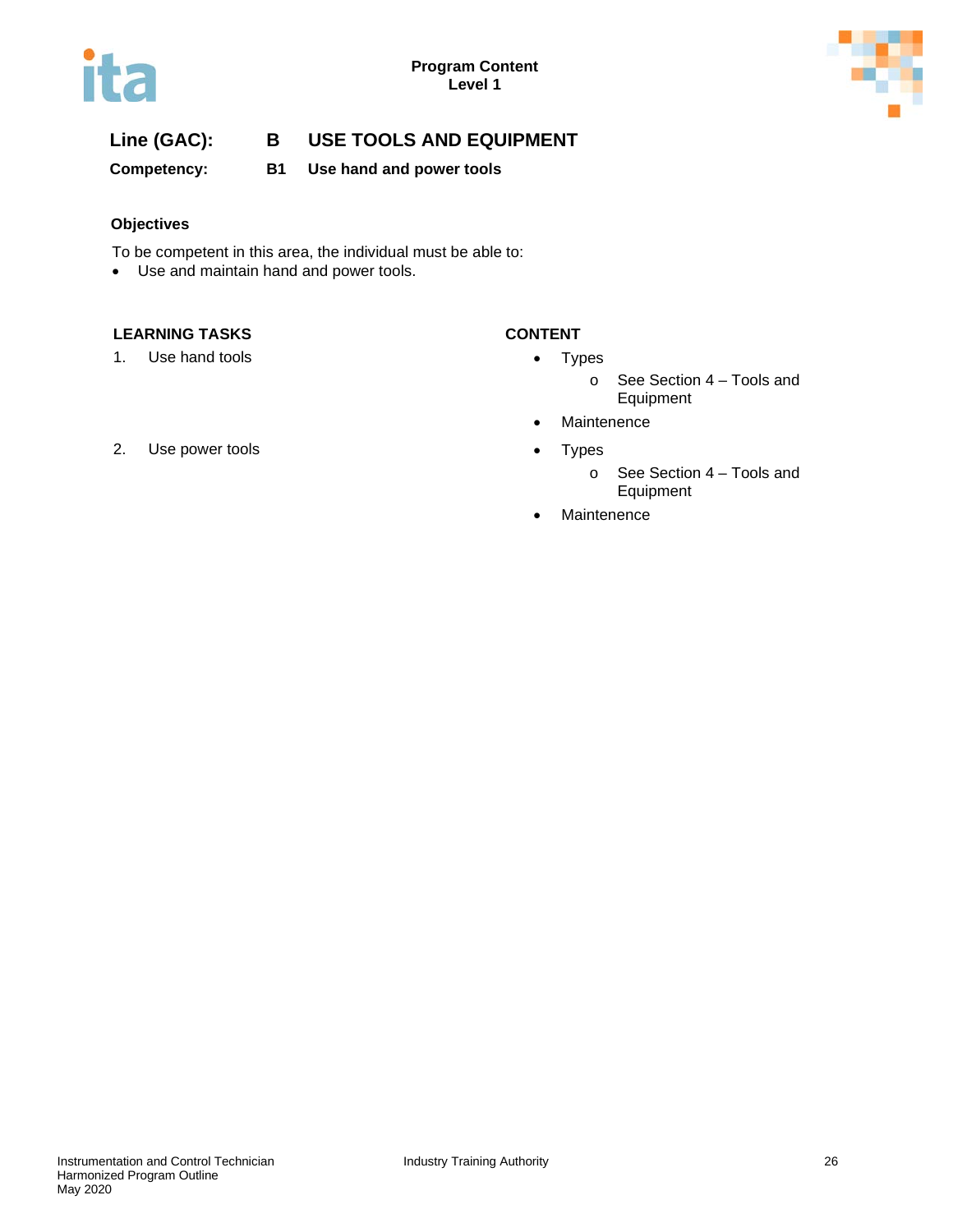**Line (GAC):** **B USE TOOLS AND EQUIPMENT**

**Competency:** **B1 Use hand and power tools**

**Objectives**

To be competent in this area, the individual must be able to:

- Use and maintain hand and power tools.

| LEARNING TASKS | CONTENT |
| --- | --- |
| 1. Use hand tools | • Types<br>  o See Section 4 – Tools and Equipment<br>• Maintenence |
| 2. Use power tools | • Types<br>  o See Section 4 – Tools and Equipment<br>• Maintenence |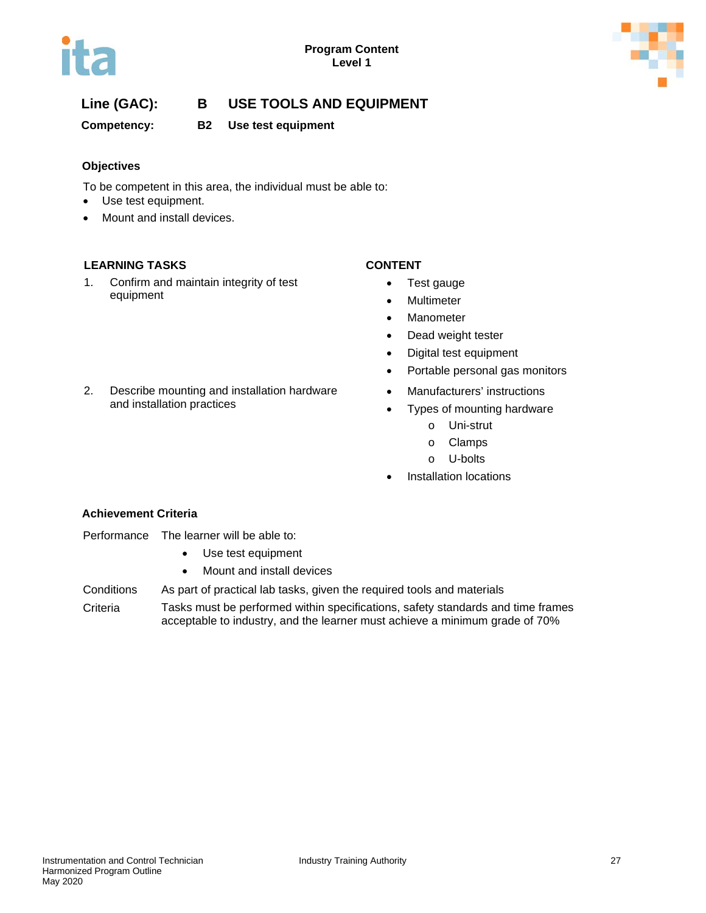**Line (GAC):** **B USE TOOLS AND EQUIPMENT**

**Competency:** **B2 Use test equipment**

### Objectives

To be competent in this area, the individual must be able to:

- Use test equipment.
- Mount and install devices.

| LEARNING TASKS | CONTENT |
|---|---|
| 1. Confirm and maintain integrity of test equipment | • Test gauge<br>• Multimeter<br>• Manometer<br>• Dead weight tester<br>• Digital test equipment<br>• Portable personal gas monitors |
| 2. Describe mounting and installation hardware and installation practices | • Manufacturers' instructions<br>• Types of mounting hardware<br>&nbsp;&nbsp;&nbsp;&nbsp;o Uni-strut<br>&nbsp;&nbsp;&nbsp;&nbsp;o Clamps<br>&nbsp;&nbsp;&nbsp;&nbsp;o U-bolts<br>• Installation locations |

### Achievement Criteria

Performance The learner will be able to:

- Use test equipment
- Mount and install devices

Conditions As part of practical lab tasks, given the required tools and materials

Criteria Tasks must be performed within specifications, safety standards and time frames acceptable to industry, and the learner must achieve a minimum grade of 70%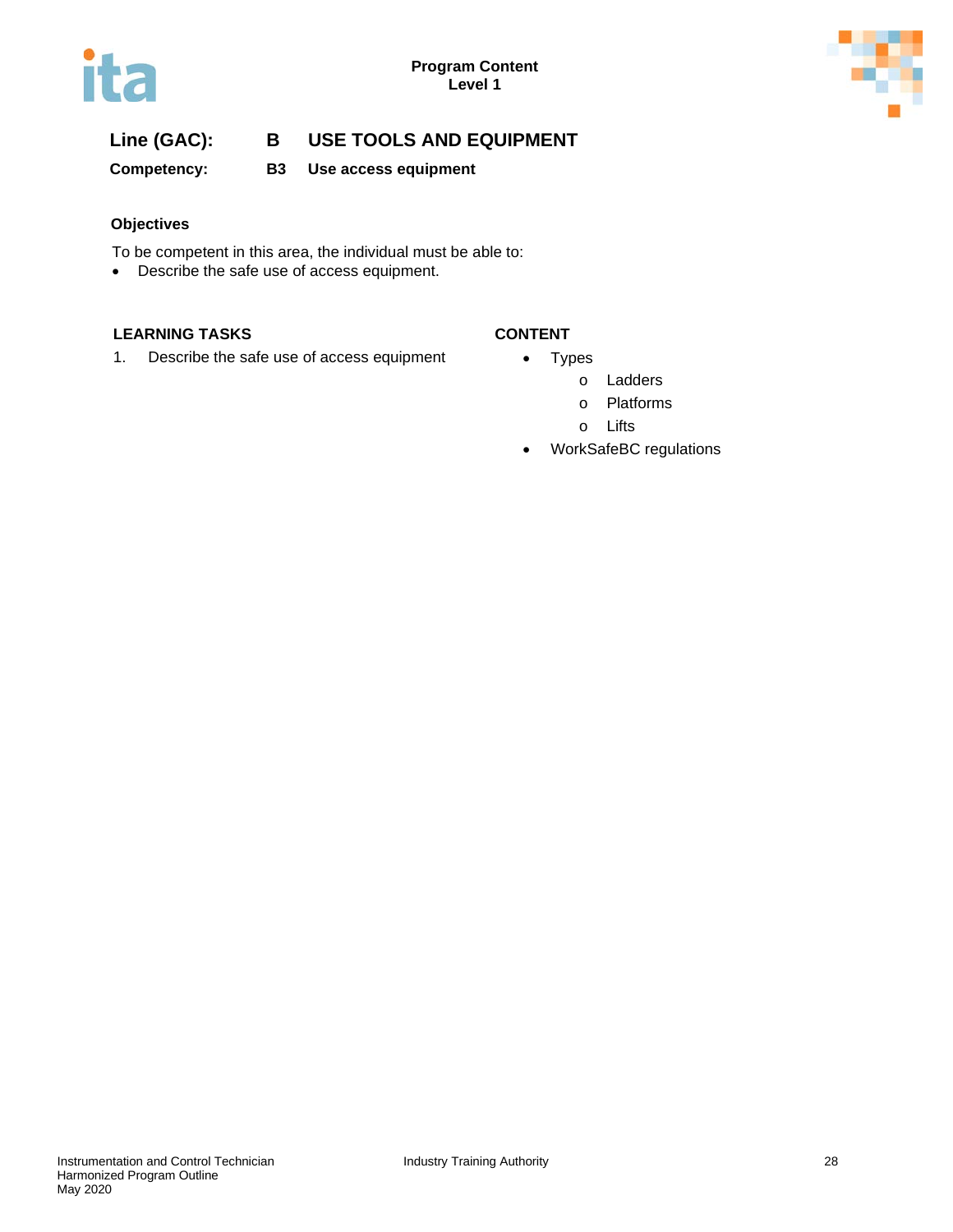**Line (GAC):** **B USE TOOLS AND EQUIPMENT**

**Competency:** **B3 Use access equipment**

**Objectives**

To be competent in this area, the individual must be able to:

- Describe the safe use of access equipment.

| LEARNING TASKS | CONTENT |
| --- | --- |
| 1. Describe the safe use of access equipment | • Types<br>  o Ladders<br>  o Platforms<br>  o Lifts<br>• WorkSafeBC regulations |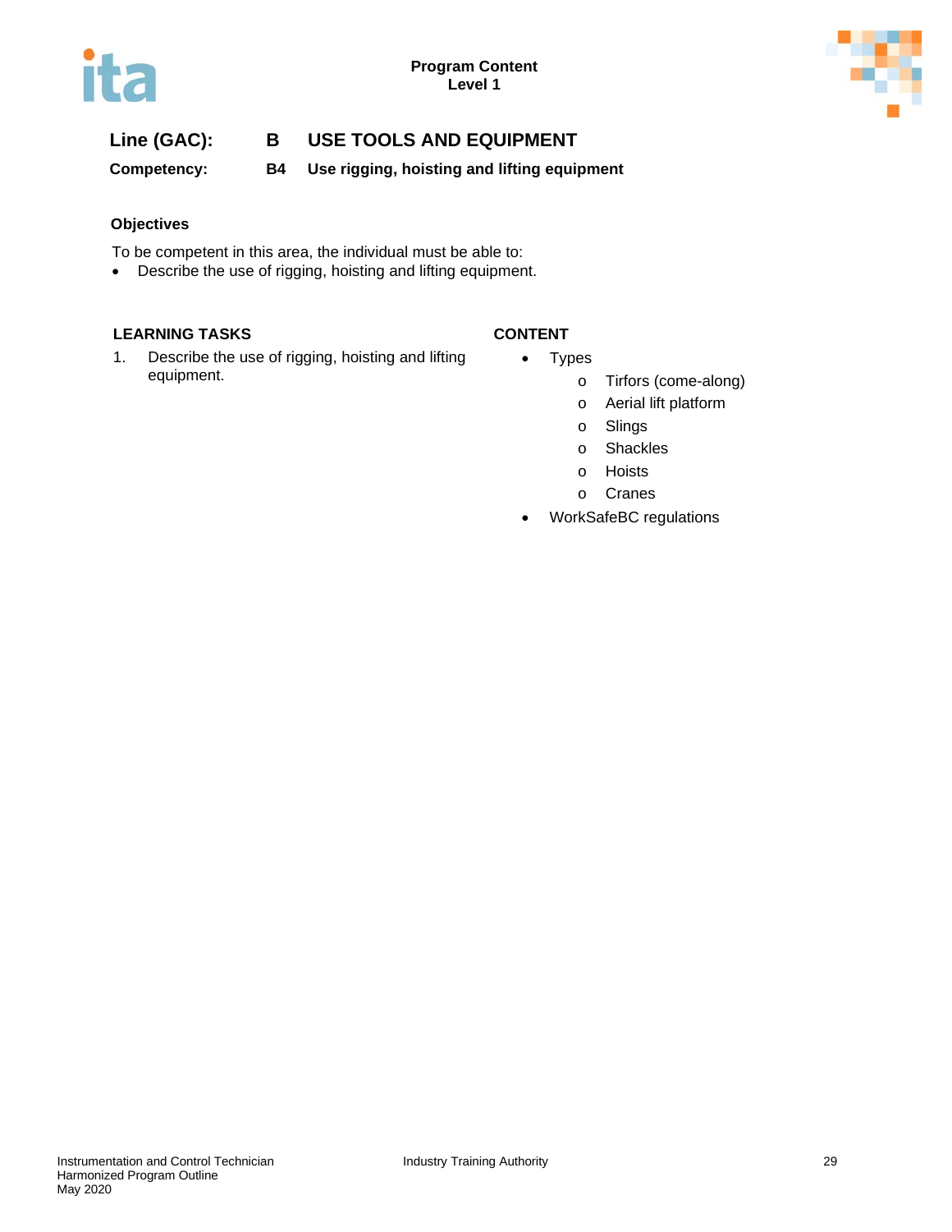**Line (GAC):** **B USE TOOLS AND EQUIPMENT**

**Competency:** **B4 Use rigging, hoisting and lifting equipment**

**Objectives**

To be competent in this area, the individual must be able to:

- Describe the use of rigging, hoisting and lifting equipment.

| LEARNING TASKS | CONTENT |
|---|---|
| 1. Describe the use of rigging, hoisting and lifting equipment. | • Types<br>  o Tirfors (come-along)<br>  o Aerial lift platform<br>  o Slings<br>  o Shackles<br>  o Hoists<br>  o Cranes<br>• WorkSafeBC regulations |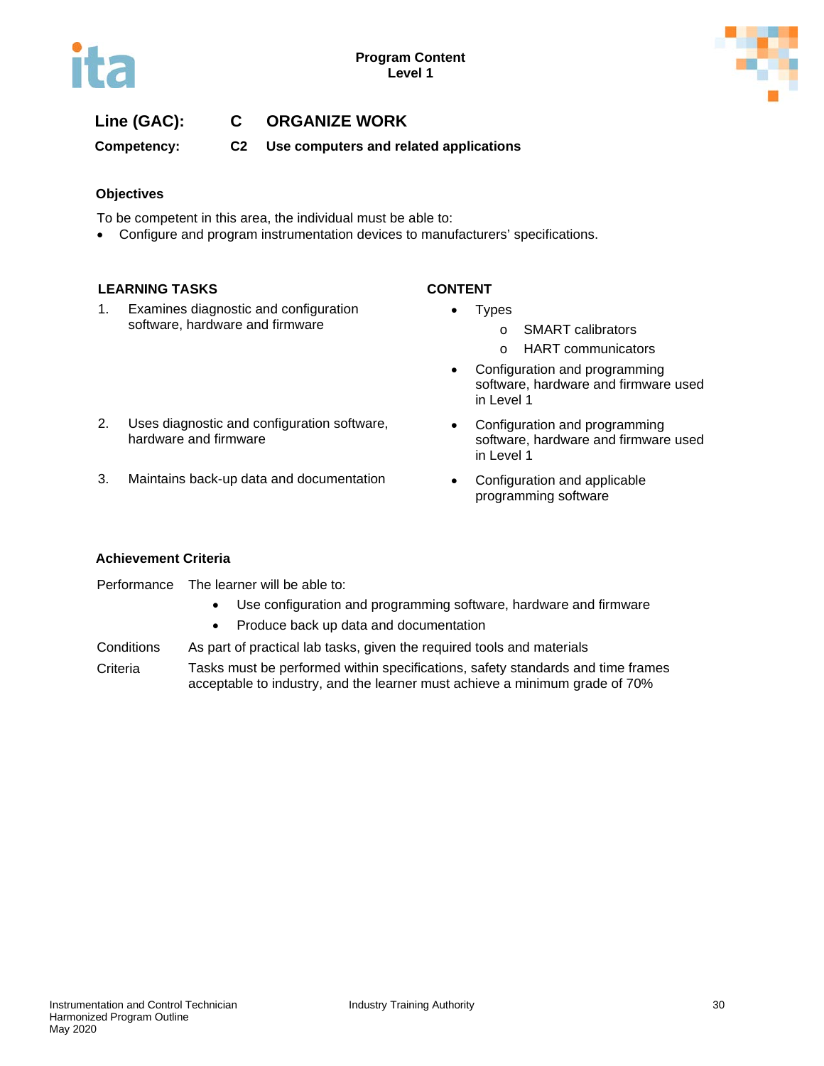**Line (GAC): C ORGANIZE WORK**

**Competency: C2 Use computers and related applications**

### Objectives

To be competent in this area, the individual must be able to:

- Configure and program instrumentation devices to manufacturers' specifications.

| LEARNING TASKS | CONTENT |
|---|---|
| 1. Examines diagnostic and configuration software, hardware and firmware | • Types<br>  o SMART calibrators<br>  o HART communicators<br>• Configuration and programming software, hardware and firmware used in Level 1 |
| 2. Uses diagnostic and configuration software, hardware and firmware | • Configuration and programming software, hardware and firmware used in Level 1 |
| 3. Maintains back-up data and documentation | • Configuration and applicable programming software |

### Achievement Criteria

**Performance** The learner will be able to:

- Use configuration and programming software, hardware and firmware
- Produce back up data and documentation

**Conditions** As part of practical lab tasks, given the required tools and materials

**Criteria** Tasks must be performed within specifications, safety standards and time frames acceptable to industry, and the learner must achieve a minimum grade of 70%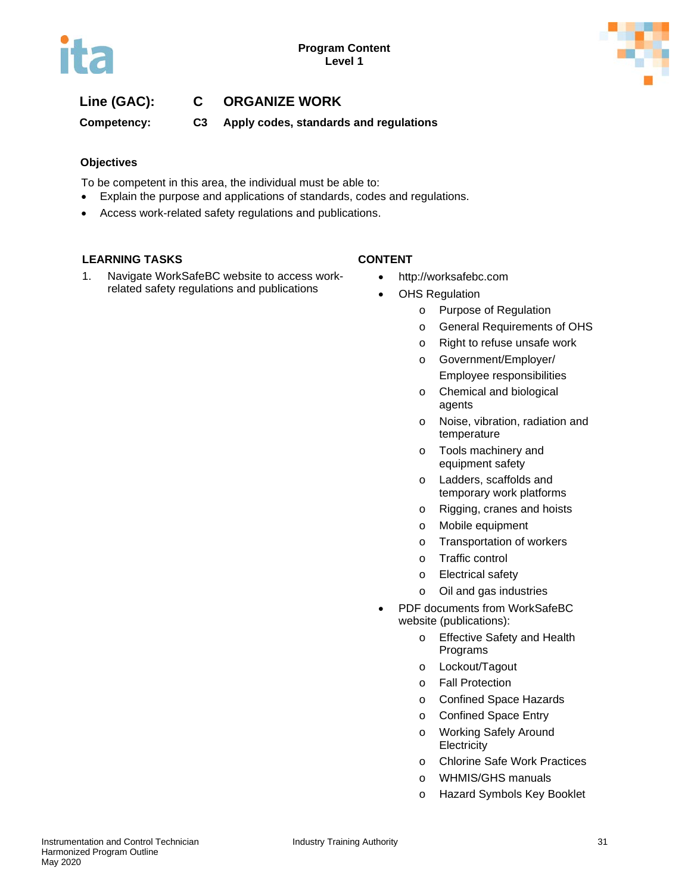**Line (GAC):** C ORGANIZE WORK

**Competency:** C3 Apply codes, standards and regulations

### Objectives

To be competent in this area, the individual must be able to:

- Explain the purpose and applications of standards, codes and regulations.
- Access work-related safety regulations and publications.

| LEARNING TASKS | CONTENT |
|---|---|
| 1. Navigate WorkSafeBC website to access work-related safety regulations and publications | • http://worksafebc.com<br>• OHS Regulation<br>  o Purpose of Regulation<br>  o General Requirements of OHS<br>  o Right to refuse unsafe work<br>  o Government/Employer/ Employee responsibilities<br>  o Chemical and biological agents<br>  o Noise, vibration, radiation and temperature<br>  o Tools machinery and equipment safety<br>  o Ladders, scaffolds and temporary work platforms<br>  o Rigging, cranes and hoists<br>  o Mobile equipment<br>  o Transportation of workers<br>  o Traffic control<br>  o Electrical safety<br>  o Oil and gas industries<br>• PDF documents from WorkSafeBC website (publications):<br>  o Effective Safety and Health Programs<br>  o Lockout/Tagout<br>  o Fall Protection<br>  o Confined Space Hazards<br>  o Confined Space Entry<br>  o Working Safely Around Electricity<br>  o Chlorine Safe Work Practices<br>  o WHMIS/GHS manuals<br>  o Hazard Symbols Key Booklet |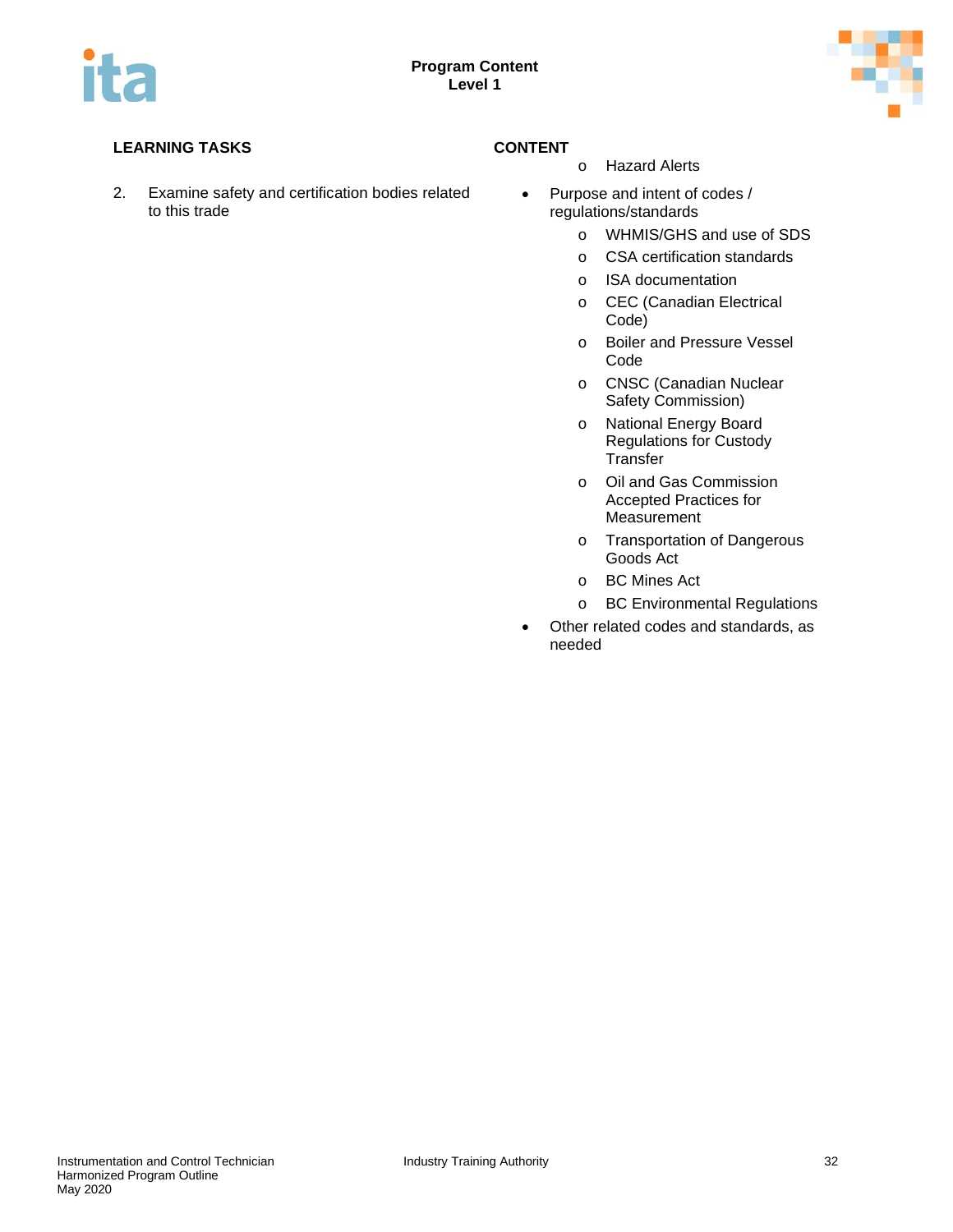| LEARNING TASKS | CONTENT |
|---|---|
| | o Hazard Alerts |
| 2. Examine safety and certification bodies related to this trade | • Purpose and intent of codes / regulations/standards<br>o WHMIS/GHS and use of SDS<br>o CSA certification standards<br>o ISA documentation<br>o CEC (Canadian Electrical Code)<br>o Boiler and Pressure Vessel Code<br>o CNSC (Canadian Nuclear Safety Commission)<br>o National Energy Board Regulations for Custody Transfer<br>o Oil and Gas Commission Accepted Practices for Measurement<br>o Transportation of Dangerous Goods Act<br>o BC Mines Act<br>o BC Environmental Regulations<br>• Other related codes and standards, as needed |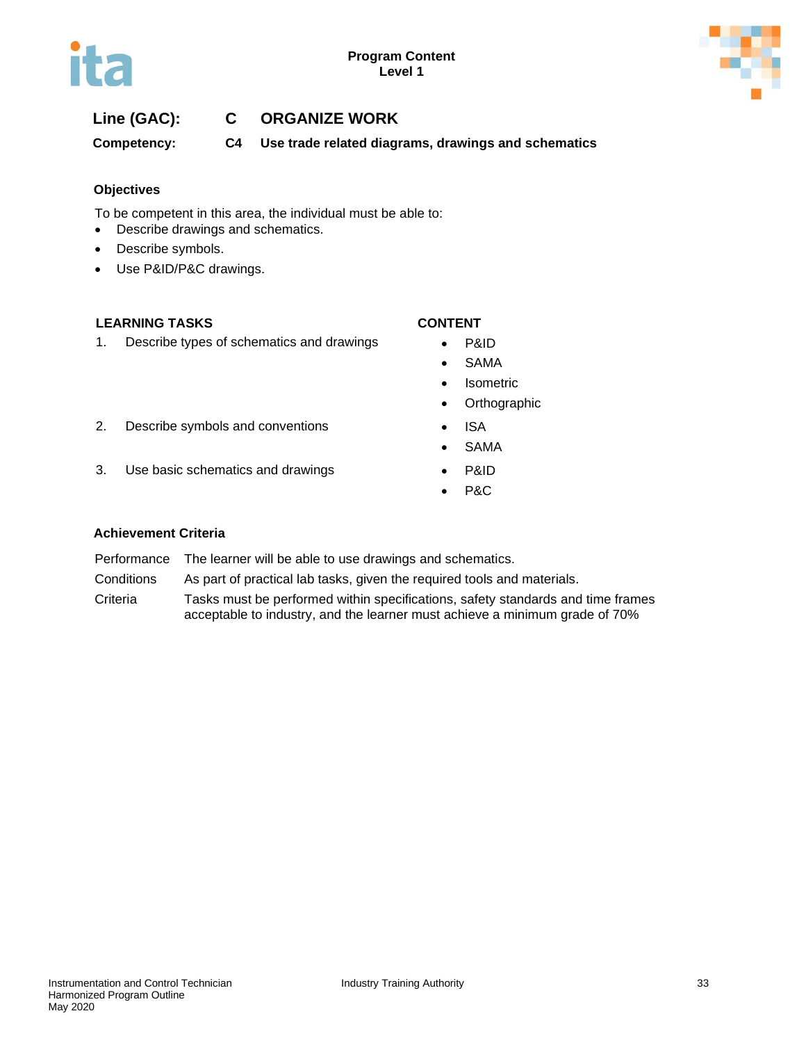**Line (GAC):** **C** **ORGANIZE WORK**

**Competency:** **C4** **Use trade related diagrams, drawings and schematics**

### Objectives

To be competent in this area, the individual must be able to:

- Describe drawings and schematics.
- Describe symbols.
- Use P&ID/P&C drawings.

| LEARNING TASKS | CONTENT |
|---|---|
| 1. Describe types of schematics and drawings | • P&ID<br>• SAMA<br>• Isometric<br>• Orthographic |
| 2. Describe symbols and conventions | • ISA<br>• SAMA |
| 3. Use basic schematics and drawings | • P&ID<br>• P&C |

### Achievement Criteria

| | |
|---|---|
| Performance | The learner will be able to use drawings and schematics. |
| Conditions | As part of practical lab tasks, given the required tools and materials. |
| Criteria | Tasks must be performed within specifications, safety standards and time frames acceptable to industry, and the learner must achieve a minimum grade of 70% |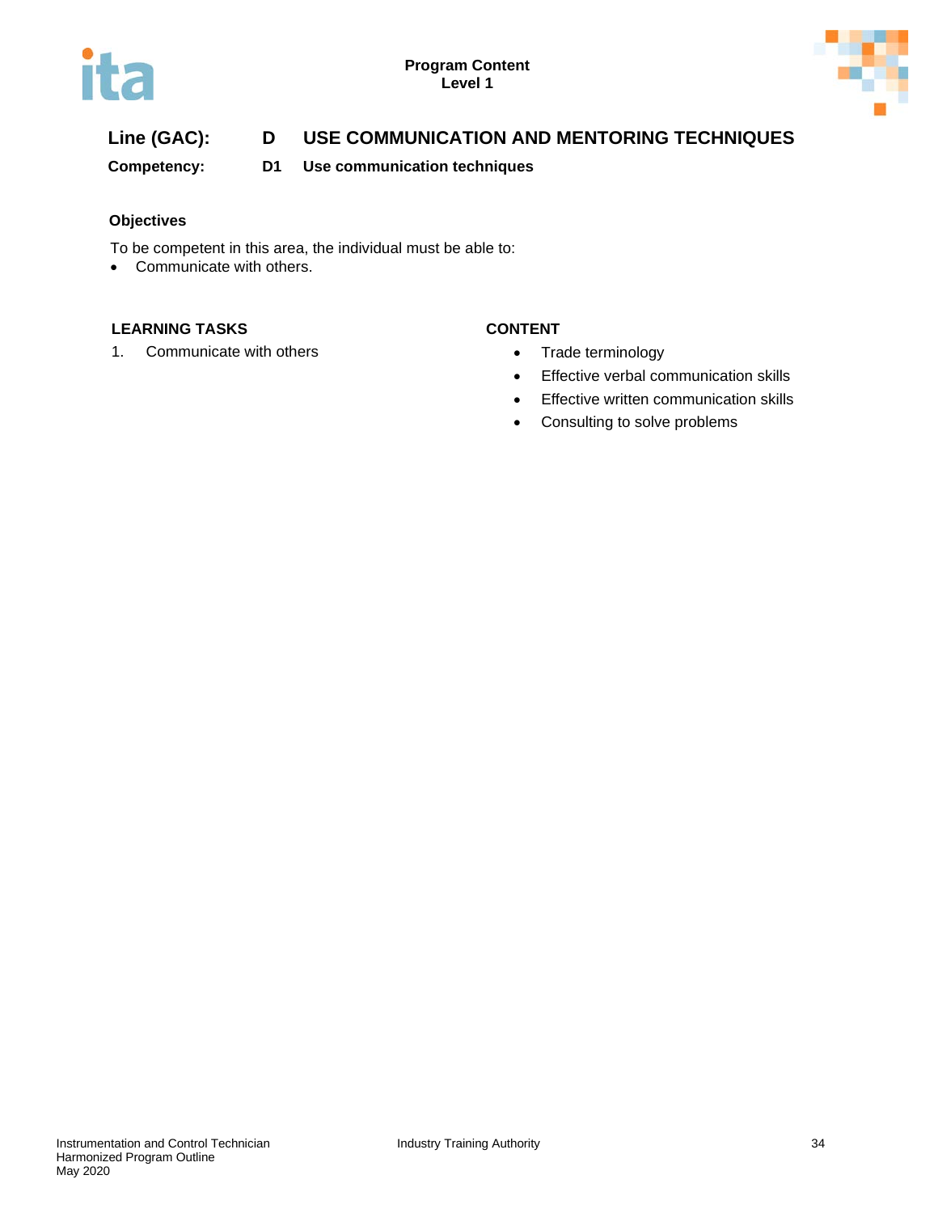**Program Content**
**Level 1**

**Line (GAC):** **D USE COMMUNICATION AND MENTORING TECHNIQUES**

**Competency:** **D1 Use communication techniques**

### Objectives

To be competent in this area, the individual must be able to:

- Communicate with others.

| LEARNING TASKS | CONTENT |
|---|---|
| 1. Communicate with others | • Trade terminology<br>• Effective verbal communication skills<br>• Effective written communication skills<br>• Consulting to solve problems |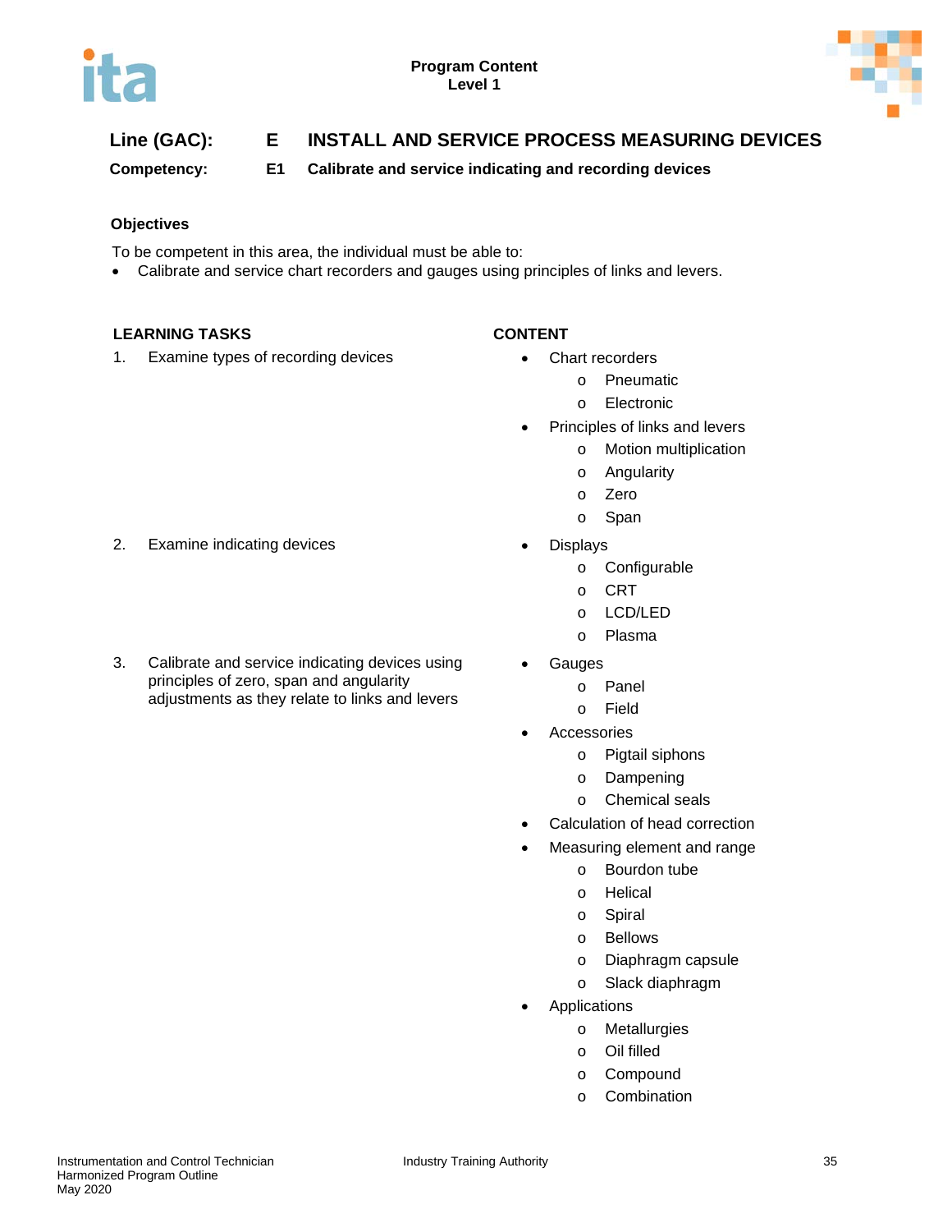**Program Content**
**Level 1**

## Line (GAC): E INSTALL AND SERVICE PROCESS MEASURING DEVICES

**Competency: E1 Calibrate and service indicating and recording devices**

### Objectives

To be competent in this area, the individual must be able to:

- Calibrate and service chart recorders and gauges using principles of links and levers.

| LEARNING TASKS | CONTENT |
|---|---|
| 1. Examine types of recording devices | • Chart recorders<br>  o Pneumatic<br>  o Electronic<br>• Principles of links and levers<br>  o Motion multiplication<br>  o Angularity<br>  o Zero<br>  o Span |
| 2. Examine indicating devices | • Displays<br>  o Configurable<br>  o CRT<br>  o LCD/LED<br>  o Plasma |
| 3. Calibrate and service indicating devices using principles of zero, span and angularity adjustments as they relate to links and levers | • Gauges<br>  o Panel<br>  o Field<br>• Accessories<br>  o Pigtail siphons<br>  o Dampening<br>  o Chemical seals<br>• Calculation of head correction<br>• Measuring element and range<br>  o Bourdon tube<br>  o Helical<br>  o Spiral<br>  o Bellows<br>  o Diaphragm capsule<br>  o Slack diaphragm<br>• Applications<br>  o Metallurgies<br>  o Oil filled<br>  o Compound<br>  o Combination |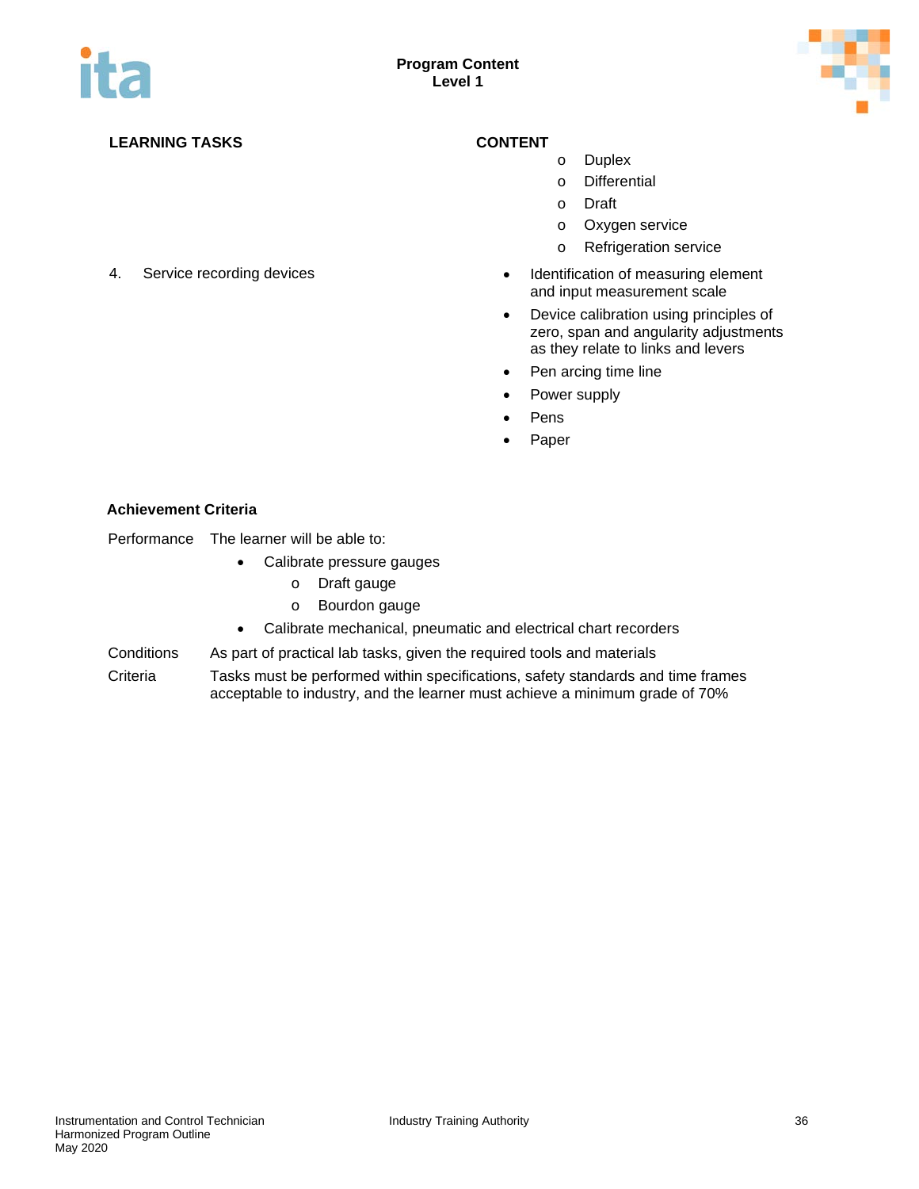| LEARNING TASKS | CONTENT |
|---|---|
| | o Duplex<br>o Differential<br>o Draft<br>o Oxygen service<br>o Refrigeration service |
| 4. Service recording devices | • Identification of measuring element and input measurement scale<br>• Device calibration using principles of zero, span and angularity adjustments as they relate to links and levers<br>• Pen arcing time line<br>• Power supply<br>• Pens<br>• Paper |

**Achievement Criteria**

Performance: The learner will be able to:

- Calibrate pressure gauges
  - Draft gauge
  - Bourdon gauge
- Calibrate mechanical, pneumatic and electrical chart recorders

Conditions: As part of practical lab tasks, given the required tools and materials

Criteria: Tasks must be performed within specifications, safety standards and time frames acceptable to industry, and the learner must achieve a minimum grade of 70%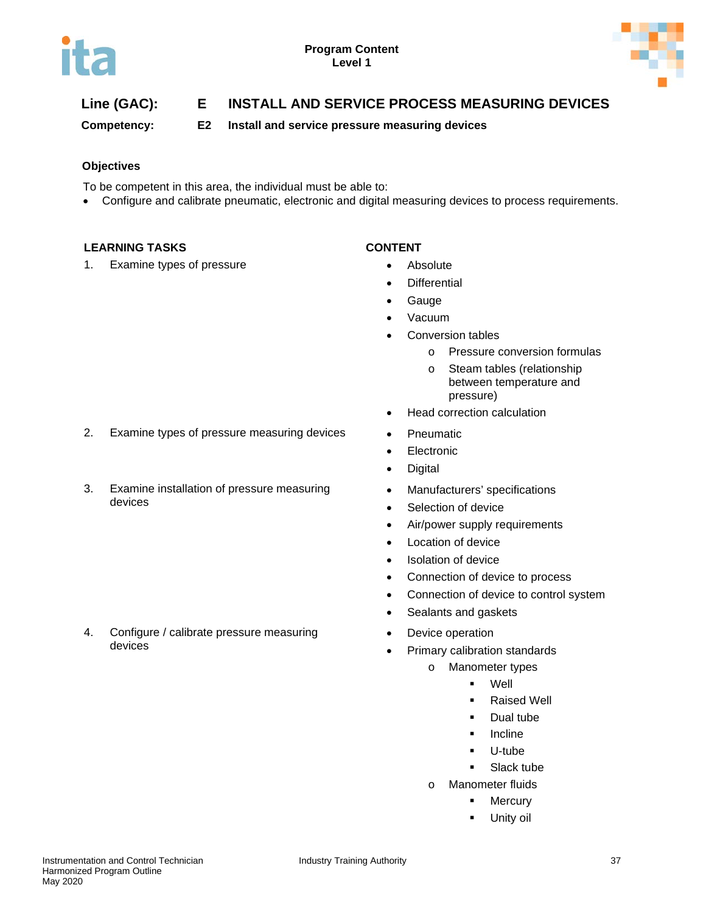**Line (GAC):** E INSTALL AND SERVICE PROCESS MEASURING DEVICES

**Competency:** E2 Install and service pressure measuring devices

**Objectives**

To be competent in this area, the individual must be able to:

- Configure and calibrate pneumatic, electronic and digital measuring devices to process requirements.

| LEARNING TASKS | CONTENT |
|---|---|
| 1. Examine types of pressure | • Absolute<br>• Differential<br>• Gauge<br>• Vacuum<br>• Conversion tables<br>&nbsp;&nbsp;&nbsp;&nbsp;o Pressure conversion formulas<br>&nbsp;&nbsp;&nbsp;&nbsp;o Steam tables (relationship between temperature and pressure)<br>• Head correction calculation |
| 2. Examine types of pressure measuring devices | • Pneumatic<br>• Electronic<br>• Digital |
| 3. Examine installation of pressure measuring devices | • Manufacturers' specifications<br>• Selection of device<br>• Air/power supply requirements<br>• Location of device<br>• Isolation of device<br>• Connection of device to process<br>• Connection of device to control system<br>• Sealants and gaskets |
| 4. Configure / calibrate pressure measuring devices | • Device operation<br>• Primary calibration standards<br>&nbsp;&nbsp;&nbsp;&nbsp;o Manometer types<br>&nbsp;&nbsp;&nbsp;&nbsp;&nbsp;&nbsp;&nbsp;&nbsp;▪ Well<br>&nbsp;&nbsp;&nbsp;&nbsp;&nbsp;&nbsp;&nbsp;&nbsp;▪ Raised Well<br>&nbsp;&nbsp;&nbsp;&nbsp;&nbsp;&nbsp;&nbsp;&nbsp;▪ Dual tube<br>&nbsp;&nbsp;&nbsp;&nbsp;&nbsp;&nbsp;&nbsp;&nbsp;▪ Incline<br>&nbsp;&nbsp;&nbsp;&nbsp;&nbsp;&nbsp;&nbsp;&nbsp;▪ U-tube<br>&nbsp;&nbsp;&nbsp;&nbsp;&nbsp;&nbsp;&nbsp;&nbsp;▪ Slack tube<br>&nbsp;&nbsp;&nbsp;&nbsp;o Manometer fluids<br>&nbsp;&nbsp;&nbsp;&nbsp;&nbsp;&nbsp;&nbsp;&nbsp;▪ Mercury<br>&nbsp;&nbsp;&nbsp;&nbsp;&nbsp;&nbsp;&nbsp;&nbsp;▪ Unity oil |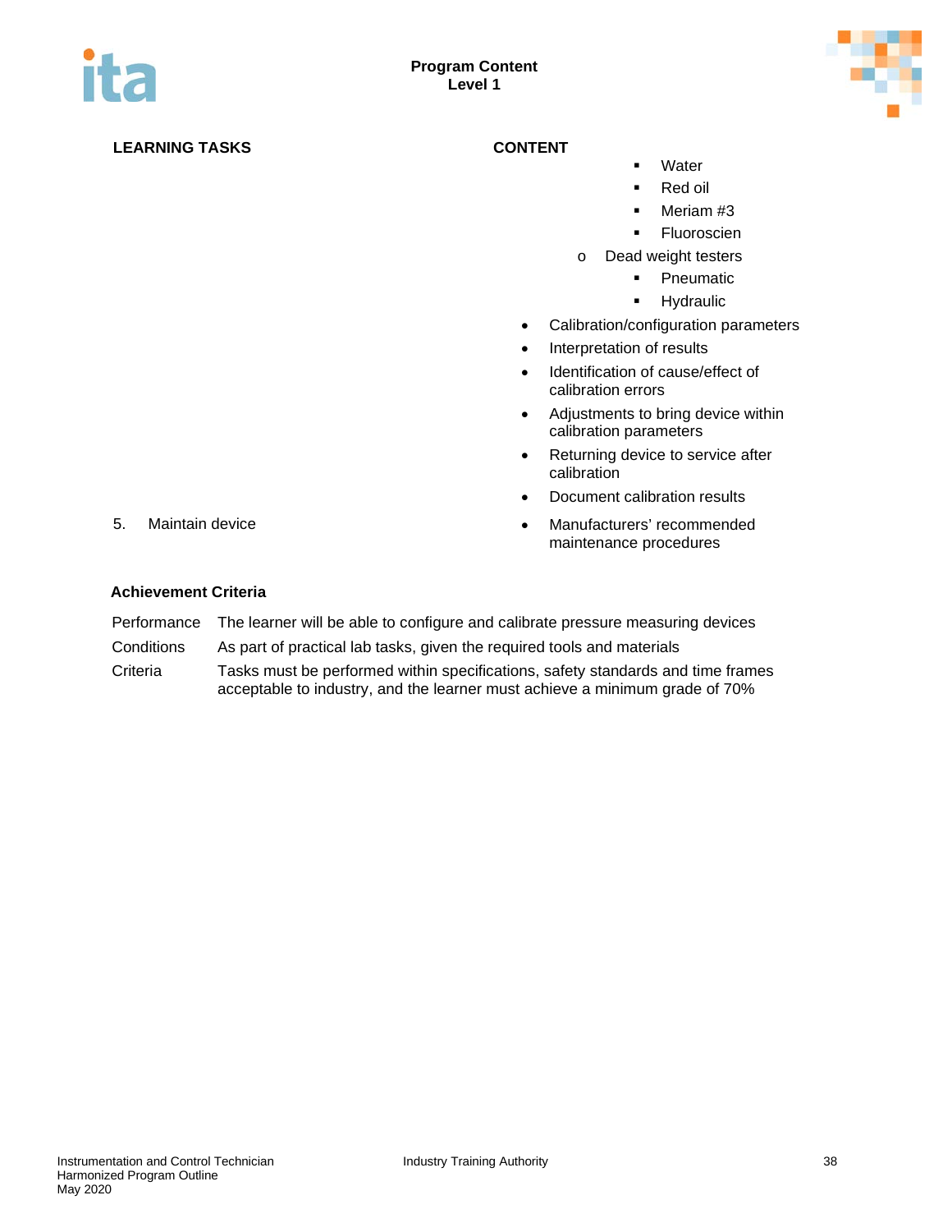| LEARNING TASKS | CONTENT |
|---|---|
| | ▪ Water<br>▪ Red oil<br>▪ Meriam #3<br>▪ Fluoroscien<br>o Dead weight testers<br>▪ Pneumatic<br>▪ Hydraulic<br>• Calibration/configuration parameters<br>• Interpretation of results<br>• Identification of cause/effect of calibration errors<br>• Adjustments to bring device within calibration parameters<br>• Returning device to service after calibration<br>• Document calibration results |
| 5. Maintain device | • Manufacturers' recommended maintenance procedures |

**Achievement Criteria**

| | |
|---|---|
| Performance | The learner will be able to configure and calibrate pressure measuring devices |
| Conditions | As part of practical lab tasks, given the required tools and materials |
| Criteria | Tasks must be performed within specifications, safety standards and time frames acceptable to industry, and the learner must achieve a minimum grade of 70% |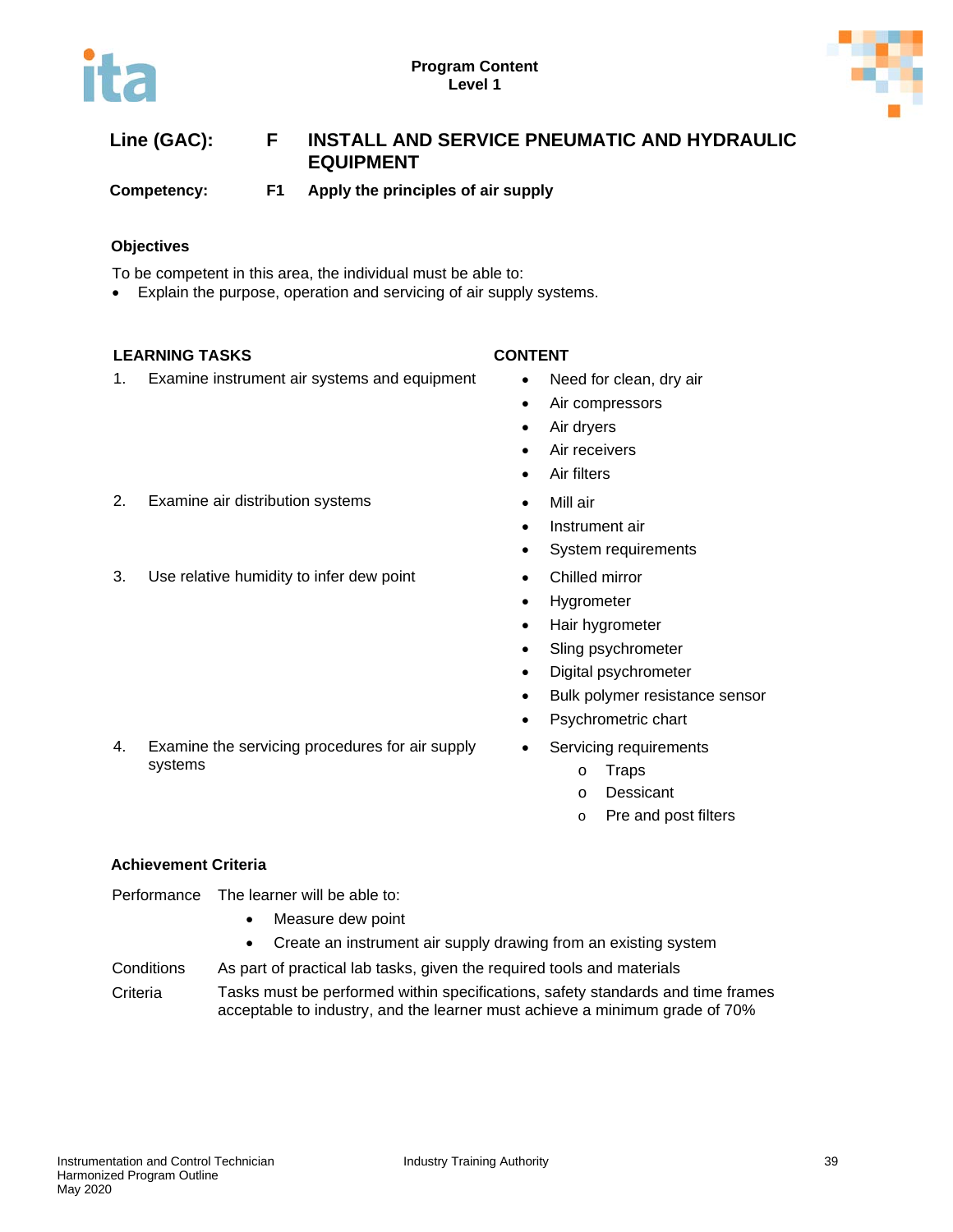**Line (GAC):** **F** **INSTALL AND SERVICE PNEUMATIC AND HYDRAULIC EQUIPMENT**

**Competency:** **F1** **Apply the principles of air supply**

### Objectives

To be competent in this area, the individual must be able to:

- Explain the purpose, operation and servicing of air supply systems.

| LEARNING TASKS | CONTENT |
|---|---|
| 1. Examine instrument air systems and equipment | • Need for clean, dry air<br>• Air compressors<br>• Air dryers<br>• Air receivers<br>• Air filters |
| 2. Examine air distribution systems | • Mill air<br>• Instrument air<br>• System requirements |
| 3. Use relative humidity to infer dew point | • Chilled mirror<br>• Hygrometer<br>• Hair hygrometer<br>• Sling psychrometer<br>• Digital psychrometer<br>• Bulk polymer resistance sensor<br>• Psychrometric chart |
| 4. Examine the servicing procedures for air supply systems | • Servicing requirements<br>  o Traps<br>  o Dessicant<br>  o Pre and post filters |

### Achievement Criteria

Performance The learner will be able to:

- Measure dew point
- Create an instrument air supply drawing from an existing system

Conditions As part of practical lab tasks, given the required tools and materials

Criteria Tasks must be performed within specifications, safety standards and time frames acceptable to industry, and the learner must achieve a minimum grade of 70%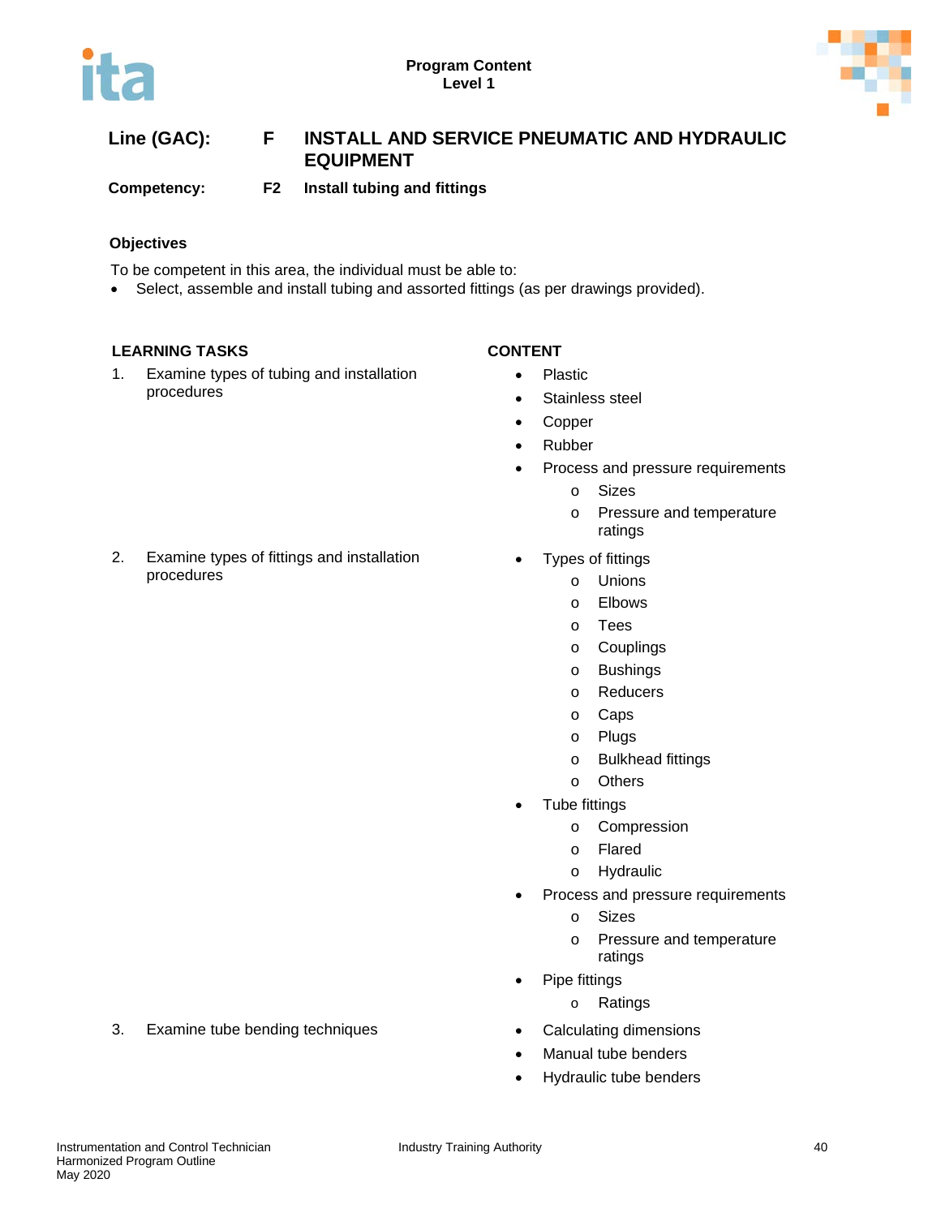Program Content
Level 1

**Line (GAC):** F INSTALL AND SERVICE PNEUMATIC AND HYDRAULIC EQUIPMENT

**Competency:** F2 Install tubing and fittings

## Objectives

To be competent in this area, the individual must be able to:

- Select, assemble and install tubing and assorted fittings (as per drawings provided).

| LEARNING TASKS | CONTENT |
| --- | --- |
| 1. Examine types of tubing and installation procedures | • Plastic<br>• Stainless steel<br>• Copper<br>• Rubber<br>• Process and pressure requirements<br>  o Sizes<br>  o Pressure and temperature ratings |
| 2. Examine types of fittings and installation procedures | • Types of fittings<br>  o Unions<br>  o Elbows<br>  o Tees<br>  o Couplings<br>  o Bushings<br>  o Reducers<br>  o Caps<br>  o Plugs<br>  o Bulkhead fittings<br>  o Others<br>• Tube fittings<br>  o Compression<br>  o Flared<br>  o Hydraulic<br>• Process and pressure requirements<br>  o Sizes<br>  o Pressure and temperature ratings<br>• Pipe fittings<br>  o Ratings |
| 3. Examine tube bending techniques | • Calculating dimensions<br>• Manual tube benders<br>• Hydraulic tube benders |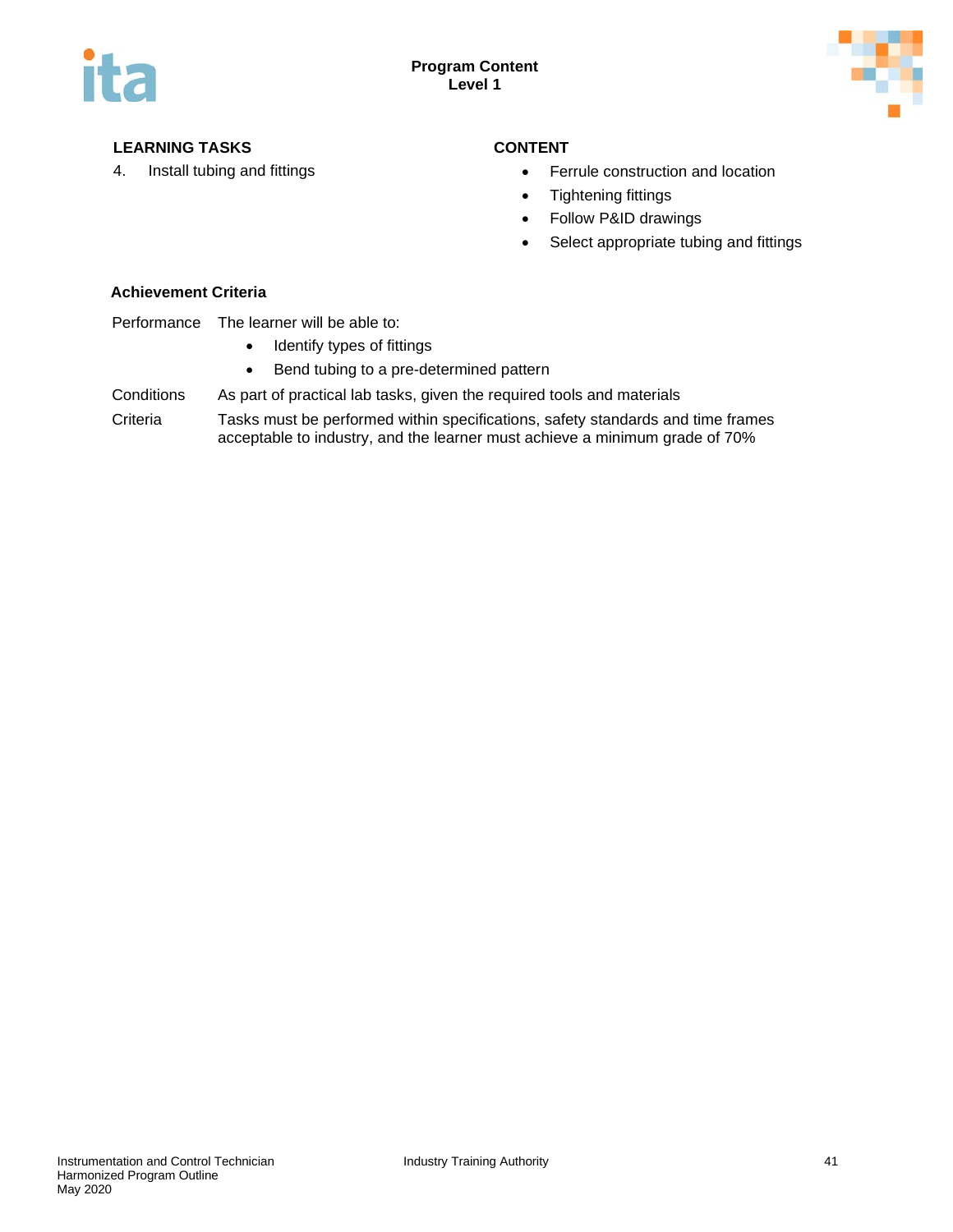**LEARNING TASKS**

4. Install tubing and fittings

**CONTENT**

- Ferrule construction and location
- Tightening fittings
- Follow P&ID drawings
- Select appropriate tubing and fittings

**Achievement Criteria**

| | |
|---|---|
| Performance | The learner will be able to:<br>• Identify types of fittings<br>• Bend tubing to a pre-determined pattern |
| Conditions | As part of practical lab tasks, given the required tools and materials |
| Criteria | Tasks must be performed within specifications, safety standards and time frames acceptable to industry, and the learner must achieve a minimum grade of 70% |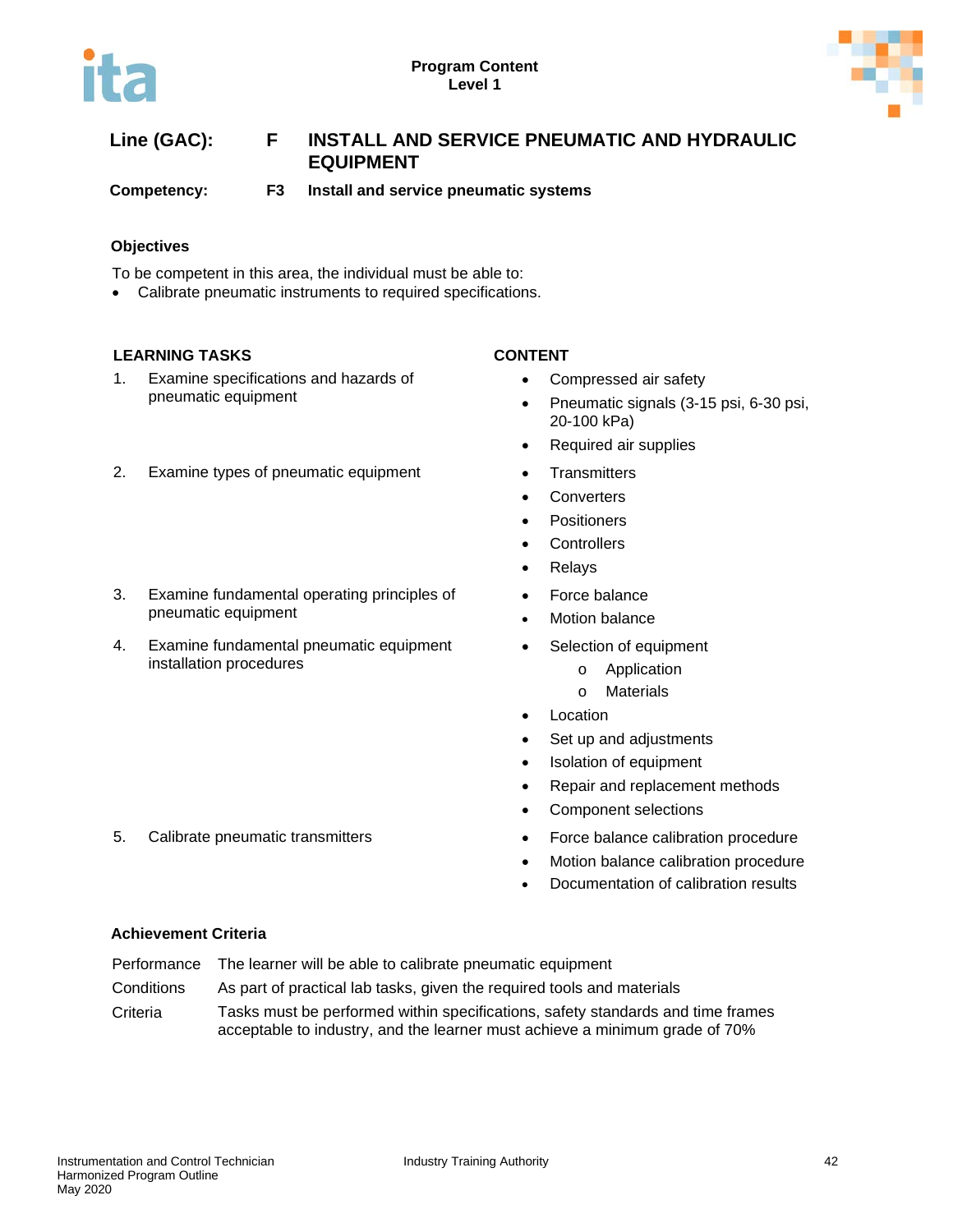**Line (GAC):** **F** **INSTALL AND SERVICE PNEUMATIC AND HYDRAULIC EQUIPMENT**

**Competency:** **F3** **Install and service pneumatic systems**

### Objectives

To be competent in this area, the individual must be able to:

- Calibrate pneumatic instruments to required specifications.

| LEARNING TASKS | CONTENT |
|---|---|
| 1. Examine specifications and hazards of pneumatic equipment | • Compressed air safety<br>• Pneumatic signals (3-15 psi, 6-30 psi, 20-100 kPa)<br>• Required air supplies |
| 2. Examine types of pneumatic equipment | • Transmitters<br>• Converters<br>• Positioners<br>• Controllers<br>• Relays |
| 3. Examine fundamental operating principles of pneumatic equipment | • Force balance<br>• Motion balance |
| 4. Examine fundamental pneumatic equipment installation procedures | • Selection of equipment<br>    o Application<br>    o Materials<br>• Location<br>• Set up and adjustments<br>• Isolation of equipment<br>• Repair and replacement methods<br>• Component selections |
| 5. Calibrate pneumatic transmitters | • Force balance calibration procedure<br>• Motion balance calibration procedure<br>• Documentation of calibration results |

### Achievement Criteria

| | |
|---|---|
| Performance | The learner will be able to calibrate pneumatic equipment |
| Conditions | As part of practical lab tasks, given the required tools and materials |
| Criteria | Tasks must be performed within specifications, safety standards and time frames acceptable to industry, and the learner must achieve a minimum grade of 70% |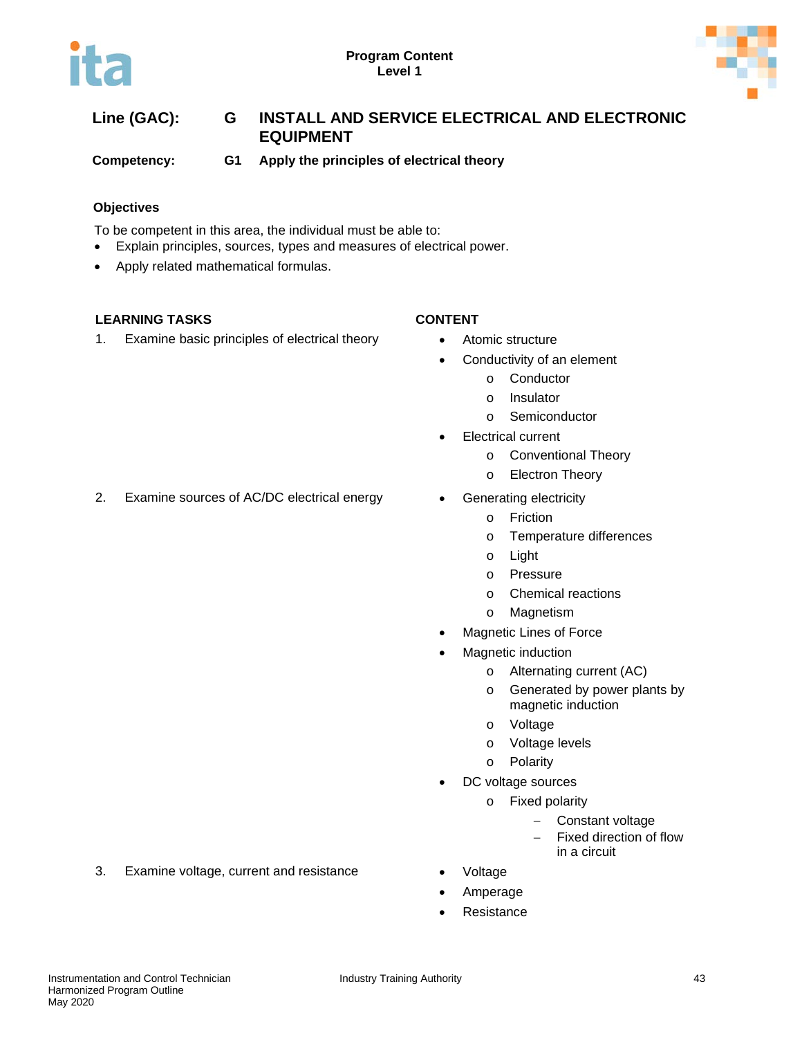**Program Content**
**Level 1**

**Line (GAC):** **G INSTALL AND SERVICE ELECTRICAL AND ELECTRONIC EQUIPMENT**

**Competency:** **G1 Apply the principles of electrical theory**

### Objectives

To be competent in this area, the individual must be able to:

- Explain principles, sources, types and measures of electrical power.
- Apply related mathematical formulas.

| LEARNING TASKS | CONTENT |
|---|---|
| 1. Examine basic principles of electrical theory | • Atomic structure<br>• Conductivity of an element<br>  o Conductor<br>  o Insulator<br>  o Semiconductor<br>• Electrical current<br>  o Conventional Theory<br>  o Electron Theory |
| 2. Examine sources of AC/DC electrical energy | • Generating electricity<br>  o Friction<br>  o Temperature differences<br>  o Light<br>  o Pressure<br>  o Chemical reactions<br>  o Magnetism<br>• Magnetic Lines of Force<br>• Magnetic induction<br>  o Alternating current (AC)<br>  o Generated by power plants by magnetic induction<br>  o Voltage<br>  o Voltage levels<br>  o Polarity<br>• DC voltage sources<br>  o Fixed polarity<br>    – Constant voltage<br>    – Fixed direction of flow in a circuit |
| 3. Examine voltage, current and resistance | • Voltage<br>• Amperage<br>• Resistance |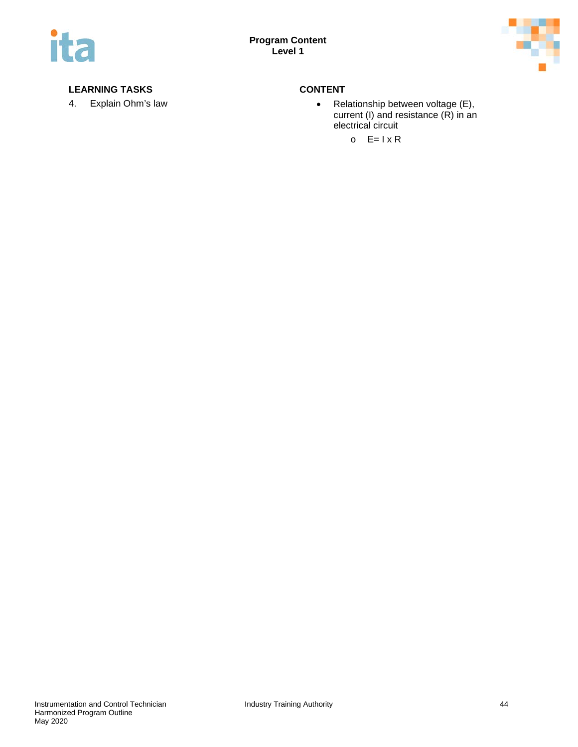| LEARNING TASKS | CONTENT |
| --- | --- |
| 4. Explain Ohm's law | • Relationship between voltage (E), current (I) and resistance (R) in an electrical circuit<br>  o $E = I \times R$ |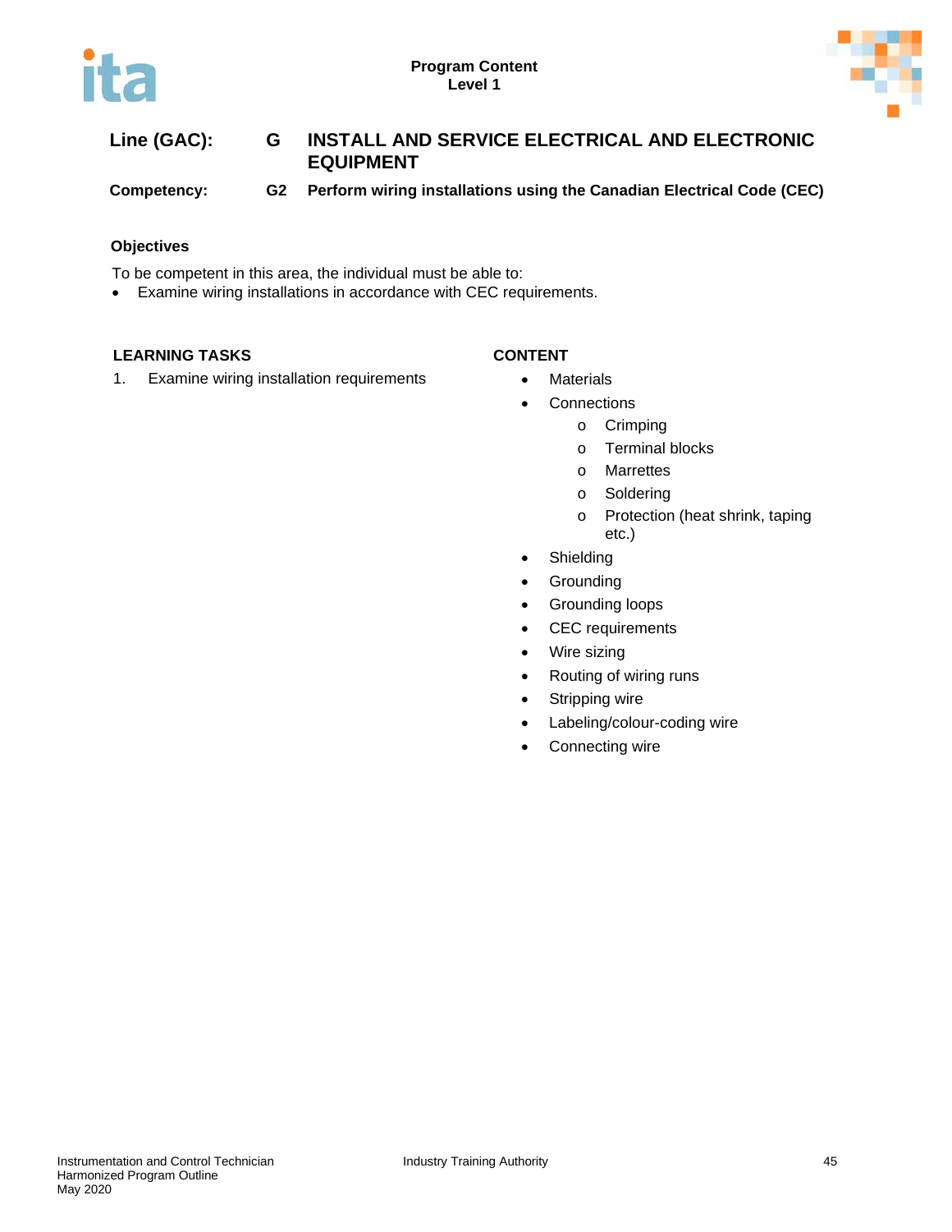**Program Content**
**Level 1**

| | | |
|---|---|---|
| **Line (GAC):** | **G** | **INSTALL AND SERVICE ELECTRICAL AND ELECTRONIC EQUIPMENT** |
| **Competency:** | **G2** | **Perform wiring installations using the Canadian Electrical Code (CEC)** |

**Objectives**

To be competent in this area, the individual must be able to:

- Examine wiring installations in accordance with CEC requirements.

| LEARNING TASKS | CONTENT |
|---|---|
| 1. Examine wiring installation requirements | • Materials<br>• Connections<br>  o Crimping<br>  o Terminal blocks<br>  o Marrettes<br>  o Soldering<br>  o Protection (heat shrink, taping etc.)<br>• Shielding<br>• Grounding<br>• Grounding loops<br>• CEC requirements<br>• Wire sizing<br>• Routing of wiring runs<br>• Stripping wire<br>• Labeling/colour-coding wire<br>• Connecting wire |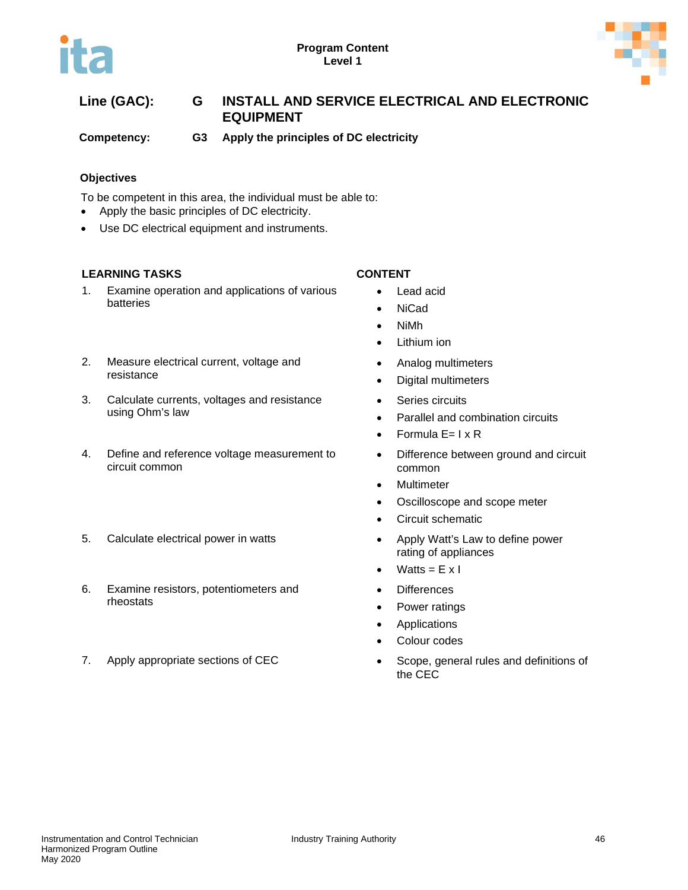**Line (GAC):** G **INSTALL AND SERVICE ELECTRICAL AND ELECTRONIC EQUIPMENT**

**Competency:** G3 **Apply the principles of DC electricity**

### Objectives

To be competent in this area, the individual must be able to:

- Apply the basic principles of DC electricity.
- Use DC electrical equipment and instruments.

| LEARNING TASKS | CONTENT |
| --- | --- |
| 1. Examine operation and applications of various batteries | • Lead acid<br>• NiCad<br>• NiMh<br>• Lithium ion |
| 2. Measure electrical current, voltage and resistance | • Analog multimeters<br>• Digital multimeters |
| 3. Calculate currents, voltages and resistance using Ohm's law | • Series circuits<br>• Parallel and combination circuits<br>• Formula E= I x R |
| 4. Define and reference voltage measurement to circuit common | • Difference between ground and circuit common<br>• Multimeter<br>• Oscilloscope and scope meter<br>• Circuit schematic |
| 5. Calculate electrical power in watts | • Apply Watt's Law to define power rating of appliances<br>• Watts = E x I |
| 6. Examine resistors, potentiometers and rheostats | • Differences<br>• Power ratings<br>• Applications<br>• Colour codes |
| 7. Apply appropriate sections of CEC | • Scope, general rules and definitions of the CEC |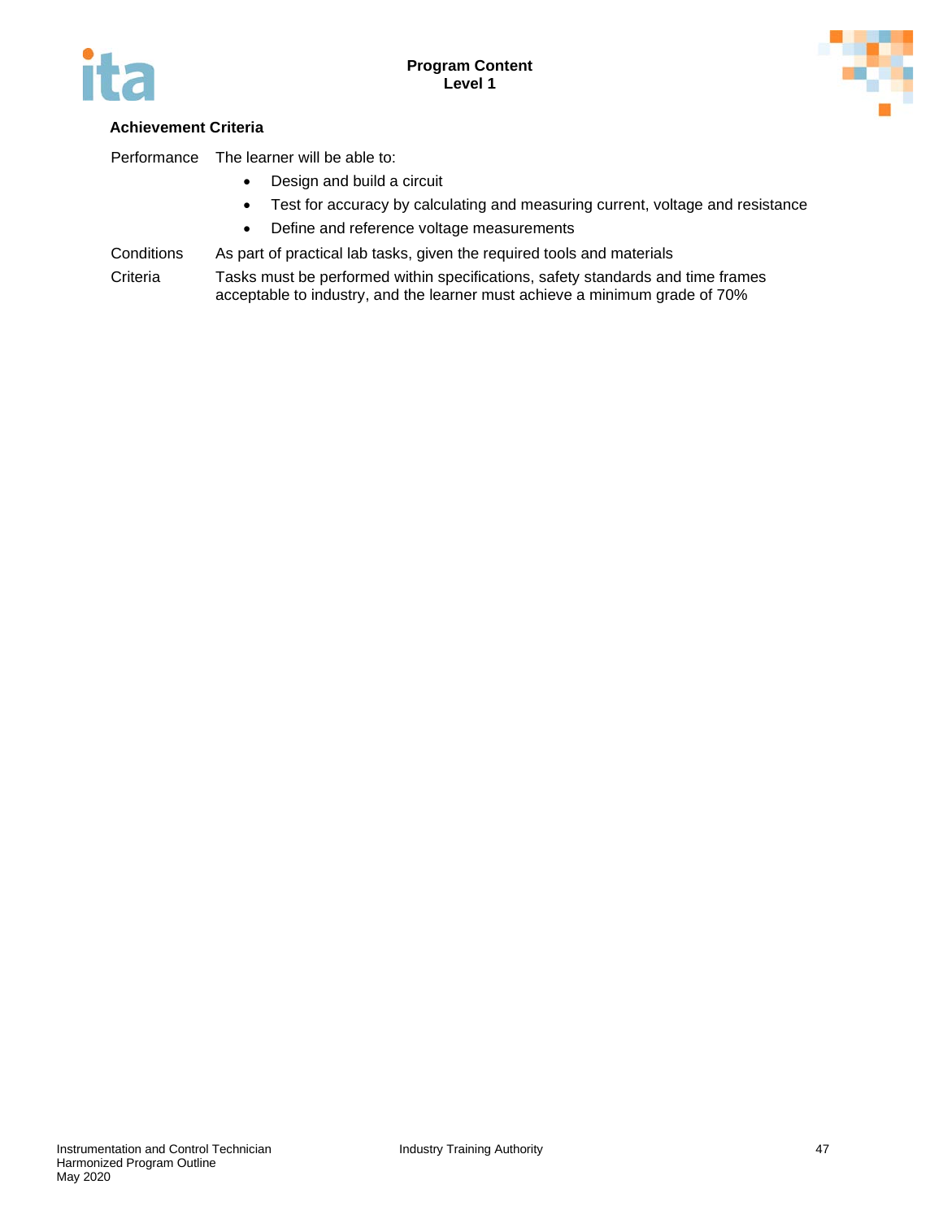**Achievement Criteria**

| | |
|---|---|
| Performance | The learner will be able to:<br>• Design and build a circuit<br>• Test for accuracy by calculating and measuring current, voltage and resistance<br>• Define and reference voltage measurements |
| Conditions | As part of practical lab tasks, given the required tools and materials |
| Criteria | Tasks must be performed within specifications, safety standards and time frames acceptable to industry, and the learner must achieve a minimum grade of 70% |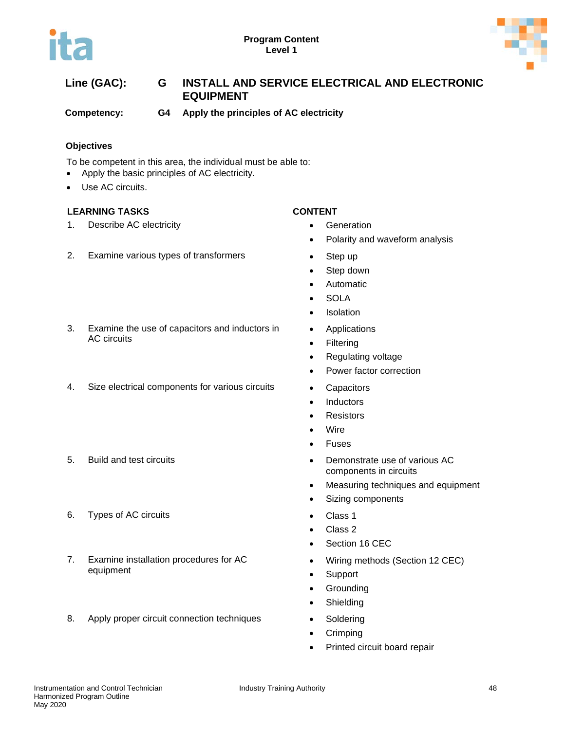**Line (GAC):** **G** **INSTALL AND SERVICE ELECTRICAL AND ELECTRONIC EQUIPMENT**

**Competency:** **G4** **Apply the principles of AC electricity**

### Objectives

To be competent in this area, the individual must be able to:

- Apply the basic principles of AC electricity.
- Use AC circuits.

| LEARNING TASKS | CONTENT |
|---|---|
| 1. Describe AC electricity | • Generation<br>• Polarity and waveform analysis |
| 2. Examine various types of transformers | • Step up<br>• Step down<br>• Automatic<br>• SOLA<br>• Isolation |
| 3. Examine the use of capacitors and inductors in AC circuits | • Applications<br>• Filtering<br>• Regulating voltage<br>• Power factor correction |
| 4. Size electrical components for various circuits | • Capacitors<br>• Inductors<br>• Resistors<br>• Wire<br>• Fuses |
| 5. Build and test circuits | • Demonstrate use of various AC components in circuits<br>• Measuring techniques and equipment<br>• Sizing components |
| 6. Types of AC circuits | • Class 1<br>• Class 2<br>• Section 16 CEC |
| 7. Examine installation procedures for AC equipment | • Wiring methods (Section 12 CEC)<br>• Support<br>• Grounding<br>• Shielding |
| 8. Apply proper circuit connection techniques | • Soldering<br>• Crimping<br>• Printed circuit board repair |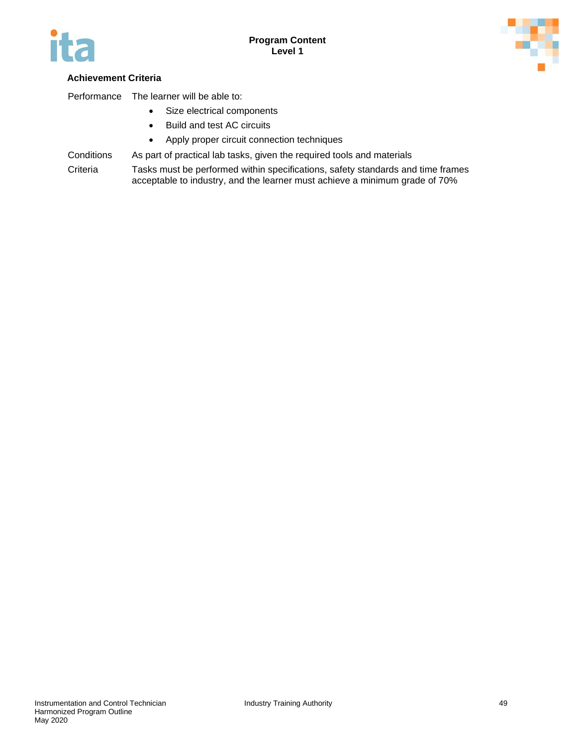### Achievement Criteria

| | |
|---|---|
| Performance | The learner will be able to:<br>• Size electrical components<br>• Build and test AC circuits<br>• Apply proper circuit connection techniques |
| Conditions | As part of practical lab tasks, given the required tools and materials |
| Criteria | Tasks must be performed within specifications, safety standards and time frames acceptable to industry, and the learner must achieve a minimum grade of 70% |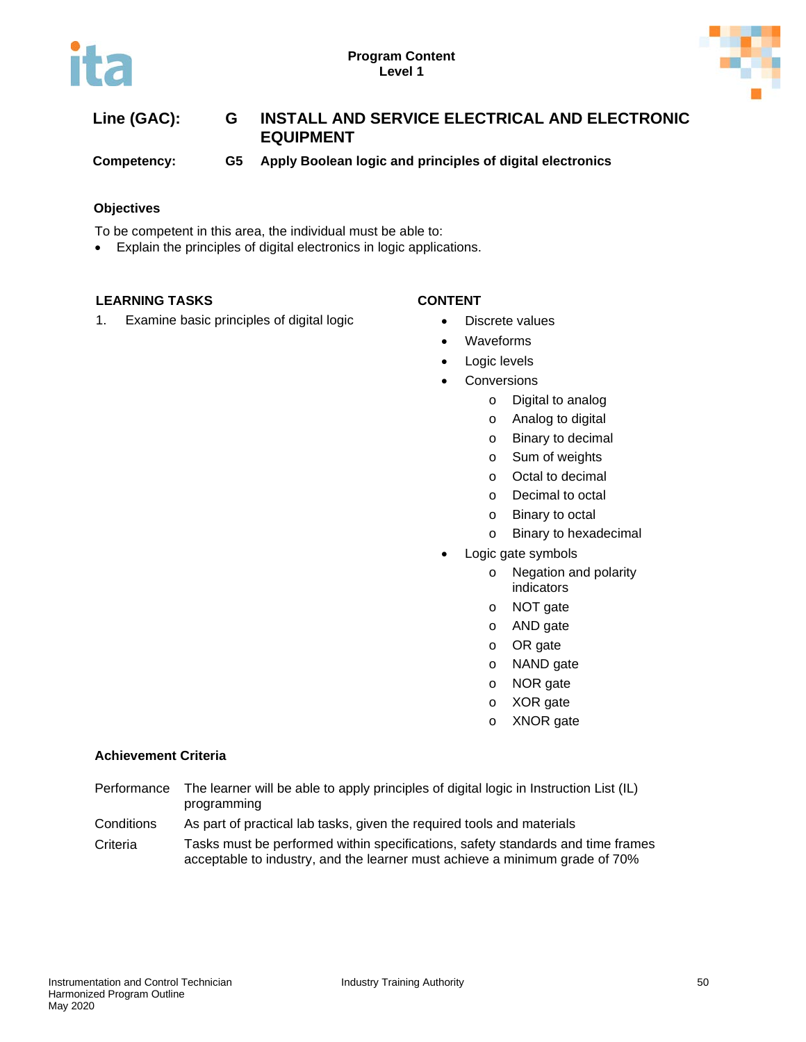**Line (GAC):** **G** **INSTALL AND SERVICE ELECTRICAL AND ELECTRONIC EQUIPMENT**

**Competency:** **G5** **Apply Boolean logic and principles of digital electronics**

### Objectives

To be competent in this area, the individual must be able to:

- Explain the principles of digital electronics in logic applications.

| LEARNING TASKS | CONTENT |
|---|---|
| 1. Examine basic principles of digital logic | • Discrete values<br>• Waveforms<br>• Logic levels<br>• Conversions<br>  o Digital to analog<br>  o Analog to digital<br>  o Binary to decimal<br>  o Sum of weights<br>  o Octal to decimal<br>  o Decimal to octal<br>  o Binary to octal<br>  o Binary to hexadecimal<br>• Logic gate symbols<br>  o Negation and polarity indicators<br>  o NOT gate<br>  o AND gate<br>  o OR gate<br>  o NAND gate<br>  o NOR gate<br>  o XOR gate<br>  o XNOR gate |

### Achievement Criteria

| | |
|---|---|
| Performance | The learner will be able to apply principles of digital logic in Instruction List (IL) programming |
| Conditions | As part of practical lab tasks, given the required tools and materials |
| Criteria | Tasks must be performed within specifications, safety standards and time frames acceptable to industry, and the learner must achieve a minimum grade of 70% |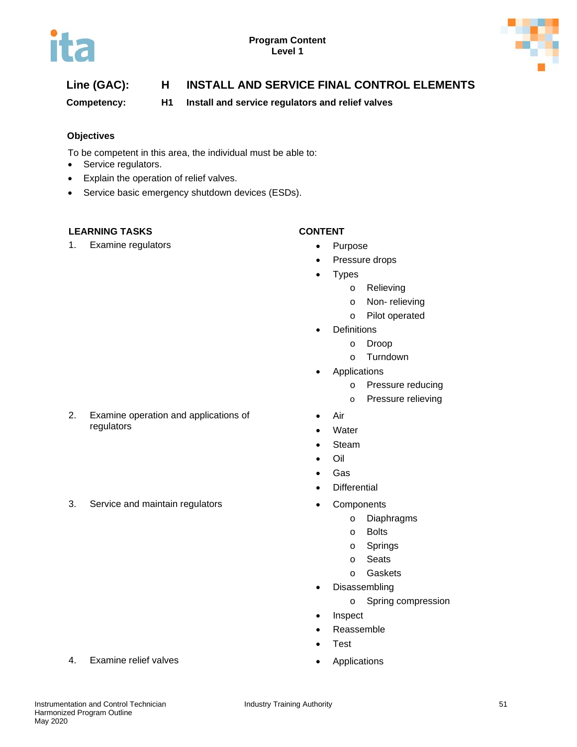**Line (GAC):** **H** **INSTALL AND SERVICE FINAL CONTROL ELEMENTS**

**Competency:** **H1** **Install and service regulators and relief valves**

**Objectives**

To be competent in this area, the individual must be able to:

- Service regulators.
- Explain the operation of relief valves.
- Service basic emergency shutdown devices (ESDs).

| LEARNING TASKS | CONTENT |
|---|---|
| 1. Examine regulators | • Purpose<br>• Pressure drops<br>• Types<br>  o Relieving<br>  o Non- relieving<br>  o Pilot operated<br>• Definitions<br>  o Droop<br>  o Turndown<br>• Applications<br>  o Pressure reducing<br>  o Pressure relieving |
| 2. Examine operation and applications of regulators | • Air<br>• Water<br>• Steam<br>• Oil<br>• Gas<br>• Differential |
| 3. Service and maintain regulators | • Components<br>  o Diaphragms<br>  o Bolts<br>  o Springs<br>  o Seats<br>  o Gaskets<br>• Disassembling<br>  o Spring compression<br>• Inspect<br>• Reassemble<br>• Test |
| 4. Examine relief valves | • Applications |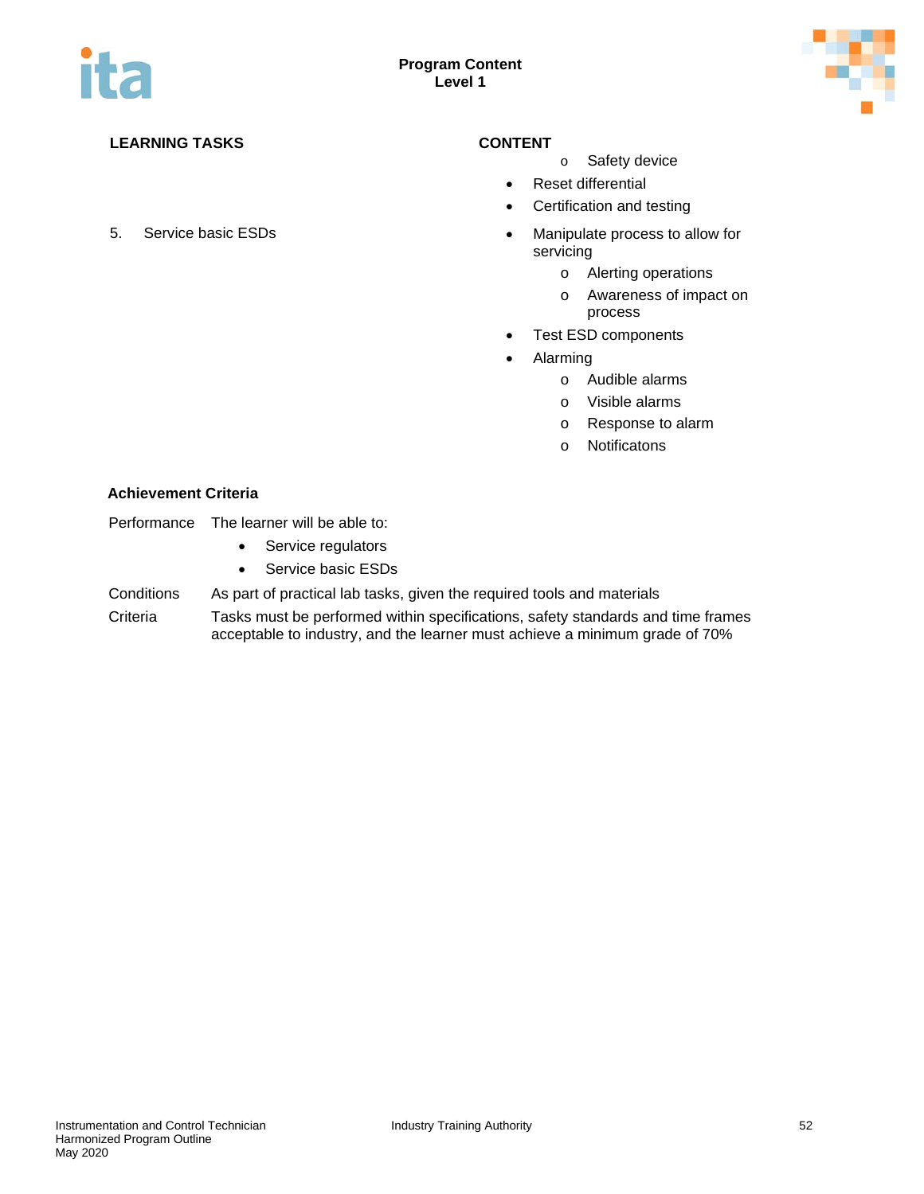| LEARNING TASKS | CONTENT |
|---|---|
| | o Safety device<br>• Reset differential<br>• Certification and testing |
| 5. Service basic ESDs | • Manipulate process to allow for servicing<br>  o Alerting operations<br>  o Awareness of impact on process<br>• Test ESD components<br>• Alarming<br>  o Audible alarms<br>  o Visible alarms<br>  o Response to alarm<br>  o Notificatons |

**Achievement Criteria**

Performance The learner will be able to:

- Service regulators
- Service basic ESDs

Conditions As part of practical lab tasks, given the required tools and materials

Criteria Tasks must be performed within specifications, safety standards and time frames acceptable to industry, and the learner must achieve a minimum grade of 70%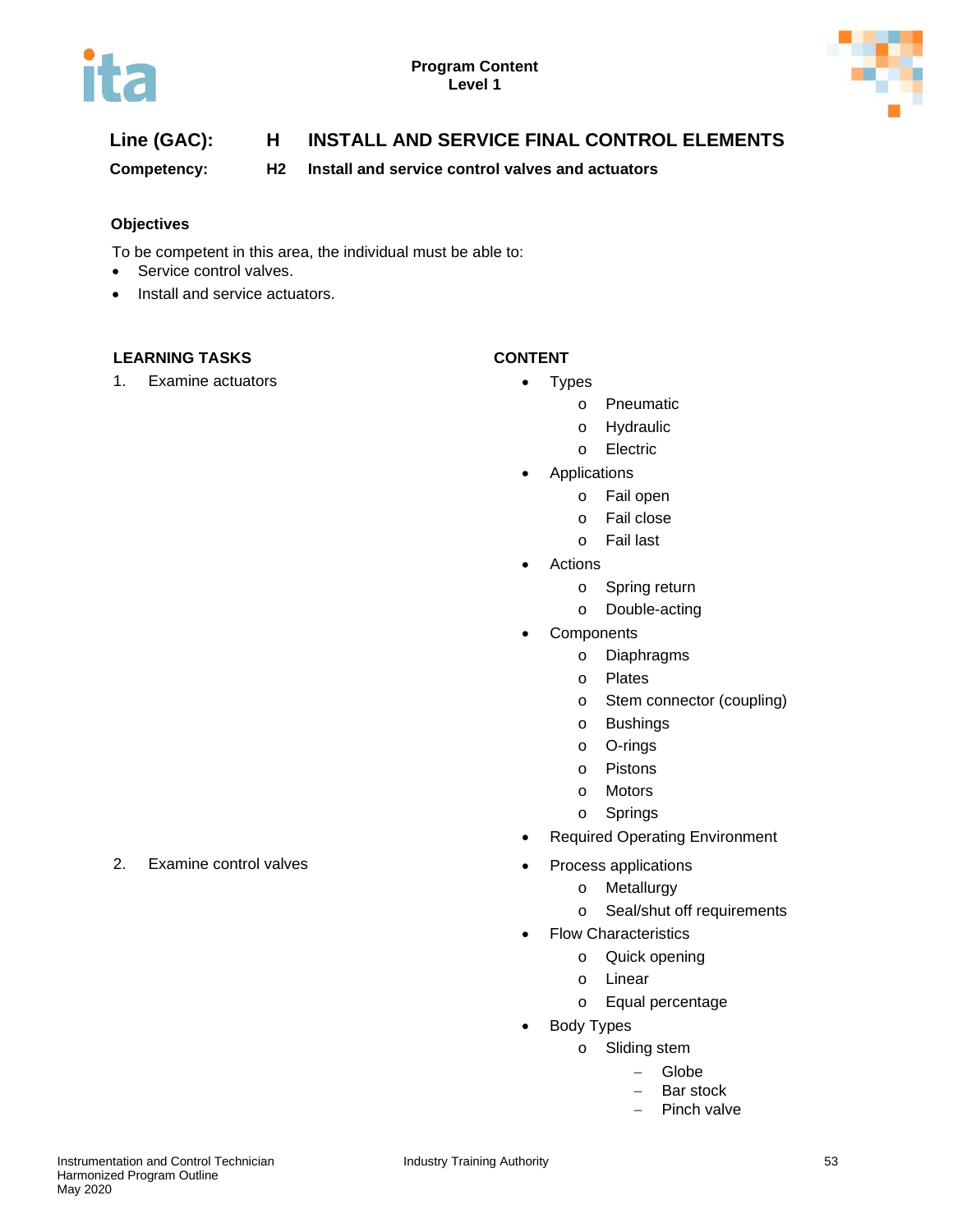**Line (GAC):** H **INSTALL AND SERVICE FINAL CONTROL ELEMENTS**

**Competency:** H2 **Install and service control valves and actuators**

### Objectives

To be competent in this area, the individual must be able to:

- Service control valves.
- Install and service actuators.

| LEARNING TASKS | CONTENT |
|---|---|
| 1. Examine actuators | • Types<br>o Pneumatic<br>o Hydraulic<br>o Electric<br>• Applications<br>o Fail open<br>o Fail close<br>o Fail last<br>• Actions<br>o Spring return<br>o Double-acting<br>• Components<br>o Diaphragms<br>o Plates<br>o Stem connector (coupling)<br>o Bushings<br>o O-rings<br>o Pistons<br>o Motors<br>o Springs<br>• Required Operating Environment |
| 2. Examine control valves | • Process applications<br>o Metallurgy<br>o Seal/shut off requirements<br>• Flow Characteristics<br>o Quick opening<br>o Linear<br>o Equal percentage<br>• Body Types<br>o Sliding stem<br>– Globe<br>– Bar stock<br>– Pinch valve |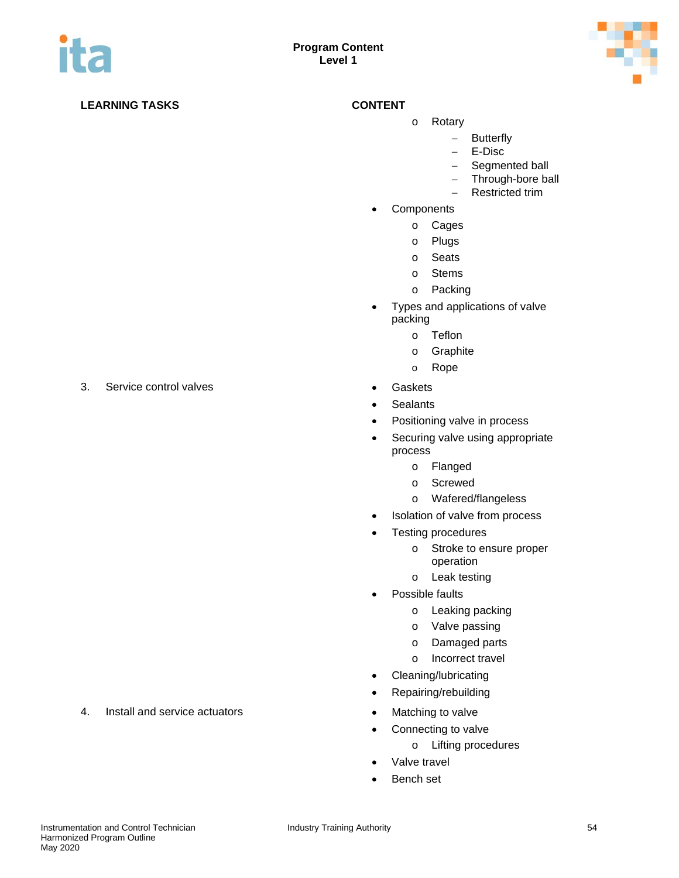| LEARNING TASKS | CONTENT |
|---|---|
| | o Rotary<br>– Butterfly<br>– E-Disc<br>– Segmented ball<br>– Through-bore ball<br>– Restricted trim<br>• Components<br>o Cages<br>o Plugs<br>o Seats<br>o Stems<br>o Packing<br>• Types and applications of valve packing<br>o Teflon<br>o Graphite<br>o Rope |
| 3. Service control valves | • Gaskets<br>• Sealants<br>• Positioning valve in process<br>• Securing valve using appropriate process<br>o Flanged<br>o Screwed<br>o Wafered/flangeless<br>• Isolation of valve from process<br>• Testing procedures<br>o Stroke to ensure proper operation<br>o Leak testing<br>• Possible faults<br>o Leaking packing<br>o Valve passing<br>o Damaged parts<br>o Incorrect travel<br>• Cleaning/lubricating<br>• Repairing/rebuilding |
| 4. Install and service actuators | • Matching to valve<br>• Connecting to valve<br>o Lifting procedures<br>• Valve travel<br>• Bench set |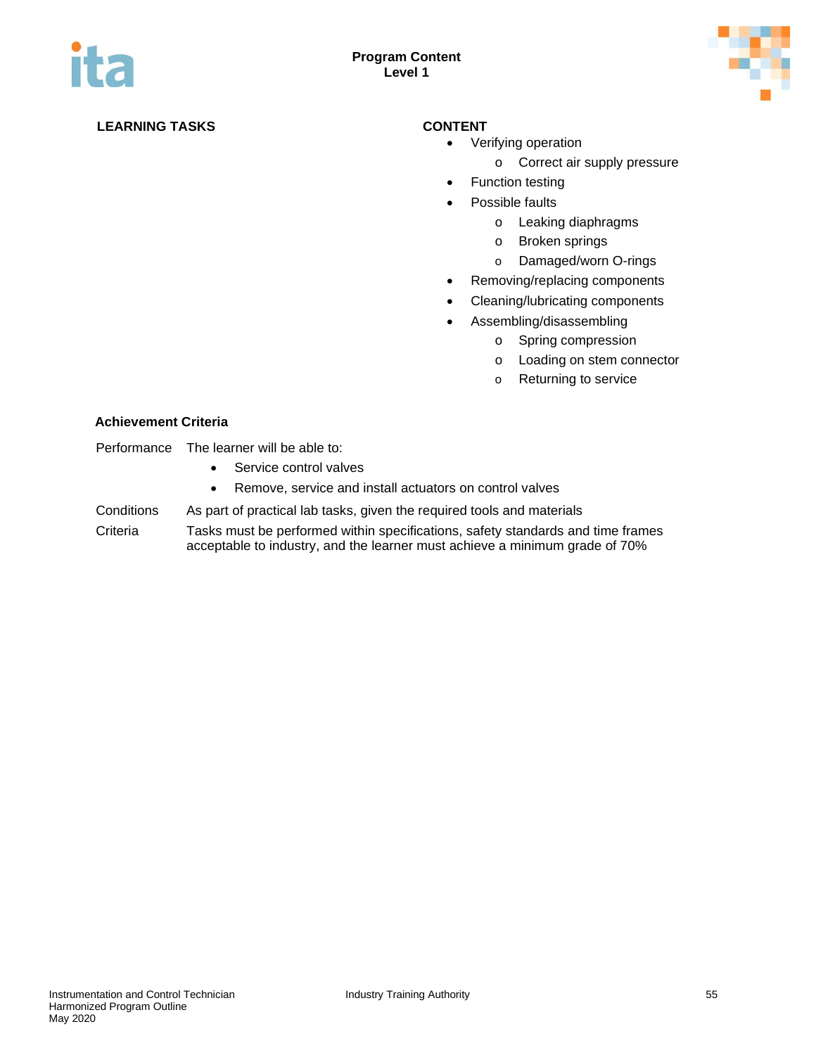| LEARNING TASKS | CONTENT |
|---|---|
| | • Verifying operation<br>  o Correct air supply pressure<br>• Function testing<br>• Possible faults<br>  o Leaking diaphragms<br>  o Broken springs<br>  o Damaged/worn O-rings<br>• Removing/replacing components<br>• Cleaning/lubricating components<br>• Assembling/disassembling<br>  o Spring compression<br>  o Loading on stem connector<br>  o Returning to service |

**Achievement Criteria**

| | |
|---|---|
| Performance | The learner will be able to:<br>• Service control valves<br>• Remove, service and install actuators on control valves |
| Conditions | As part of practical lab tasks, given the required tools and materials |
| Criteria | Tasks must be performed within specifications, safety standards and time frames acceptable to industry, and the learner must achieve a minimum grade of 70% |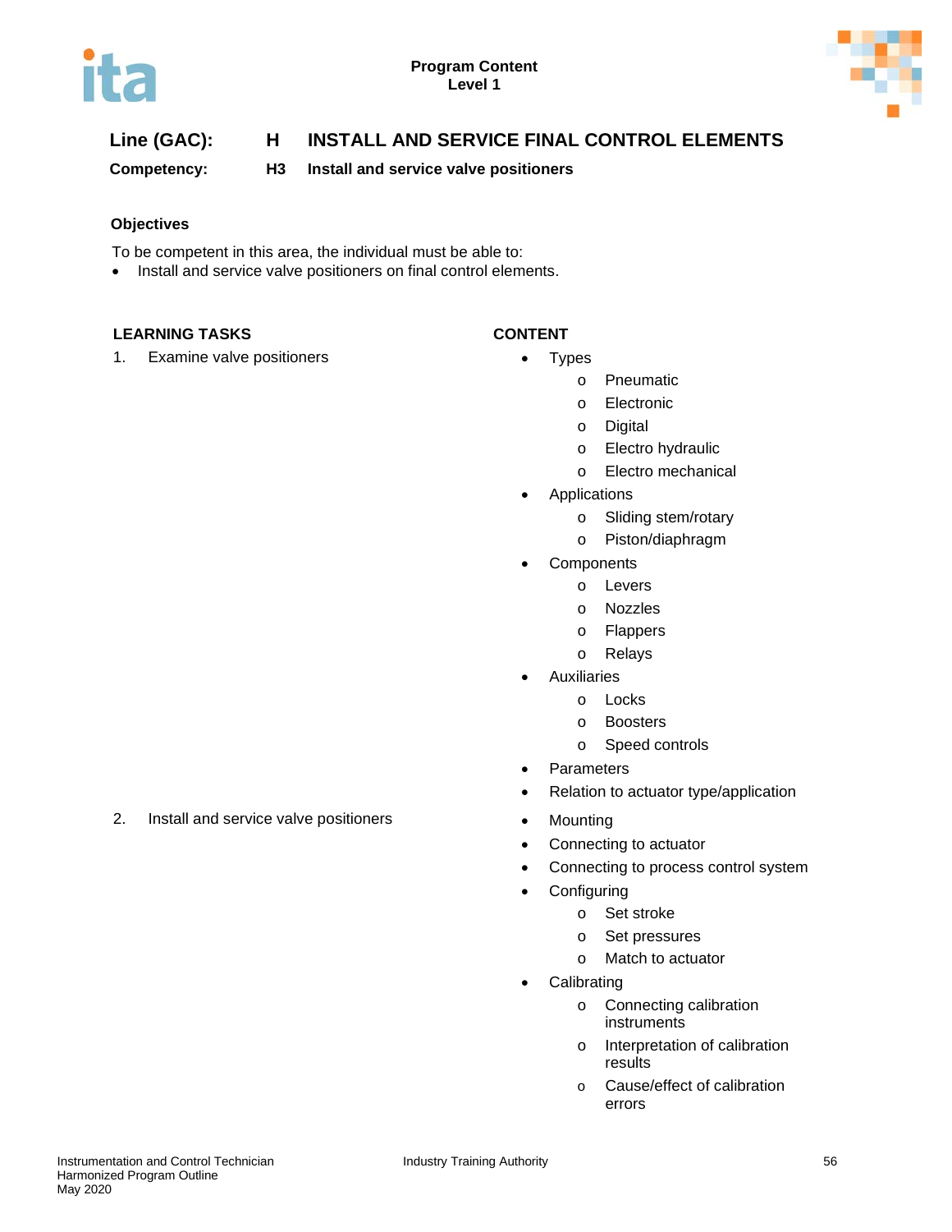**Program Content**
**Level 1**

## Line (GAC): H INSTALL AND SERVICE FINAL CONTROL ELEMENTS

**Competency: H3 Install and service valve positioners**

### Objectives

To be competent in this area, the individual must be able to:

- Install and service valve positioners on final control elements.

| LEARNING TASKS | CONTENT |
| --- | --- |
| 1. Examine valve positioners | • Types<br>  o Pneumatic<br>  o Electronic<br>  o Digital<br>  o Electro hydraulic<br>  o Electro mechanical<br>• Applications<br>  o Sliding stem/rotary<br>  o Piston/diaphragm<br>• Components<br>  o Levers<br>  o Nozzles<br>  o Flappers<br>  o Relays<br>• Auxiliaries<br>  o Locks<br>  o Boosters<br>  o Speed controls<br>• Parameters<br>• Relation to actuator type/application |
| 2. Install and service valve positioners | • Mounting<br>• Connecting to actuator<br>• Connecting to process control system<br>• Configuring<br>  o Set stroke<br>  o Set pressures<br>  o Match to actuator<br>• Calibrating<br>  o Connecting calibration instruments<br>  o Interpretation of calibration results<br>  o Cause/effect of calibration errors |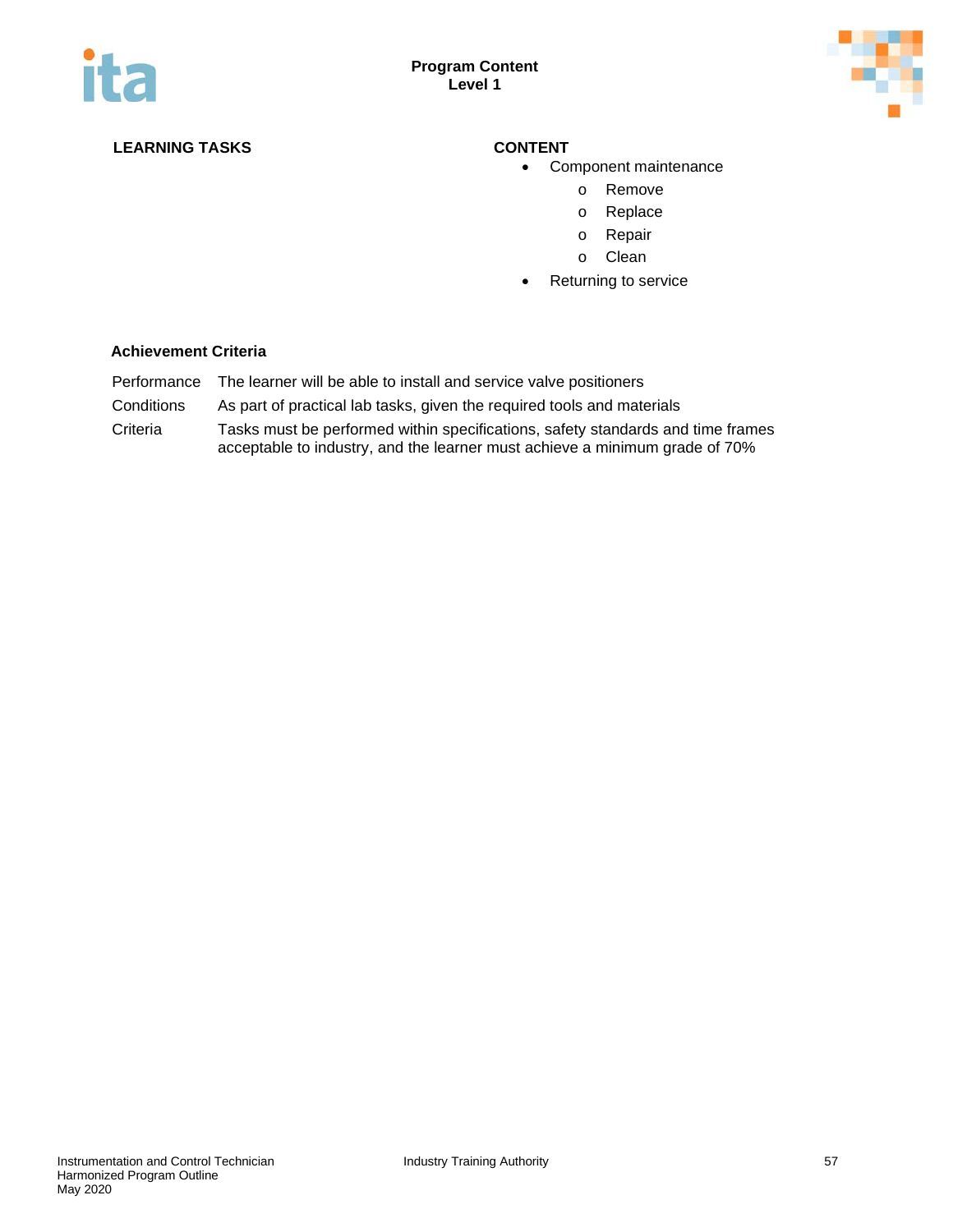| LEARNING TASKS | CONTENT |
| --- | --- |
| | • Component maintenance<br>  o Remove<br>  o Replace<br>  o Repair<br>  o Clean<br>• Returning to service |

**Achievement Criteria**

| | |
| --- | --- |
| Performance | The learner will be able to install and service valve positioners |
| Conditions | As part of practical lab tasks, given the required tools and materials |
| Criteria | Tasks must be performed within specifications, safety standards and time frames acceptable to industry, and the learner must achieve a minimum grade of 70% |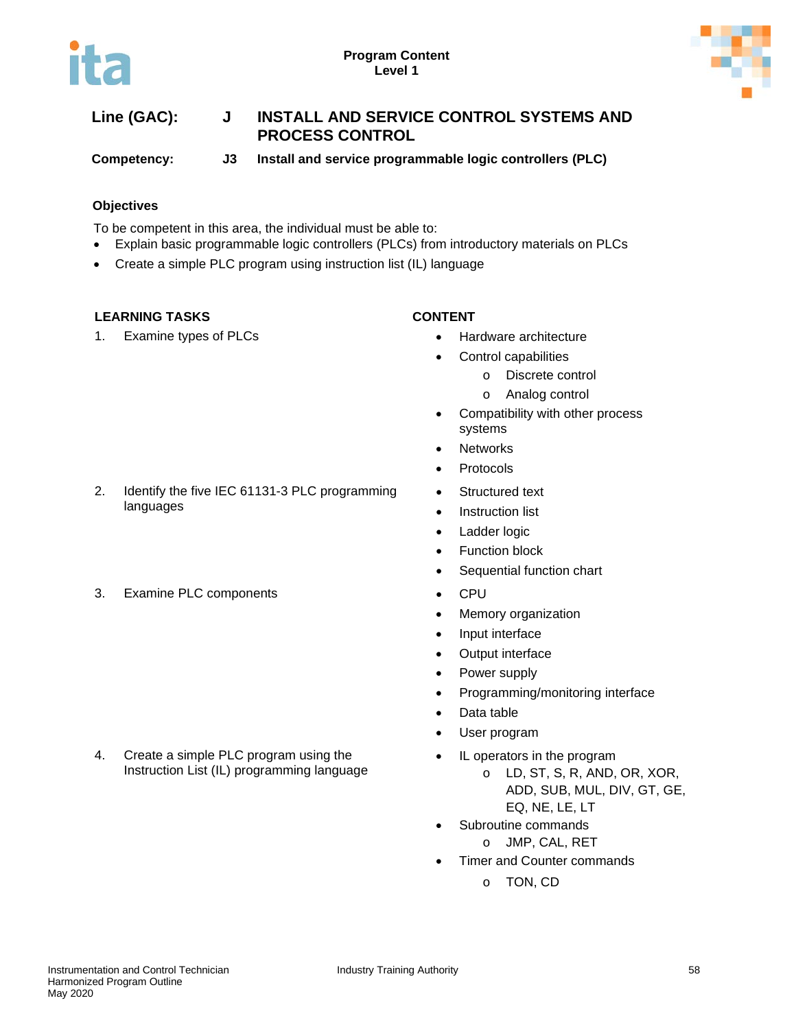**Line (GAC):** **J** **INSTALL AND SERVICE CONTROL SYSTEMS AND PROCESS CONTROL**

**Competency:** **J3** **Install and service programmable logic controllers (PLC)**

**Objectives**

To be competent in this area, the individual must be able to:

- Explain basic programmable logic controllers (PLCs) from introductory materials on PLCs
- Create a simple PLC program using instruction list (IL) language

| LEARNING TASKS | CONTENT |
|---|---|
| 1. Examine types of PLCs | • Hardware architecture<br>• Control capabilities<br>  o Discrete control<br>  o Analog control<br>• Compatibility with other process systems<br>• Networks<br>• Protocols |
| 2. Identify the five IEC 61131-3 PLC programming languages | • Structured text<br>• Instruction list<br>• Ladder logic<br>• Function block<br>• Sequential function chart |
| 3. Examine PLC components | • CPU<br>• Memory organization<br>• Input interface<br>• Output interface<br>• Power supply<br>• Programming/monitoring interface<br>• Data table<br>• User program |
| 4. Create a simple PLC program using the Instruction List (IL) programming language | • IL operators in the program<br>  o LD, ST, S, R, AND, OR, XOR, ADD, SUB, MUL, DIV, GT, GE, EQ, NE, LE, LT<br>• Subroutine commands<br>  o JMP, CAL, RET<br>• Timer and Counter commands<br>  o TON, CD |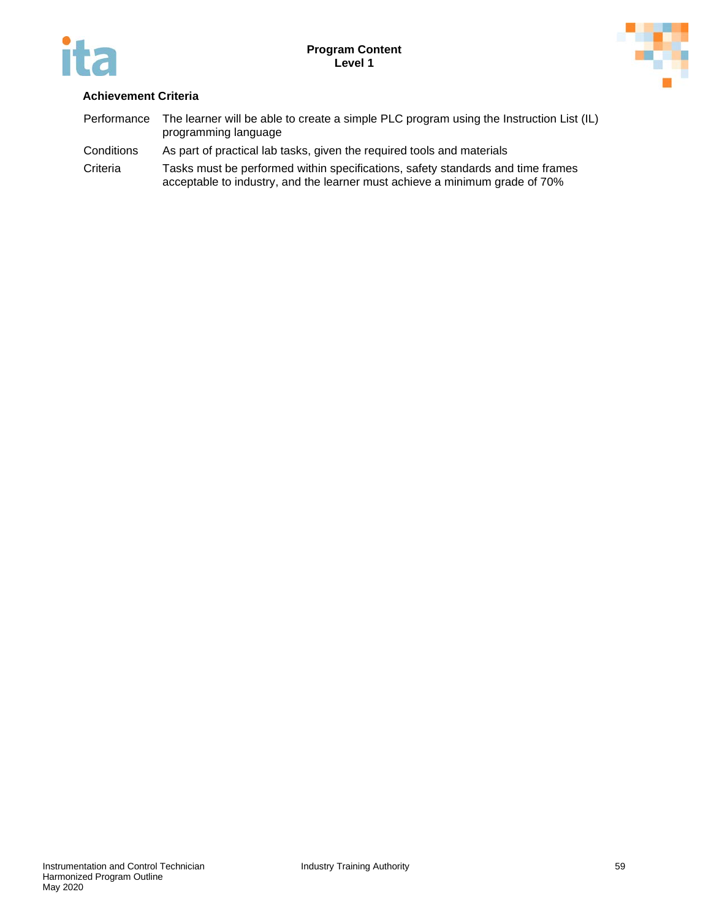**Achievement Criteria**

| | |
|---|---|
| Performance | The learner will be able to create a simple PLC program using the Instruction List (IL) programming language |
| Conditions | As part of practical lab tasks, given the required tools and materials |
| Criteria | Tasks must be performed within specifications, safety standards and time frames acceptable to industry, and the learner must achieve a minimum grade of 70% |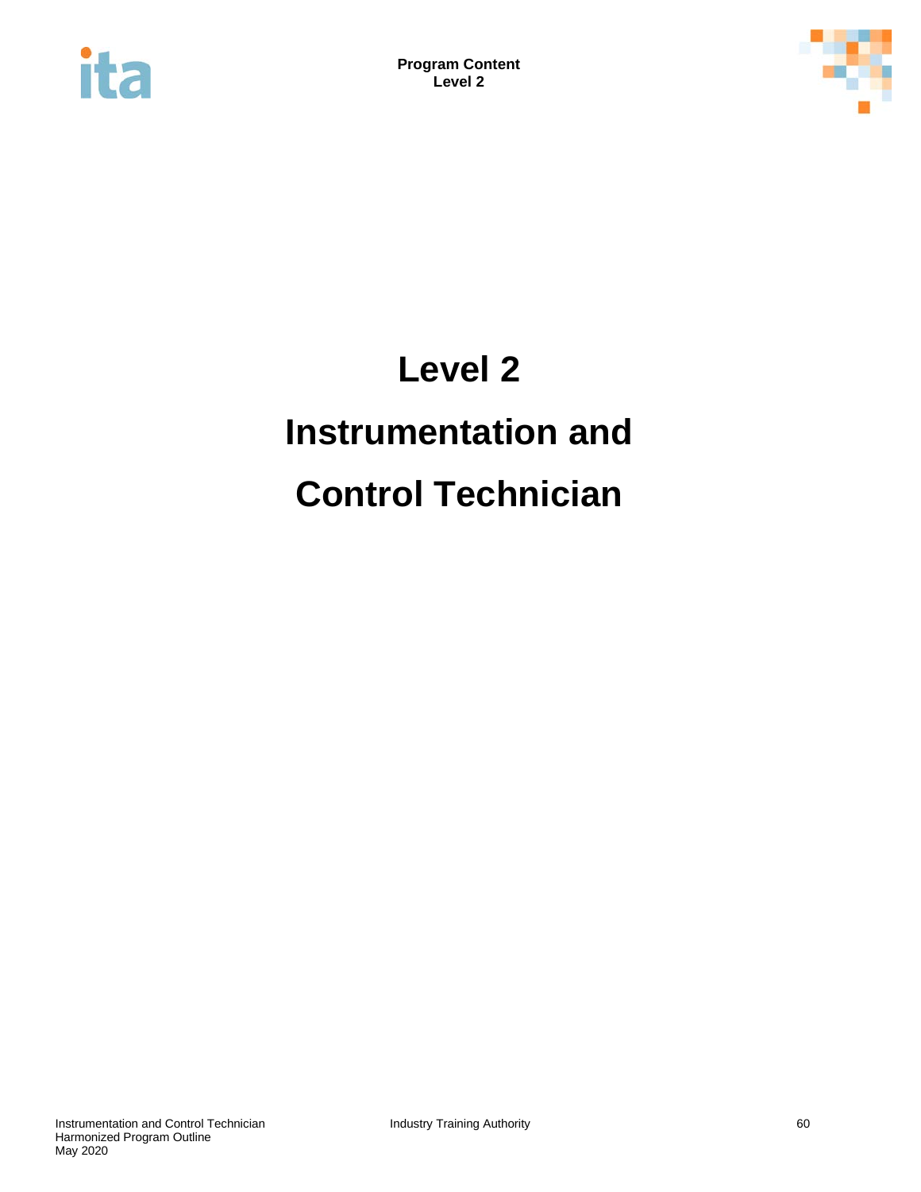# Level 2

# Instrumentation and

# Control Technician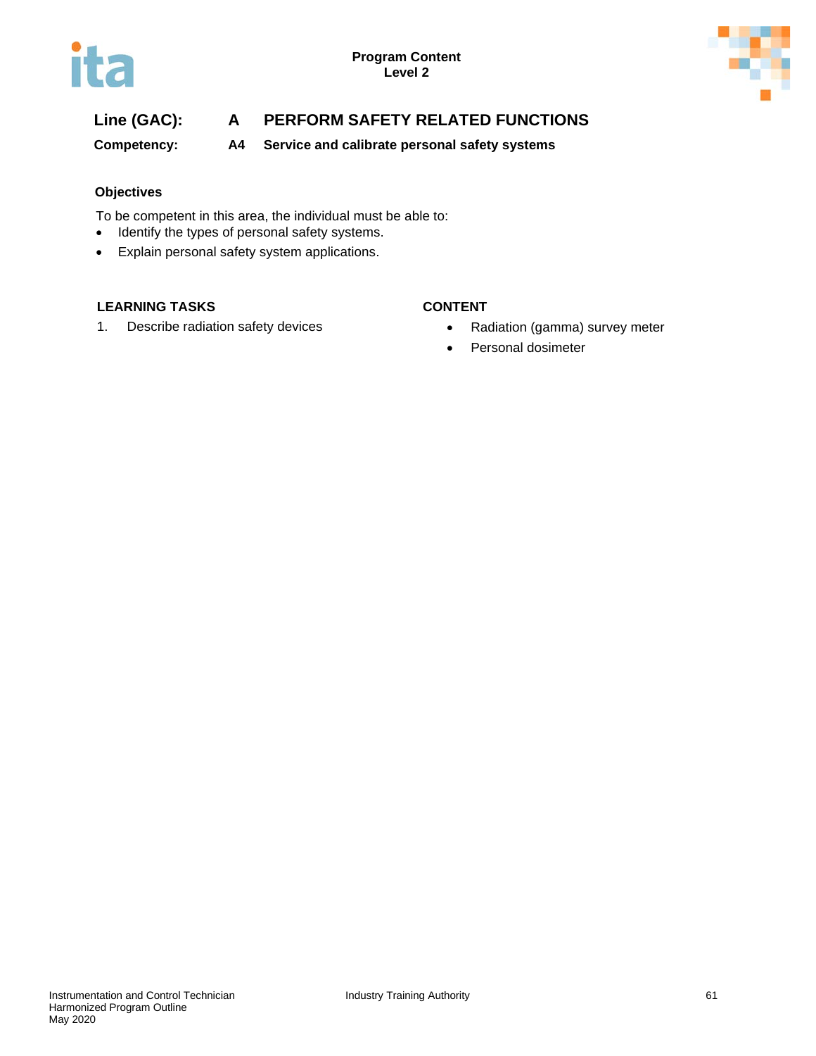**Line (GAC):** **A PERFORM SAFETY RELATED FUNCTIONS**

**Competency:** **A4 Service and calibrate personal safety systems**

### Objectives

To be competent in this area, the individual must be able to:

- Identify the types of personal safety systems.
- Explain personal safety system applications.

| LEARNING TASKS | CONTENT |
|---|---|
| 1. Describe radiation safety devices | • Radiation (gamma) survey meter<br>• Personal dosimeter |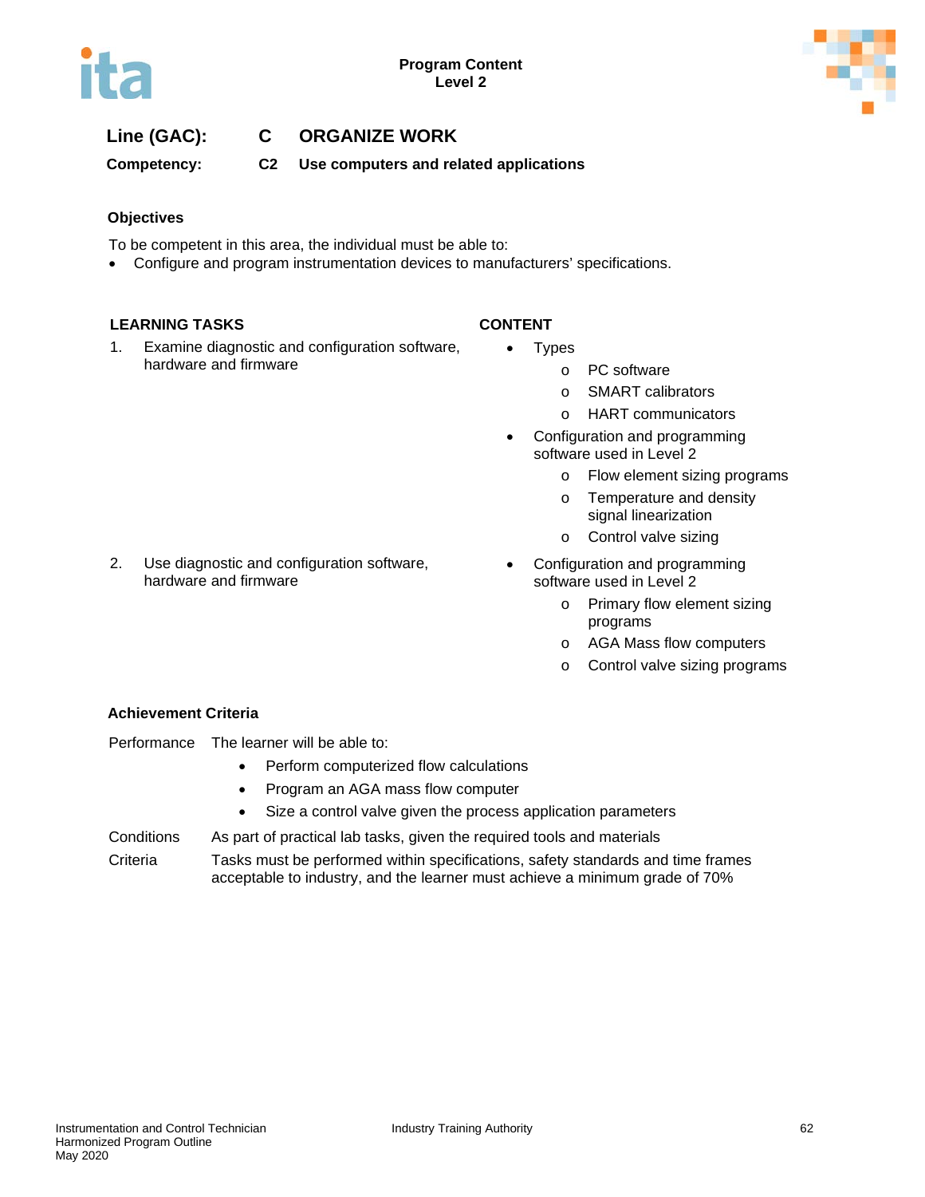**Line (GAC):** **C ORGANIZE WORK**

**Competency:** **C2 Use computers and related applications**

### Objectives

To be competent in this area, the individual must be able to:

- Configure and program instrumentation devices to manufacturers' specifications.

| LEARNING TASKS | CONTENT |
|---|---|
| 1. Examine diagnostic and configuration software, hardware and firmware | • Types<br>  o PC software<br>  o SMART calibrators<br>  o HART communicators<br>• Configuration and programming software used in Level 2<br>  o Flow element sizing programs<br>  o Temperature and density signal linearization<br>  o Control valve sizing |
| 2. Use diagnostic and configuration software, hardware and firmware | • Configuration and programming software used in Level 2<br>  o Primary flow element sizing programs<br>  o AGA Mass flow computers<br>  o Control valve sizing programs |

### Achievement Criteria

Performance The learner will be able to:

- Perform computerized flow calculations
- Program an AGA mass flow computer
- Size a control valve given the process application parameters

Conditions As part of practical lab tasks, given the required tools and materials

Criteria Tasks must be performed within specifications, safety standards and time frames acceptable to industry, and the learner must achieve a minimum grade of 70%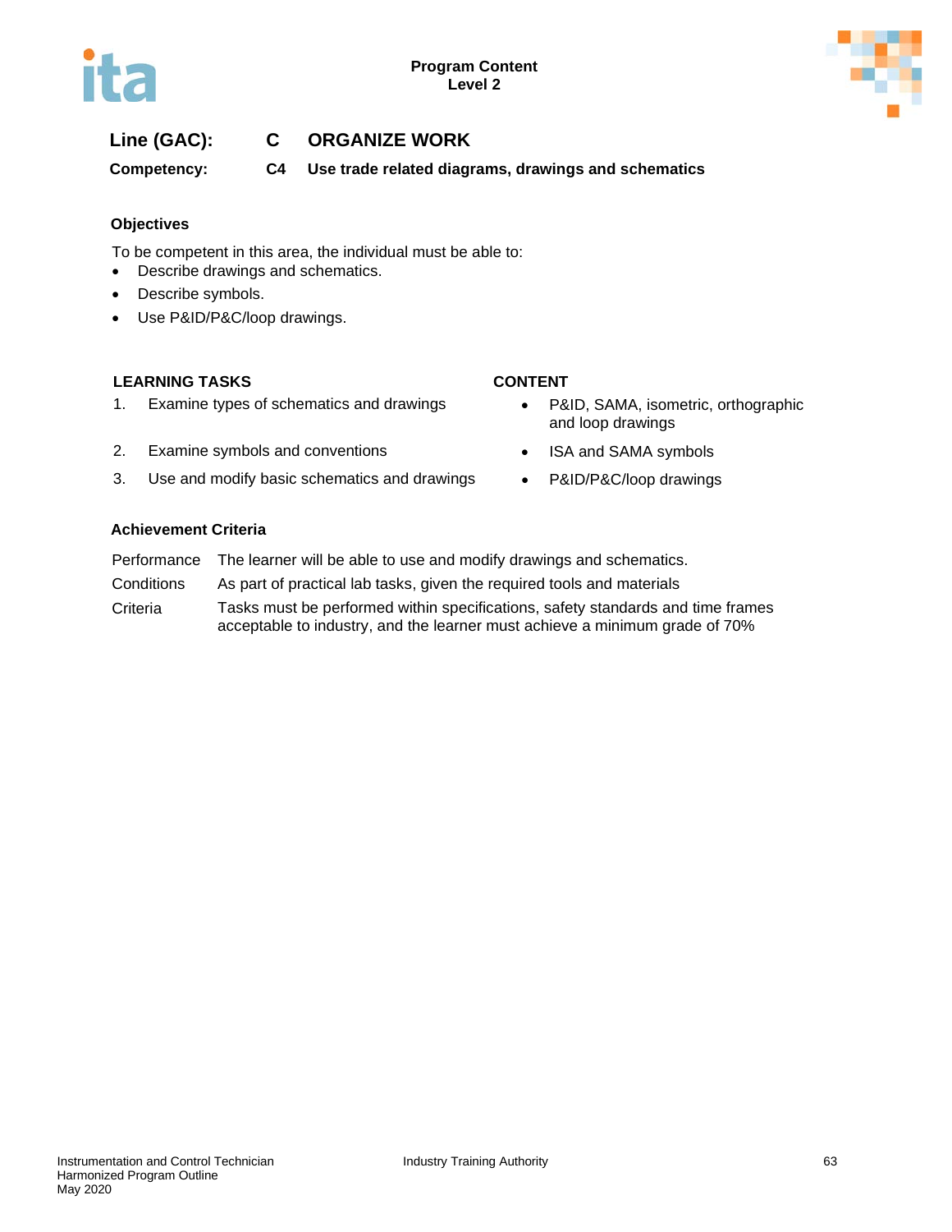**Line (GAC): C ORGANIZE WORK**

**Competency: C4 Use trade related diagrams, drawings and schematics**

## Objectives

To be competent in this area, the individual must be able to:

- Describe drawings and schematics.
- Describe symbols.
- Use P&ID/P&C/loop drawings.

| LEARNING TASKS | CONTENT |
| --- | --- |
| 1. Examine types of schematics and drawings | • P&ID, SAMA, isometric, orthographic and loop drawings |
| 2. Examine symbols and conventions | • ISA and SAMA symbols |
| 3. Use and modify basic schematics and drawings | • P&ID/P&C/loop drawings |

## Achievement Criteria

| | |
| --- | --- |
| Performance | The learner will be able to use and modify drawings and schematics. |
| Conditions | As part of practical lab tasks, given the required tools and materials |
| Criteria | Tasks must be performed within specifications, safety standards and time frames acceptable to industry, and the learner must achieve a minimum grade of 70% |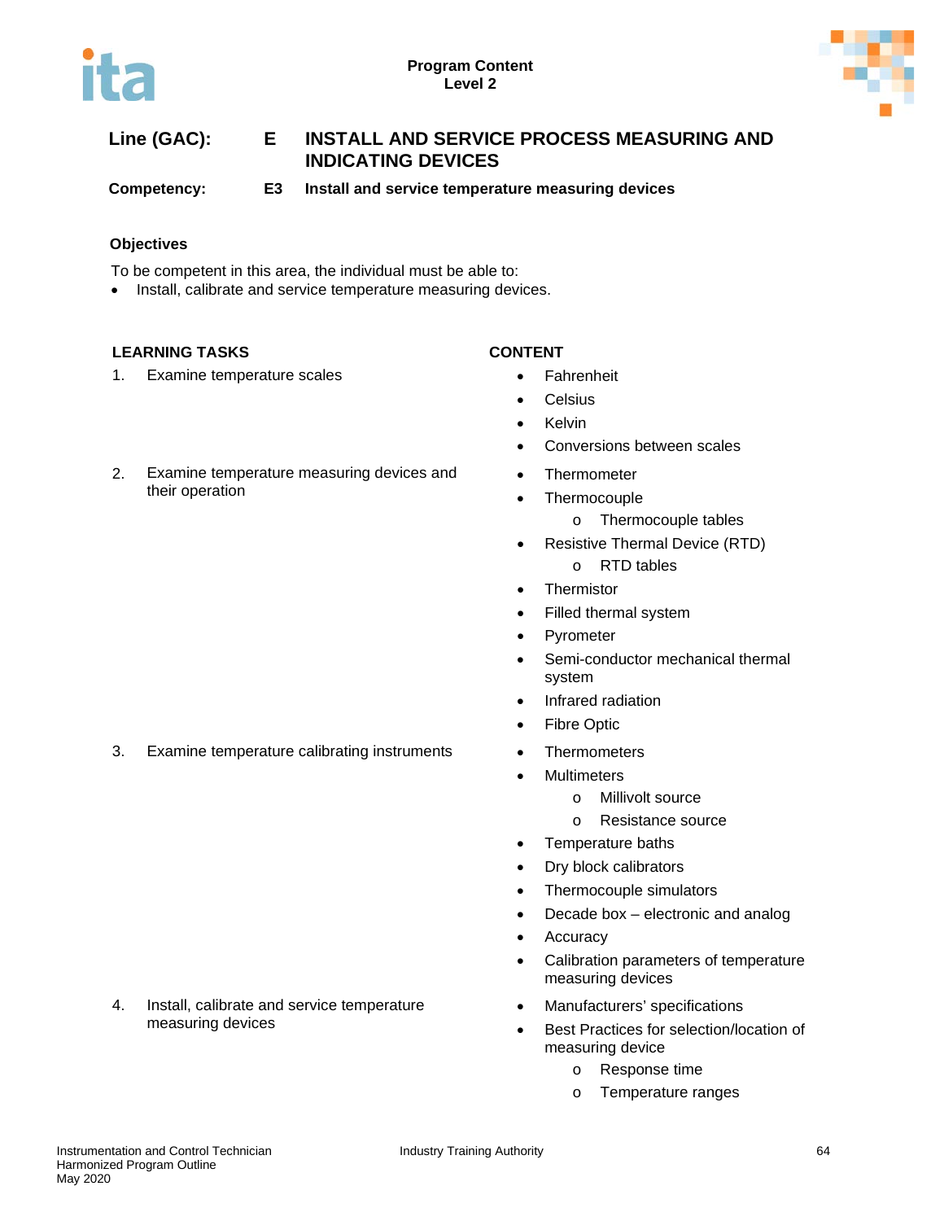**Line (GAC):** E INSTALL AND SERVICE PROCESS MEASURING AND INDICATING DEVICES

**Competency:** E3 Install and service temperature measuring devices

**Objectives**

To be competent in this area, the individual must be able to:

- Install, calibrate and service temperature measuring devices.

| LEARNING TASKS | CONTENT |
|---|---|
| 1. Examine temperature scales | • Fahrenheit<br>• Celsius<br>• Kelvin<br>• Conversions between scales |
| 2. Examine temperature measuring devices and their operation | • Thermometer<br>• Thermocouple<br>  o Thermocouple tables<br>• Resistive Thermal Device (RTD)<br>  o RTD tables<br>• Thermistor<br>• Filled thermal system<br>• Pyrometer<br>• Semi-conductor mechanical thermal system<br>• Infrared radiation<br>• Fibre Optic |
| 3. Examine temperature calibrating instruments | • Thermometers<br>• Multimeters<br>  o Millivolt source<br>  o Resistance source<br>• Temperature baths<br>• Dry block calibrators<br>• Thermocouple simulators<br>• Decade box – electronic and analog<br>• Accuracy<br>• Calibration parameters of temperature measuring devices |
| 4. Install, calibrate and service temperature measuring devices | • Manufacturers' specifications<br>• Best Practices for selection/location of measuring device<br>  o Response time<br>  o Temperature ranges |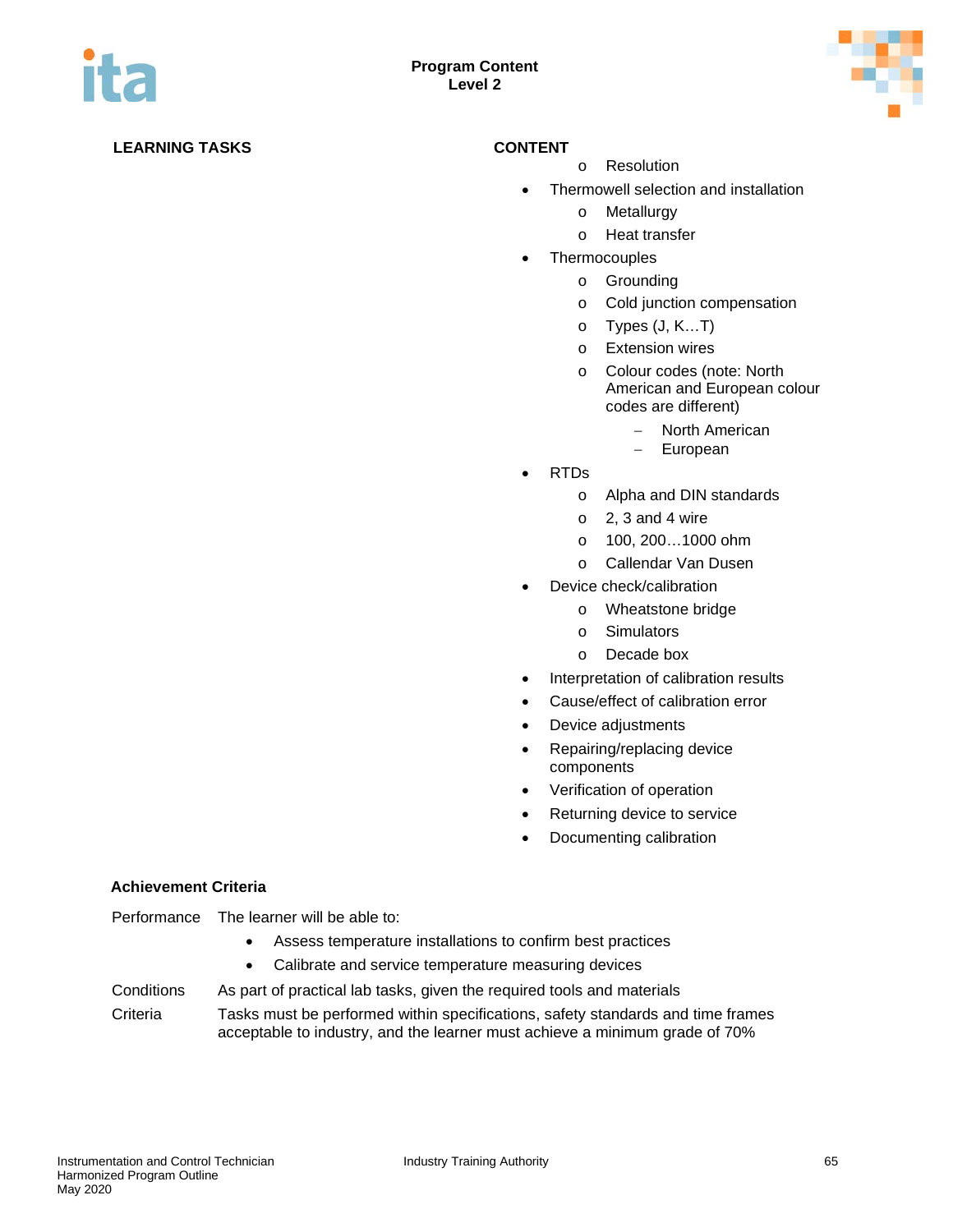**LEARNING TASKS** | **CONTENT**

- o Resolution
- Thermowell selection and installation
  - o Metallurgy
  - o Heat transfer
- Thermocouples
  - o Grounding
  - o Cold junction compensation
  - o Types (J, K…T)
  - o Extension wires
  - o Colour codes (note: North American and European colour codes are different)
    - – North American
    - – European
- RTDs
  - o Alpha and DIN standards
  - o 2, 3 and 4 wire
  - o 100, 200…1000 ohm
  - o Callendar Van Dusen
- Device check/calibration
  - o Wheatstone bridge
  - o Simulators
  - o Decade box
- Interpretation of calibration results
- Cause/effect of calibration error
- Device adjustments
- Repairing/replacing device components
- Verification of operation
- Returning device to service
- Documenting calibration

**Achievement Criteria**

Performance The learner will be able to:

- Assess temperature installations to confirm best practices
- Calibrate and service temperature measuring devices

Conditions As part of practical lab tasks, given the required tools and materials

Criteria Tasks must be performed within specifications, safety standards and time frames acceptable to industry, and the learner must achieve a minimum grade of 70%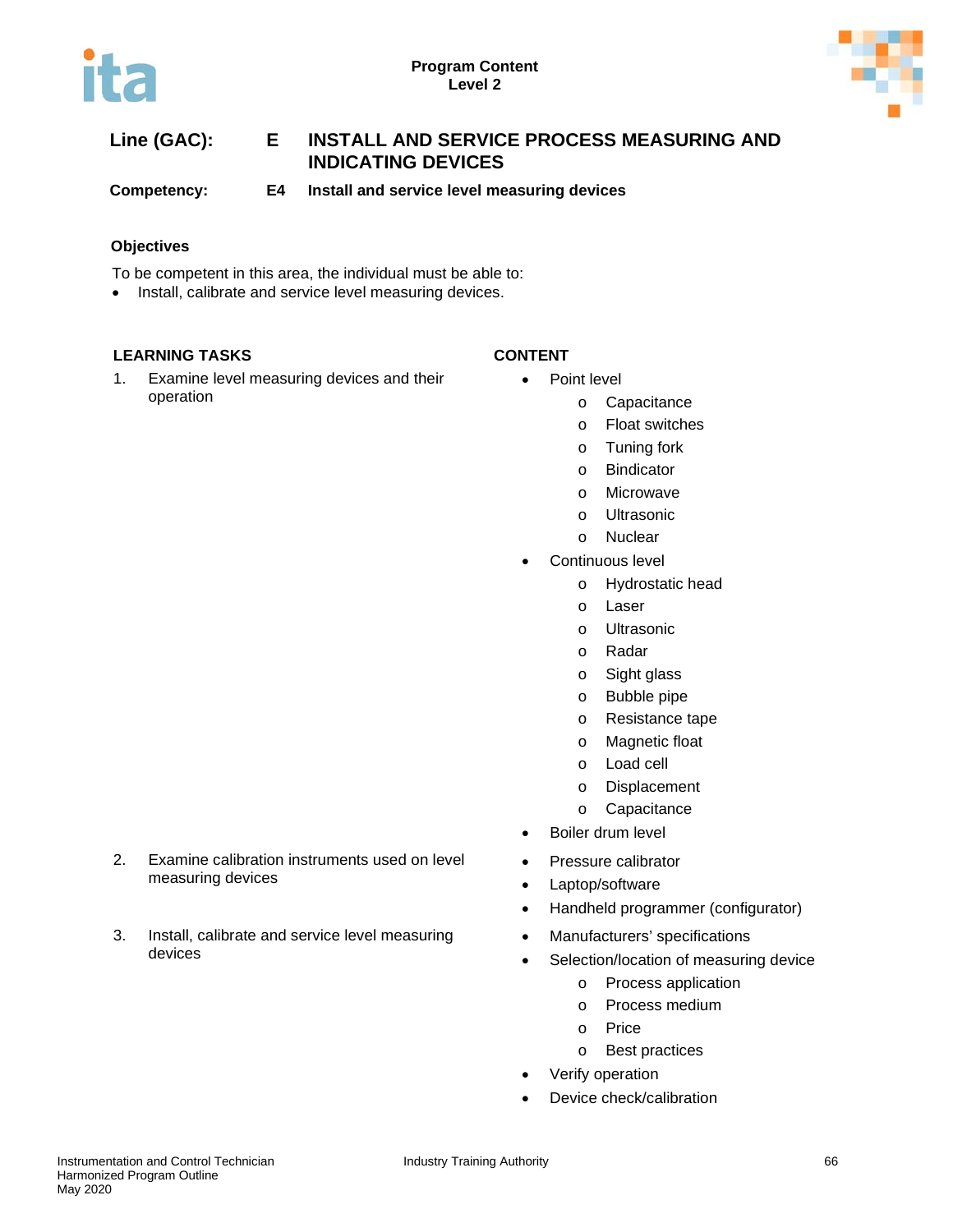**Program Content**
**Level 2**

## Line (GAC): E INSTALL AND SERVICE PROCESS MEASURING AND INDICATING DEVICES

### Competency: E4 Install and service level measuring devices

**Objectives**

To be competent in this area, the individual must be able to:

- Install, calibrate and service level measuring devices.

| LEARNING TASKS | CONTENT |
|---|---|
| 1. Examine level measuring devices and their operation | • Point level<br>o Capacitance<br>o Float switches<br>o Tuning fork<br>o Bindicator<br>o Microwave<br>o Ultrasonic<br>o Nuclear<br>• Continuous level<br>o Hydrostatic head<br>o Laser<br>o Ultrasonic<br>o Radar<br>o Sight glass<br>o Bubble pipe<br>o Resistance tape<br>o Magnetic float<br>o Load cell<br>o Displacement<br>o Capacitance<br>• Boiler drum level |
| 2. Examine calibration instruments used on level measuring devices | • Pressure calibrator<br>• Laptop/software<br>• Handheld programmer (configurator) |
| 3. Install, calibrate and service level measuring devices | • Manufacturers' specifications<br>• Selection/location of measuring device<br>o Process application<br>o Process medium<br>o Price<br>o Best practices<br>• Verify operation<br>• Device check/calibration |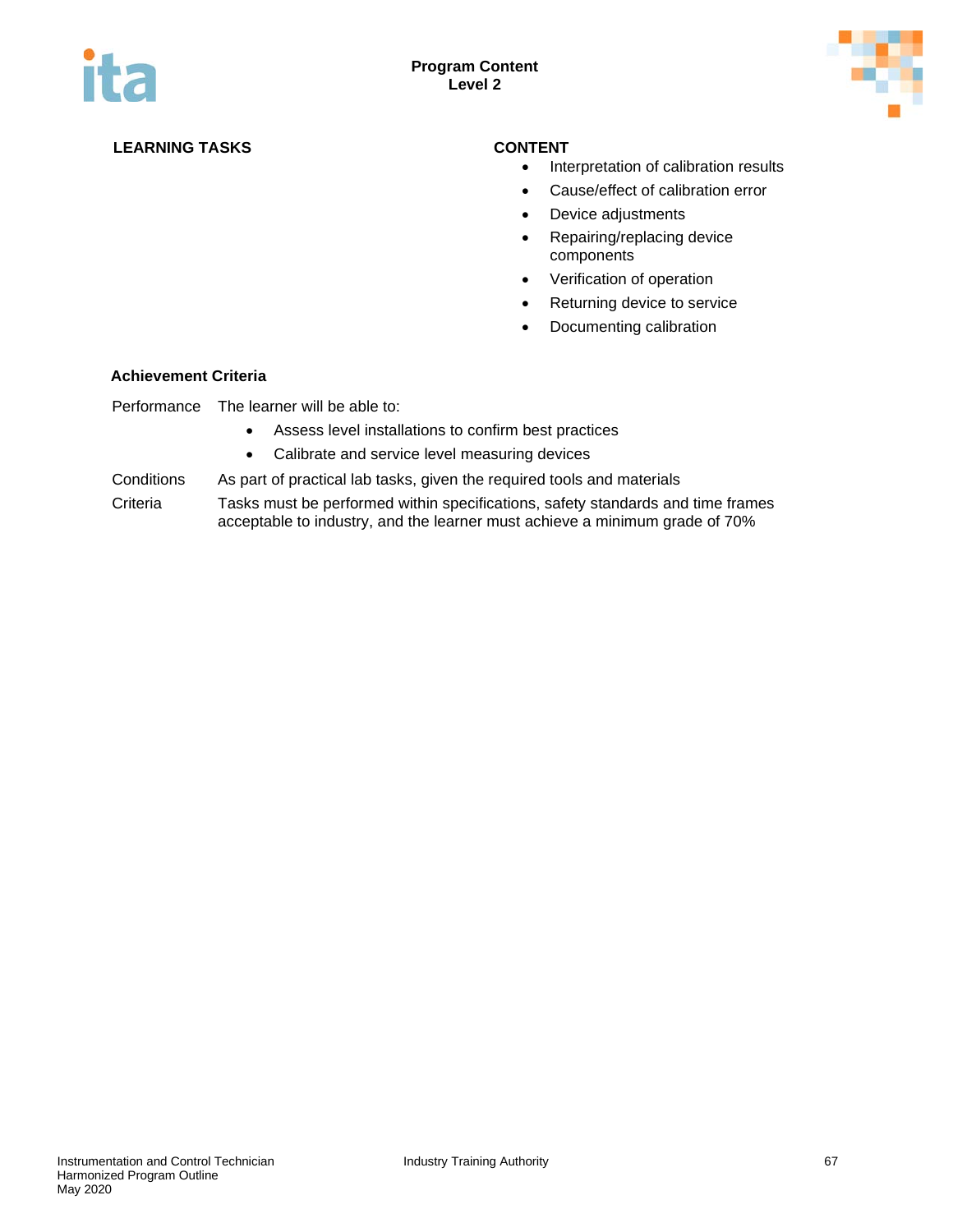| LEARNING TASKS | CONTENT |
|---|---|
| | • Interpretation of calibration results<br>• Cause/effect of calibration error<br>• Device adjustments<br>• Repairing/replacing device components<br>• Verification of operation<br>• Returning device to service<br>• Documenting calibration |

**Achievement Criteria**

| | |
|---|---|
| Performance | The learner will be able to:<br>• Assess level installations to confirm best practices<br>• Calibrate and service level measuring devices |
| Conditions | As part of practical lab tasks, given the required tools and materials |
| Criteria | Tasks must be performed within specifications, safety standards and time frames acceptable to industry, and the learner must achieve a minimum grade of 70% |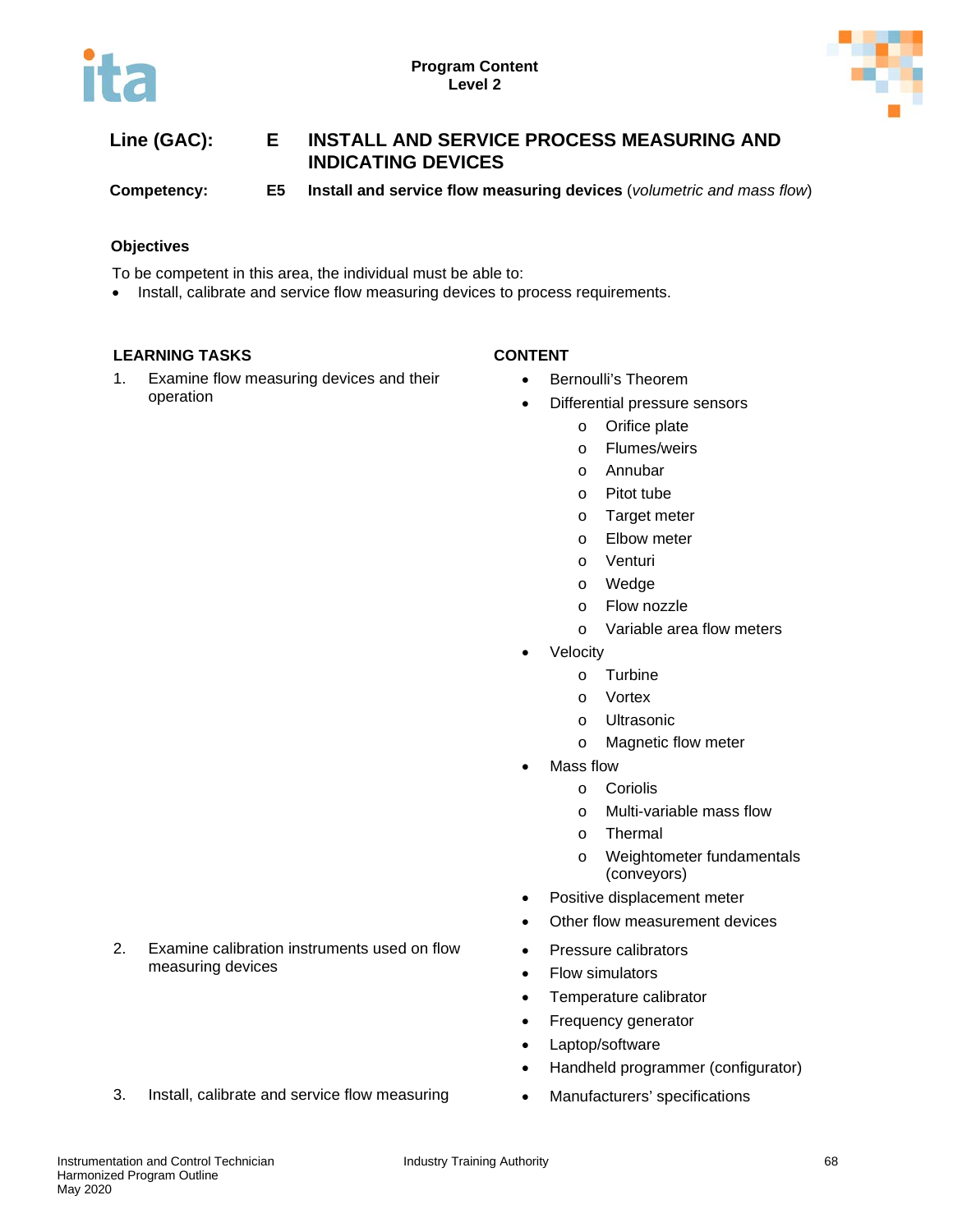**Program Content**
**Level 2**

**Line (GAC):** **E INSTALL AND SERVICE PROCESS MEASURING AND INDICATING DEVICES**

**Competency:** **E5 Install and service flow measuring devices** (*volumetric and mass flow*)

**Objectives**

To be competent in this area, the individual must be able to:

- Install, calibrate and service flow measuring devices to process requirements.

| LEARNING TASKS | CONTENT |
| --- | --- |
| 1. Examine flow measuring devices and their operation | • Bernoulli's Theorem<br>• Differential pressure sensors<br>  o Orifice plate<br>  o Flumes/weirs<br>  o Annubar<br>  o Pitot tube<br>  o Target meter<br>  o Elbow meter<br>  o Venturi<br>  o Wedge<br>  o Flow nozzle<br>  o Variable area flow meters<br>• Velocity<br>  o Turbine<br>  o Vortex<br>  o Ultrasonic<br>  o Magnetic flow meter<br>• Mass flow<br>  o Coriolis<br>  o Multi-variable mass flow<br>  o Thermal<br>  o Weightometer fundamentals (conveyors)<br>• Positive displacement meter<br>• Other flow measurement devices |
| 2. Examine calibration instruments used on flow measuring devices | • Pressure calibrators<br>• Flow simulators<br>• Temperature calibrator<br>• Frequency generator<br>• Laptop/software<br>• Handheld programmer (configurator) |
| 3. Install, calibrate and service flow measuring | • Manufacturers' specifications |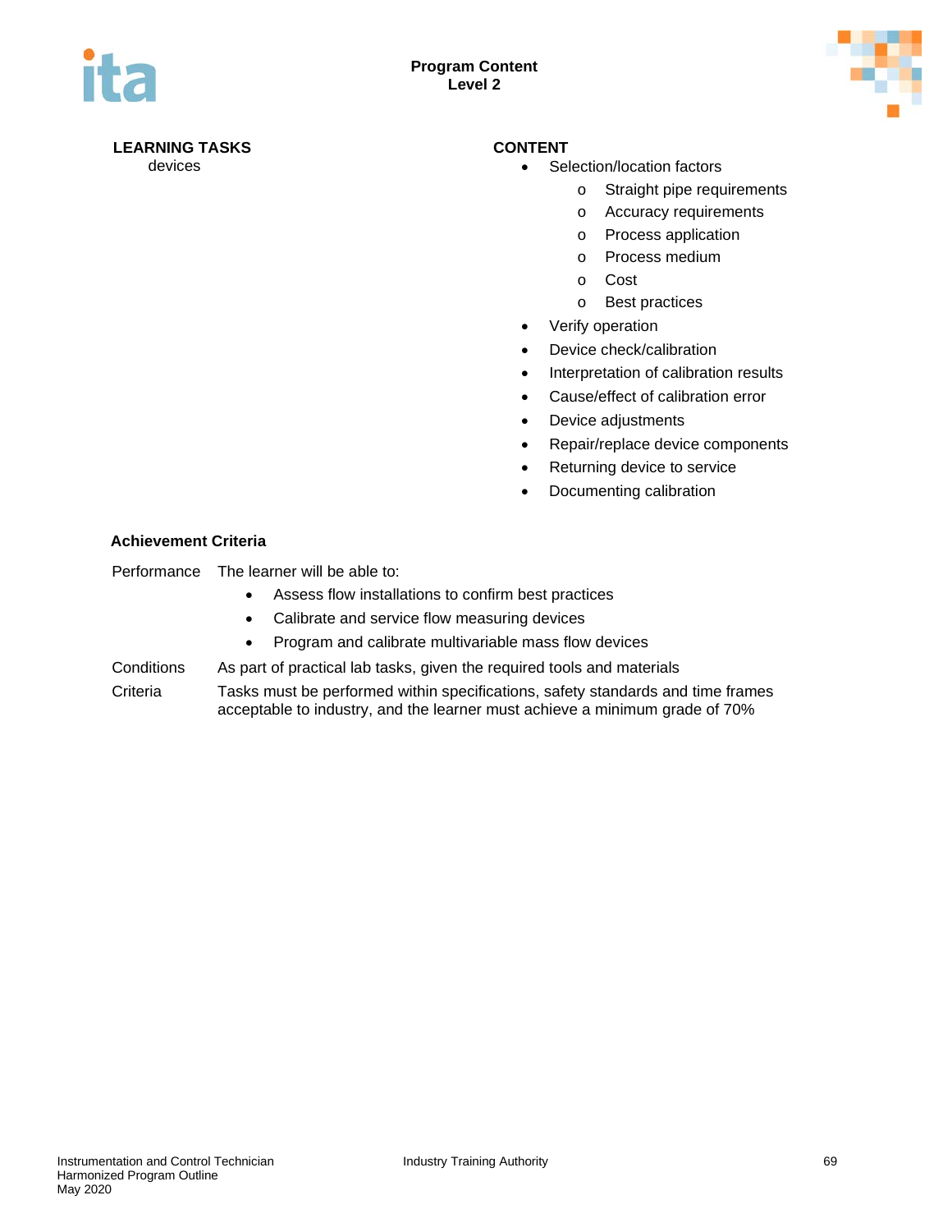| LEARNING TASKS | CONTENT |
|---|---|
| devices | • Selection/location factors<br>  o Straight pipe requirements<br>  o Accuracy requirements<br>  o Process application<br>  o Process medium<br>  o Cost<br>  o Best practices<br>• Verify operation<br>• Device check/calibration<br>• Interpretation of calibration results<br>• Cause/effect of calibration error<br>• Device adjustments<br>• Repair/replace device components<br>• Returning device to service<br>• Documenting calibration |

**Achievement Criteria**

Performance The learner will be able to:

- Assess flow installations to confirm best practices
- Calibrate and service flow measuring devices
- Program and calibrate multivariable mass flow devices

Conditions As part of practical lab tasks, given the required tools and materials

Criteria Tasks must be performed within specifications, safety standards and time frames acceptable to industry, and the learner must achieve a minimum grade of 70%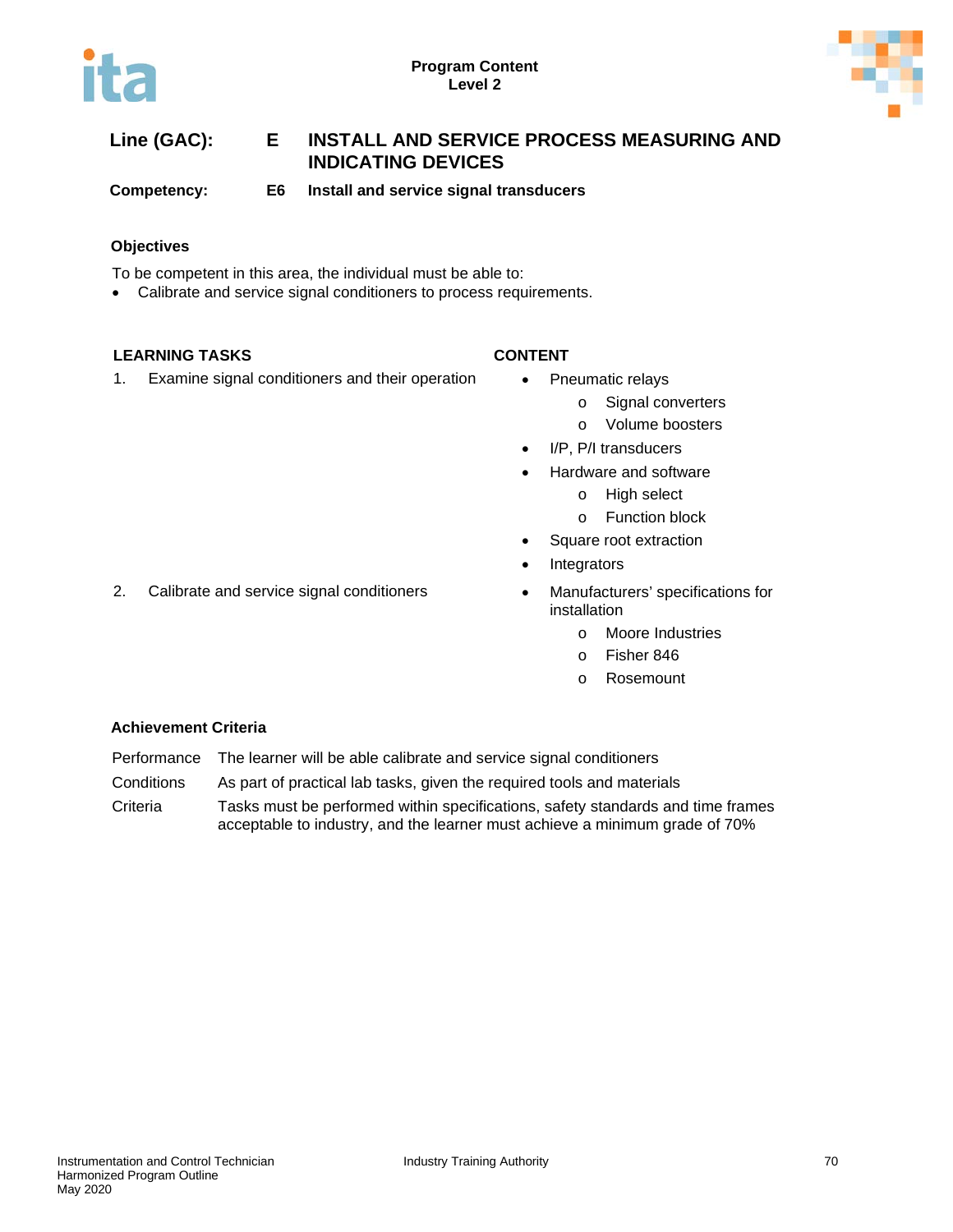**Line (GAC):** **E** **INSTALL AND SERVICE PROCESS MEASURING AND INDICATING DEVICES**

**Competency:** **E6** **Install and service signal transducers**

### Objectives

To be competent in this area, the individual must be able to:

- Calibrate and service signal conditioners to process requirements.

| LEARNING TASKS | CONTENT |
|---|---|
| 1. Examine signal conditioners and their operation | • Pneumatic relays<br>  o Signal converters<br>  o Volume boosters<br>• I/P, P/I transducers<br>• Hardware and software<br>  o High select<br>  o Function block<br>• Square root extraction<br>• Integrators |
| 2. Calibrate and service signal conditioners | • Manufacturers' specifications for installation<br>  o Moore Industries<br>  o Fisher 846<br>  o Rosemount |

### Achievement Criteria

| | |
|---|---|
| Performance | The learner will be able calibrate and service signal conditioners |
| Conditions | As part of practical lab tasks, given the required tools and materials |
| Criteria | Tasks must be performed within specifications, safety standards and time frames acceptable to industry, and the learner must achieve a minimum grade of 70% |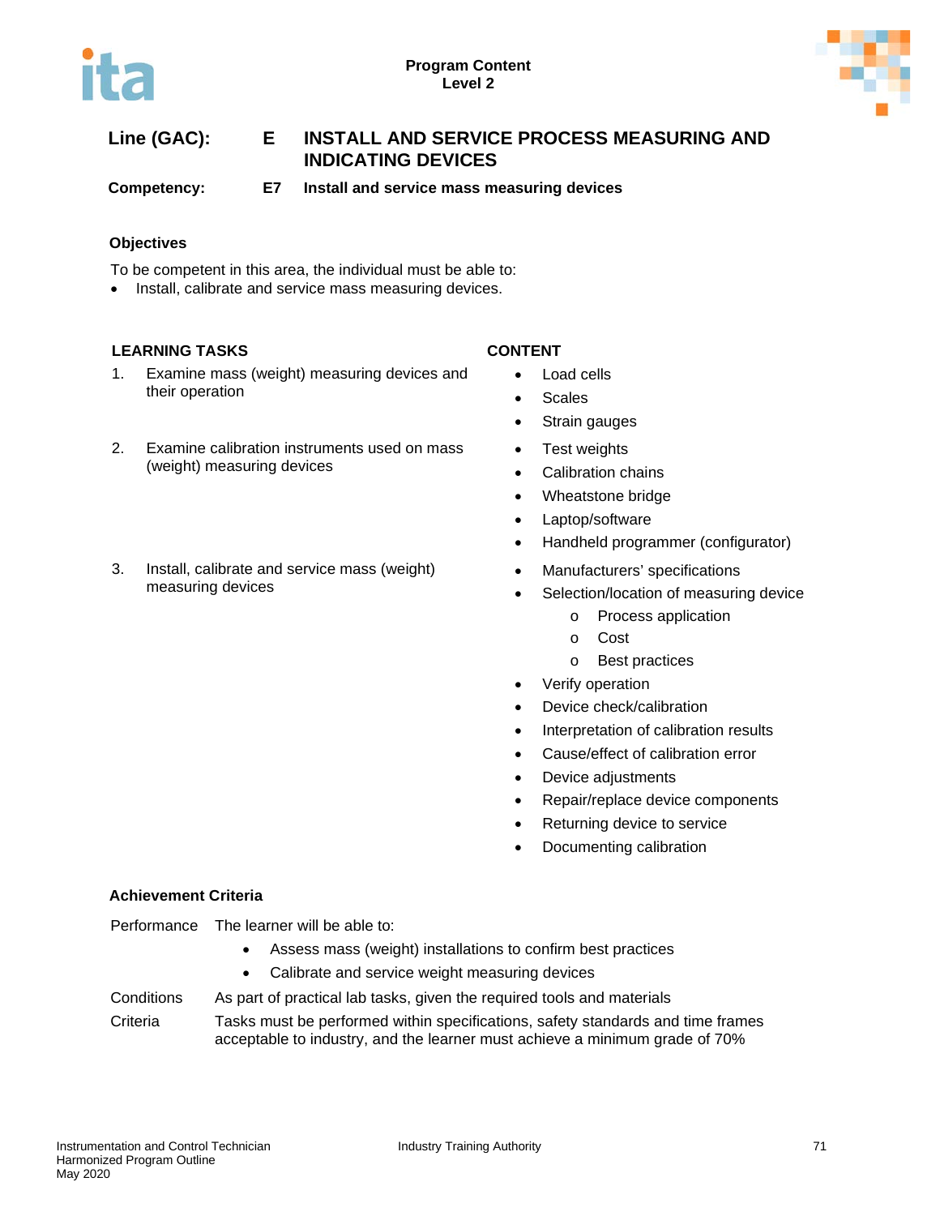**Program Content**
**Level 2**

| | | |
|---|---|---|
| **Line (GAC):** | **E** | **INSTALL AND SERVICE PROCESS MEASURING AND INDICATING DEVICES** |
| **Competency:** | **E7** | **Install and service mass measuring devices** |

### Objectives

To be competent in this area, the individual must be able to:

- Install, calibrate and service mass measuring devices.

| LEARNING TASKS | CONTENT |
|---|---|
| 1. Examine mass (weight) measuring devices and their operation | • Load cells<br>• Scales<br>• Strain gauges |
| 2. Examine calibration instruments used on mass (weight) measuring devices | • Test weights<br>• Calibration chains<br>• Wheatstone bridge<br>• Laptop/software<br>• Handheld programmer (configurator) |
| 3. Install, calibrate and service mass (weight) measuring devices | • Manufacturers' specifications<br>• Selection/location of measuring device<br>&nbsp;&nbsp;&nbsp;&nbsp;o Process application<br>&nbsp;&nbsp;&nbsp;&nbsp;o Cost<br>&nbsp;&nbsp;&nbsp;&nbsp;o Best practices<br>• Verify operation<br>• Device check/calibration<br>• Interpretation of calibration results<br>• Cause/effect of calibration error<br>• Device adjustments<br>• Repair/replace device components<br>• Returning device to service<br>• Documenting calibration |

### Achievement Criteria

| | |
|---|---|
| Performance | The learner will be able to:<br>• Assess mass (weight) installations to confirm best practices<br>• Calibrate and service weight measuring devices |
| Conditions | As part of practical lab tasks, given the required tools and materials |
| Criteria | Tasks must be performed within specifications, safety standards and time frames acceptable to industry, and the learner must achieve a minimum grade of 70% |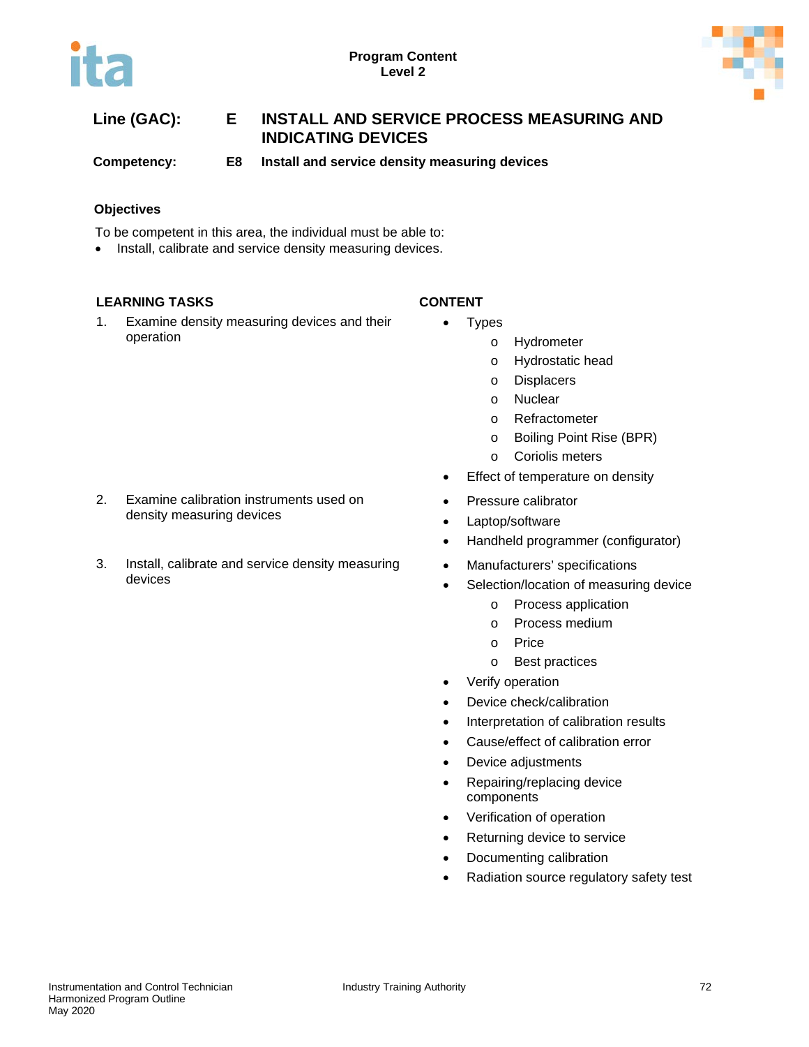**Program Content**
**Level 2**

**Line (GAC):** **E** **INSTALL AND SERVICE PROCESS MEASURING AND INDICATING DEVICES**

**Competency:** **E8** **Install and service density measuring devices**

### Objectives

To be competent in this area, the individual must be able to:

- Install, calibrate and service density measuring devices.

| LEARNING TASKS | CONTENT |
| --- | --- |
| 1. Examine density measuring devices and their operation | • Types<br>  o Hydrometer<br>  o Hydrostatic head<br>  o Displacers<br>  o Nuclear<br>  o Refractometer<br>  o Boiling Point Rise (BPR)<br>  o Coriolis meters<br>• Effect of temperature on density |
| 2. Examine calibration instruments used on density measuring devices | • Pressure calibrator<br>• Laptop/software<br>• Handheld programmer (configurator) |
| 3. Install, calibrate and service density measuring devices | • Manufacturers' specifications<br>• Selection/location of measuring device<br>  o Process application<br>  o Process medium<br>  o Price<br>  o Best practices<br>• Verify operation<br>• Device check/calibration<br>• Interpretation of calibration results<br>• Cause/effect of calibration error<br>• Device adjustments<br>• Repairing/replacing device components<br>• Verification of operation<br>• Returning device to service<br>• Documenting calibration<br>• Radiation source regulatory safety test |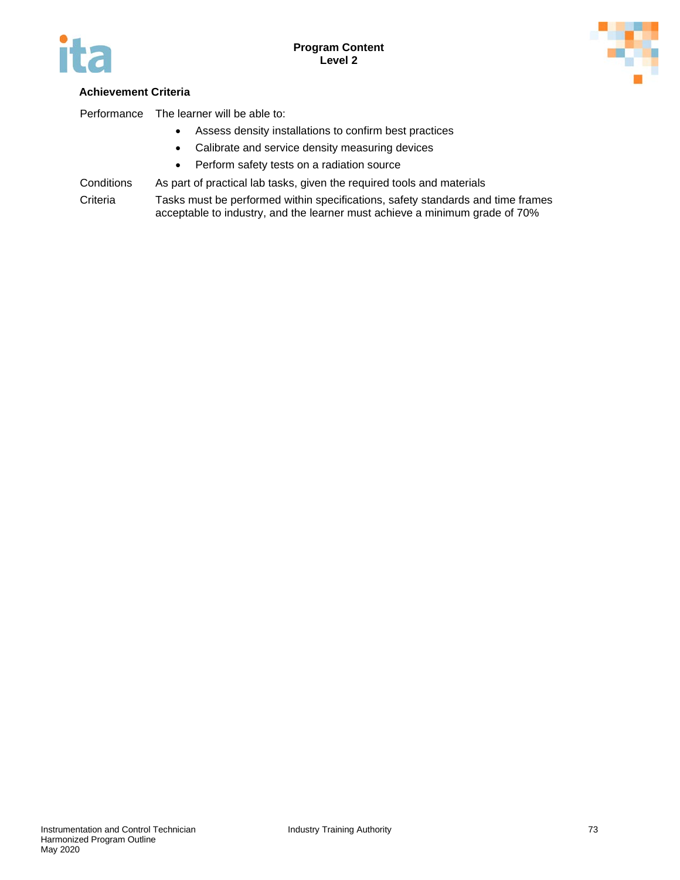**Achievement Criteria**

Performance The learner will be able to:

- Assess density installations to confirm best practices
- Calibrate and service density measuring devices
- Perform safety tests on a radiation source

Conditions As part of practical lab tasks, given the required tools and materials

Criteria Tasks must be performed within specifications, safety standards and time frames acceptable to industry, and the learner must achieve a minimum grade of 70%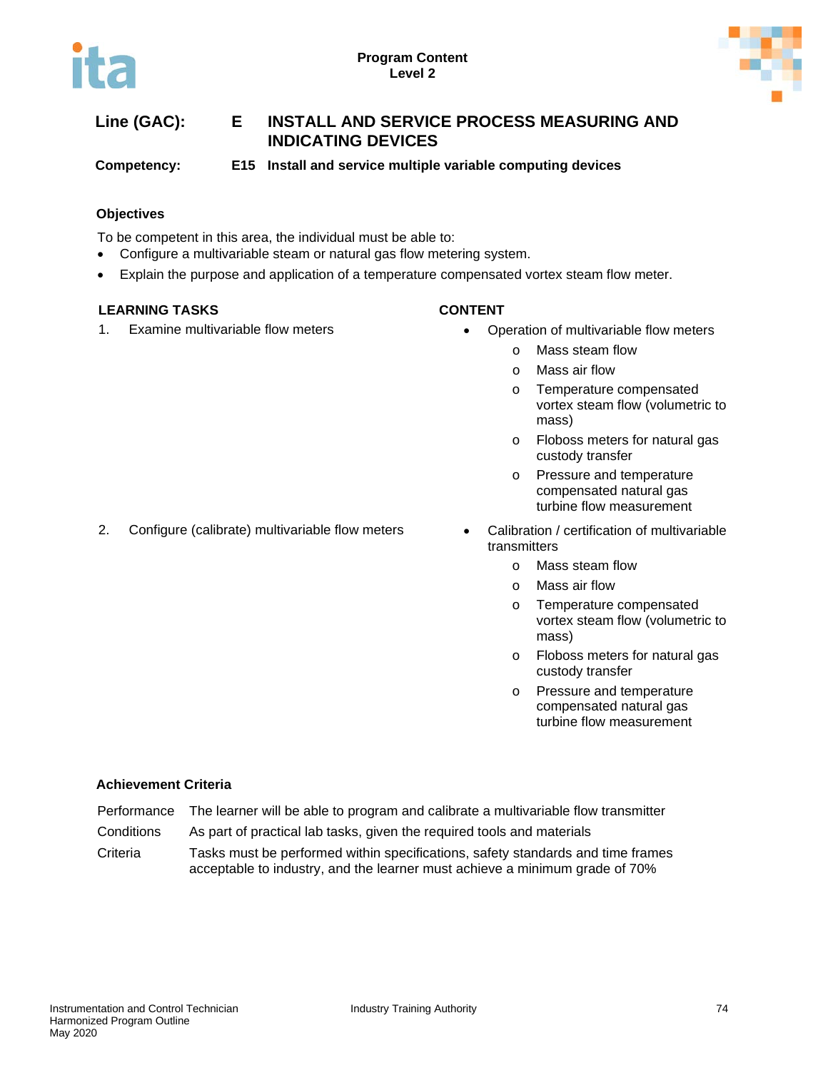**Line (GAC):** **E INSTALL AND SERVICE PROCESS MEASURING AND INDICATING DEVICES**

**Competency:** **E15 Install and service multiple variable computing devices**

### Objectives

To be competent in this area, the individual must be able to:

- Configure a multivariable steam or natural gas flow metering system.
- Explain the purpose and application of a temperature compensated vortex steam flow meter.

| LEARNING TASKS | CONTENT |
|---|---|
| 1. Examine multivariable flow meters | • Operation of multivariable flow meters<br>  o Mass steam flow<br>  o Mass air flow<br>  o Temperature compensated vortex steam flow (volumetric to mass)<br>  o Floboss meters for natural gas custody transfer<br>  o Pressure and temperature compensated natural gas turbine flow measurement |
| 2. Configure (calibrate) multivariable flow meters | • Calibration / certification of multivariable transmitters<br>  o Mass steam flow<br>  o Mass air flow<br>  o Temperature compensated vortex steam flow (volumetric to mass)<br>  o Floboss meters for natural gas custody transfer<br>  o Pressure and temperature compensated natural gas turbine flow measurement |

### Achievement Criteria

| | |
|---|---|
| Performance | The learner will be able to program and calibrate a multivariable flow transmitter |
| Conditions | As part of practical lab tasks, given the required tools and materials |
| Criteria | Tasks must be performed within specifications, safety standards and time frames acceptable to industry, and the learner must achieve a minimum grade of 70% |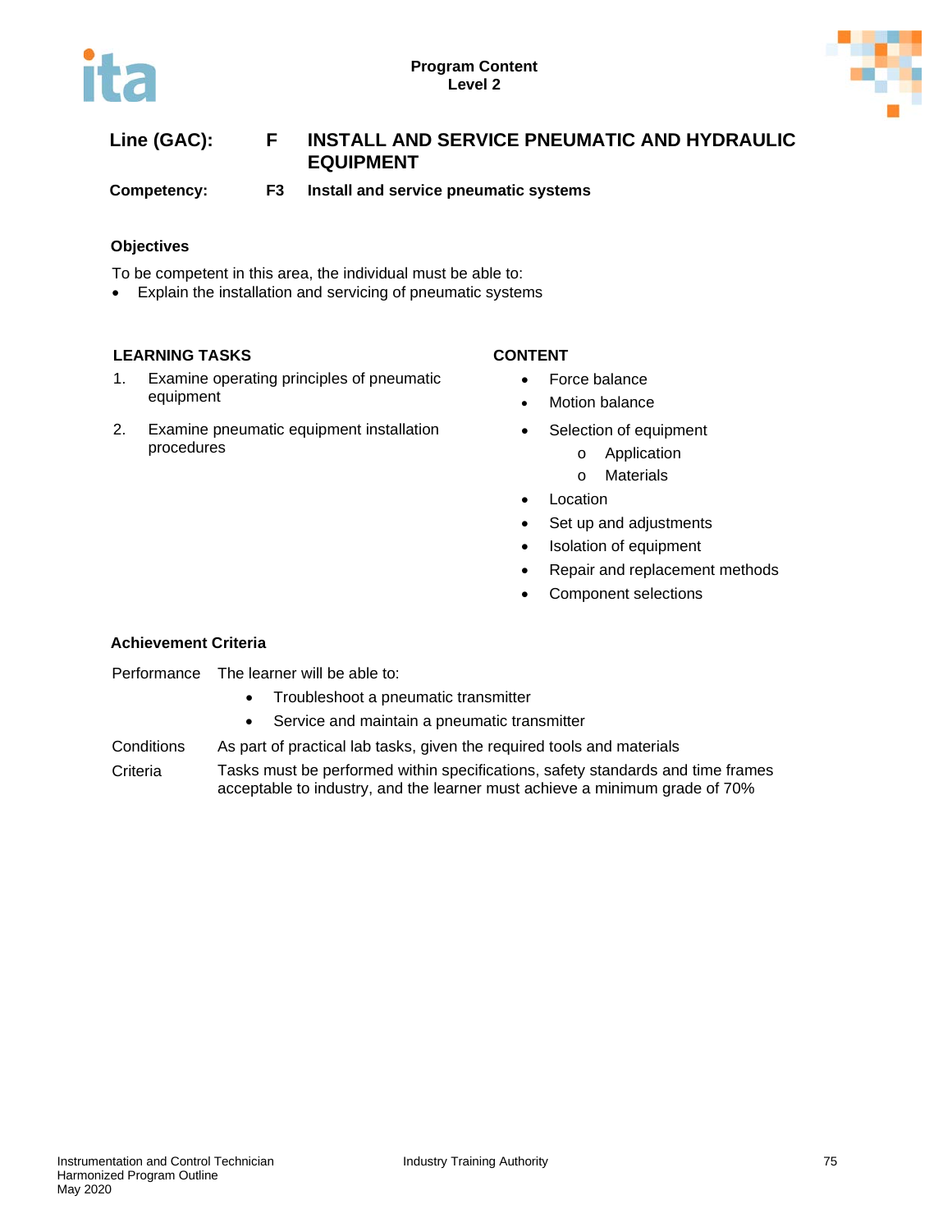**Program Content**
**Level 2**

**Line (GAC):** **F** **INSTALL AND SERVICE PNEUMATIC AND HYDRAULIC EQUIPMENT**

**Competency:** **F3** **Install and service pneumatic systems**

### Objectives

To be competent in this area, the individual must be able to:

- Explain the installation and servicing of pneumatic systems

| LEARNING TASKS | CONTENT |
|---|---|
| 1. Examine operating principles of pneumatic equipment | • Force balance<br>• Motion balance |
| 2. Examine pneumatic equipment installation procedures | • Selection of equipment<br>&nbsp;&nbsp;&nbsp;&nbsp;o Application<br>&nbsp;&nbsp;&nbsp;&nbsp;o Materials<br>• Location<br>• Set up and adjustments<br>• Isolation of equipment<br>• Repair and replacement methods<br>• Component selections |

### Achievement Criteria

Performance: The learner will be able to:

- Troubleshoot a pneumatic transmitter
- Service and maintain a pneumatic transmitter

Conditions: As part of practical lab tasks, given the required tools and materials

Criteria: Tasks must be performed within specifications, safety standards and time frames acceptable to industry, and the learner must achieve a minimum grade of 70%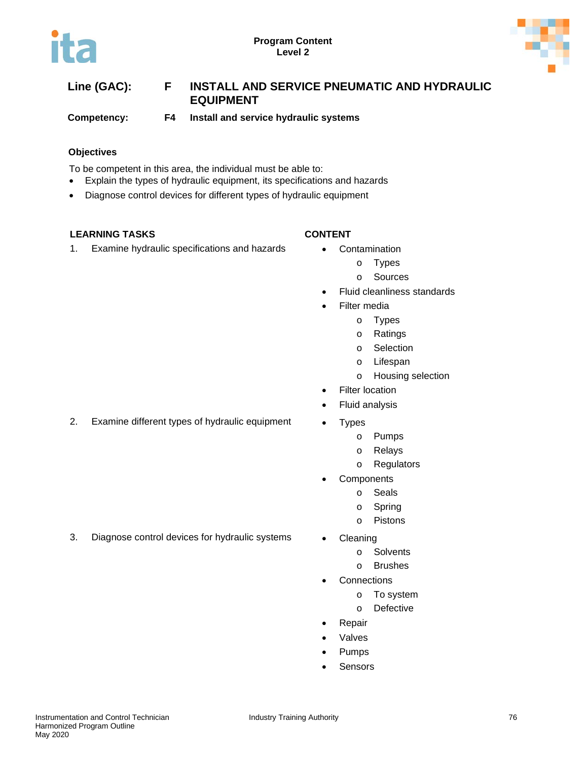**Program Content**
**Level 2**

## Line (GAC): F INSTALL AND SERVICE PNEUMATIC AND HYDRAULIC EQUIPMENT

**Competency: F4 Install and service hydraulic systems**

### Objectives

To be competent in this area, the individual must be able to:

- Explain the types of hydraulic equipment, its specifications and hazards
- Diagnose control devices for different types of hydraulic equipment

| LEARNING TASKS | CONTENT |
|---|---|
| 1. Examine hydraulic specifications and hazards | • Contamination<br>  o Types<br>  o Sources<br>• Fluid cleanliness standards<br>• Filter media<br>  o Types<br>  o Ratings<br>  o Selection<br>  o Lifespan<br>  o Housing selection<br>• Filter location<br>• Fluid analysis |
| 2. Examine different types of hydraulic equipment | • Types<br>  o Pumps<br>  o Relays<br>  o Regulators<br>• Components<br>  o Seals<br>  o Spring<br>  o Pistons |
| 3. Diagnose control devices for hydraulic systems | • Cleaning<br>  o Solvents<br>  o Brushes<br>• Connections<br>  o To system<br>  o Defective<br>• Repair<br>• Valves<br>• Pumps<br>• Sensors |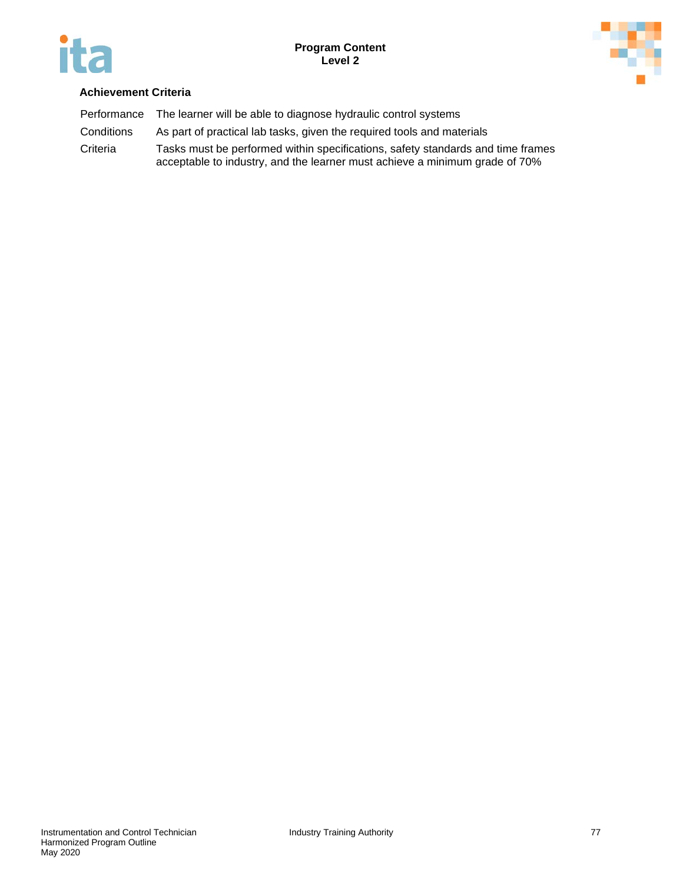### Achievement Criteria

| | |
|---|---|
| Performance | The learner will be able to diagnose hydraulic control systems |
| Conditions | As part of practical lab tasks, given the required tools and materials |
| Criteria | Tasks must be performed within specifications, safety standards and time frames acceptable to industry, and the learner must achieve a minimum grade of 70% |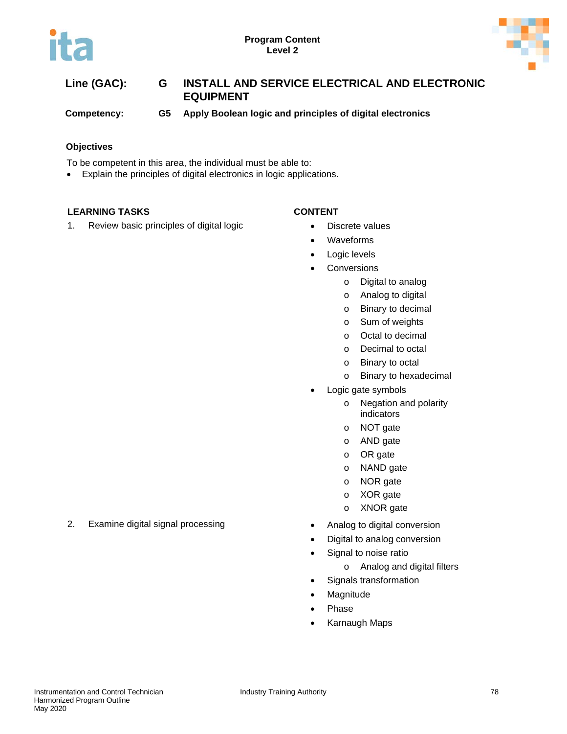**Line (GAC):** G INSTALL AND SERVICE ELECTRICAL AND ELECTRONIC EQUIPMENT

**Competency:** G5 Apply Boolean logic and principles of digital electronics

### Objectives

To be competent in this area, the individual must be able to:

- Explain the principles of digital electronics in logic applications.

| LEARNING TASKS | CONTENT |
|---|---|
| 1. Review basic principles of digital logic | • Discrete values<br>• Waveforms<br>• Logic levels<br>• Conversions<br>  o Digital to analog<br>  o Analog to digital<br>  o Binary to decimal<br>  o Sum of weights<br>  o Octal to decimal<br>  o Decimal to octal<br>  o Binary to octal<br>  o Binary to hexadecimal<br>• Logic gate symbols<br>  o Negation and polarity indicators<br>  o NOT gate<br>  o AND gate<br>  o OR gate<br>  o NAND gate<br>  o NOR gate<br>  o XOR gate<br>  o XNOR gate |
| 2. Examine digital signal processing | • Analog to digital conversion<br>• Digital to analog conversion<br>• Signal to noise ratio<br>  o Analog and digital filters<br>• Signals transformation<br>• Magnitude<br>• Phase<br>• Karnaugh Maps |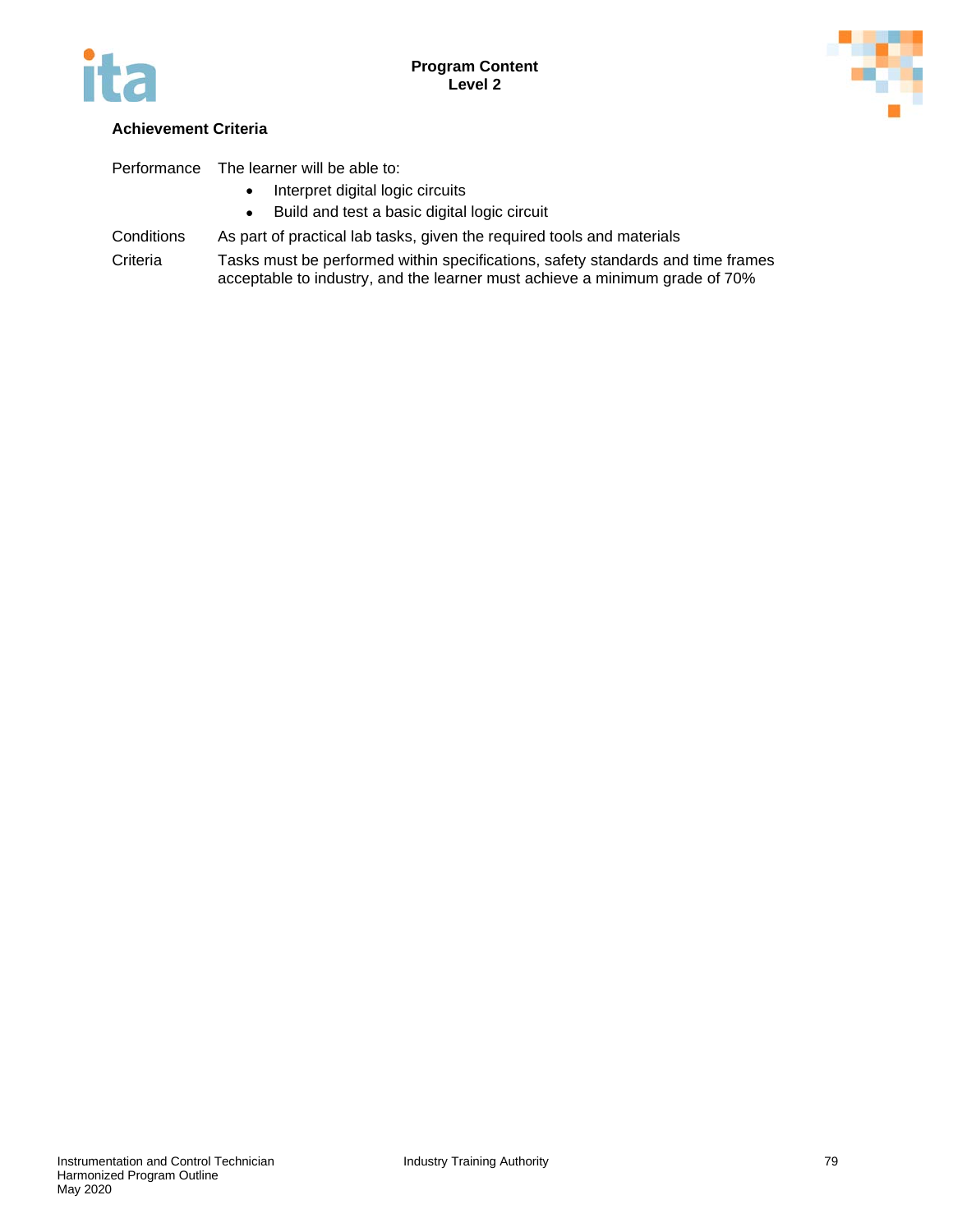### Achievement Criteria

| | |
|---|---|
| Performance | The learner will be able to: <br>• Interpret digital logic circuits <br>• Build and test a basic digital logic circuit |
| Conditions | As part of practical lab tasks, given the required tools and materials |
| Criteria | Tasks must be performed within specifications, safety standards and time frames acceptable to industry, and the learner must achieve a minimum grade of 70% |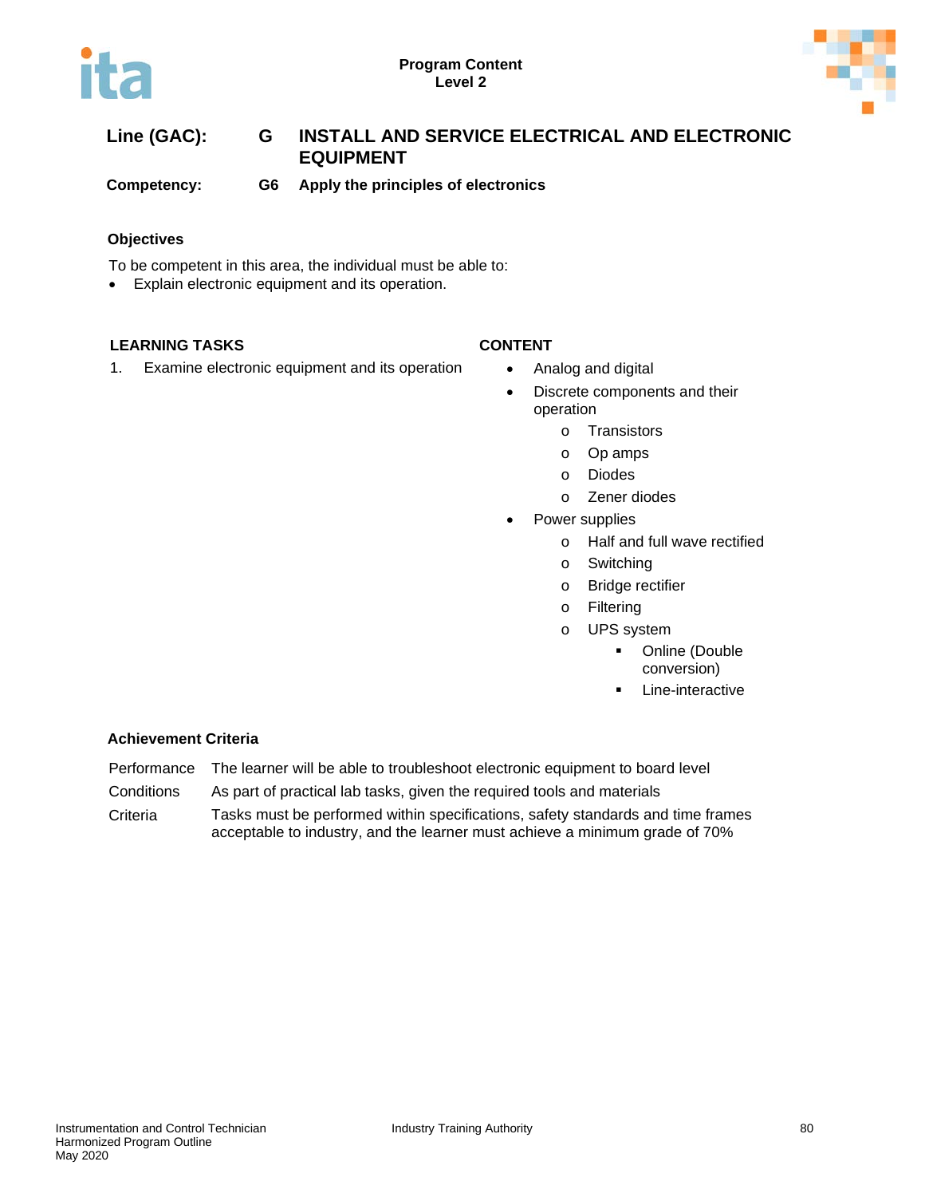**Program Content**
**Level 2**

| | | |
|---|---|---|
| **Line (GAC):** | **G** | **INSTALL AND SERVICE ELECTRICAL AND ELECTRONIC EQUIPMENT** |
| **Competency:** | **G6** | **Apply the principles of electronics** |

### Objectives

To be competent in this area, the individual must be able to:

- Explain electronic equipment and its operation.

| LEARNING TASKS | CONTENT |
|---|---|
| 1. Examine electronic equipment and its operation | • Analog and digital<br>• Discrete components and their operation<br>  o Transistors<br>  o Op amps<br>  o Diodes<br>  o Zener diodes<br>• Power supplies<br>  o Half and full wave rectified<br>  o Switching<br>  o Bridge rectifier<br>  o Filtering<br>  o UPS system<br>    ▪ Online (Double conversion)<br>    ▪ Line-interactive |

### Achievement Criteria

| | |
|---|---|
| Performance | The learner will be able to troubleshoot electronic equipment to board level |
| Conditions | As part of practical lab tasks, given the required tools and materials |
| Criteria | Tasks must be performed within specifications, safety standards and time frames acceptable to industry, and the learner must achieve a minimum grade of 70% |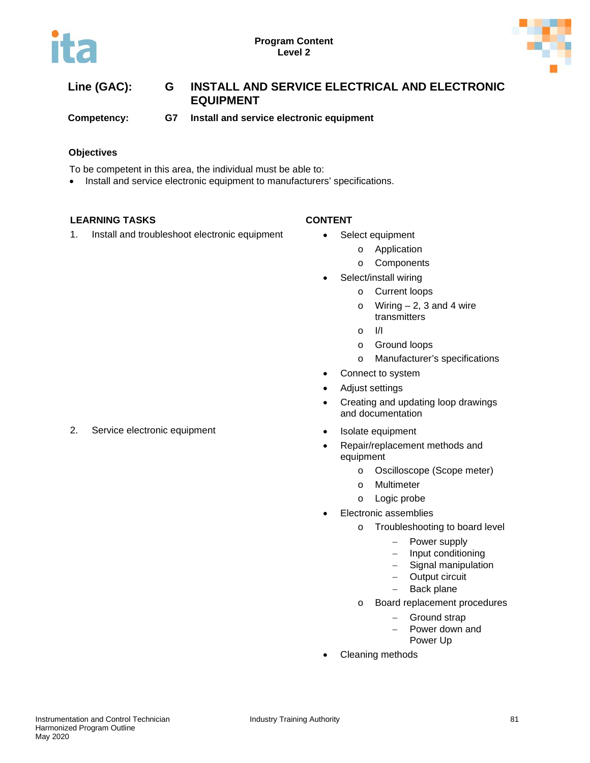**Line (GAC):** **G** **INSTALL AND SERVICE ELECTRICAL AND ELECTRONIC EQUIPMENT**

**Competency:** **G7** **Install and service electronic equipment**

**Objectives**

To be competent in this area, the individual must be able to:

- Install and service electronic equipment to manufacturers' specifications.

| LEARNING TASKS | CONTENT |
|---|---|
| 1. Install and troubleshoot electronic equipment | • Select equipment<br>&nbsp;&nbsp;o Application<br>&nbsp;&nbsp;o Components<br>• Select/install wiring<br>&nbsp;&nbsp;o Current loops<br>&nbsp;&nbsp;o Wiring – 2, 3 and 4 wire transmitters<br>&nbsp;&nbsp;o I/I<br>&nbsp;&nbsp;o Ground loops<br>&nbsp;&nbsp;o Manufacturer's specifications<br>• Connect to system<br>• Adjust settings<br>• Creating and updating loop drawings and documentation |
| 2. Service electronic equipment | • Isolate equipment<br>• Repair/replacement methods and equipment<br>&nbsp;&nbsp;o Oscilloscope (Scope meter)<br>&nbsp;&nbsp;o Multimeter<br>&nbsp;&nbsp;o Logic probe<br>• Electronic assemblies<br>&nbsp;&nbsp;o Troubleshooting to board level<br>&nbsp;&nbsp;&nbsp;&nbsp;– Power supply<br>&nbsp;&nbsp;&nbsp;&nbsp;– Input conditioning<br>&nbsp;&nbsp;&nbsp;&nbsp;– Signal manipulation<br>&nbsp;&nbsp;&nbsp;&nbsp;– Output circuit<br>&nbsp;&nbsp;&nbsp;&nbsp;– Back plane<br>&nbsp;&nbsp;o Board replacement procedures<br>&nbsp;&nbsp;&nbsp;&nbsp;– Ground strap<br>&nbsp;&nbsp;&nbsp;&nbsp;– Power down and Power Up<br>• Cleaning methods |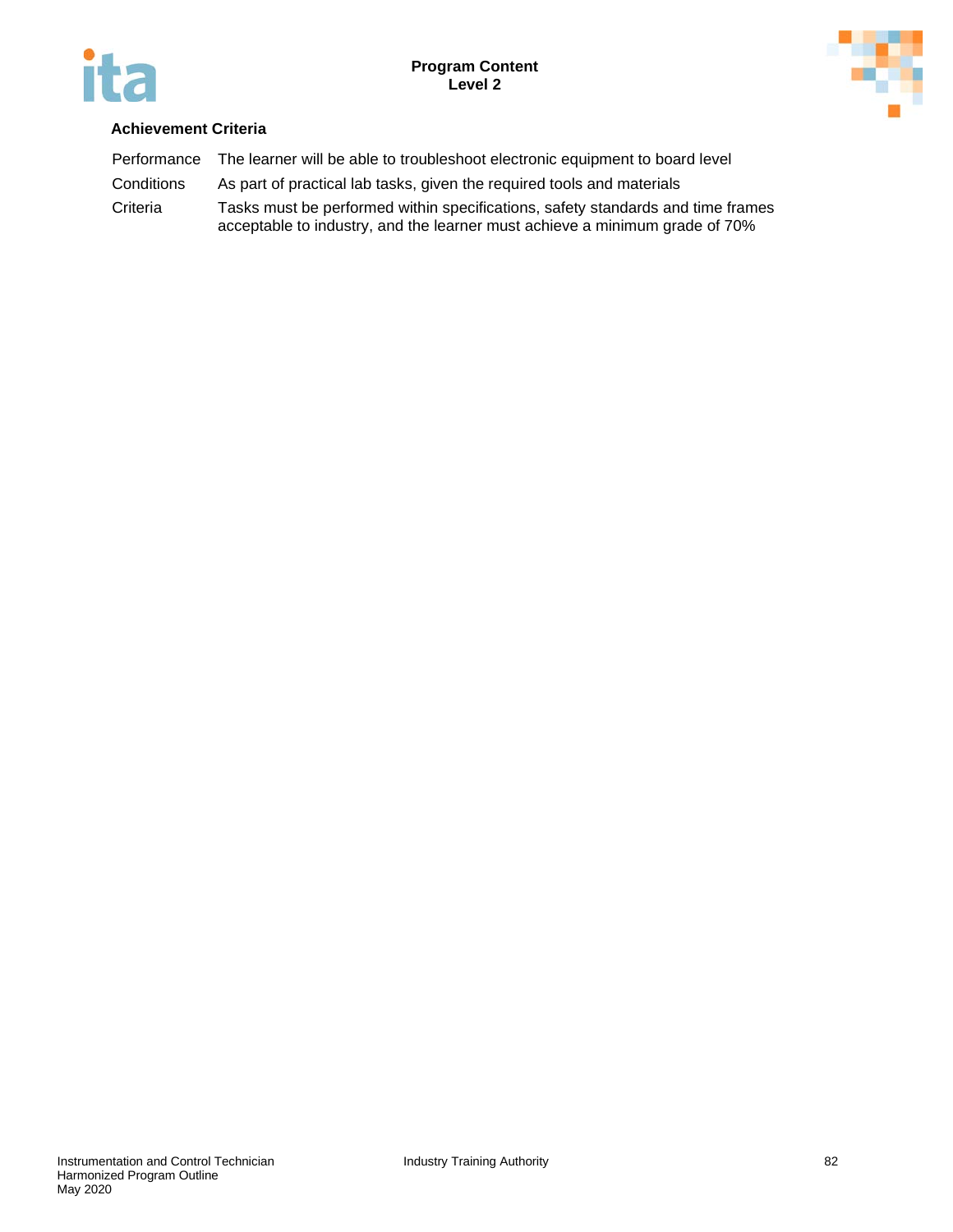### Achievement Criteria

| | |
|---|---|
| Performance | The learner will be able to troubleshoot electronic equipment to board level |
| Conditions | As part of practical lab tasks, given the required tools and materials |
| Criteria | Tasks must be performed within specifications, safety standards and time frames acceptable to industry, and the learner must achieve a minimum grade of 70% |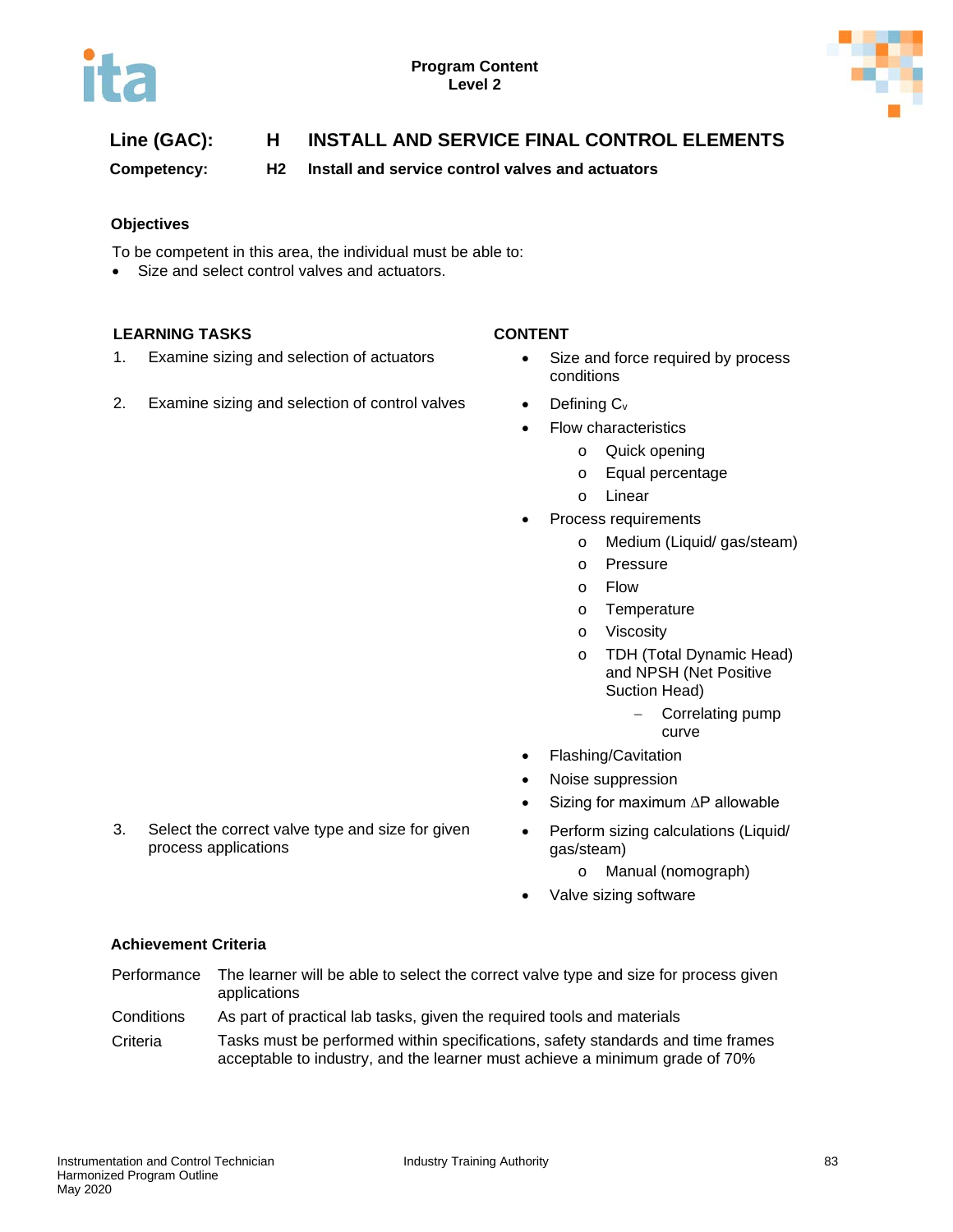**Line (GAC): H INSTALL AND SERVICE FINAL CONTROL ELEMENTS**

**Competency: H2 Install and service control valves and actuators**

### Objectives

To be competent in this area, the individual must be able to:

- Size and select control valves and actuators.

| LEARNING TASKS | CONTENT |
|---|---|
| 1. Examine sizing and selection of actuators | • Size and force required by process conditions |
| 2. Examine sizing and selection of control valves | • Defining $C_v$<br>• Flow characteristics<br>  o Quick opening<br>  o Equal percentage<br>  o Linear<br>• Process requirements<br>  o Medium (Liquid/ gas/steam)<br>  o Pressure<br>  o Flow<br>  o Temperature<br>  o Viscosity<br>  o TDH (Total Dynamic Head) and NPSH (Net Positive Suction Head)<br>    – Correlating pump curve<br>• Flashing/Cavitation<br>• Noise suppression<br>• Sizing for maximum $\Delta P$ allowable |
| 3. Select the correct valve type and size for given process applications | • Perform sizing calculations (Liquid/ gas/steam)<br>  o Manual (nomograph)<br>• Valve sizing software |

### Achievement Criteria

| | |
|---|---|
| Performance | The learner will be able to select the correct valve type and size for process given applications |
| Conditions | As part of practical lab tasks, given the required tools and materials |
| Criteria | Tasks must be performed within specifications, safety standards and time frames acceptable to industry, and the learner must achieve a minimum grade of 70% |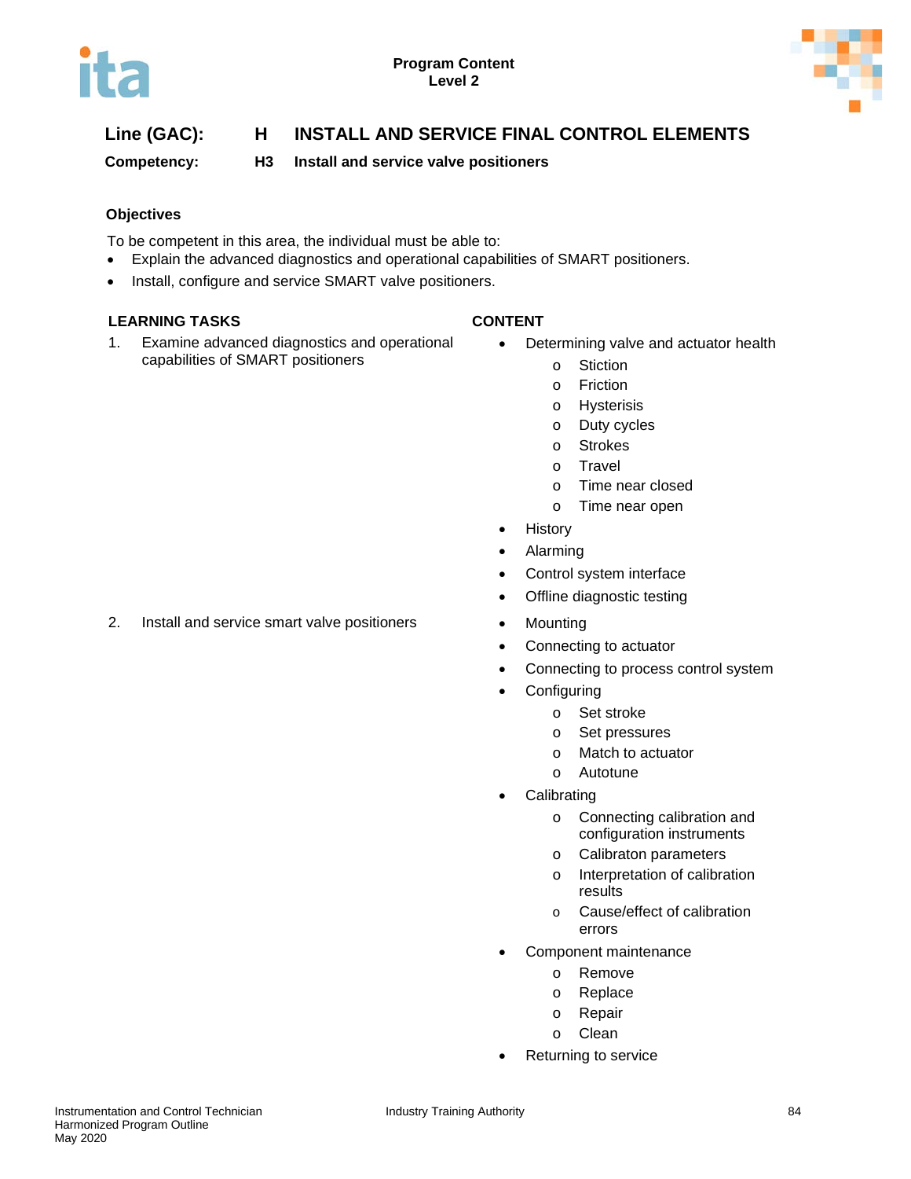**Line (GAC):** **H INSTALL AND SERVICE FINAL CONTROL ELEMENTS**

**Competency:** **H3 Install and service valve positioners**

**Objectives**

To be competent in this area, the individual must be able to:

- Explain the advanced diagnostics and operational capabilities of SMART positioners.
- Install, configure and service SMART valve positioners.

| LEARNING TASKS | CONTENT |
|---|---|
| 1. Examine advanced diagnostics and operational capabilities of SMART positioners | • Determining valve and actuator health<br>  o Stiction<br>  o Friction<br>  o Hysterisis<br>  o Duty cycles<br>  o Strokes<br>  o Travel<br>  o Time near closed<br>  o Time near open<br>• History<br>• Alarming<br>• Control system interface<br>• Offline diagnostic testing |
| 2. Install and service smart valve positioners | • Mounting<br>• Connecting to actuator<br>• Connecting to process control system<br>• Configuring<br>  o Set stroke<br>  o Set pressures<br>  o Match to actuator<br>  o Autotune<br>• Calibrating<br>  o Connecting calibration and configuration instruments<br>  o Calibraton parameters<br>  o Interpretation of calibration results<br>  o Cause/effect of calibration errors<br>• Component maintenance<br>  o Remove<br>  o Replace<br>  o Repair<br>  o Clean<br>• Returning to service |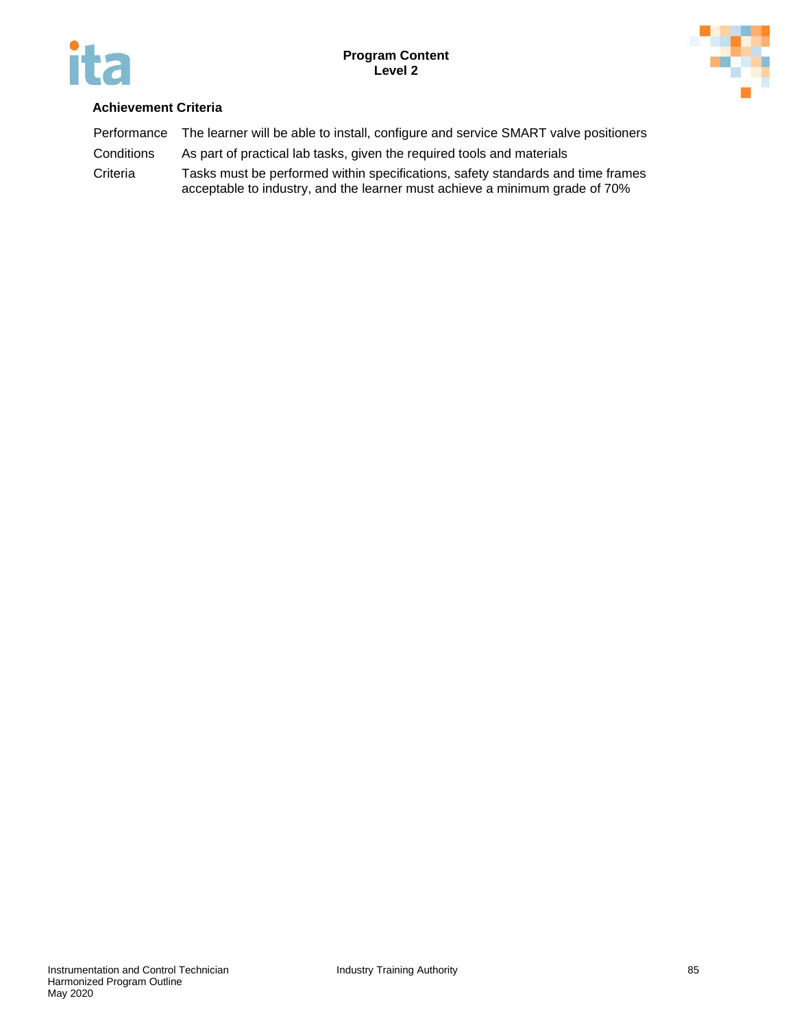**Achievement Criteria**

| | |
|---|---|
| Performance | The learner will be able to install, configure and service SMART valve positioners |
| Conditions | As part of practical lab tasks, given the required tools and materials |
| Criteria | Tasks must be performed within specifications, safety standards and time frames acceptable to industry, and the learner must achieve a minimum grade of 70% |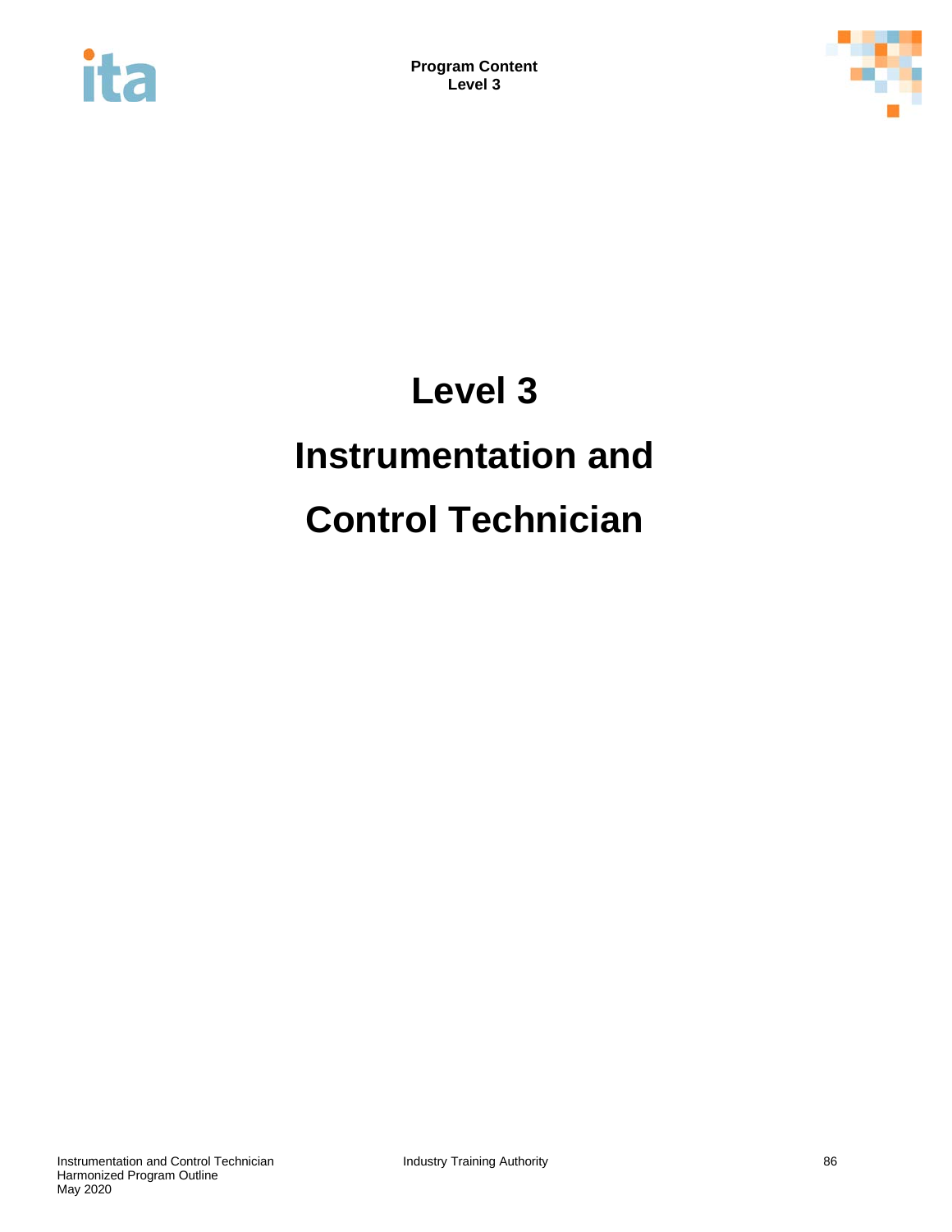# Level 3

# Instrumentation and

# Control Technician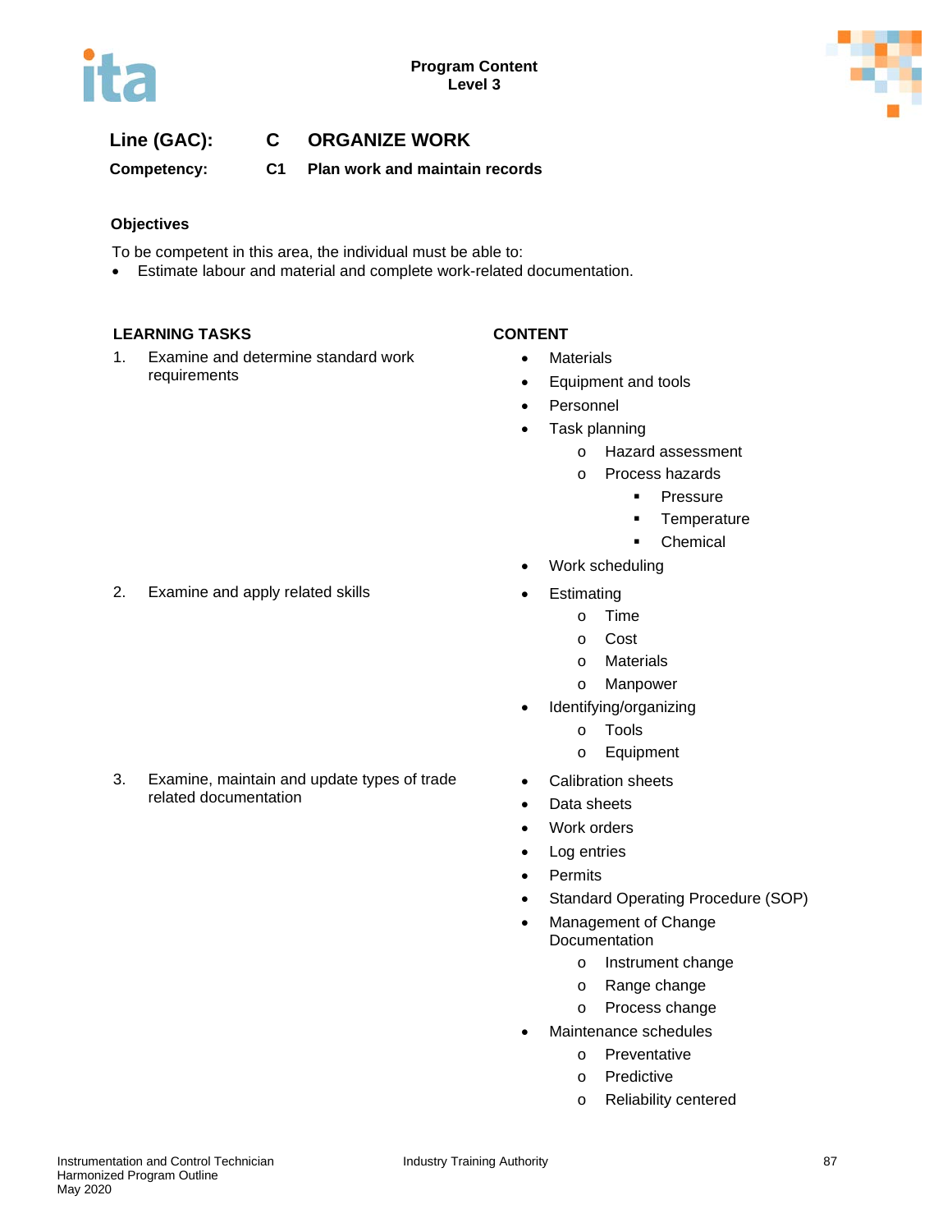**Program Content**
**Level 3**

## Line (GAC): C ORGANIZE WORK

### Competency: C1 Plan work and maintain records

**Objectives**

To be competent in this area, the individual must be able to:

- Estimate labour and material and complete work-related documentation.

| LEARNING TASKS | CONTENT |
|---|---|
| 1. Examine and determine standard work requirements | • Materials<br>• Equipment and tools<br>• Personnel<br>• Task planning<br>  o Hazard assessment<br>  o Process hazards<br>    ▪ Pressure<br>    ▪ Temperature<br>    ▪ Chemical<br>• Work scheduling |
| 2. Examine and apply related skills | • Estimating<br>  o Time<br>  o Cost<br>  o Materials<br>  o Manpower<br>• Identifying/organizing<br>  o Tools<br>  o Equipment |
| 3. Examine, maintain and update types of trade related documentation | • Calibration sheets<br>• Data sheets<br>• Work orders<br>• Log entries<br>• Permits<br>• Standard Operating Procedure (SOP)<br>• Management of Change Documentation<br>  o Instrument change<br>  o Range change<br>  o Process change<br>• Maintenance schedules<br>  o Preventative<br>  o Predictive<br>  o Reliability centered |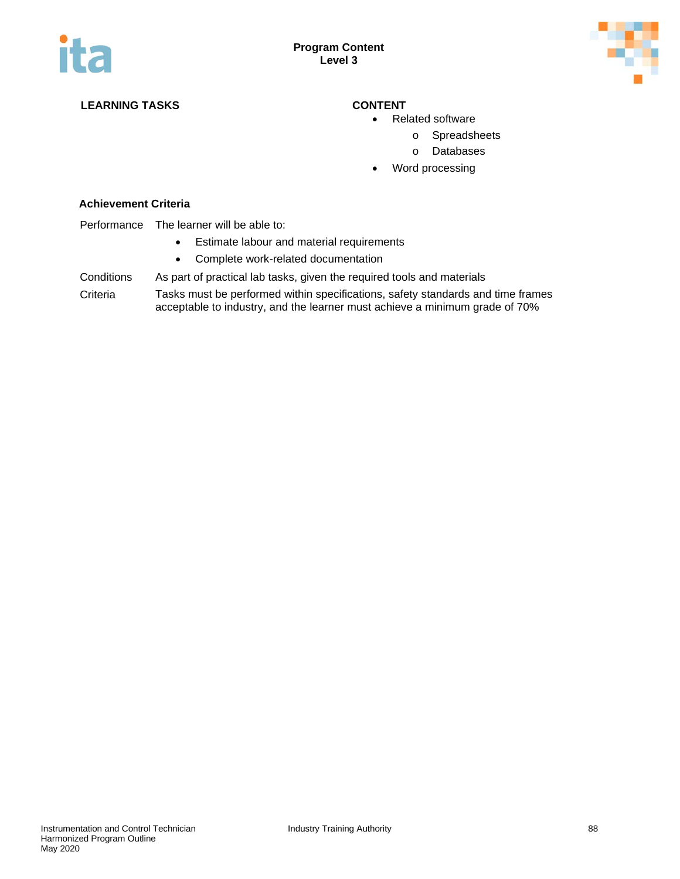**Program Content**
**Level 3**

| LEARNING TASKS | CONTENT |
|---|---|
| | • Related software<br>o Spreadsheets<br>o Databases<br>• Word processing |

**Achievement Criteria**

Performance — The learner will be able to:

- Estimate labour and material requirements
- Complete work-related documentation

Conditions — As part of practical lab tasks, given the required tools and materials

Criteria — Tasks must be performed within specifications, safety standards and time frames acceptable to industry, and the learner must achieve a minimum grade of 70%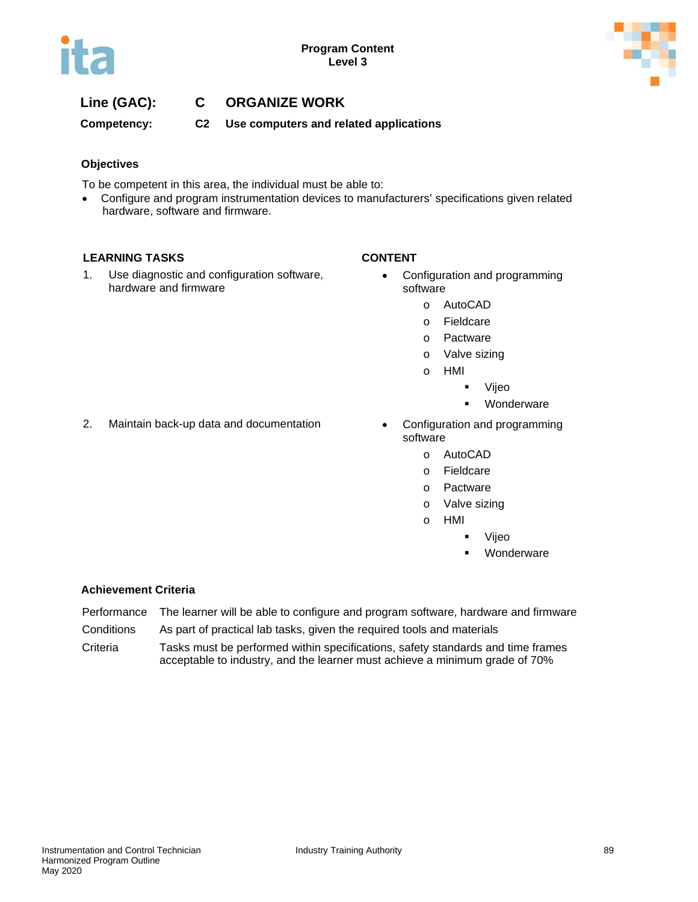**Line (GAC): C ORGANIZE WORK**

**Competency: C2 Use computers and related applications**

### Objectives

To be competent in this area, the individual must be able to:

- Configure and program instrumentation devices to manufacturers' specifications given related hardware, software and firmware.

| LEARNING TASKS | CONTENT |
|---|---|
| 1. Use diagnostic and configuration software, hardware and firmware | • Configuration and programming software<br>  o AutoCAD<br>  o Fieldcare<br>  o Pactware<br>  o Valve sizing<br>  o HMI<br>    ▪ Vijeo<br>    ▪ Wonderware |
| 2. Maintain back-up data and documentation | • Configuration and programming software<br>  o AutoCAD<br>  o Fieldcare<br>  o Pactware<br>  o Valve sizing<br>  o HMI<br>    ▪ Vijeo<br>    ▪ Wonderware |

### Achievement Criteria

| | |
|---|---|
| Performance | The learner will be able to configure and program software, hardware and firmware |
| Conditions | As part of practical lab tasks, given the required tools and materials |
| Criteria | Tasks must be performed within specifications, safety standards and time frames acceptable to industry, and the learner must achieve a minimum grade of 70% |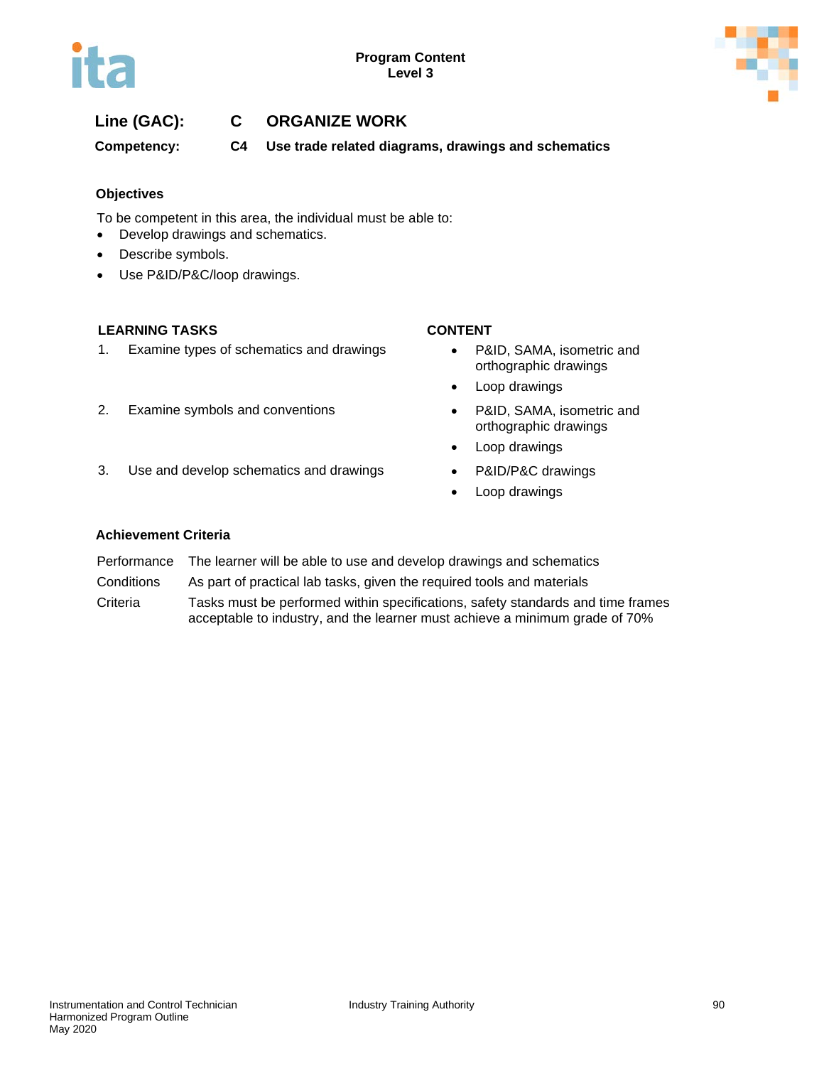**Program Content**
**Level 3**

**Line (GAC):** **C ORGANIZE WORK**

**Competency:** **C4 Use trade related diagrams, drawings and schematics**

### Objectives

To be competent in this area, the individual must be able to:

- Develop drawings and schematics.
- Describe symbols.
- Use P&ID/P&C/loop drawings.

| LEARNING TASKS | CONTENT |
|---|---|
| 1. Examine types of schematics and drawings | • P&ID, SAMA, isometric and orthographic drawings<br>• Loop drawings |
| 2. Examine symbols and conventions | • P&ID, SAMA, isometric and orthographic drawings<br>• Loop drawings |
| 3. Use and develop schematics and drawings | • P&ID/P&C drawings<br>• Loop drawings |

### Achievement Criteria

| | |
|---|---|
| Performance | The learner will be able to use and develop drawings and schematics |
| Conditions | As part of practical lab tasks, given the required tools and materials |
| Criteria | Tasks must be performed within specifications, safety standards and time frames acceptable to industry, and the learner must achieve a minimum grade of 70% |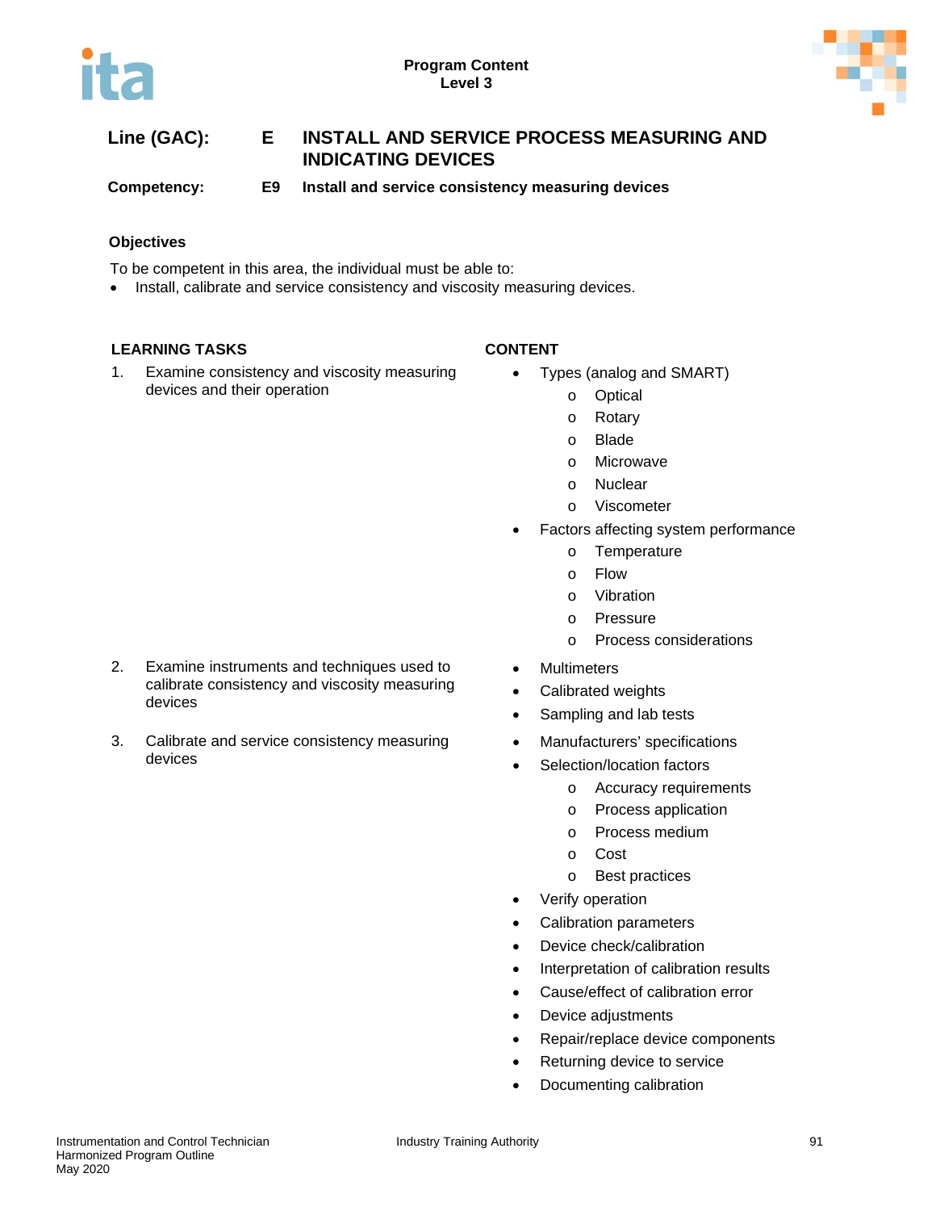**Line (GAC):** **E INSTALL AND SERVICE PROCESS MEASURING AND INDICATING DEVICES**

**Competency:** **E9 Install and service consistency measuring devices**

**Objectives**

To be competent in this area, the individual must be able to:

- Install, calibrate and service consistency and viscosity measuring devices.

| LEARNING TASKS | CONTENT |
|---|---|
| 1. Examine consistency and viscosity measuring devices and their operation | • Types (analog and SMART)<br>  o Optical<br>  o Rotary<br>  o Blade<br>  o Microwave<br>  o Nuclear<br>  o Viscometer<br>• Factors affecting system performance<br>  o Temperature<br>  o Flow<br>  o Vibration<br>  o Pressure<br>  o Process considerations |
| 2. Examine instruments and techniques used to calibrate consistency and viscosity measuring devices | • Multimeters<br>• Calibrated weights<br>• Sampling and lab tests |
| 3. Calibrate and service consistency measuring devices | • Manufacturers' specifications<br>• Selection/location factors<br>  o Accuracy requirements<br>  o Process application<br>  o Process medium<br>  o Cost<br>  o Best practices<br>• Verify operation<br>• Calibration parameters<br>• Device check/calibration<br>• Interpretation of calibration results<br>• Cause/effect of calibration error<br>• Device adjustments<br>• Repair/replace device components<br>• Returning device to service<br>• Documenting calibration |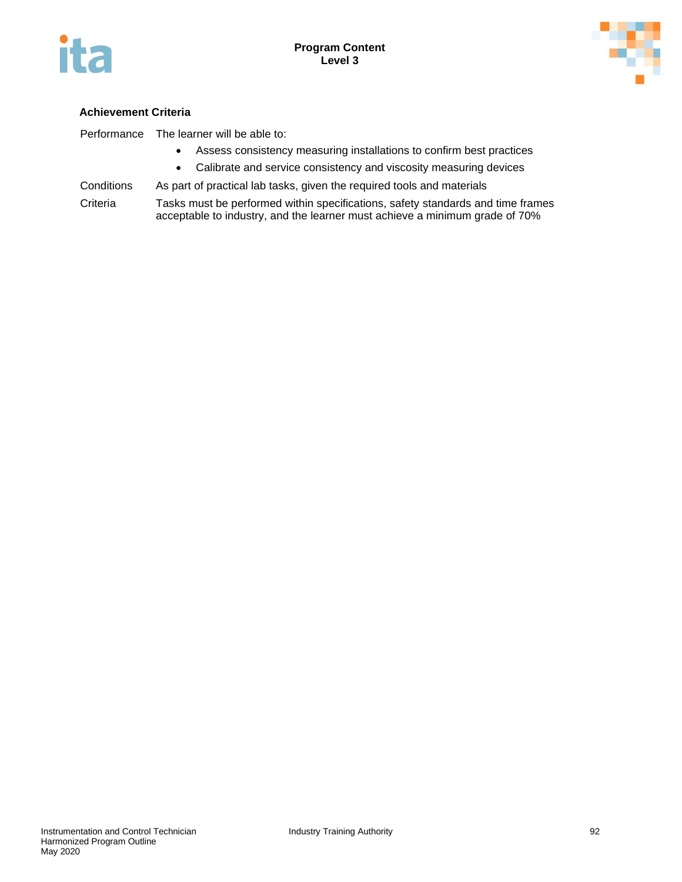**Achievement Criteria**

| | |
|---|---|
| Performance | The learner will be able to:<br>• Assess consistency measuring installations to confirm best practices<br>• Calibrate and service consistency and viscosity measuring devices |
| Conditions | As part of practical lab tasks, given the required tools and materials |
| Criteria | Tasks must be performed within specifications, safety standards and time frames acceptable to industry, and the learner must achieve a minimum grade of 70% |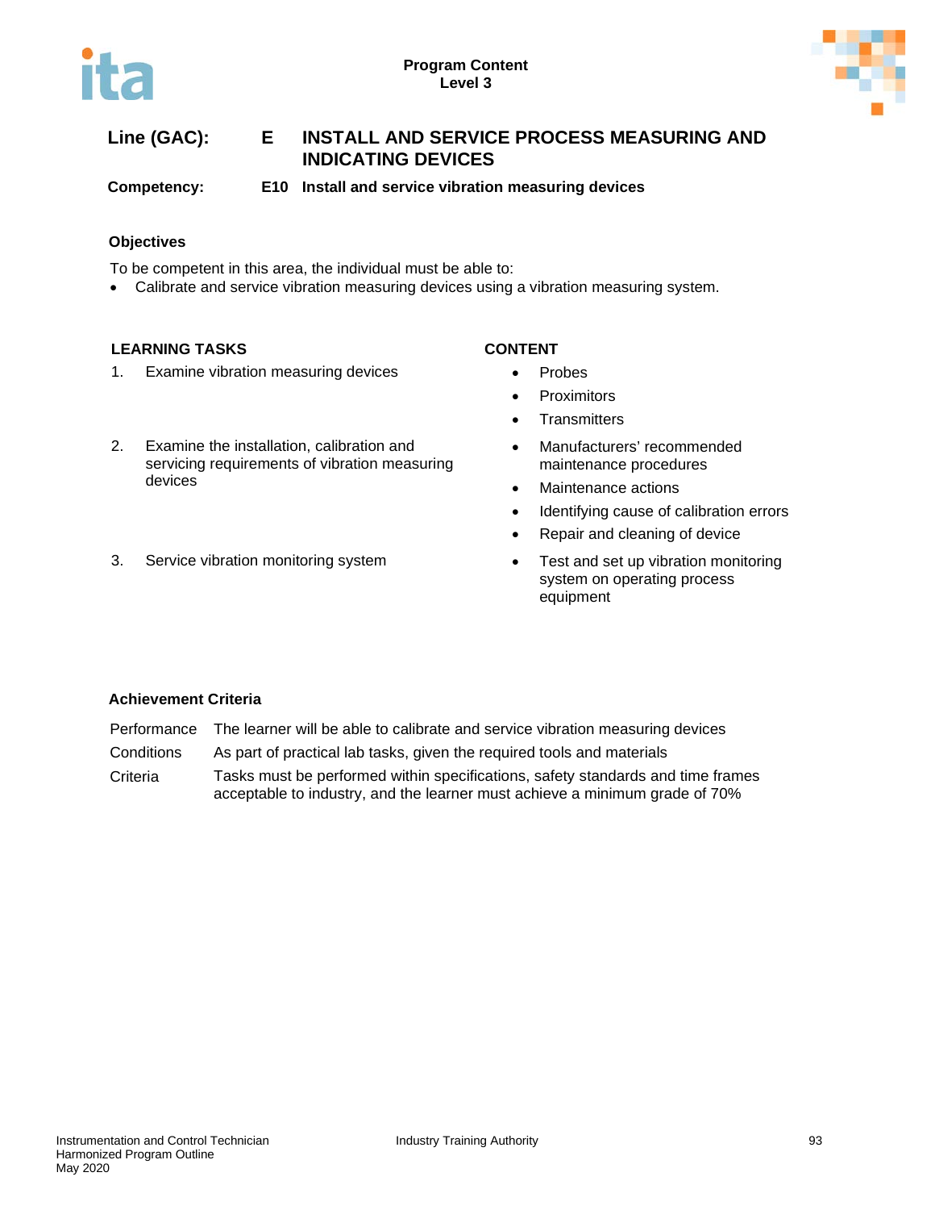**Program Content**
**Level 3**

**Line (GAC):** **E INSTALL AND SERVICE PROCESS MEASURING AND INDICATING DEVICES**

**Competency:** **E10 Install and service vibration measuring devices**

### Objectives

To be competent in this area, the individual must be able to:

- Calibrate and service vibration measuring devices using a vibration measuring system.

| LEARNING TASKS | CONTENT |
|---|---|
| 1. Examine vibration measuring devices | • Probes<br>• Proximitors<br>• Transmitters |
| 2. Examine the installation, calibration and servicing requirements of vibration measuring devices | • Manufacturers' recommended maintenance procedures<br>• Maintenance actions<br>• Identifying cause of calibration errors<br>• Repair and cleaning of device |
| 3. Service vibration monitoring system | • Test and set up vibration monitoring system on operating process equipment |

### Achievement Criteria

| | |
|---|---|
| Performance | The learner will be able to calibrate and service vibration measuring devices |
| Conditions | As part of practical lab tasks, given the required tools and materials |
| Criteria | Tasks must be performed within specifications, safety standards and time frames acceptable to industry, and the learner must achieve a minimum grade of 70% |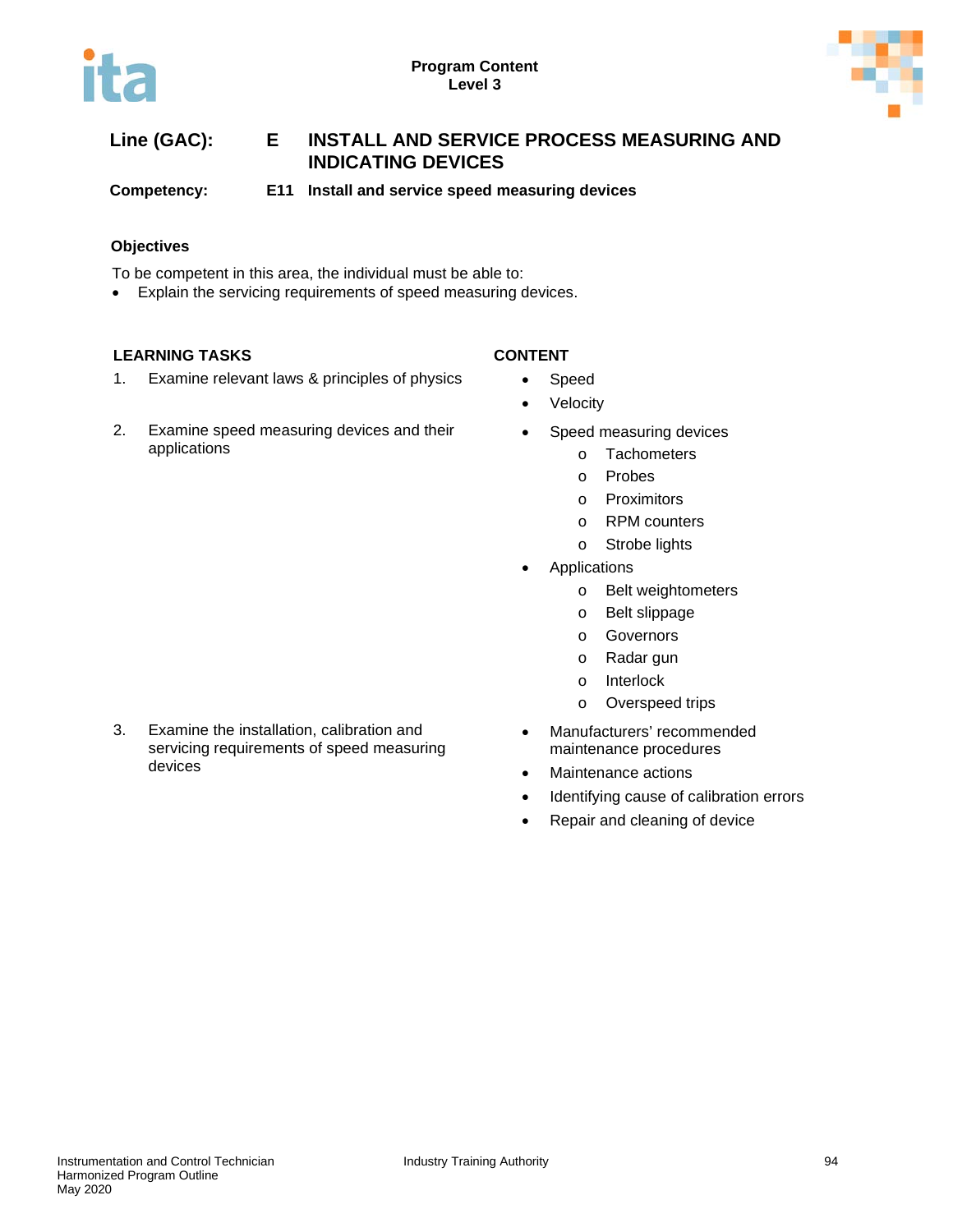**Program Content**
**Level 3**

## Line (GAC): E INSTALL AND SERVICE PROCESS MEASURING AND INDICATING DEVICES

**Competency: E11 Install and service speed measuring devices**

### Objectives

To be competent in this area, the individual must be able to:

- Explain the servicing requirements of speed measuring devices.

| LEARNING TASKS | CONTENT |
|---|---|
| 1. Examine relevant laws & principles of physics | • Speed<br>• Velocity |
| 2. Examine speed measuring devices and their applications | • Speed measuring devices<br>  o Tachometers<br>  o Probes<br>  o Proximitors<br>  o RPM counters<br>  o Strobe lights<br>• Applications<br>  o Belt weightometers<br>  o Belt slippage<br>  o Governors<br>  o Radar gun<br>  o Interlock<br>  o Overspeed trips |
| 3. Examine the installation, calibration and servicing requirements of speed measuring devices | • Manufacturers' recommended maintenance procedures<br>• Maintenance actions<br>• Identifying cause of calibration errors<br>• Repair and cleaning of device |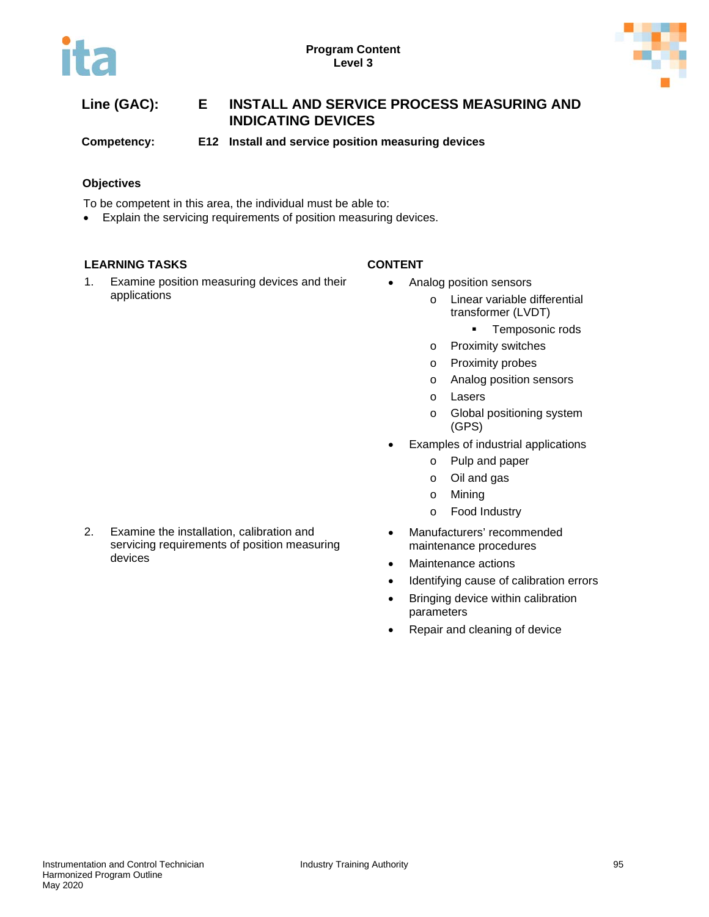**Program Content**
**Level 3**

**Line (GAC):** **E INSTALL AND SERVICE PROCESS MEASURING AND INDICATING DEVICES**

**Competency:** **E12 Install and service position measuring devices**

**Objectives**

To be competent in this area, the individual must be able to:

- Explain the servicing requirements of position measuring devices.

| LEARNING TASKS | CONTENT |
|---|---|
| 1. Examine position measuring devices and their applications | • Analog position sensors<br>  o Linear variable differential transformer (LVDT)<br>    ▪ Temposonic rods<br>  o Proximity switches<br>  o Proximity probes<br>  o Analog position sensors<br>  o Lasers<br>  o Global positioning system (GPS)<br>• Examples of industrial applications<br>  o Pulp and paper<br>  o Oil and gas<br>  o Mining<br>  o Food Industry |
| 2. Examine the installation, calibration and servicing requirements of position measuring devices | • Manufacturers' recommended maintenance procedures<br>• Maintenance actions<br>• Identifying cause of calibration errors<br>• Bringing device within calibration parameters<br>• Repair and cleaning of device |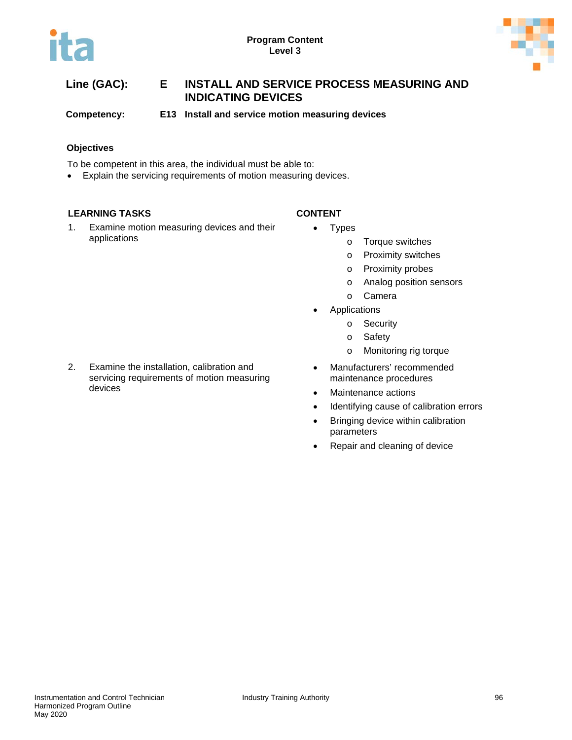**Line (GAC):** E **INSTALL AND SERVICE PROCESS MEASURING AND INDICATING DEVICES**

**Competency:** E13 **Install and service motion measuring devices**

### Objectives

To be competent in this area, the individual must be able to:

- Explain the servicing requirements of motion measuring devices.

| LEARNING TASKS | CONTENT |
|---|---|
| 1. Examine motion measuring devices and their applications | • Types<br>o Torque switches<br>o Proximity switches<br>o Proximity probes<br>o Analog position sensors<br>o Camera<br>• Applications<br>o Security<br>o Safety<br>o Monitoring rig torque |
| 2. Examine the installation, calibration and servicing requirements of motion measuring devices | • Manufacturers' recommended maintenance procedures<br>• Maintenance actions<br>• Identifying cause of calibration errors<br>• Bringing device within calibration parameters<br>• Repair and cleaning of device |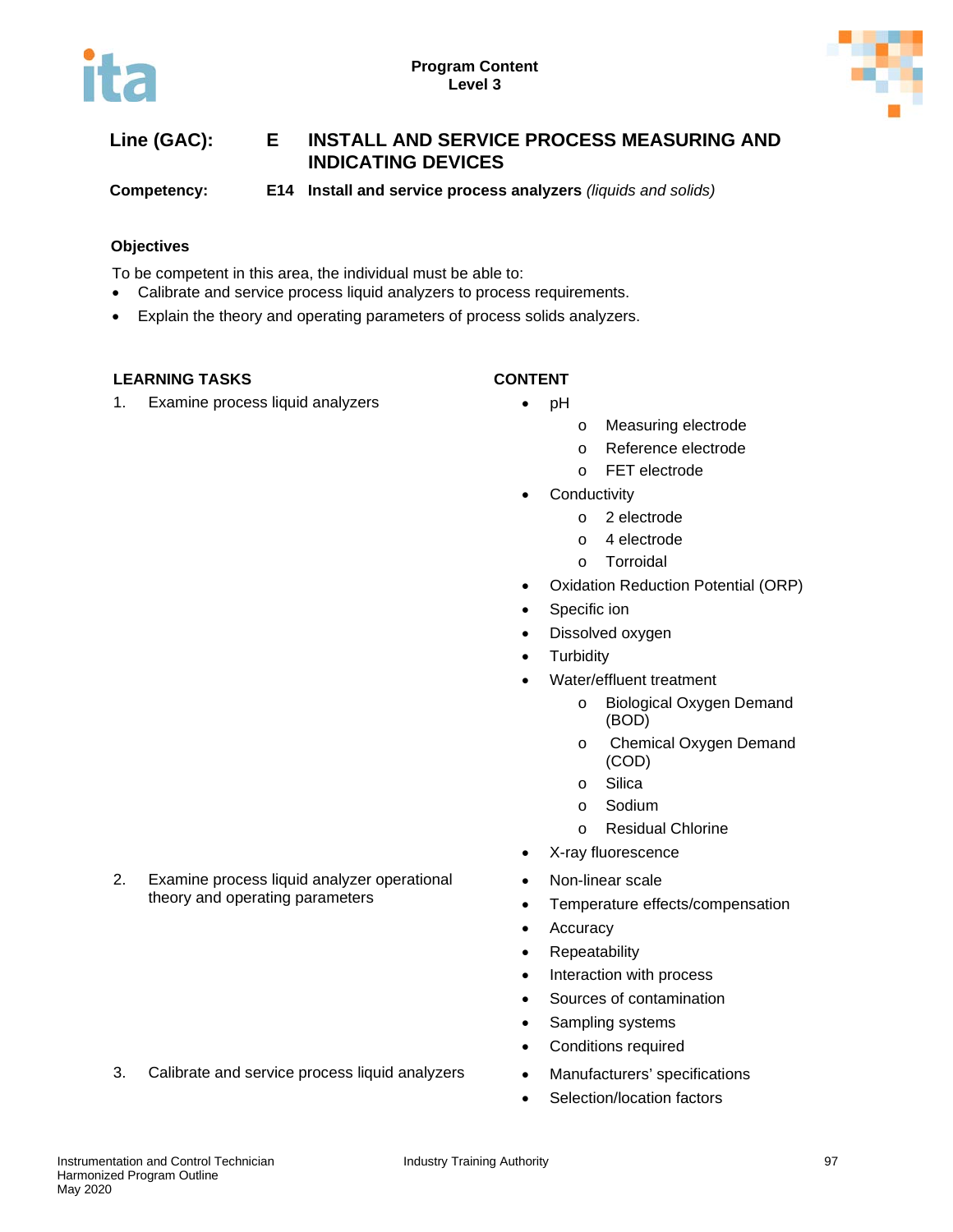Program Content
Level 3

**Line (GAC):** **E INSTALL AND SERVICE PROCESS MEASURING AND INDICATING DEVICES**

**Competency:** **E14 Install and service process analyzers** *(liquids and solids)*

### Objectives

To be competent in this area, the individual must be able to:

- Calibrate and service process liquid analyzers to process requirements.
- Explain the theory and operating parameters of process solids analyzers.

| LEARNING TASKS | CONTENT |
|---|---|
| 1. Examine process liquid analyzers | • pH<br>o Measuring electrode<br>o Reference electrode<br>o FET electrode<br>• Conductivity<br>o 2 electrode<br>o 4 electrode<br>o Torroidal<br>• Oxidation Reduction Potential (ORP)<br>• Specific ion<br>• Dissolved oxygen<br>• Turbidity<br>• Water/effluent treatment<br>o Biological Oxygen Demand (BOD)<br>o Chemical Oxygen Demand (COD)<br>o Silica<br>o Sodium<br>o Residual Chlorine<br>• X-ray fluorescence |
| 2. Examine process liquid analyzer operational theory and operating parameters | • Non-linear scale<br>• Temperature effects/compensation<br>• Accuracy<br>• Repeatability<br>• Interaction with process<br>• Sources of contamination<br>• Sampling systems<br>• Conditions required |
| 3. Calibrate and service process liquid analyzers | • Manufacturers' specifications<br>• Selection/location factors |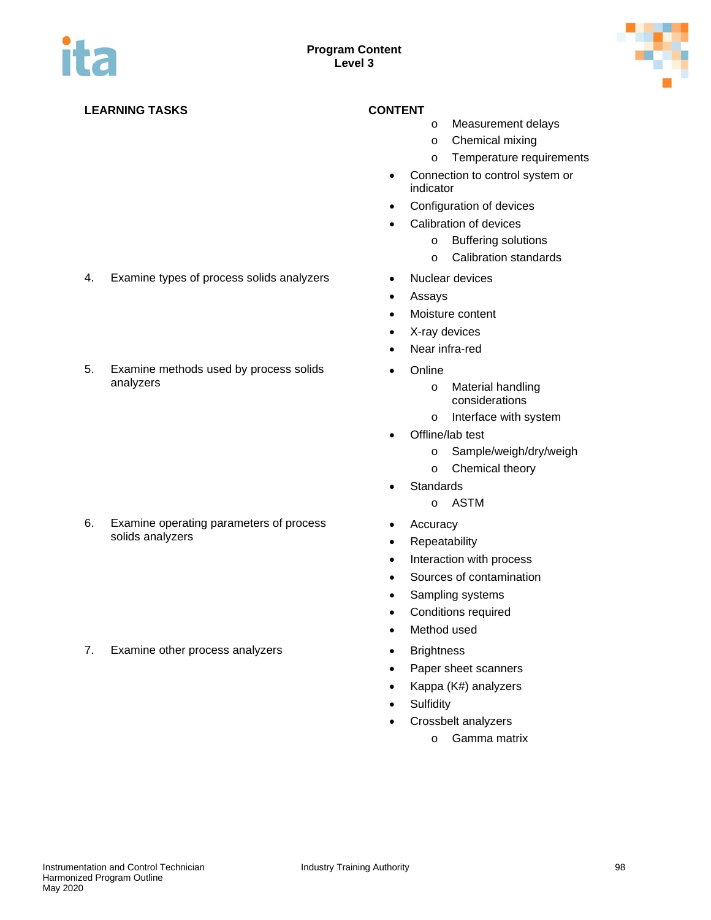| LEARNING TASKS | CONTENT |
|---|---|
| | o Measurement delays<br>o Chemical mixing<br>o Temperature requirements<br>• Connection to control system or indicator<br>• Configuration of devices<br>• Calibration of devices<br>o Buffering solutions<br>o Calibration standards |
| 4. Examine types of process solids analyzers | • Nuclear devices<br>• Assays<br>• Moisture content<br>• X-ray devices<br>• Near infra-red |
| 5. Examine methods used by process solids analyzers | • Online<br>o Material handling considerations<br>o Interface with system<br>• Offline/lab test<br>o Sample/weigh/dry/weigh<br>o Chemical theory<br>• Standards<br>o ASTM |
| 6. Examine operating parameters of process solids analyzers | • Accuracy<br>• Repeatability<br>• Interaction with process<br>• Sources of contamination<br>• Sampling systems<br>• Conditions required<br>• Method used |
| 7. Examine other process analyzers | • Brightness<br>• Paper sheet scanners<br>• Kappa (K#) analyzers<br>• Sulfidity<br>• Crossbelt analyzers<br>o Gamma matrix |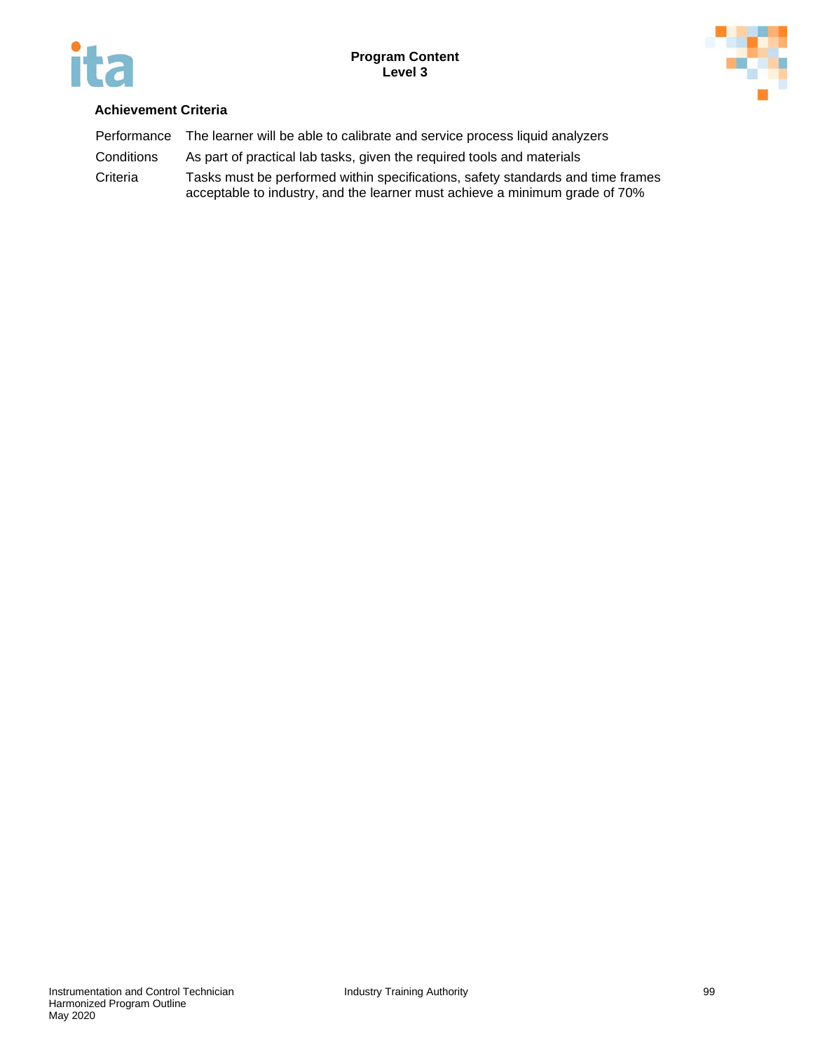**Achievement Criteria**

| | |
|---|---|
| Performance | The learner will be able to calibrate and service process liquid analyzers |
| Conditions | As part of practical lab tasks, given the required tools and materials |
| Criteria | Tasks must be performed within specifications, safety standards and time frames acceptable to industry, and the learner must achieve a minimum grade of 70% |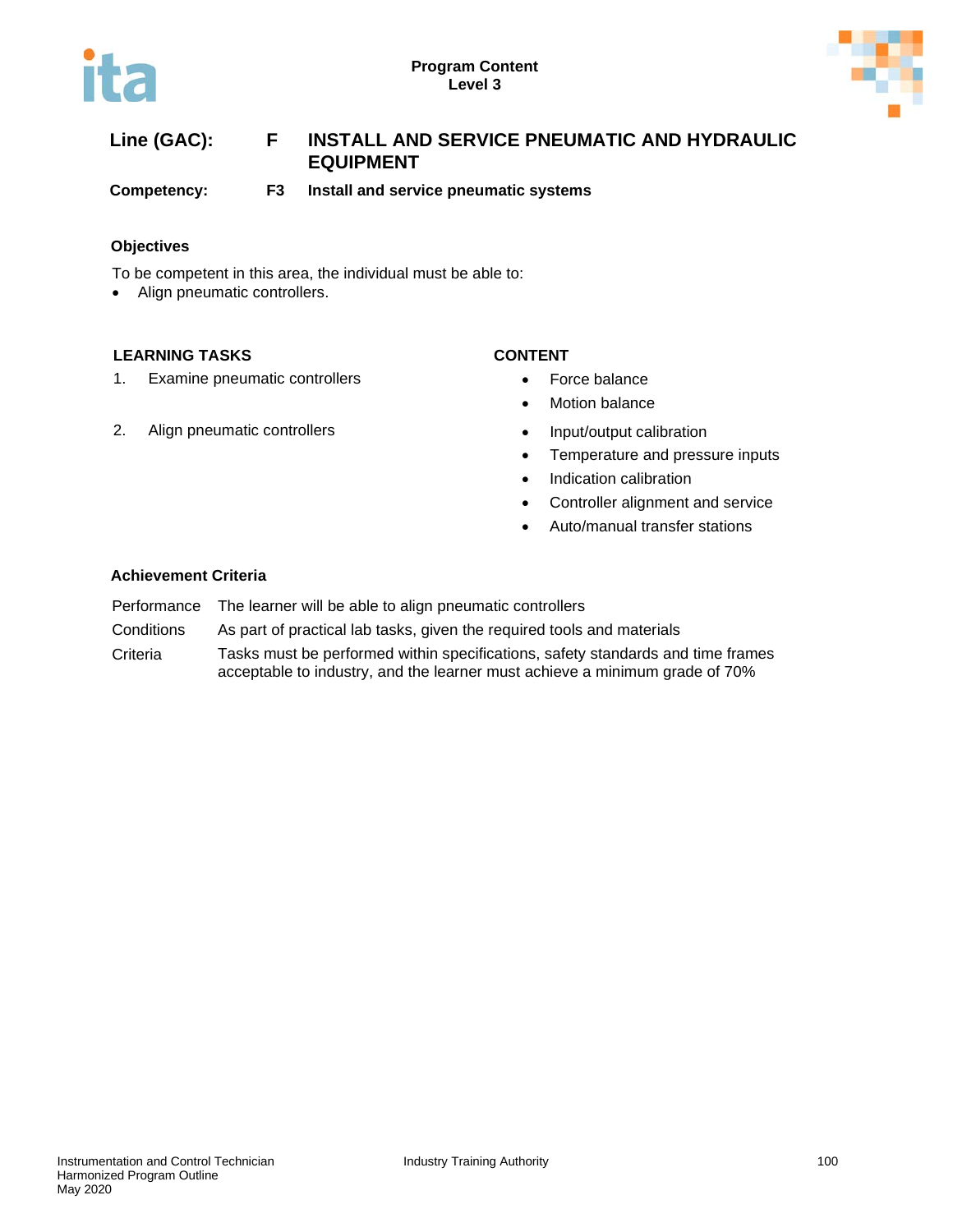**Line (GAC):** **F** **INSTALL AND SERVICE PNEUMATIC AND HYDRAULIC EQUIPMENT**

**Competency:** **F3** **Install and service pneumatic systems**

### Objectives

To be competent in this area, the individual must be able to:

- Align pneumatic controllers.

| LEARNING TASKS | CONTENT |
|---|---|
| 1. Examine pneumatic controllers | • Force balance<br>• Motion balance |
| 2. Align pneumatic controllers | • Input/output calibration<br>• Temperature and pressure inputs<br>• Indication calibration<br>• Controller alignment and service<br>• Auto/manual transfer stations |

### Achievement Criteria

| | |
|---|---|
| Performance | The learner will be able to align pneumatic controllers |
| Conditions | As part of practical lab tasks, given the required tools and materials |
| Criteria | Tasks must be performed within specifications, safety standards and time frames acceptable to industry, and the learner must achieve a minimum grade of 70% |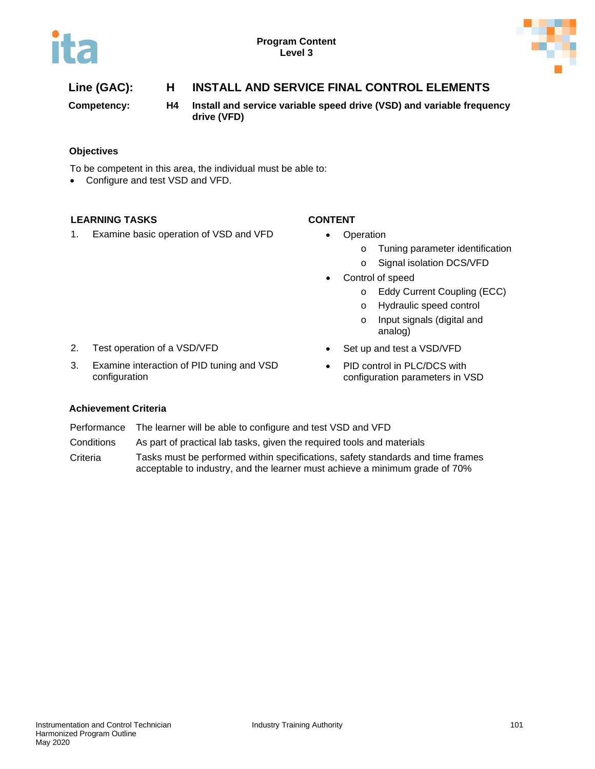**Line (GAC):** **H** **INSTALL AND SERVICE FINAL CONTROL ELEMENTS**

**Competency:** **H4** **Install and service variable speed drive (VSD) and variable frequency drive (VFD)**

### Objectives

To be competent in this area, the individual must be able to:

- Configure and test VSD and VFD.

| LEARNING TASKS | CONTENT |
|---|---|
| 1. Examine basic operation of VSD and VFD | • Operation<br>  o Tuning parameter identification<br>  o Signal isolation DCS/VFD<br>• Control of speed<br>  o Eddy Current Coupling (ECC)<br>  o Hydraulic speed control<br>  o Input signals (digital and analog) |
| 2. Test operation of a VSD/VFD | • Set up and test a VSD/VFD |
| 3. Examine interaction of PID tuning and VSD configuration | • PID control in PLC/DCS with configuration parameters in VSD |

### Achievement Criteria

| | |
|---|---|
| Performance | The learner will be able to configure and test VSD and VFD |
| Conditions | As part of practical lab tasks, given the required tools and materials |
| Criteria | Tasks must be performed within specifications, safety standards and time frames acceptable to industry, and the learner must achieve a minimum grade of 70% |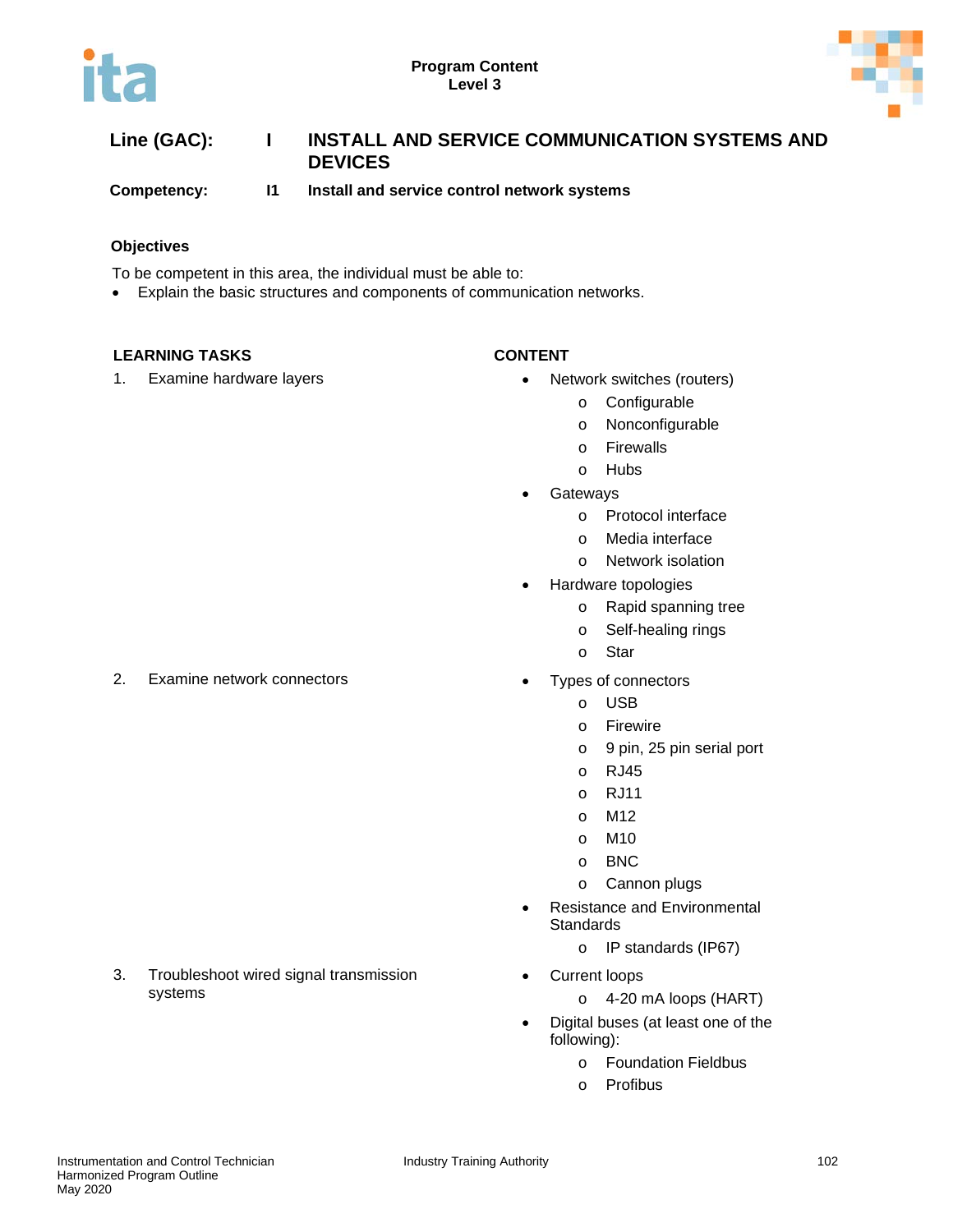**Program Content**
**Level 3**

| | | |
|---|---|---|
| **Line (GAC):** | **I** | **INSTALL AND SERVICE COMMUNICATION SYSTEMS AND DEVICES** |
| **Competency:** | **I1** | **Install and service control network systems** |

### Objectives

To be competent in this area, the individual must be able to:

- Explain the basic structures and components of communication networks.

| LEARNING TASKS | CONTENT |
|---|---|
| 1. Examine hardware layers | • Network switches (routers)<br>  o Configurable<br>  o Nonconfigurable<br>  o Firewalls<br>  o Hubs<br>• Gateways<br>  o Protocol interface<br>  o Media interface<br>  o Network isolation<br>• Hardware topologies<br>  o Rapid spanning tree<br>  o Self-healing rings<br>  o Star |
| 2. Examine network connectors | • Types of connectors<br>  o USB<br>  o Firewire<br>  o 9 pin, 25 pin serial port<br>  o RJ45<br>  o RJ11<br>  o M12<br>  o M10<br>  o BNC<br>  o Cannon plugs<br>• Resistance and Environmental Standards<br>  o IP standards (IP67) |
| 3. Troubleshoot wired signal transmission systems | • Current loops<br>  o 4-20 mA loops (HART)<br>• Digital buses (at least one of the following):<br>  o Foundation Fieldbus<br>  o Profibus |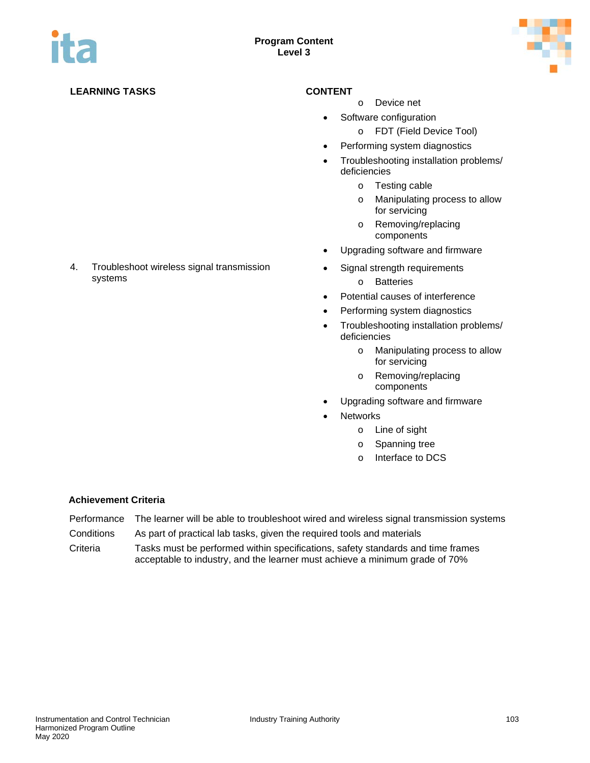| LEARNING TASKS | CONTENT |
|---|---|
| | - Device net<br>• Software configuration<br>  - FDT (Field Device Tool)<br>• Performing system diagnostics<br>• Troubleshooting installation problems/ deficiencies<br>  - Testing cable<br>  - Manipulating process to allow for servicing<br>  - Removing/replacing components<br>• Upgrading software and firmware |
| 4. Troubleshoot wireless signal transmission systems | • Signal strength requirements<br>  - Batteries<br>• Potential causes of interference<br>• Performing system diagnostics<br>• Troubleshooting installation problems/ deficiencies<br>  - Manipulating process to allow for servicing<br>  - Removing/replacing components<br>• Upgrading software and firmware<br>• Networks<br>  - Line of sight<br>  - Spanning tree<br>  - Interface to DCS |

**Achievement Criteria**

| | |
|---|---|
| Performance | The learner will be able to troubleshoot wired and wireless signal transmission systems |
| Conditions | As part of practical lab tasks, given the required tools and materials |
| Criteria | Tasks must be performed within specifications, safety standards and time frames acceptable to industry, and the learner must achieve a minimum grade of 70% |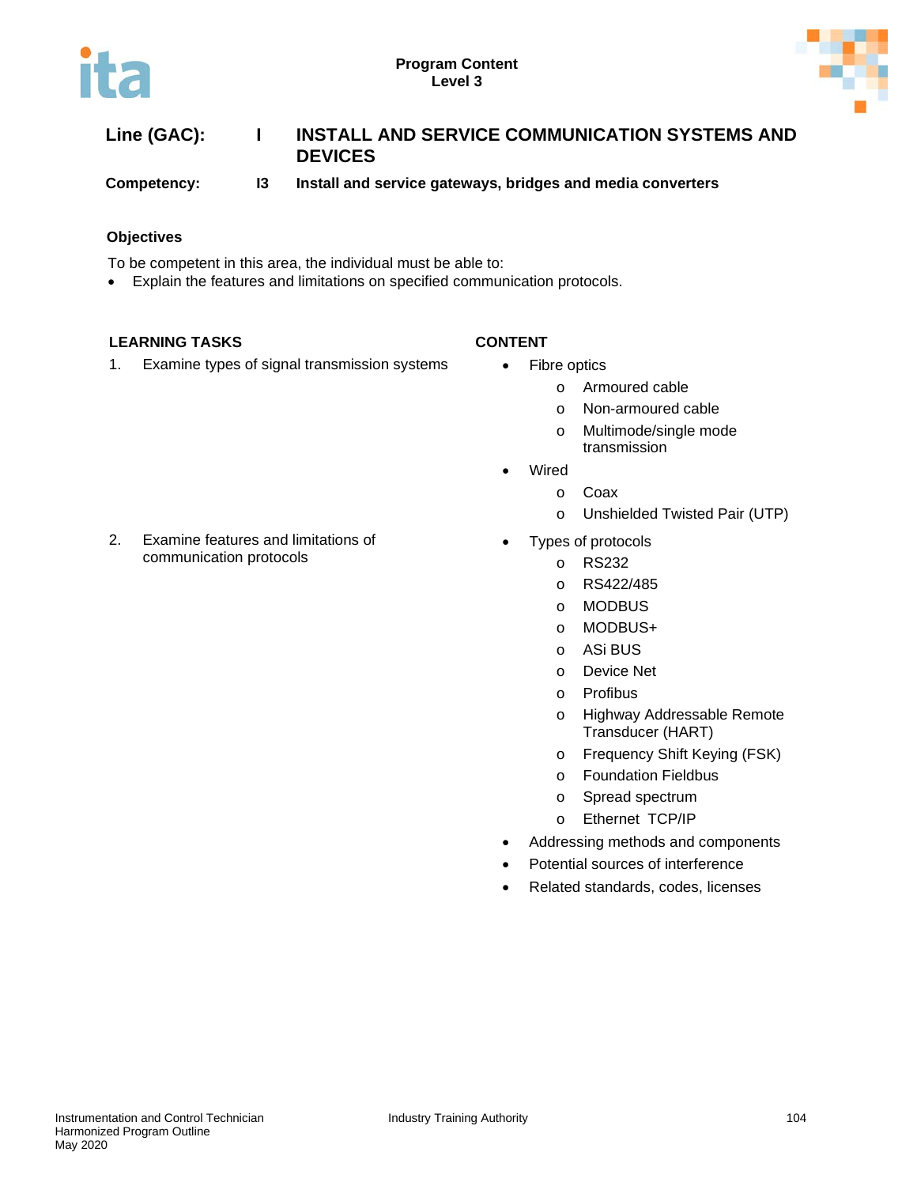**Program Content**
**Level 3**

## Line (GAC): I INSTALL AND SERVICE COMMUNICATION SYSTEMS AND DEVICES

**Competency: I3 Install and service gateways, bridges and media converters**

### Objectives

To be competent in this area, the individual must be able to:

- Explain the features and limitations on specified communication protocols.

| LEARNING TASKS | CONTENT |
|---|---|
| 1. Examine types of signal transmission systems | • Fibre optics<br>  o Armoured cable<br>  o Non-armoured cable<br>  o Multimode/single mode transmission<br>• Wired<br>  o Coax<br>  o Unshielded Twisted Pair (UTP) |
| 2. Examine features and limitations of communication protocols | • Types of protocols<br>  o RS232<br>  o RS422/485<br>  o MODBUS<br>  o MODBUS+<br>  o ASi BUS<br>  o Device Net<br>  o Profibus<br>  o Highway Addressable Remote Transducer (HART)<br>  o Frequency Shift Keying (FSK)<br>  o Foundation Fieldbus<br>  o Spread spectrum<br>  o Ethernet TCP/IP<br>• Addressing methods and components<br>• Potential sources of interference<br>• Related standards, codes, licenses |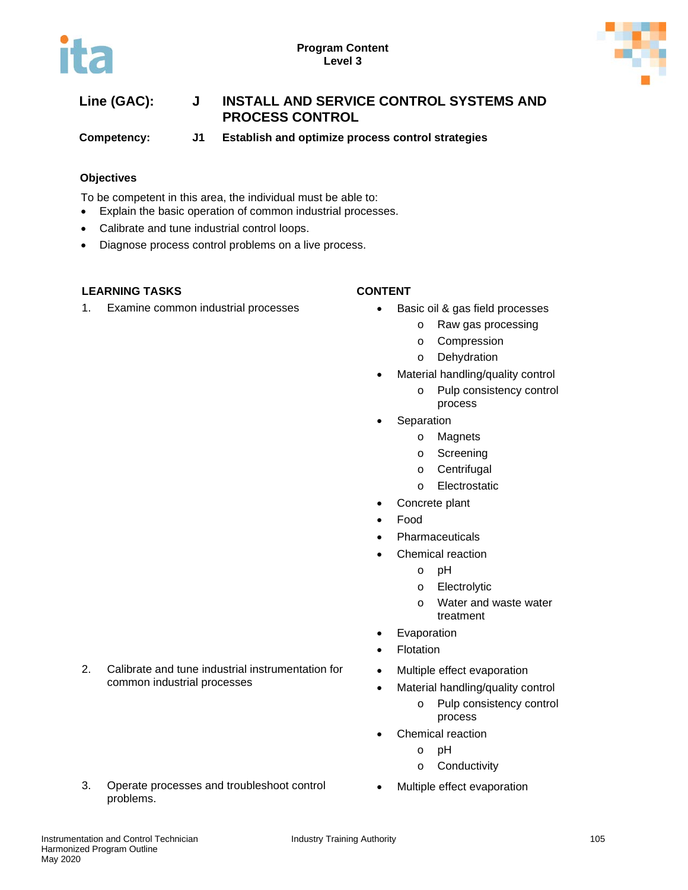**Line (GAC):** **J INSTALL AND SERVICE CONTROL SYSTEMS AND PROCESS CONTROL**

**Competency:** **J1 Establish and optimize process control strategies**

### Objectives

To be competent in this area, the individual must be able to:

- Explain the basic operation of common industrial processes.
- Calibrate and tune industrial control loops.
- Diagnose process control problems on a live process.

| LEARNING TASKS | CONTENT |
| --- | --- |
| 1. Examine common industrial processes | • Basic oil & gas field processes<br>  o Raw gas processing<br>  o Compression<br>  o Dehydration<br>• Material handling/quality control<br>  o Pulp consistency control process<br>• Separation<br>  o Magnets<br>  o Screening<br>  o Centrifugal<br>  o Electrostatic<br>• Concrete plant<br>• Food<br>• Pharmaceuticals<br>• Chemical reaction<br>  o pH<br>  o Electrolytic<br>  o Water and waste water treatment<br>• Evaporation<br>• Flotation |
| 2. Calibrate and tune industrial instrumentation for common industrial processes | • Multiple effect evaporation<br>• Material handling/quality control<br>  o Pulp consistency control process<br>• Chemical reaction<br>  o pH<br>  o Conductivity |
| 3. Operate processes and troubleshoot control problems. | • Multiple effect evaporation |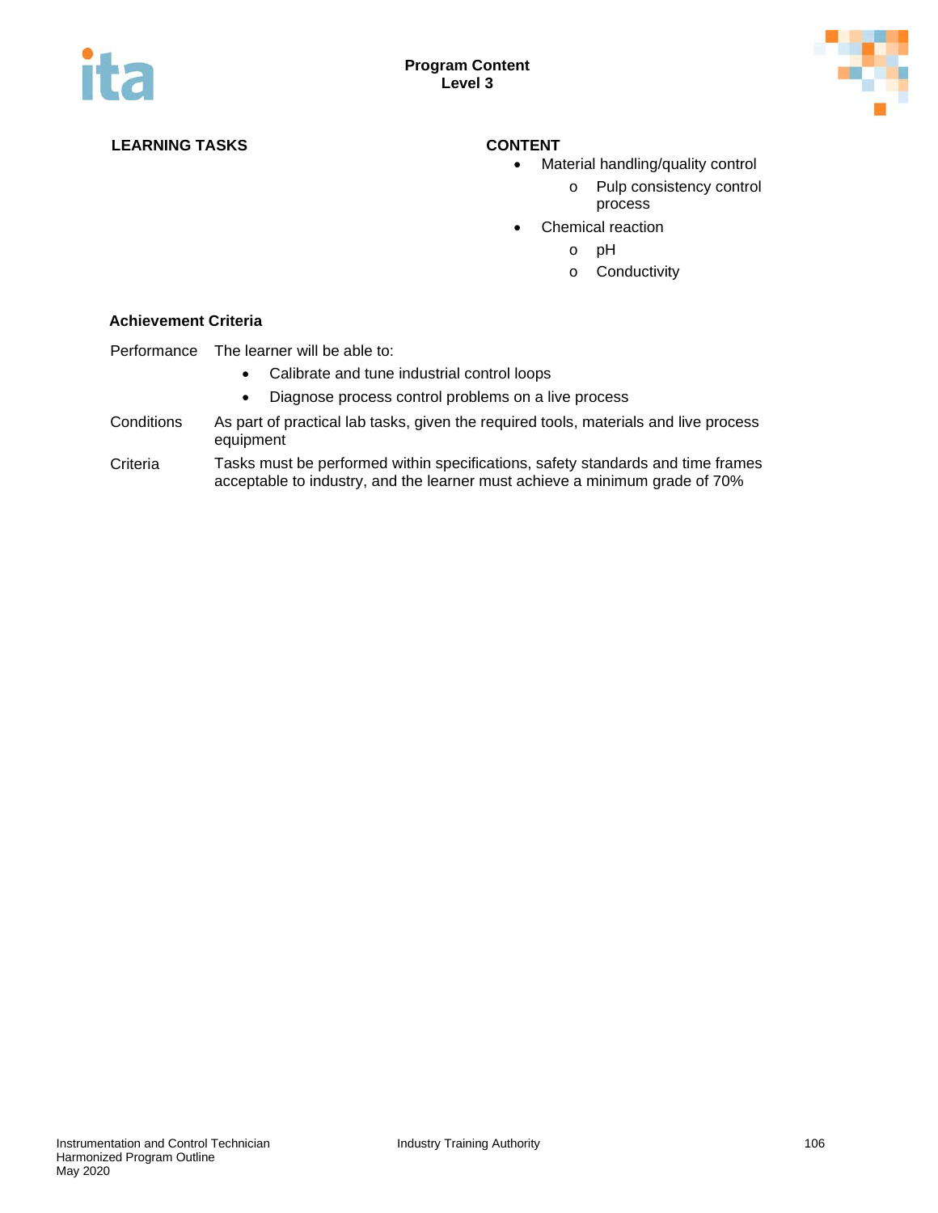| LEARNING TASKS | CONTENT |
|---|---|
| | <ul><li>Material handling/quality control<ul><li>Pulp consistency control process</li></ul></li><li>Chemical reaction<ul><li>pH</li><li>Conductivity</li></ul></li></ul> |

**Achievement Criteria**

| | |
|---|---|
| Performance | The learner will be able to:<br>• Calibrate and tune industrial control loops<br>• Diagnose process control problems on a live process |
| Conditions | As part of practical lab tasks, given the required tools, materials and live process equipment |
| Criteria | Tasks must be performed within specifications, safety standards and time frames acceptable to industry, and the learner must achieve a minimum grade of 70% |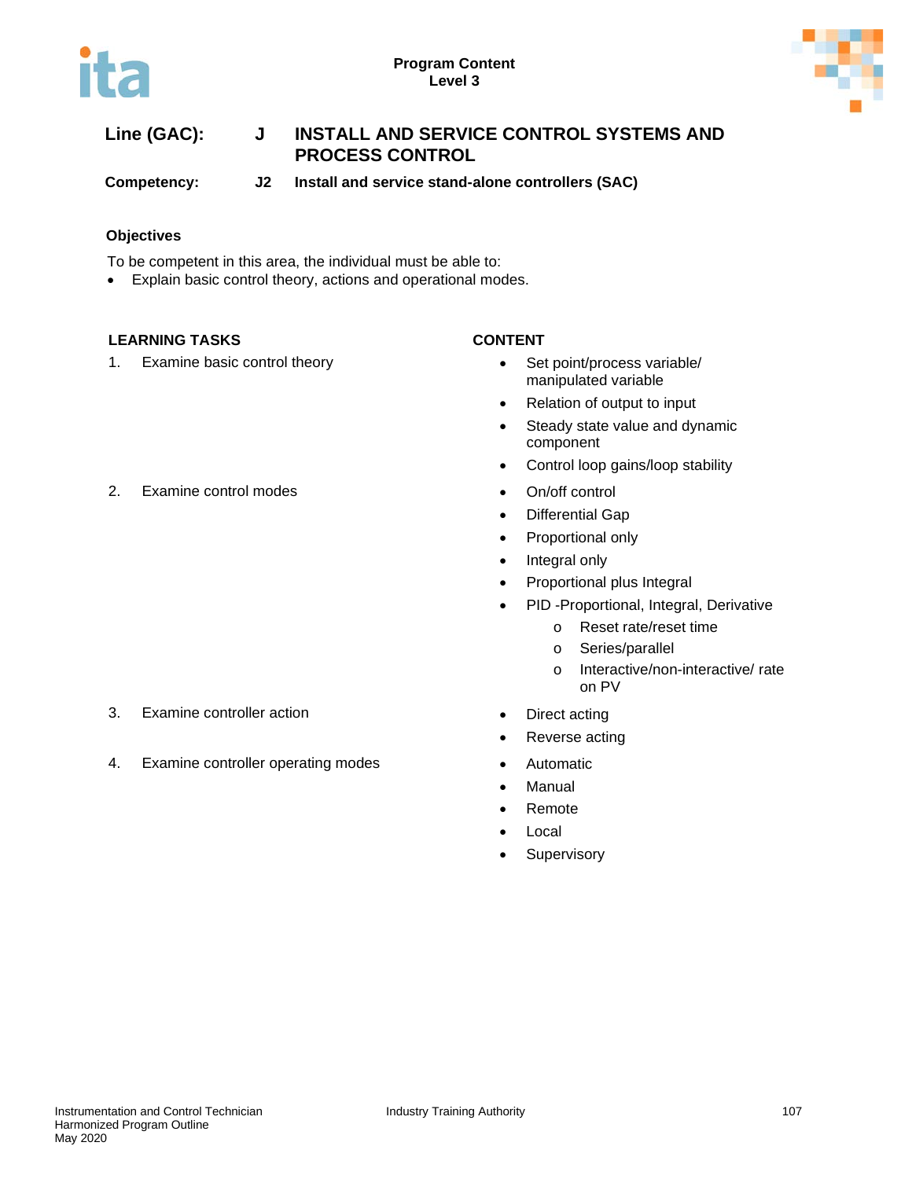**Program Content**
**Level 3**

## Line (GAC): J INSTALL AND SERVICE CONTROL SYSTEMS AND PROCESS CONTROL

**Competency: J2 Install and service stand-alone controllers (SAC)**

### Objectives

To be competent in this area, the individual must be able to:

- Explain basic control theory, actions and operational modes.

| LEARNING TASKS | CONTENT |
|---|---|
| 1. Examine basic control theory | • Set point/process variable/ manipulated variable<br>• Relation of output to input<br>• Steady state value and dynamic component<br>• Control loop gains/loop stability |
| 2. Examine control modes | • On/off control<br>• Differential Gap<br>• Proportional only<br>• Integral only<br>• Proportional plus Integral<br>• PID -Proportional, Integral, Derivative<br>&nbsp;&nbsp;&nbsp;&nbsp;o Reset rate/reset time<br>&nbsp;&nbsp;&nbsp;&nbsp;o Series/parallel<br>&nbsp;&nbsp;&nbsp;&nbsp;o Interactive/non-interactive/ rate on PV |
| 3. Examine controller action | • Direct acting<br>• Reverse acting |
| 4. Examine controller operating modes | • Automatic<br>• Manual<br>• Remote<br>• Local<br>• Supervisory |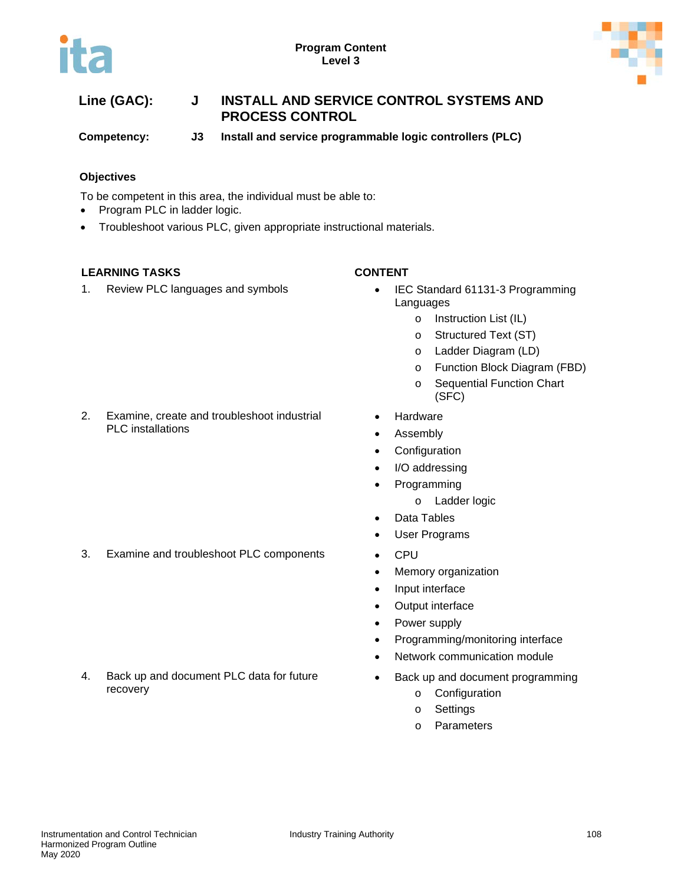**Line (GAC):** J INSTALL AND SERVICE CONTROL SYSTEMS AND PROCESS CONTROL

**Competency:** J3 Install and service programmable logic controllers (PLC)

### Objectives

To be competent in this area, the individual must be able to:

- Program PLC in ladder logic.
- Troubleshoot various PLC, given appropriate instructional materials.

| LEARNING TASKS | CONTENT |
|---|---|
| 1. Review PLC languages and symbols | • IEC Standard 61131-3 Programming Languages<br>  o Instruction List (IL)<br>  o Structured Text (ST)<br>  o Ladder Diagram (LD)<br>  o Function Block Diagram (FBD)<br>  o Sequential Function Chart (SFC) |
| 2. Examine, create and troubleshoot industrial PLC installations | • Hardware<br>• Assembly<br>• Configuration<br>• I/O addressing<br>• Programming<br>  o Ladder logic<br>• Data Tables<br>• User Programs |
| 3. Examine and troubleshoot PLC components | • CPU<br>• Memory organization<br>• Input interface<br>• Output interface<br>• Power supply<br>• Programming/monitoring interface<br>• Network communication module |
| 4. Back up and document PLC data for future recovery | • Back up and document programming<br>  o Configuration<br>  o Settings<br>  o Parameters |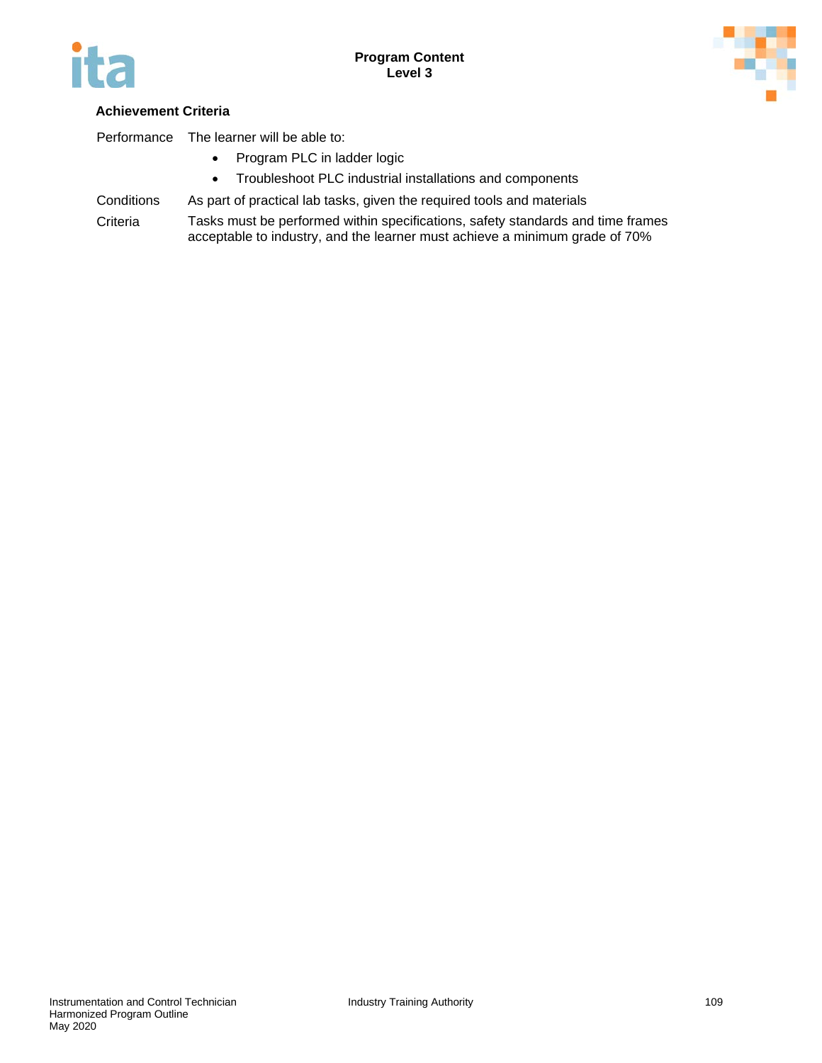**Achievement Criteria**

| | |
|---|---|
| Performance | The learner will be able to:<br>• Program PLC in ladder logic<br>• Troubleshoot PLC industrial installations and components |
| Conditions | As part of practical lab tasks, given the required tools and materials |
| Criteria | Tasks must be performed within specifications, safety standards and time frames acceptable to industry, and the learner must achieve a minimum grade of 70% |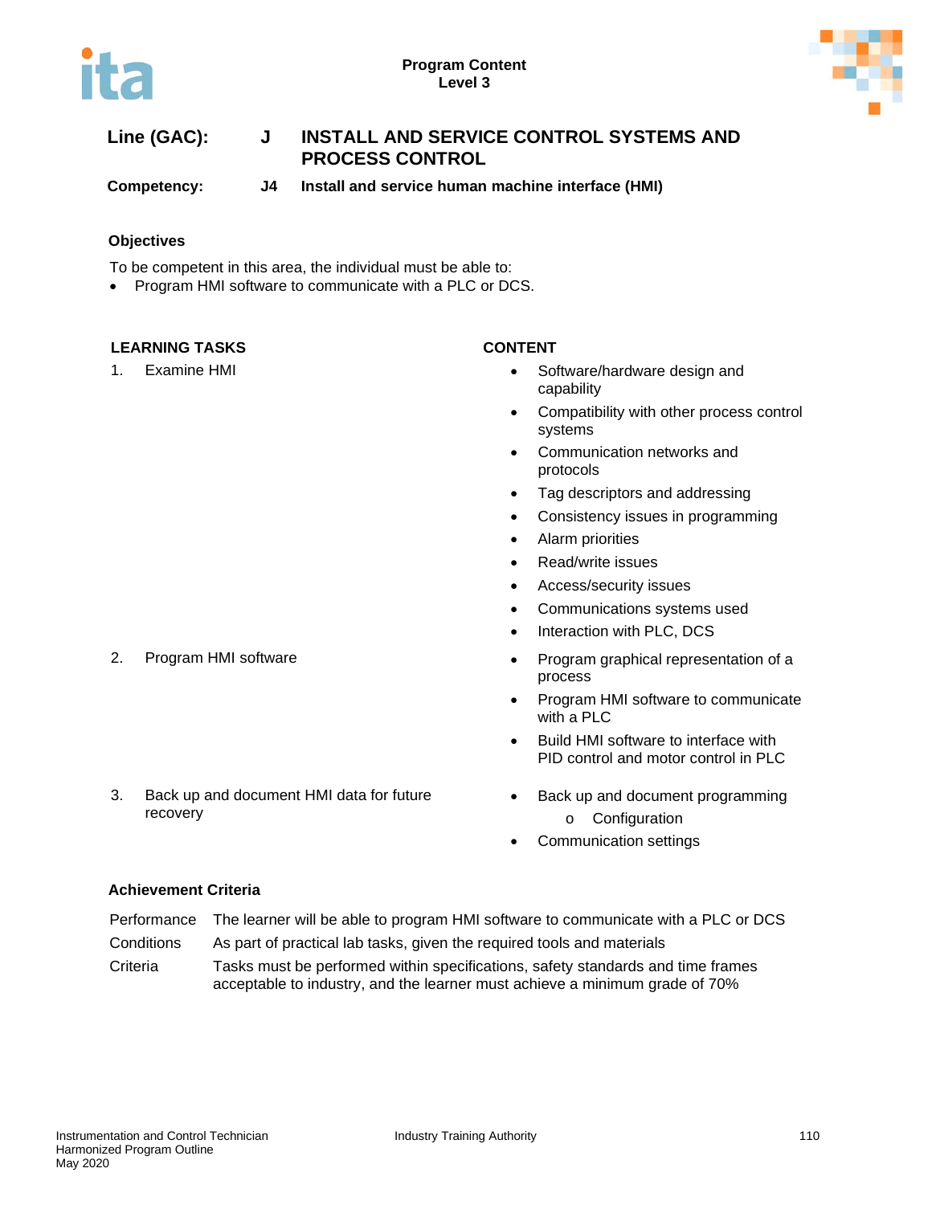**Line (GAC):** **J** **INSTALL AND SERVICE CONTROL SYSTEMS AND PROCESS CONTROL**

**Competency:** **J4** **Install and service human machine interface (HMI)**

### Objectives

To be competent in this area, the individual must be able to:

- Program HMI software to communicate with a PLC or DCS.

| LEARNING TASKS | CONTENT |
|---|---|
| 1. Examine HMI | • Software/hardware design and capability<br>• Compatibility with other process control systems<br>• Communication networks and protocols<br>• Tag descriptors and addressing<br>• Consistency issues in programming<br>• Alarm priorities<br>• Read/write issues<br>• Access/security issues<br>• Communications systems used<br>• Interaction with PLC, DCS |
| 2. Program HMI software | • Program graphical representation of a process<br>• Program HMI software to communicate with a PLC<br>• Build HMI software to interface with PID control and motor control in PLC |
| 3. Back up and document HMI data for future recovery | • Back up and document programming<br>&nbsp;&nbsp;&nbsp;&nbsp;o Configuration<br>• Communication settings |

### Achievement Criteria

| | |
|---|---|
| Performance | The learner will be able to program HMI software to communicate with a PLC or DCS |
| Conditions | As part of practical lab tasks, given the required tools and materials |
| Criteria | Tasks must be performed within specifications, safety standards and time frames acceptable to industry, and the learner must achieve a minimum grade of 70% |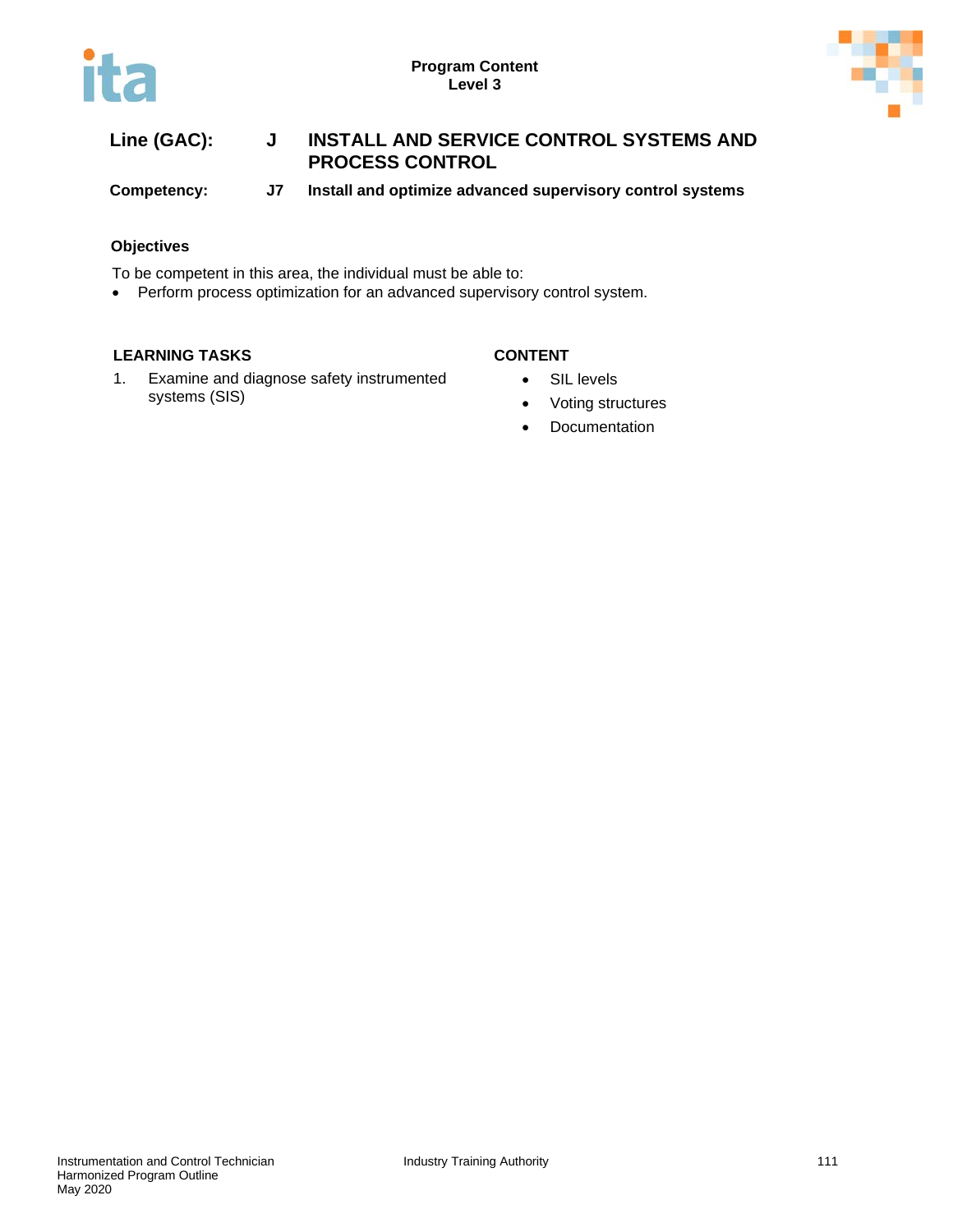**Line (GAC):** J INSTALL AND SERVICE CONTROL SYSTEMS AND PROCESS CONTROL

**Competency:** J7 Install and optimize advanced supervisory control systems

### Objectives

To be competent in this area, the individual must be able to:

- Perform process optimization for an advanced supervisory control system.

| LEARNING TASKS | CONTENT |
| --- | --- |
| 1. Examine and diagnose safety instrumented systems (SIS) | • SIL levels<br>• Voting structures<br>• Documentation |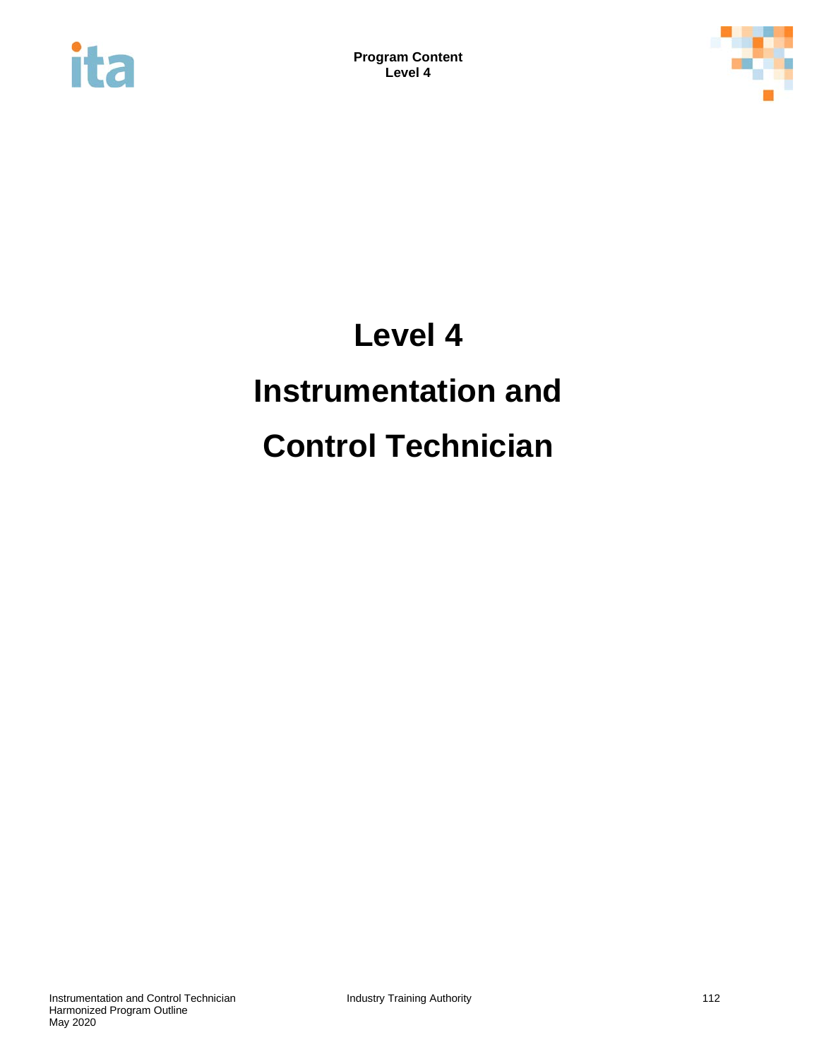# Level 4

# Instrumentation and Control Technician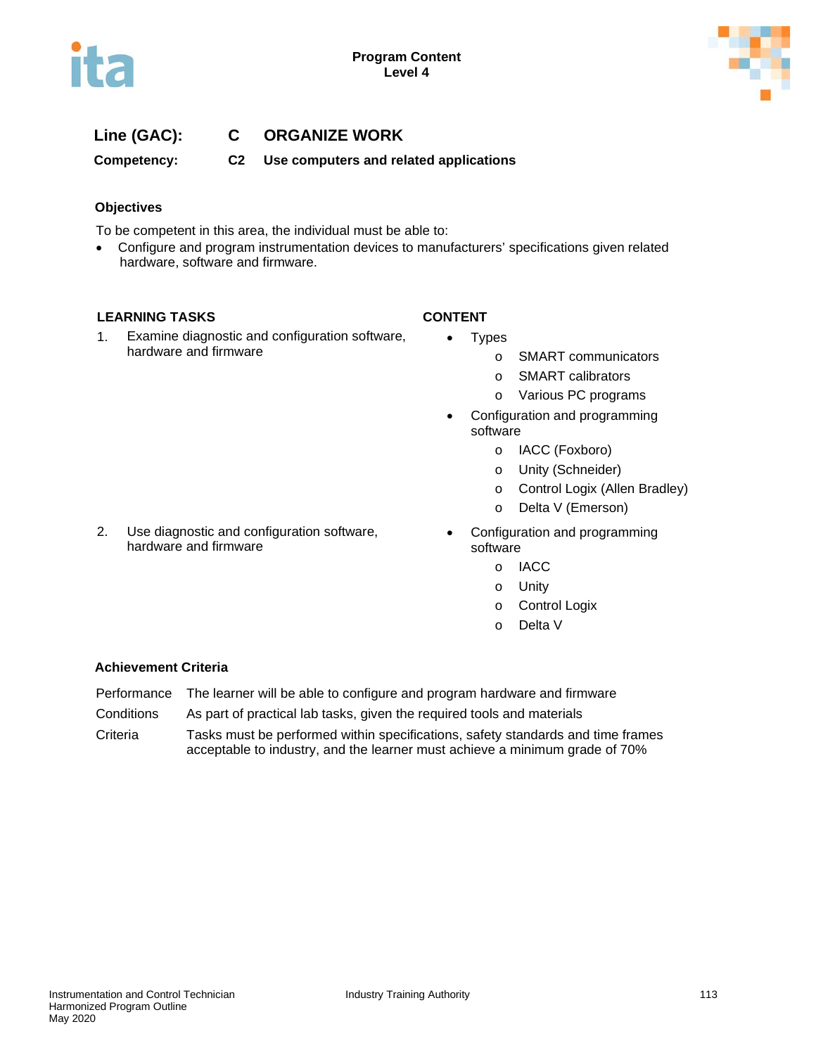**Line (GAC):** C ORGANIZE WORK

**Competency:** C2 Use computers and related applications

### Objectives

To be competent in this area, the individual must be able to:

- Configure and program instrumentation devices to manufacturers' specifications given related hardware, software and firmware.

| LEARNING TASKS | CONTENT |
| --- | --- |
| 1. Examine diagnostic and configuration software, hardware and firmware | • Types<br>o SMART communicators<br>o SMART calibrators<br>o Various PC programs<br>• Configuration and programming software<br>o IACC (Foxboro)<br>o Unity (Schneider)<br>o Control Logix (Allen Bradley)<br>o Delta V (Emerson) |
| 2. Use diagnostic and configuration software, hardware and firmware | • Configuration and programming software<br>o IACC<br>o Unity<br>o Control Logix<br>o Delta V |

### Achievement Criteria

| | |
| --- | --- |
| Performance | The learner will be able to configure and program hardware and firmware |
| Conditions | As part of practical lab tasks, given the required tools and materials |
| Criteria | Tasks must be performed within specifications, safety standards and time frames acceptable to industry, and the learner must achieve a minimum grade of 70% |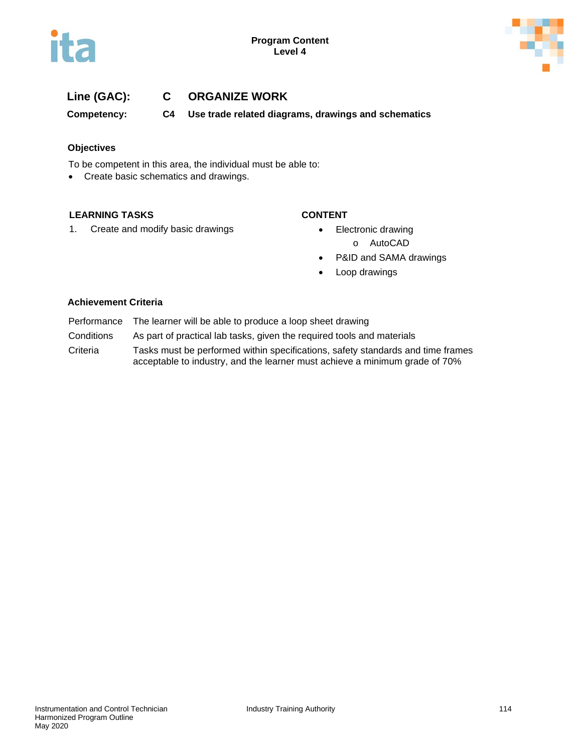**Line (GAC):** **C** **ORGANIZE WORK**

**Competency:** **C4** **Use trade related diagrams, drawings and schematics**

**Objectives**

To be competent in this area, the individual must be able to:

- Create basic schematics and drawings.

| LEARNING TASKS | CONTENT |
|---|---|
| 1. Create and modify basic drawings | • Electronic drawing<br>  o AutoCAD<br>• P&ID and SAMA drawings<br>• Loop drawings |

**Achievement Criteria**

| | |
|---|---|
| Performance | The learner will be able to produce a loop sheet drawing |
| Conditions | As part of practical lab tasks, given the required tools and materials |
| Criteria | Tasks must be performed within specifications, safety standards and time frames acceptable to industry, and the learner must achieve a minimum grade of 70% |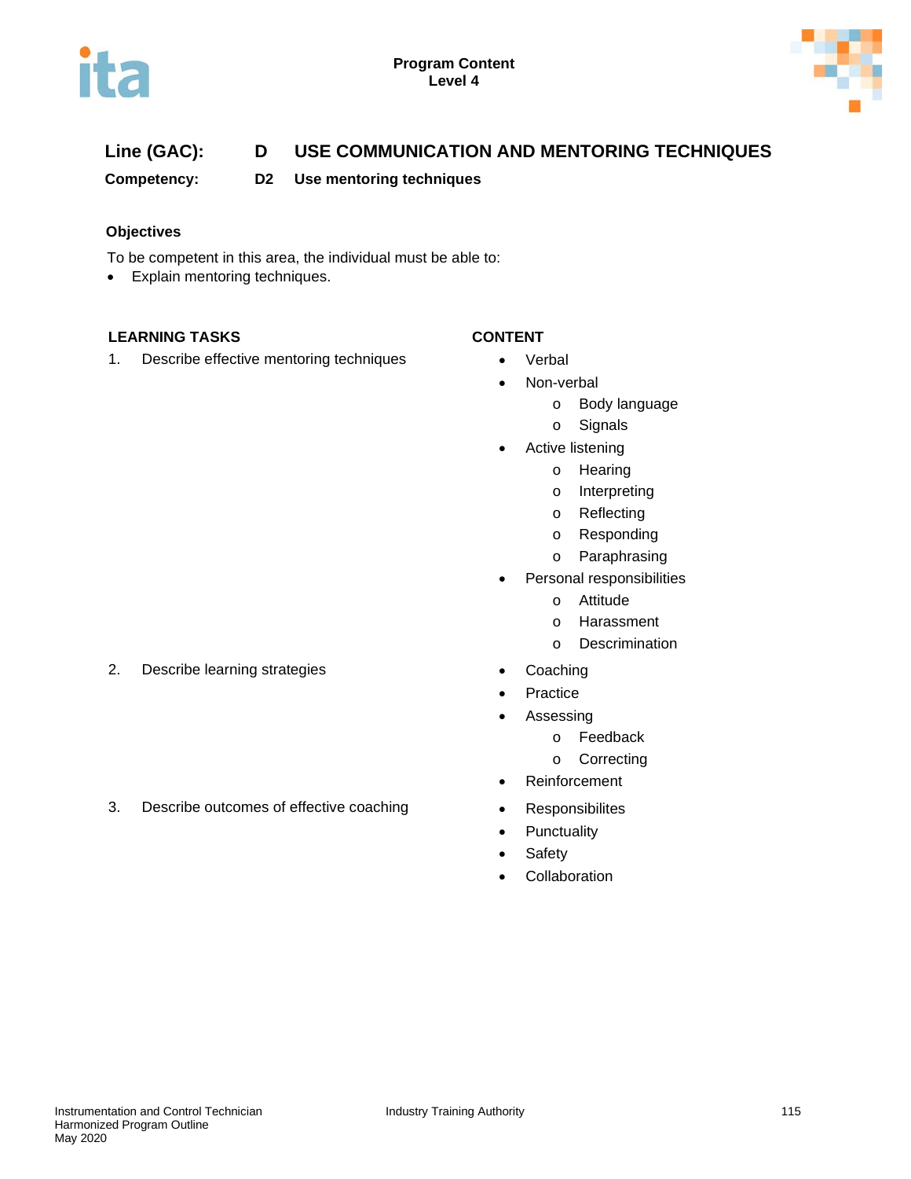**Line (GAC):** **D** **USE COMMUNICATION AND MENTORING TECHNIQUES**

**Competency:** **D2** **Use mentoring techniques**

### Objectives

To be competent in this area, the individual must be able to:

- Explain mentoring techniques.

| LEARNING TASKS | CONTENT |
|---|---|
| 1. Describe effective mentoring techniques | • Verbal<br>• Non-verbal<br>  o Body language<br>  o Signals<br>• Active listening<br>  o Hearing<br>  o Interpreting<br>  o Reflecting<br>  o Responding<br>  o Paraphrasing<br>• Personal responsibilities<br>  o Attitude<br>  o Harassment<br>  o Descrimination |
| 2. Describe learning strategies | • Coaching<br>• Practice<br>• Assessing<br>  o Feedback<br>  o Correcting<br>• Reinforcement |
| 3. Describe outcomes of effective coaching | • Responsibilites<br>• Punctuality<br>• Safety<br>• Collaboration |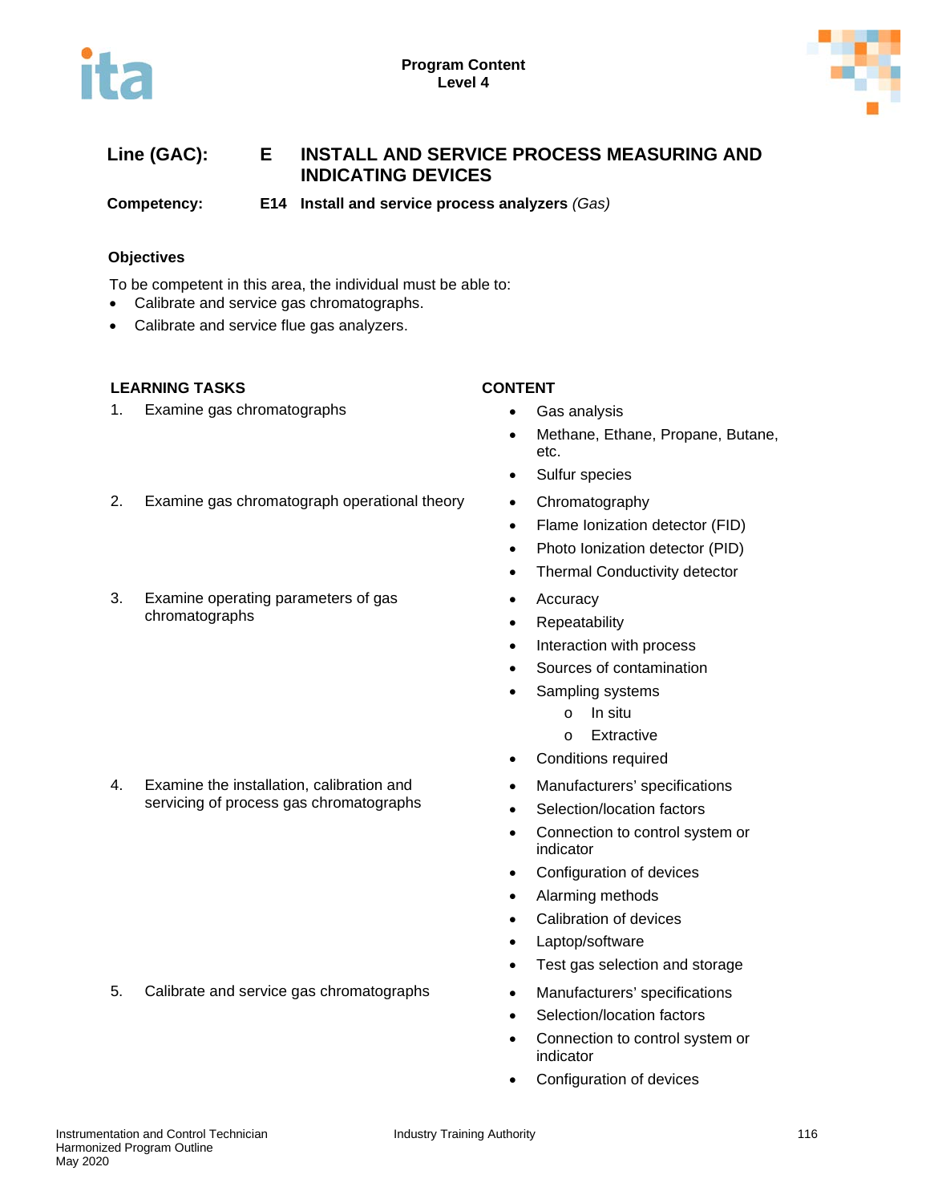**Program Content**
**Level 4**

## Line (GAC): E INSTALL AND SERVICE PROCESS MEASURING AND INDICATING DEVICES

**Competency: E14 Install and service process analyzers** *(Gas)*

### Objectives

To be competent in this area, the individual must be able to:

- Calibrate and service gas chromatographs.
- Calibrate and service flue gas analyzers.

| LEARNING TASKS | CONTENT |
|---|---|
| 1. Examine gas chromatographs | • Gas analysis<br>• Methane, Ethane, Propane, Butane, etc.<br>• Sulfur species |
| 2. Examine gas chromatograph operational theory | • Chromatography<br>• Flame Ionization detector (FID)<br>• Photo Ionization detector (PID)<br>• Thermal Conductivity detector |
| 3. Examine operating parameters of gas chromatographs | • Accuracy<br>• Repeatability<br>• Interaction with process<br>• Sources of contamination<br>• Sampling systems<br>&nbsp;&nbsp;&nbsp;&nbsp;o In situ<br>&nbsp;&nbsp;&nbsp;&nbsp;o Extractive<br>• Conditions required |
| 4. Examine the installation, calibration and servicing of process gas chromatographs | • Manufacturers' specifications<br>• Selection/location factors<br>• Connection to control system or indicator<br>• Configuration of devices<br>• Alarming methods<br>• Calibration of devices<br>• Laptop/software<br>• Test gas selection and storage |
| 5. Calibrate and service gas chromatographs | • Manufacturers' specifications<br>• Selection/location factors<br>• Connection to control system or indicator<br>• Configuration of devices |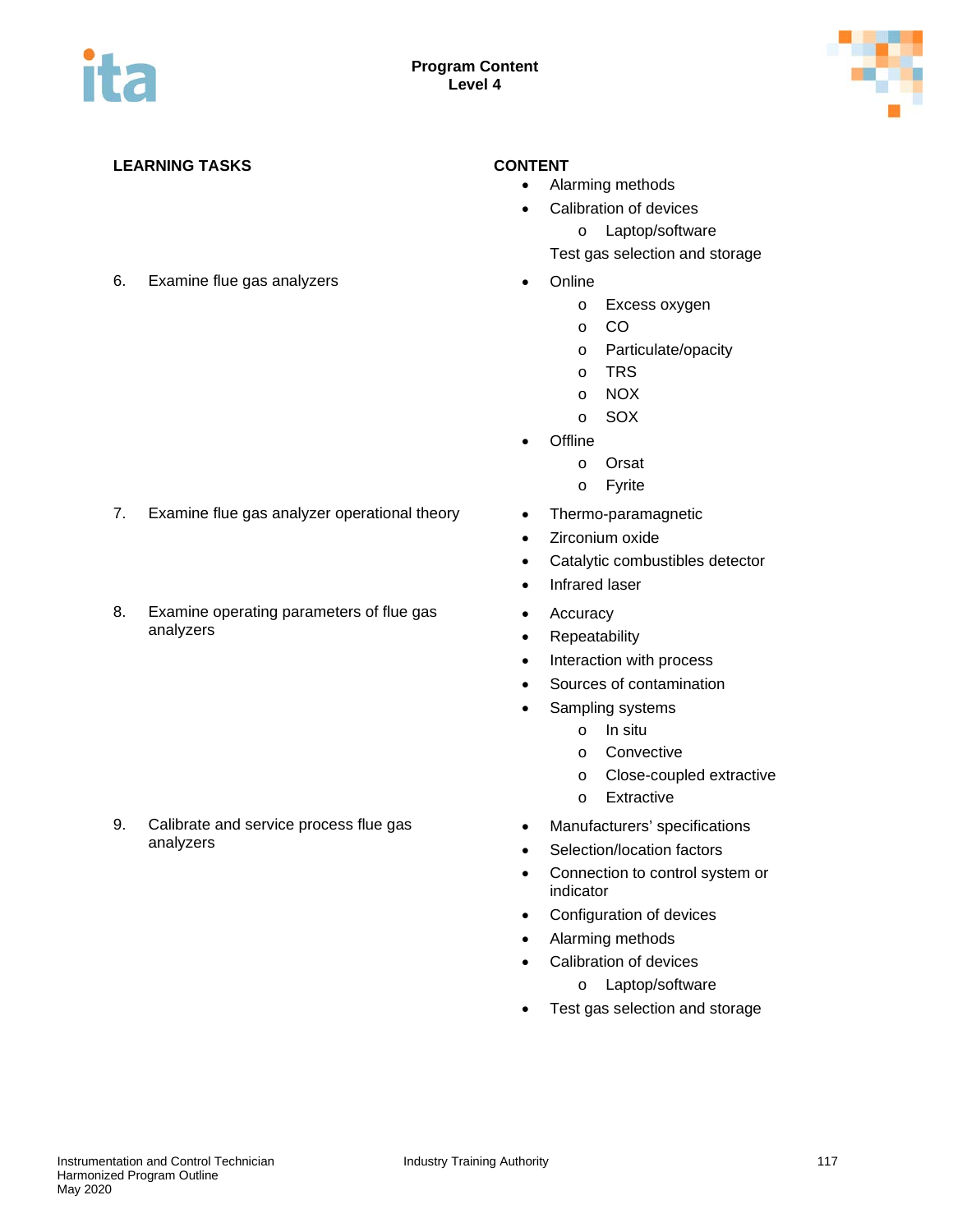| LEARNING TASKS | CONTENT |
|---|---|
| | • Alarming methods<br>• Calibration of devices<br>o Laptop/software<br>Test gas selection and storage |
| 6. Examine flue gas analyzers | • Online<br>o Excess oxygen<br>o CO<br>o Particulate/opacity<br>o TRS<br>o NOX<br>o SOX<br>• Offline<br>o Orsat<br>o Fyrite |
| 7. Examine flue gas analyzer operational theory | • Thermo-paramagnetic<br>• Zirconium oxide<br>• Catalytic combustibles detector<br>• Infrared laser |
| 8. Examine operating parameters of flue gas analyzers | • Accuracy<br>• Repeatability<br>• Interaction with process<br>• Sources of contamination<br>• Sampling systems<br>o In situ<br>o Convective<br>o Close-coupled extractive<br>o Extractive |
| 9. Calibrate and service process flue gas analyzers | • Manufacturers' specifications<br>• Selection/location factors<br>• Connection to control system or indicator<br>• Configuration of devices<br>• Alarming methods<br>• Calibration of devices<br>o Laptop/software<br>• Test gas selection and storage |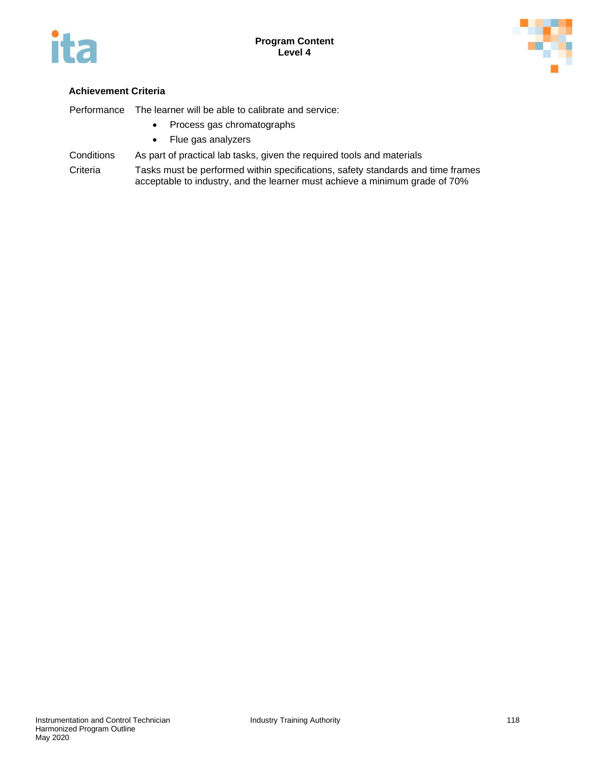### Achievement Criteria

| | |
|---|---|
| Performance | The learner will be able to calibrate and service:<br>• Process gas chromatographs<br>• Flue gas analyzers |
| Conditions | As part of practical lab tasks, given the required tools and materials |
| Criteria | Tasks must be performed within specifications, safety standards and time frames acceptable to industry, and the learner must achieve a minimum grade of 70% |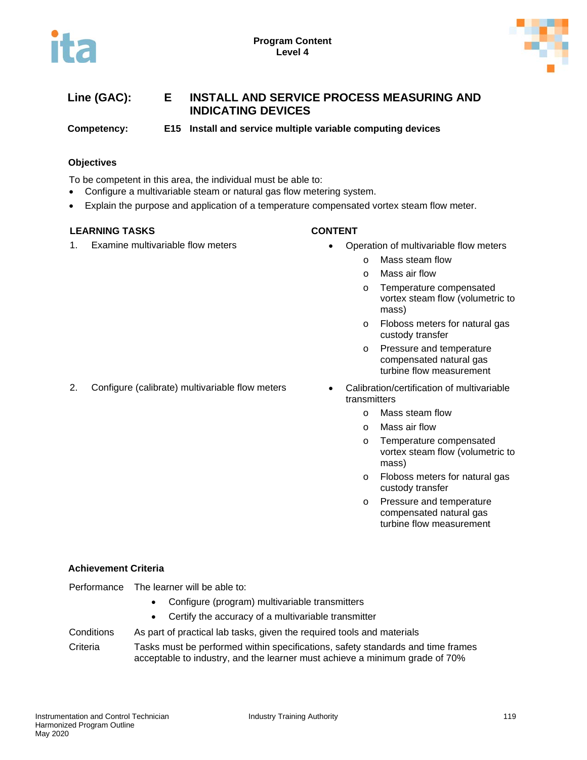**Line (GAC):** **E** **INSTALL AND SERVICE PROCESS MEASURING AND INDICATING DEVICES**

**Competency:** **E15** **Install and service multiple variable computing devices**

### Objectives

To be competent in this area, the individual must be able to:

- Configure a multivariable steam or natural gas flow metering system.
- Explain the purpose and application of a temperature compensated vortex steam flow meter.

| LEARNING TASKS | CONTENT |
|---|---|
| 1. Examine multivariable flow meters | • Operation of multivariable flow meters<br>  o Mass steam flow<br>  o Mass air flow<br>  o Temperature compensated vortex steam flow (volumetric to mass)<br>  o Floboss meters for natural gas custody transfer<br>  o Pressure and temperature compensated natural gas turbine flow measurement |
| 2. Configure (calibrate) multivariable flow meters | • Calibration/certification of multivariable transmitters<br>  o Mass steam flow<br>  o Mass air flow<br>  o Temperature compensated vortex steam flow (volumetric to mass)<br>  o Floboss meters for natural gas custody transfer<br>  o Pressure and temperature compensated natural gas turbine flow measurement |

### Achievement Criteria

Performance: The learner will be able to:

- Configure (program) multivariable transmitters
- Certify the accuracy of a multivariable transmitter

Conditions: As part of practical lab tasks, given the required tools and materials

Criteria: Tasks must be performed within specifications, safety standards and time frames acceptable to industry, and the learner must achieve a minimum grade of 70%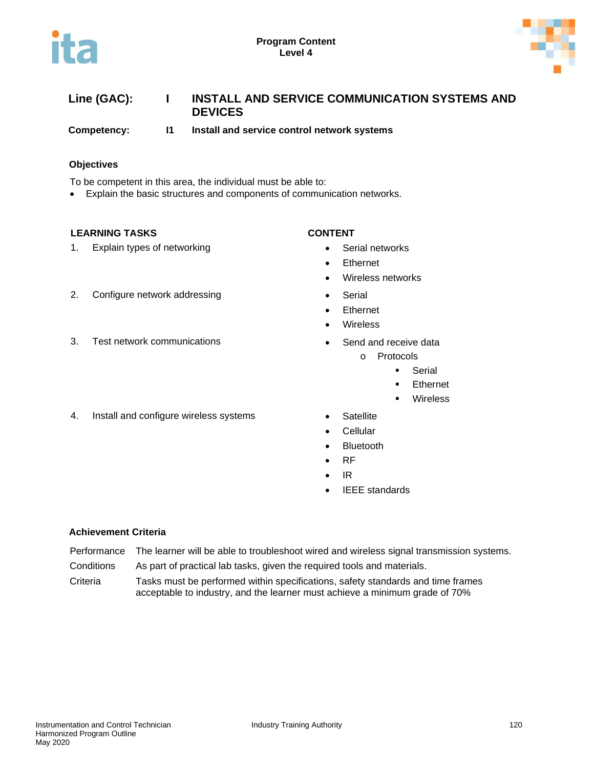**Line (GAC):** I **INSTALL AND SERVICE COMMUNICATION SYSTEMS AND DEVICES**

**Competency:** I1 **Install and service control network systems**

### Objectives

To be competent in this area, the individual must be able to:

- Explain the basic structures and components of communication networks.

| LEARNING TASKS | CONTENT |
|---|---|
| 1. Explain types of networking | • Serial networks<br>• Ethernet<br>• Wireless networks |
| 2. Configure network addressing | • Serial<br>• Ethernet<br>• Wireless |
| 3. Test network communications | • Send and receive data<br>  o Protocols<br>    ▪ Serial<br>    ▪ Ethernet<br>    ▪ Wireless |
| 4. Install and configure wireless systems | • Satellite<br>• Cellular<br>• Bluetooth<br>• RF<br>• IR<br>• IEEE standards |

### Achievement Criteria

| | |
|---|---|
| Performance | The learner will be able to troubleshoot wired and wireless signal transmission systems. |
| Conditions | As part of practical lab tasks, given the required tools and materials. |
| Criteria | Tasks must be performed within specifications, safety standards and time frames acceptable to industry, and the learner must achieve a minimum grade of 70% |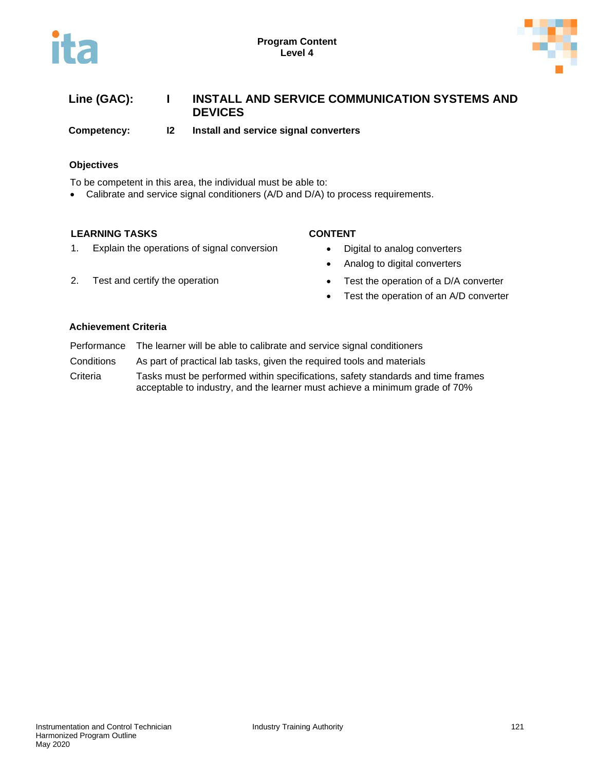**Line (GAC):** I INSTALL AND SERVICE COMMUNICATION SYSTEMS AND DEVICES

**Competency:** I2 Install and service signal converters

### Objectives

To be competent in this area, the individual must be able to:

- Calibrate and service signal conditioners (A/D and D/A) to process requirements.

| LEARNING TASKS | CONTENT |
|---|---|
| 1. Explain the operations of signal conversion | • Digital to analog converters<br>• Analog to digital converters |
| 2. Test and certify the operation | • Test the operation of a D/A converter<br>• Test the operation of an A/D converter |

### Achievement Criteria

| | |
|---|---|
| Performance | The learner will be able to calibrate and service signal conditioners |
| Conditions | As part of practical lab tasks, given the required tools and materials |
| Criteria | Tasks must be performed within specifications, safety standards and time frames acceptable to industry, and the learner must achieve a minimum grade of 70% |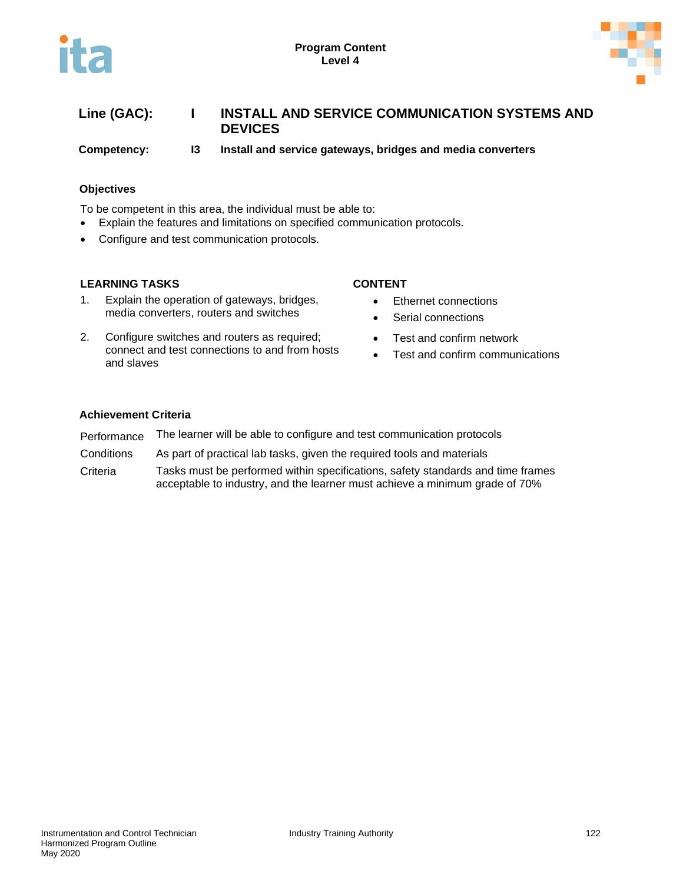**Line (GAC): I INSTALL AND SERVICE COMMUNICATION SYSTEMS AND DEVICES**

**Competency: I3 Install and service gateways, bridges and media converters**

### Objectives

To be competent in this area, the individual must be able to:

- Explain the features and limitations on specified communication protocols.
- Configure and test communication protocols.

| LEARNING TASKS | CONTENT |
|---|---|
| 1. Explain the operation of gateways, bridges, media converters, routers and switches | • Ethernet connections<br>• Serial connections |
| 2. Configure switches and routers as required; connect and test connections to and from hosts and slaves | • Test and confirm network<br>• Test and confirm communications |

### Achievement Criteria

| | |
|---|---|
| Performance | The learner will be able to configure and test communication protocols |
| Conditions | As part of practical lab tasks, given the required tools and materials |
| Criteria | Tasks must be performed within specifications, safety standards and time frames acceptable to industry, and the learner must achieve a minimum grade of 70% |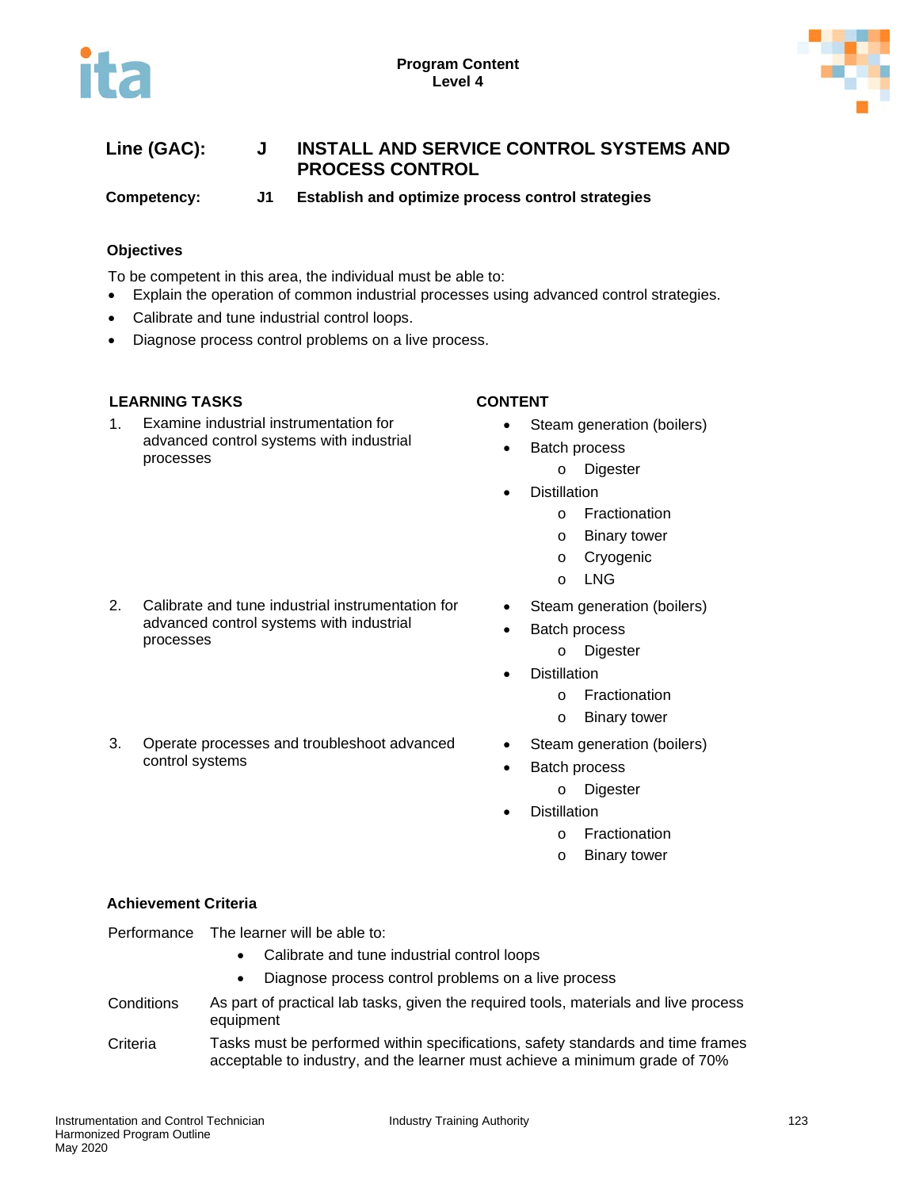**Program Content**
**Level 4**

## Line (GAC): J INSTALL AND SERVICE CONTROL SYSTEMS AND PROCESS CONTROL

### Competency: J1 Establish and optimize process control strategies

**Objectives**

To be competent in this area, the individual must be able to:

- Explain the operation of common industrial processes using advanced control strategies.
- Calibrate and tune industrial control loops.
- Diagnose process control problems on a live process.

| LEARNING TASKS | CONTENT |
|---|---|
| 1. Examine industrial instrumentation for advanced control systems with industrial processes | • Steam generation (boilers)<br>• Batch process<br>  o Digester<br>• Distillation<br>  o Fractionation<br>  o Binary tower<br>  o Cryogenic<br>  o LNG |
| 2. Calibrate and tune industrial instrumentation for advanced control systems with industrial processes | • Steam generation (boilers)<br>• Batch process<br>  o Digester<br>• Distillation<br>  o Fractionation<br>  o Binary tower |
| 3. Operate processes and troubleshoot advanced control systems | • Steam generation (boilers)<br>• Batch process<br>  o Digester<br>• Distillation<br>  o Fractionation<br>  o Binary tower |

**Achievement Criteria**

Performance: The learner will be able to:

- Calibrate and tune industrial control loops
- Diagnose process control problems on a live process

Conditions: As part of practical lab tasks, given the required tools, materials and live process equipment

Criteria: Tasks must be performed within specifications, safety standards and time frames acceptable to industry, and the learner must achieve a minimum grade of 70%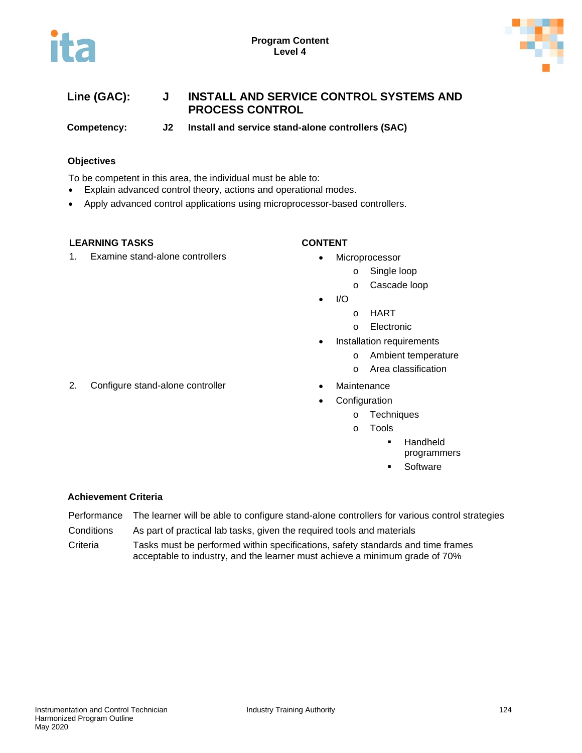**Line (GAC):** **J** **INSTALL AND SERVICE CONTROL SYSTEMS AND PROCESS CONTROL**

**Competency:** **J2** **Install and service stand-alone controllers (SAC)**

### Objectives

To be competent in this area, the individual must be able to:

- Explain advanced control theory, actions and operational modes.
- Apply advanced control applications using microprocessor-based controllers.

| LEARNING TASKS | CONTENT |
|---|---|
| 1. Examine stand-alone controllers | • Microprocessor<br>  o Single loop<br>  o Cascade loop<br>• I/O<br>  o HART<br>  o Electronic<br>• Installation requirements<br>  o Ambient temperature<br>  o Area classification |
| 2. Configure stand-alone controller | • Maintenance<br>• Configuration<br>  o Techniques<br>  o Tools<br>    ▪ Handheld programmers<br>    ▪ Software |

### Achievement Criteria

| | |
|---|---|
| Performance | The learner will be able to configure stand-alone controllers for various control strategies |
| Conditions | As part of practical lab tasks, given the required tools and materials |
| Criteria | Tasks must be performed within specifications, safety standards and time frames acceptable to industry, and the learner must achieve a minimum grade of 70% |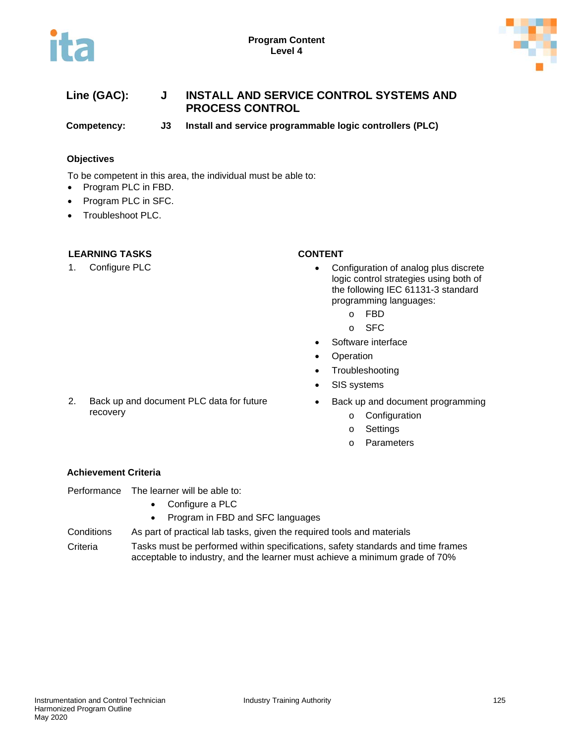**Line (GAC):** J **INSTALL AND SERVICE CONTROL SYSTEMS AND PROCESS CONTROL**

**Competency:** J3 **Install and service programmable logic controllers (PLC)**

### Objectives

To be competent in this area, the individual must be able to:

- Program PLC in FBD.
- Program PLC in SFC.
- Troubleshoot PLC.

| LEARNING TASKS | CONTENT |
| --- | --- |
| 1. Configure PLC | • Configuration of analog plus discrete logic control strategies using both of the following IEC 61131-3 standard programming languages:<br>o FBD<br>o SFC<br>• Software interface<br>• Operation<br>• Troubleshooting<br>• SIS systems |
| 2. Back up and document PLC data for future recovery | • Back up and document programming<br>o Configuration<br>o Settings<br>o Parameters |

### Achievement Criteria

**Performance** The learner will be able to:

- Configure a PLC
- Program in FBD and SFC languages

**Conditions** As part of practical lab tasks, given the required tools and materials

**Criteria** Tasks must be performed within specifications, safety standards and time frames acceptable to industry, and the learner must achieve a minimum grade of 70%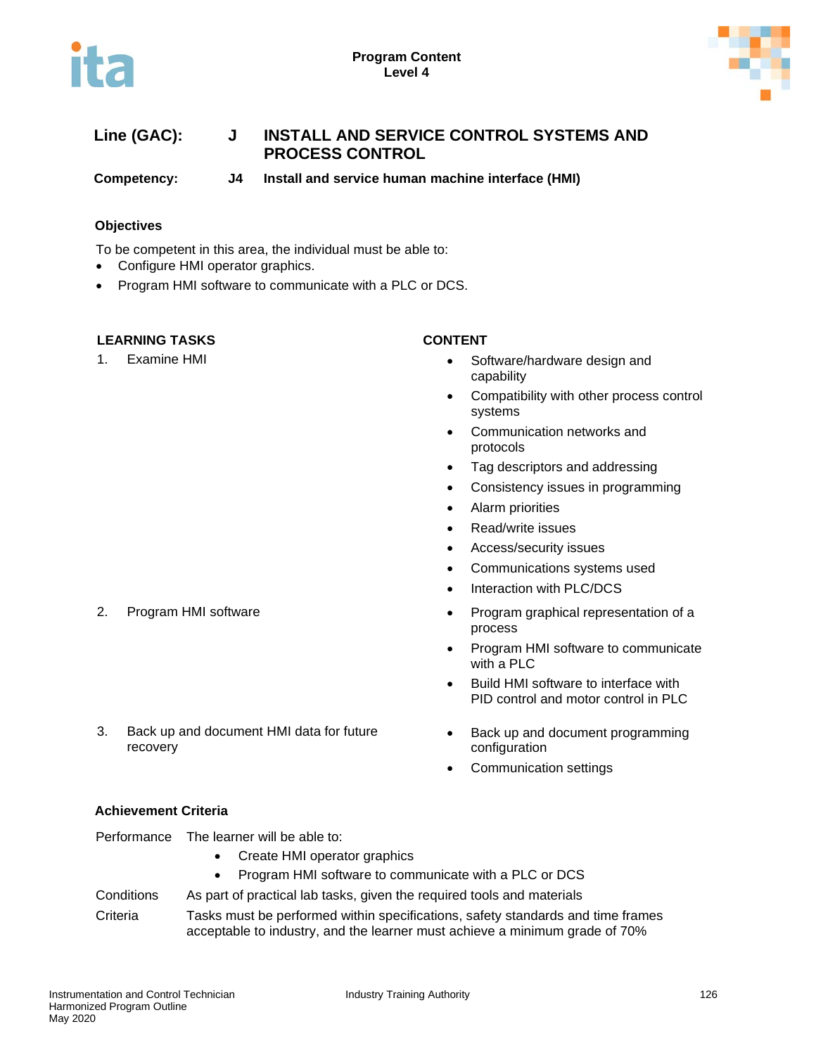**Line (GAC):** J INSTALL AND SERVICE CONTROL SYSTEMS AND PROCESS CONTROL

**Competency:** J4 Install and service human machine interface (HMI)

### Objectives

To be competent in this area, the individual must be able to:

- Configure HMI operator graphics.
- Program HMI software to communicate with a PLC or DCS.

| LEARNING TASKS | CONTENT |
|---|---|
| 1. Examine HMI | • Software/hardware design and capability<br>• Compatibility with other process control systems<br>• Communication networks and protocols<br>• Tag descriptors and addressing<br>• Consistency issues in programming<br>• Alarm priorities<br>• Read/write issues<br>• Access/security issues<br>• Communications systems used<br>• Interaction with PLC/DCS |
| 2. Program HMI software | • Program graphical representation of a process<br>• Program HMI software to communicate with a PLC<br>• Build HMI software to interface with PID control and motor control in PLC |
| 3. Back up and document HMI data for future recovery | • Back up and document programming configuration<br>• Communication settings |

### Achievement Criteria

| | |
|---|---|
| Performance | The learner will be able to:<br>• Create HMI operator graphics<br>• Program HMI software to communicate with a PLC or DCS |
| Conditions | As part of practical lab tasks, given the required tools and materials |
| Criteria | Tasks must be performed within specifications, safety standards and time frames acceptable to industry, and the learner must achieve a minimum grade of 70% |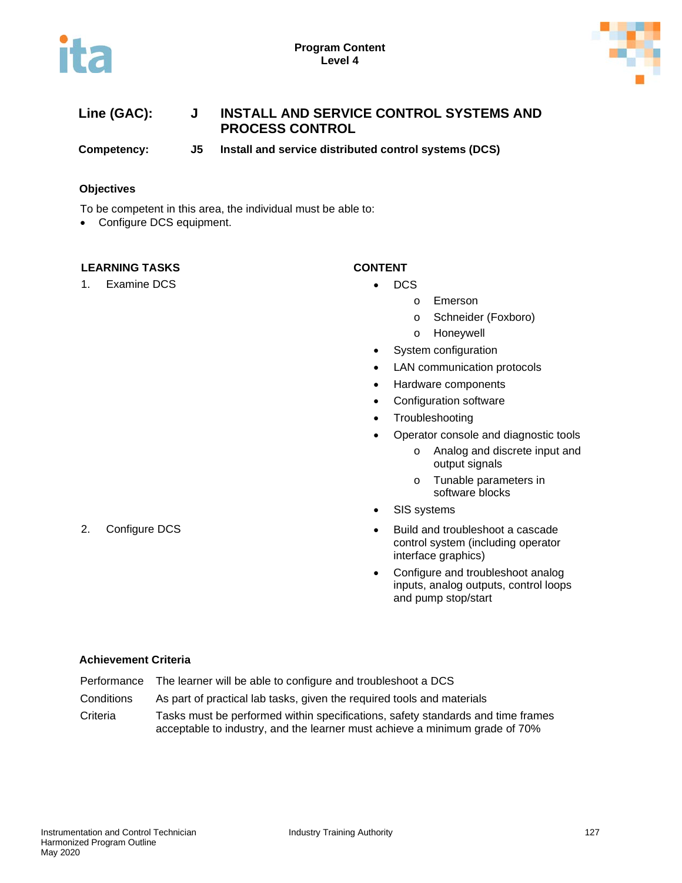**Line (GAC):** J **INSTALL AND SERVICE CONTROL SYSTEMS AND PROCESS CONTROL**

**Competency:** J5 **Install and service distributed control systems (DCS)**

### Objectives

To be competent in this area, the individual must be able to:

- Configure DCS equipment.

| LEARNING TASKS | CONTENT |
|---|---|
| 1. Examine DCS | • DCS<br>  o Emerson<br>  o Schneider (Foxboro)<br>  o Honeywell<br>• System configuration<br>• LAN communication protocols<br>• Hardware components<br>• Configuration software<br>• Troubleshooting<br>• Operator console and diagnostic tools<br>  o Analog and discrete input and output signals<br>  o Tunable parameters in software blocks<br>• SIS systems |
| 2. Configure DCS | • Build and troubleshoot a cascade control system (including operator interface graphics)<br>• Configure and troubleshoot analog inputs, analog outputs, control loops and pump stop/start |

### Achievement Criteria

| | |
|---|---|
| Performance | The learner will be able to configure and troubleshoot a DCS |
| Conditions | As part of practical lab tasks, given the required tools and materials |
| Criteria | Tasks must be performed within specifications, safety standards and time frames acceptable to industry, and the learner must achieve a minimum grade of 70% |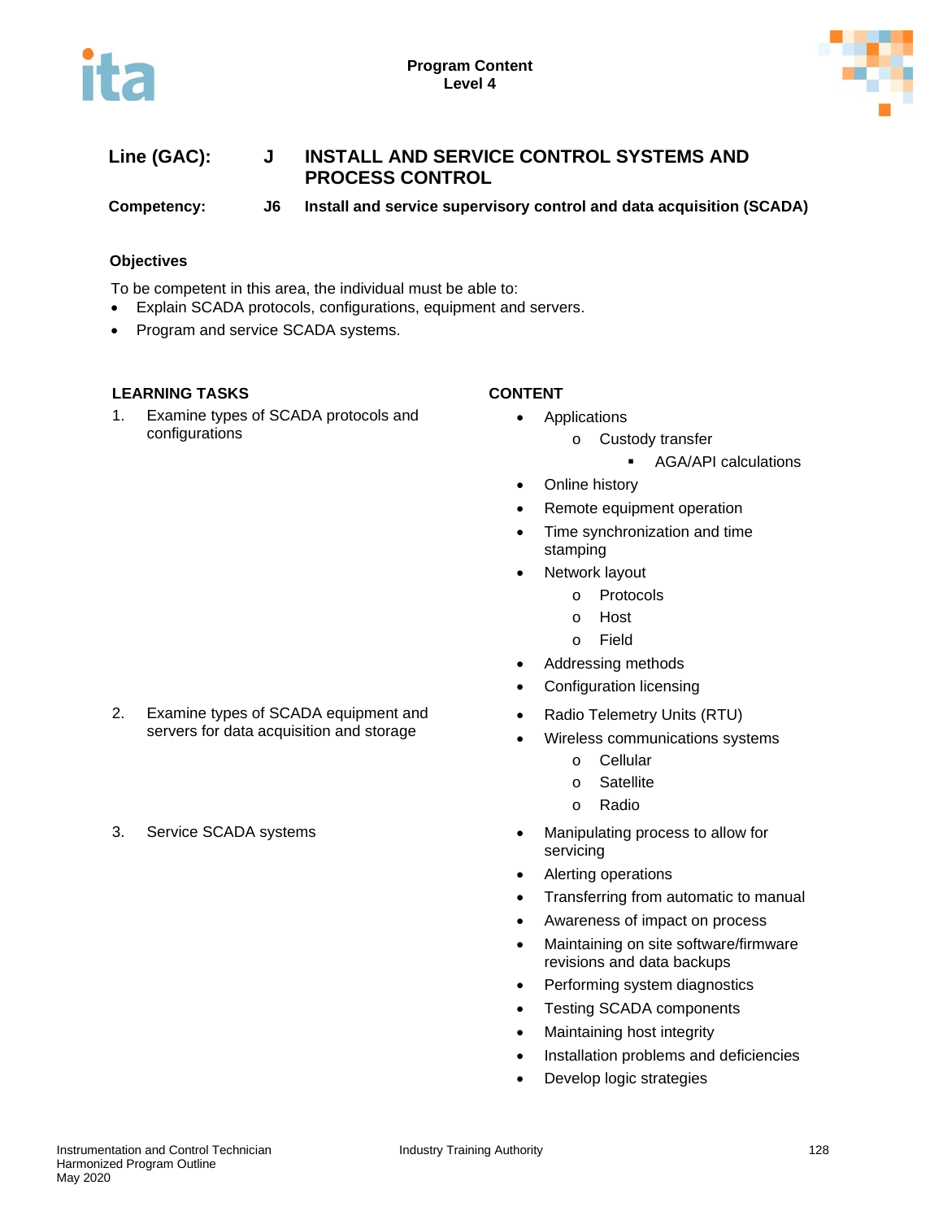**Line (GAC):** J INSTALL AND SERVICE CONTROL SYSTEMS AND PROCESS CONTROL

**Competency:** J6 Install and service supervisory control and data acquisition (SCADA)

### Objectives

To be competent in this area, the individual must be able to:

- Explain SCADA protocols, configurations, equipment and servers.
- Program and service SCADA systems.

| LEARNING TASKS | CONTENT |
|---|---|
| 1. Examine types of SCADA protocols and configurations | • Applications<br>  o Custody transfer<br>    ▪ AGA/API calculations<br>• Online history<br>• Remote equipment operation<br>• Time synchronization and time stamping<br>• Network layout<br>  o Protocols<br>  o Host<br>  o Field<br>• Addressing methods<br>• Configuration licensing |
| 2. Examine types of SCADA equipment and servers for data acquisition and storage | • Radio Telemetry Units (RTU)<br>• Wireless communications systems<br>  o Cellular<br>  o Satellite<br>  o Radio |
| 3. Service SCADA systems | • Manipulating process to allow for servicing<br>• Alerting operations<br>• Transferring from automatic to manual<br>• Awareness of impact on process<br>• Maintaining on site software/firmware revisions and data backups<br>• Performing system diagnostics<br>• Testing SCADA components<br>• Maintaining host integrity<br>• Installation problems and deficiencies<br>• Develop logic strategies |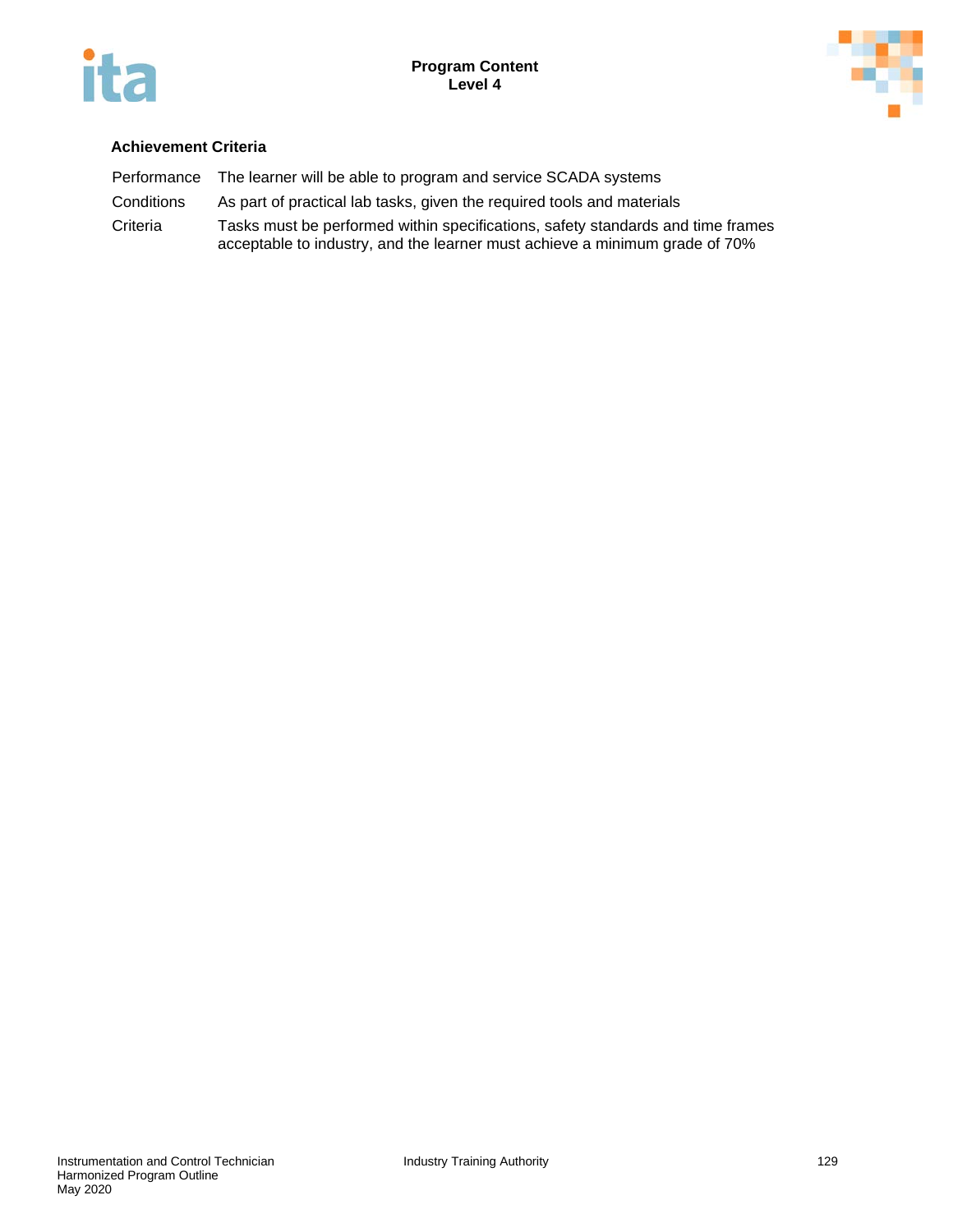### Achievement Criteria

| | |
|---|---|
| Performance | The learner will be able to program and service SCADA systems |
| Conditions | As part of practical lab tasks, given the required tools and materials |
| Criteria | Tasks must be performed within specifications, safety standards and time frames acceptable to industry, and the learner must achieve a minimum grade of 70% |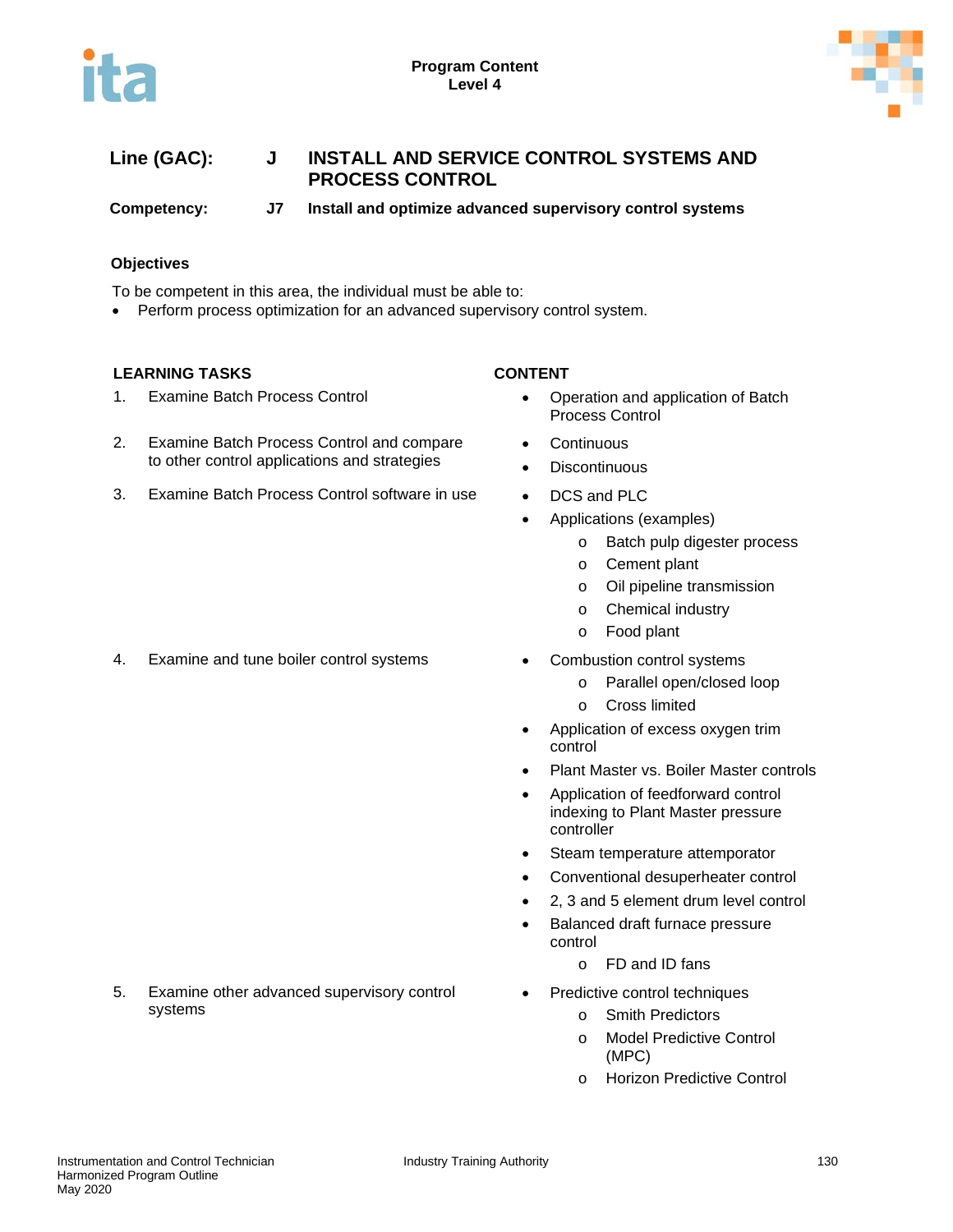**Line (GAC):** J INSTALL AND SERVICE CONTROL SYSTEMS AND PROCESS CONTROL

**Competency:** J7 Install and optimize advanced supervisory control systems

### Objectives

To be competent in this area, the individual must be able to:

- Perform process optimization for an advanced supervisory control system.

| LEARNING TASKS | CONTENT |
| --- | --- |
| 1. Examine Batch Process Control | • Operation and application of Batch Process Control |
| 2. Examine Batch Process Control and compare to other control applications and strategies | • Continuous<br>• Discontinuous |
| 3. Examine Batch Process Control software in use | • DCS and PLC<br>• Applications (examples)<br>  o Batch pulp digester process<br>  o Cement plant<br>  o Oil pipeline transmission<br>  o Chemical industry<br>  o Food plant |
| 4. Examine and tune boiler control systems | • Combustion control systems<br>  o Parallel open/closed loop<br>  o Cross limited<br>• Application of excess oxygen trim control<br>• Plant Master vs. Boiler Master controls<br>• Application of feedforward control indexing to Plant Master pressure controller<br>• Steam temperature attemporator<br>• Conventional desuperheater control<br>• 2, 3 and 5 element drum level control<br>• Balanced draft furnace pressure control<br>  o FD and ID fans |
| 5. Examine other advanced supervisory control systems | • Predictive control techniques<br>  o Smith Predictors<br>  o Model Predictive Control (MPC)<br>  o Horizon Predictive Control |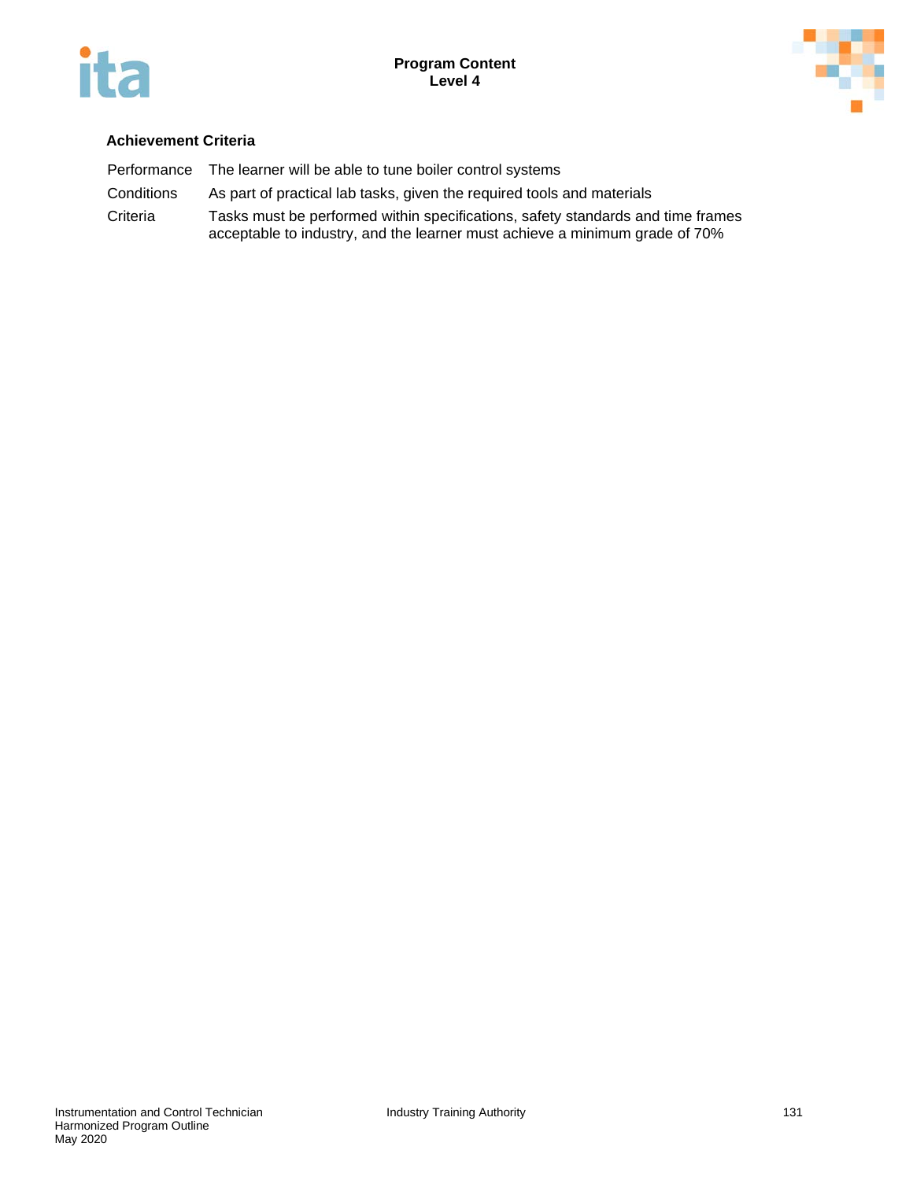**Achievement Criteria**

| | |
|---|---|
| Performance | The learner will be able to tune boiler control systems |
| Conditions | As part of practical lab tasks, given the required tools and materials |
| Criteria | Tasks must be performed within specifications, safety standards and time frames acceptable to industry, and the learner must achieve a minimum grade of 70% |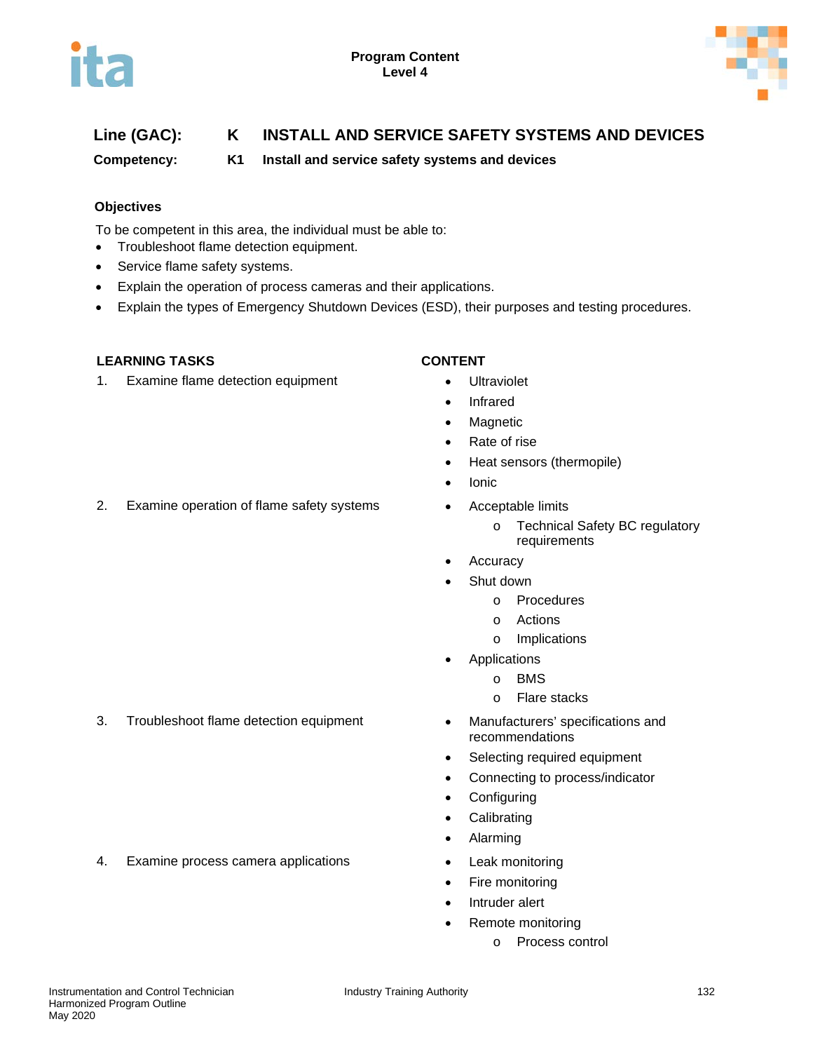**Line (GAC):** K INSTALL AND SERVICE SAFETY SYSTEMS AND DEVICES

**Competency:** K1 Install and service safety systems and devices

### Objectives

To be competent in this area, the individual must be able to:

- Troubleshoot flame detection equipment.
- Service flame safety systems.
- Explain the operation of process cameras and their applications.
- Explain the types of Emergency Shutdown Devices (ESD), their purposes and testing procedures.

| LEARNING TASKS | CONTENT |
| --- | --- |
| 1. Examine flame detection equipment | • Ultraviolet<br>• Infrared<br>• Magnetic<br>• Rate of rise<br>• Heat sensors (thermopile)<br>• Ionic |
| 2. Examine operation of flame safety systems | • Acceptable limits<br>  o Technical Safety BC regulatory requirements<br>• Accuracy<br>• Shut down<br>  o Procedures<br>  o Actions<br>  o Implications<br>• Applications<br>  o BMS<br>  o Flare stacks |
| 3. Troubleshoot flame detection equipment | • Manufacturers' specifications and recommendations<br>• Selecting required equipment<br>• Connecting to process/indicator<br>• Configuring<br>• Calibrating<br>• Alarming |
| 4. Examine process camera applications | • Leak monitoring<br>• Fire monitoring<br>• Intruder alert<br>• Remote monitoring<br>  o Process control |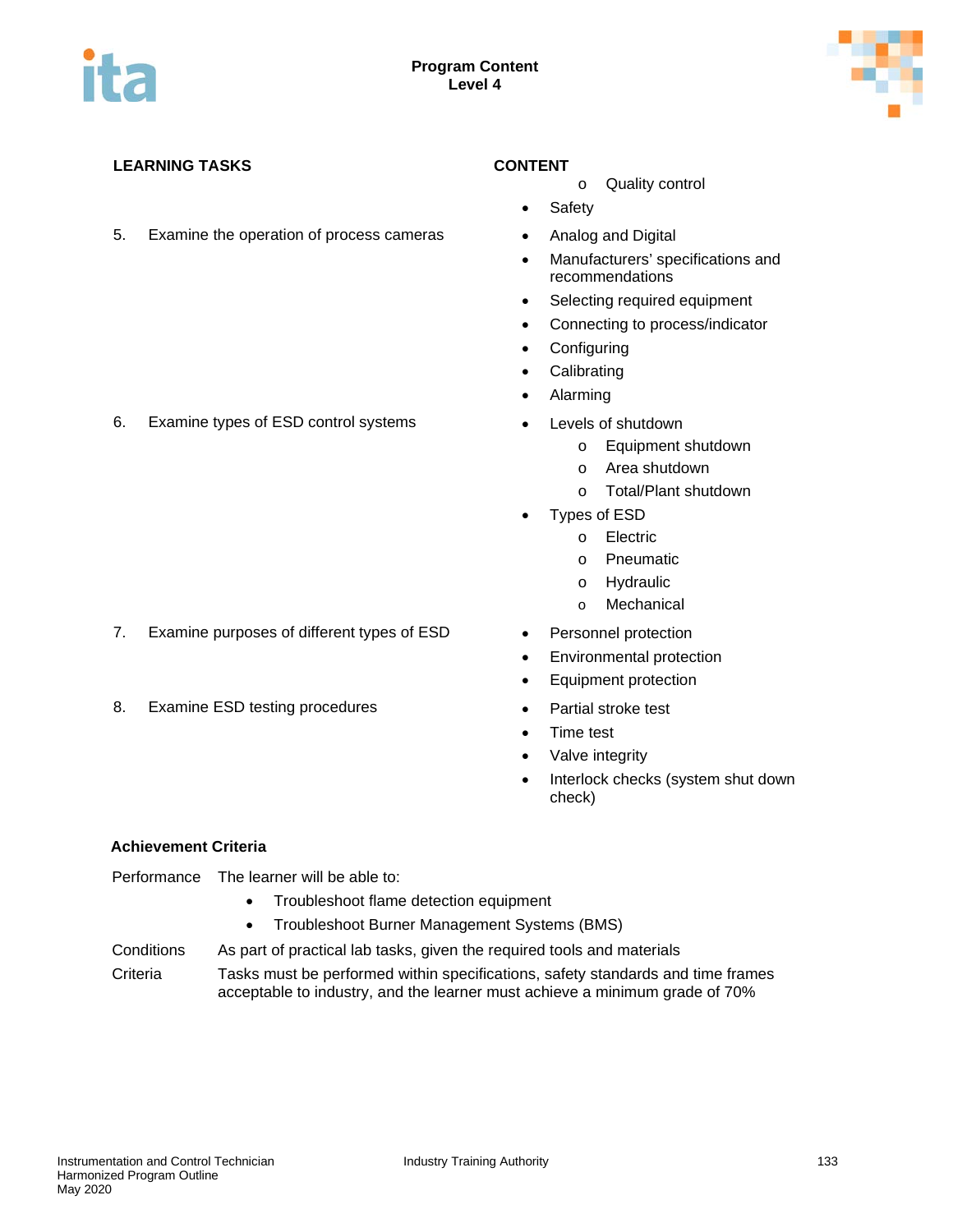| LEARNING TASKS | CONTENT |
|---|---|
| | o Quality control<br>• Safety |
| 5. Examine the operation of process cameras | • Analog and Digital<br>• Manufacturers' specifications and recommendations<br>• Selecting required equipment<br>• Connecting to process/indicator<br>• Configuring<br>• Calibrating<br>• Alarming |
| 6. Examine types of ESD control systems | • Levels of shutdown<br>o Equipment shutdown<br>o Area shutdown<br>o Total/Plant shutdown<br>• Types of ESD<br>o Electric<br>o Pneumatic<br>o Hydraulic<br>o Mechanical |
| 7. Examine purposes of different types of ESD | • Personnel protection<br>• Environmental protection<br>• Equipment protection |
| 8. Examine ESD testing procedures | • Partial stroke test<br>• Time test<br>• Valve integrity<br>• Interlock checks (system shut down check) |

**Achievement Criteria**

Performance The learner will be able to:

- Troubleshoot flame detection equipment
- Troubleshoot Burner Management Systems (BMS)

Conditions As part of practical lab tasks, given the required tools and materials

Criteria Tasks must be performed within specifications, safety standards and time frames acceptable to industry, and the learner must achieve a minimum grade of 70%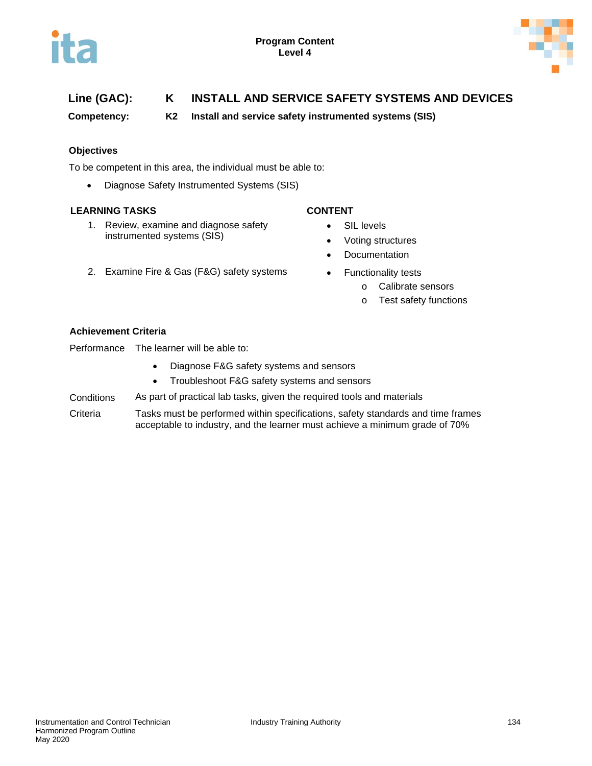**Line (GAC):** K INSTALL AND SERVICE SAFETY SYSTEMS AND DEVICES

**Competency:** K2 Install and service safety instrumented systems (SIS)

### Objectives

To be competent in this area, the individual must be able to:

- Diagnose Safety Instrumented Systems (SIS)

| LEARNING TASKS | CONTENT |
| --- | --- |
| 1. Review, examine and diagnose safety instrumented systems (SIS) | • SIL levels<br>• Voting structures<br>• Documentation |
| 2. Examine Fire & Gas (F&G) safety systems | • Functionality tests<br>  o Calibrate sensors<br>  o Test safety functions |

### Achievement Criteria

| | |
| --- | --- |
| Performance | The learner will be able to:<br>• Diagnose F&G safety systems and sensors<br>• Troubleshoot F&G safety systems and sensors |
| Conditions | As part of practical lab tasks, given the required tools and materials |
| Criteria | Tasks must be performed within specifications, safety standards and time frames acceptable to industry, and the learner must achieve a minimum grade of 70% |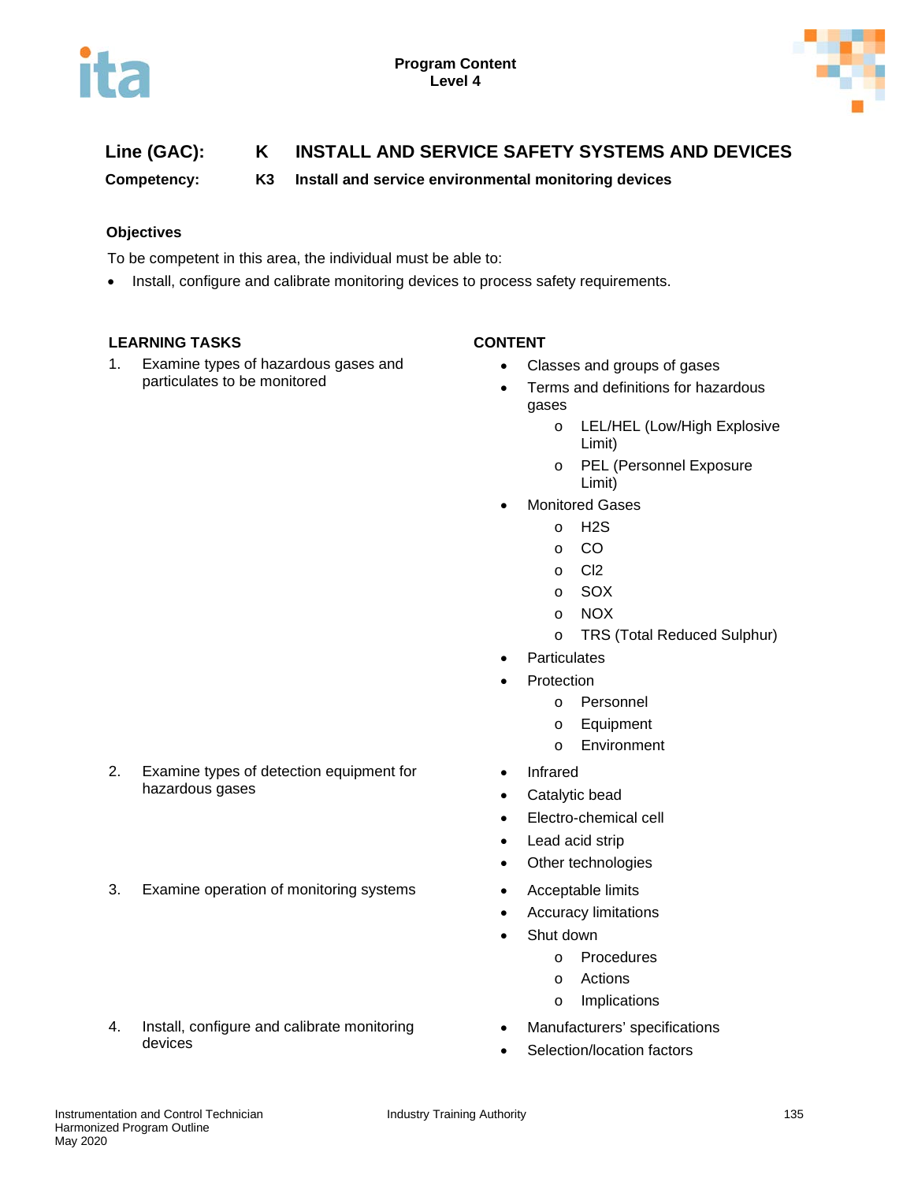**Program Content**
**Level 4**

**Line (GAC):** **K** **INSTALL AND SERVICE SAFETY SYSTEMS AND DEVICES**

**Competency:** **K3** **Install and service environmental monitoring devices**

### Objectives

To be competent in this area, the individual must be able to:

- Install, configure and calibrate monitoring devices to process safety requirements.

| LEARNING TASKS | CONTENT |
|---|---|
| 1. Examine types of hazardous gases and particulates to be monitored | • Classes and groups of gases<br>• Terms and definitions for hazardous gases<br>  o LEL/HEL (Low/High Explosive Limit)<br>  o PEL (Personnel Exposure Limit)<br>• Monitored Gases<br>  o H2S<br>  o CO<br>  o Cl2<br>  o SOX<br>  o NOX<br>  o TRS (Total Reduced Sulphur)<br>• Particulates<br>• Protection<br>  o Personnel<br>  o Equipment<br>  o Environment |
| 2. Examine types of detection equipment for hazardous gases | • Infrared<br>• Catalytic bead<br>• Electro-chemical cell<br>• Lead acid strip<br>• Other technologies |
| 3. Examine operation of monitoring systems | • Acceptable limits<br>• Accuracy limitations<br>• Shut down<br>  o Procedures<br>  o Actions<br>  o Implications |
| 4. Install, configure and calibrate monitoring devices | • Manufacturers' specifications<br>• Selection/location factors |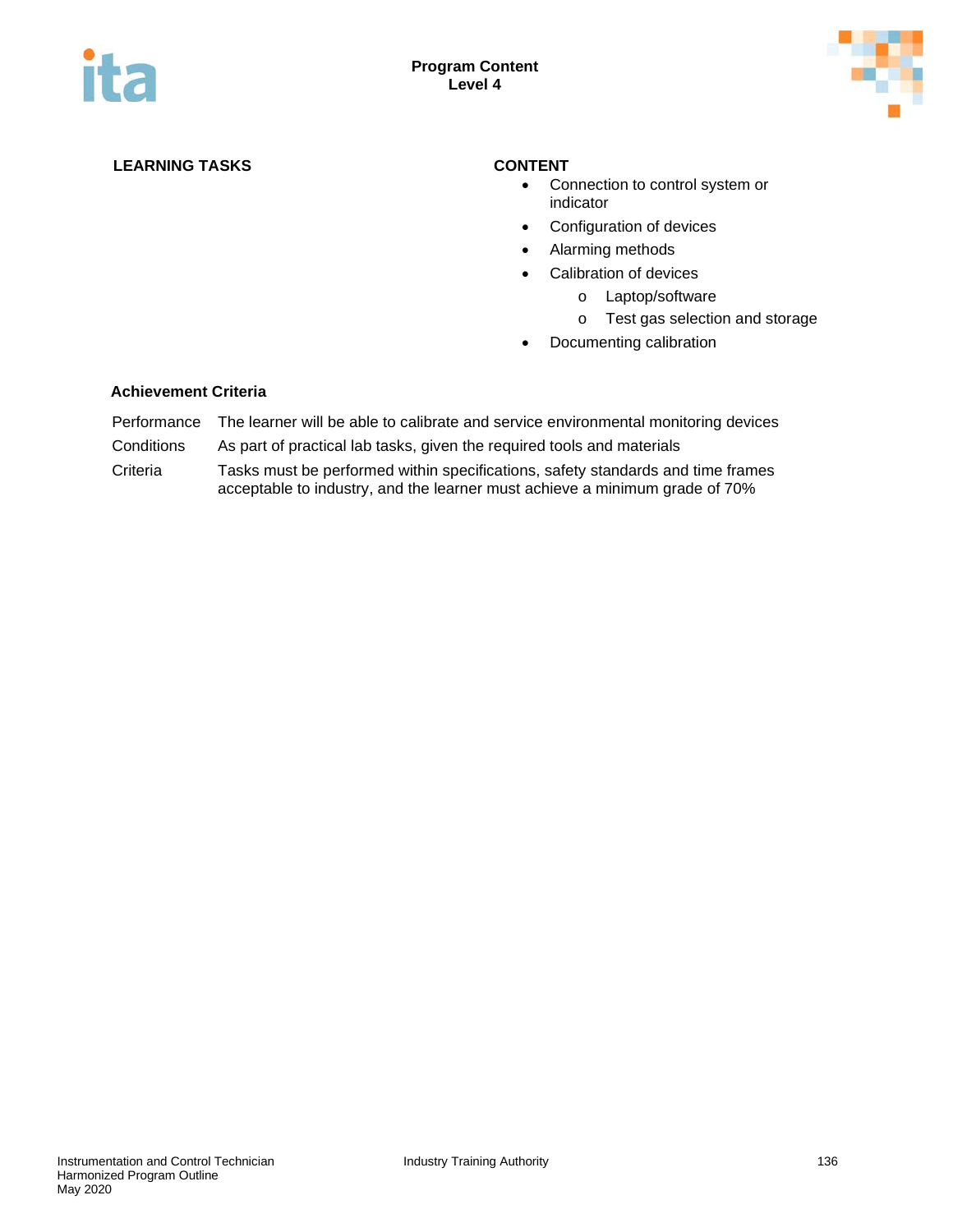| LEARNING TASKS | CONTENT |
|---|---|
| | • Connection to control system or indicator<br>• Configuration of devices<br>• Alarming methods<br>• Calibration of devices<br>  o Laptop/software<br>  o Test gas selection and storage<br>• Documenting calibration |

**Achievement Criteria**

| | |
|---|---|
| Performance | The learner will be able to calibrate and service environmental monitoring devices |
| Conditions | As part of practical lab tasks, given the required tools and materials |
| Criteria | Tasks must be performed within specifications, safety standards and time frames acceptable to industry, and the learner must achieve a minimum grade of 70% |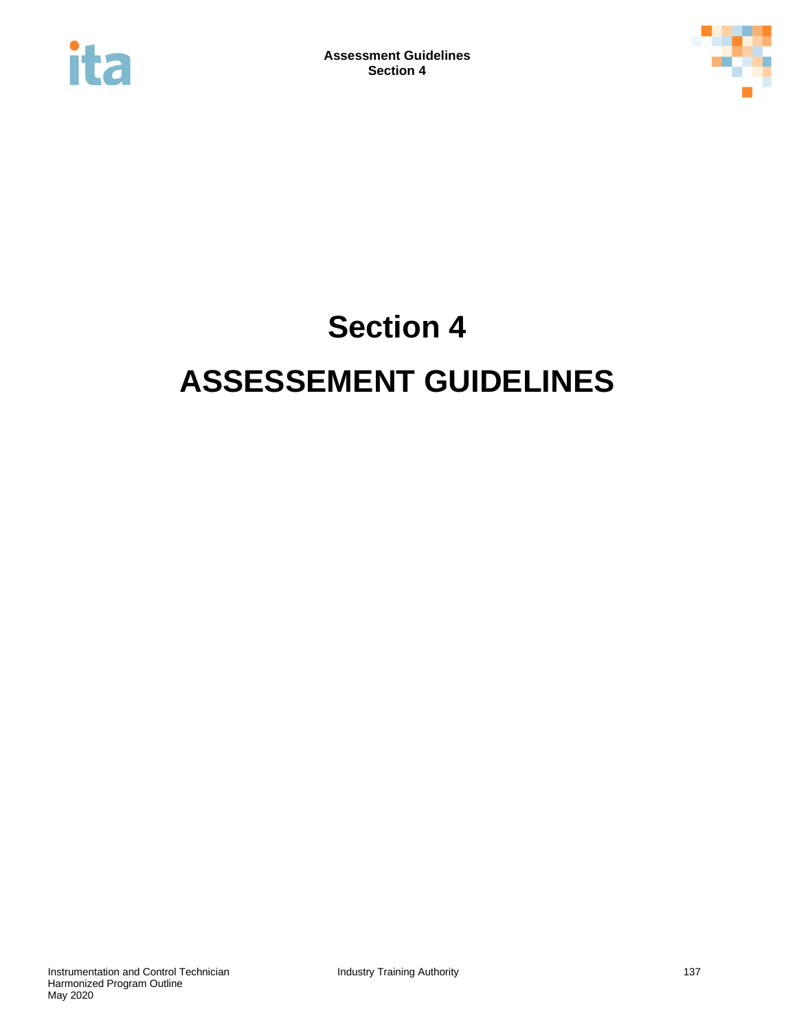# Section 4

# ASSESSEMENT GUIDELINES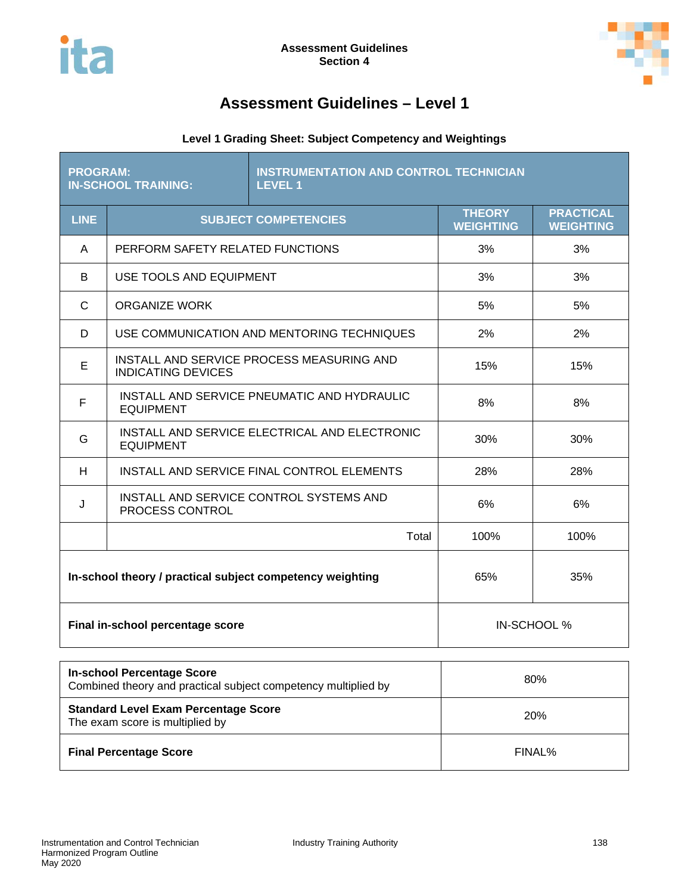# Assessment Guidelines – Level 1

### Level 1 Grading Sheet: Subject Competency and Weightings

| **PROGRAM:**<br>**IN-SCHOOL TRAINING:** | **INSTRUMENTATION AND CONTROL TECHNICIAN**<br>**LEVEL 1** | | |
|---|---|---|---|
| **LINE** | **SUBJECT COMPETENCIES** | **THEORY WEIGHTING** | **PRACTICAL WEIGHTING** |
| A | PERFORM SAFETY RELATED FUNCTIONS | 3% | 3% |
| B | USE TOOLS AND EQUIPMENT | 3% | 3% |
| C | ORGANIZE WORK | 5% | 5% |
| D | USE COMMUNICATION AND MENTORING TECHNIQUES | 2% | 2% |
| E | INSTALL AND SERVICE PROCESS MEASURING AND INDICATING DEVICES | 15% | 15% |
| F | INSTALL AND SERVICE PNEUMATIC AND HYDRAULIC EQUIPMENT | 8% | 8% |
| G | INSTALL AND SERVICE ELECTRICAL AND ELECTRONIC EQUIPMENT | 30% | 30% |
| H | INSTALL AND SERVICE FINAL CONTROL ELEMENTS | 28% | 28% |
| J | INSTALL AND SERVICE CONTROL SYSTEMS AND PROCESS CONTROL | 6% | 6% |
| | Total | 100% | 100% |
| **In-school theory / practical subject competency weighting** | | 65% | 35% |
| **Final in-school percentage score** | | IN-SCHOOL % | |

| | |
|---|---|
| **In-school Percentage Score**<br>Combined theory and practical subject competency multiplied by | 80% |
| **Standard Level Exam Percentage Score**<br>The exam score is multiplied by | 20% |
| **Final Percentage Score** | FINAL% |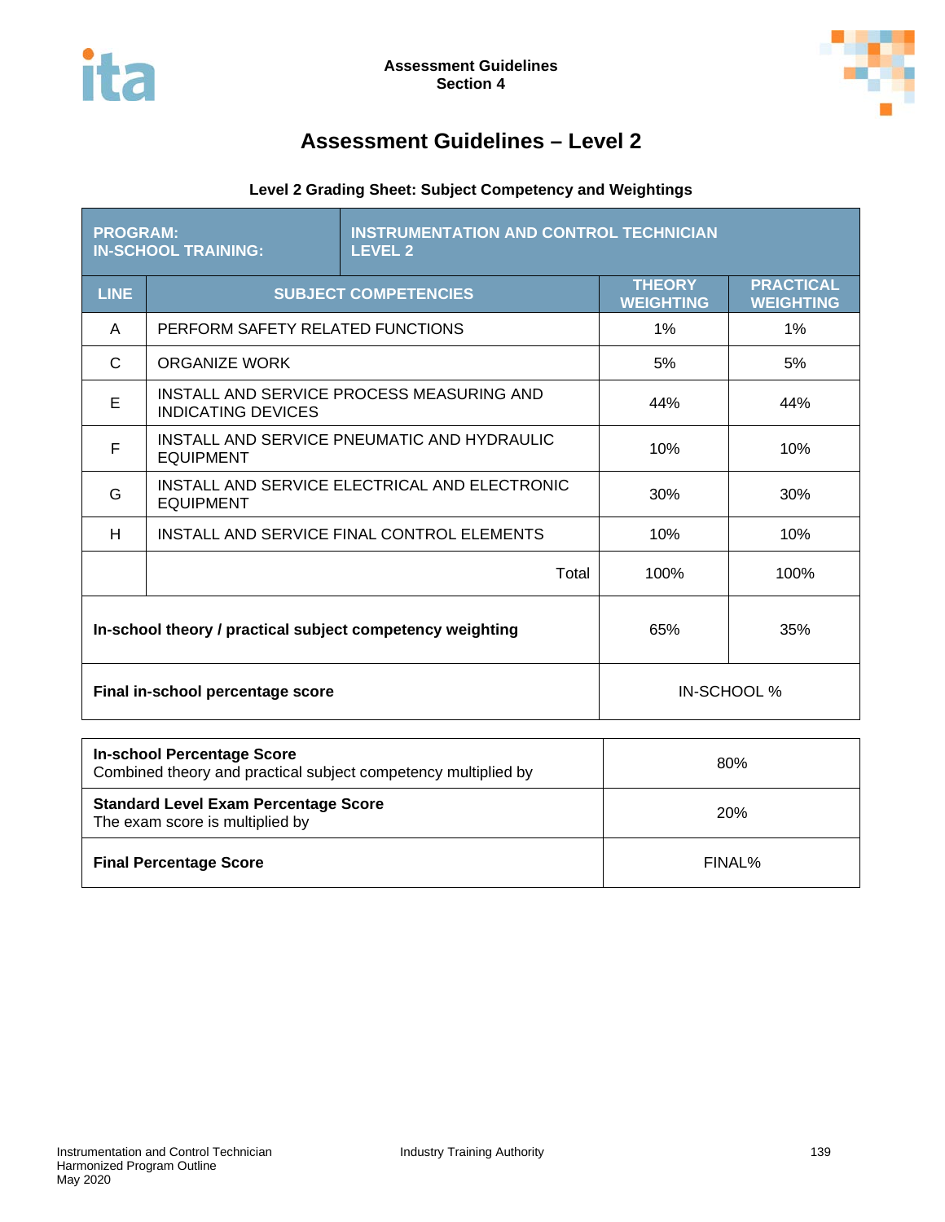# Assessment Guidelines – Level 2

### Level 2 Grading Sheet: Subject Competency and Weightings

| PROGRAM:<br>IN-SCHOOL TRAINING: | INSTRUMENTATION AND CONTROL TECHNICIAN<br>LEVEL 2 | | |
|---|---|---|---|
| **LINE** | **SUBJECT COMPETENCIES** | **THEORY WEIGHTING** | **PRACTICAL WEIGHTING** |
| A | PERFORM SAFETY RELATED FUNCTIONS | 1% | 1% |
| C | ORGANIZE WORK | 5% | 5% |
| E | INSTALL AND SERVICE PROCESS MEASURING AND INDICATING DEVICES | 44% | 44% |
| F | INSTALL AND SERVICE PNEUMATIC AND HYDRAULIC EQUIPMENT | 10% | 10% |
| G | INSTALL AND SERVICE ELECTRICAL AND ELECTRONIC EQUIPMENT | 30% | 30% |
| H | INSTALL AND SERVICE FINAL CONTROL ELEMENTS | 10% | 10% |
| | Total | 100% | 100% |
| **In-school theory / practical subject competency weighting** | | 65% | 35% |
| **Final in-school percentage score** | | IN-SCHOOL % | |

| | |
|---|---|
| **In-school Percentage Score**<br>Combined theory and practical subject competency multiplied by | 80% |
| **Standard Level Exam Percentage Score**<br>The exam score is multiplied by | 20% |
| **Final Percentage Score** | FINAL% |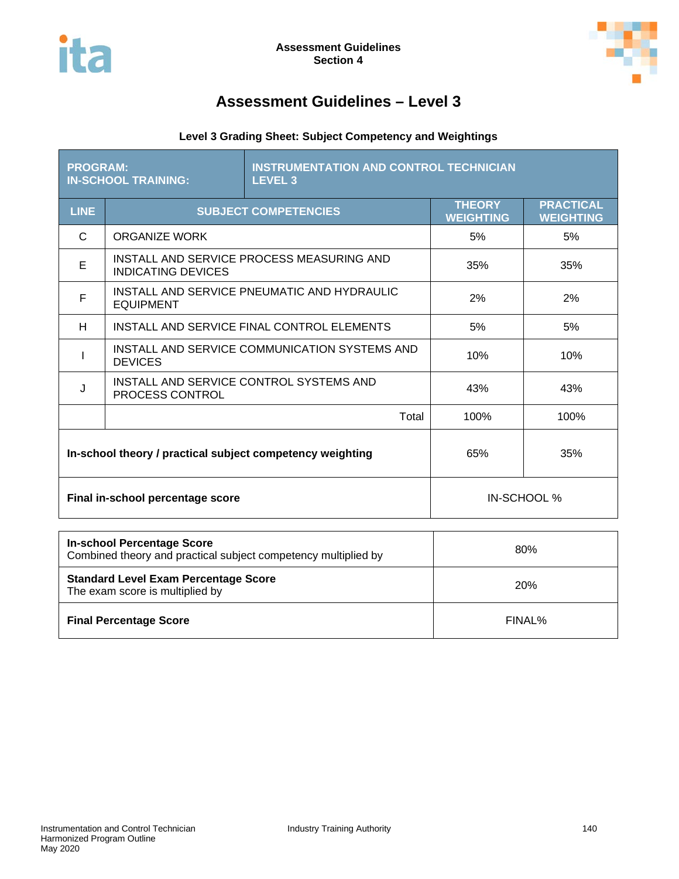# Assessment Guidelines – Level 3

### Level 3 Grading Sheet: Subject Competency and Weightings

| PROGRAM: IN-SCHOOL TRAINING: | INSTRUMENTATION AND CONTROL TECHNICIAN LEVEL 3 | | |
|---|---|---|---|
| **LINE** | **SUBJECT COMPETENCIES** | **THEORY WEIGHTING** | **PRACTICAL WEIGHTING** |
| C | ORGANIZE WORK | 5% | 5% |
| E | INSTALL AND SERVICE PROCESS MEASURING AND INDICATING DEVICES | 35% | 35% |
| F | INSTALL AND SERVICE PNEUMATIC AND HYDRAULIC EQUIPMENT | 2% | 2% |
| H | INSTALL AND SERVICE FINAL CONTROL ELEMENTS | 5% | 5% |
| I | INSTALL AND SERVICE COMMUNICATION SYSTEMS AND DEVICES | 10% | 10% |
| J | INSTALL AND SERVICE CONTROL SYSTEMS AND PROCESS CONTROL | 43% | 43% |
| | Total | 100% | 100% |
| **In-school theory / practical subject competency weighting** | | 65% | 35% |
| **Final in-school percentage score** | | IN-SCHOOL % | |

| | |
|---|---|
| **In-school Percentage Score** Combined theory and practical subject competency multiplied by | 80% |
| **Standard Level Exam Percentage Score** The exam score is multiplied by | 20% |
| **Final Percentage Score** | FINAL% |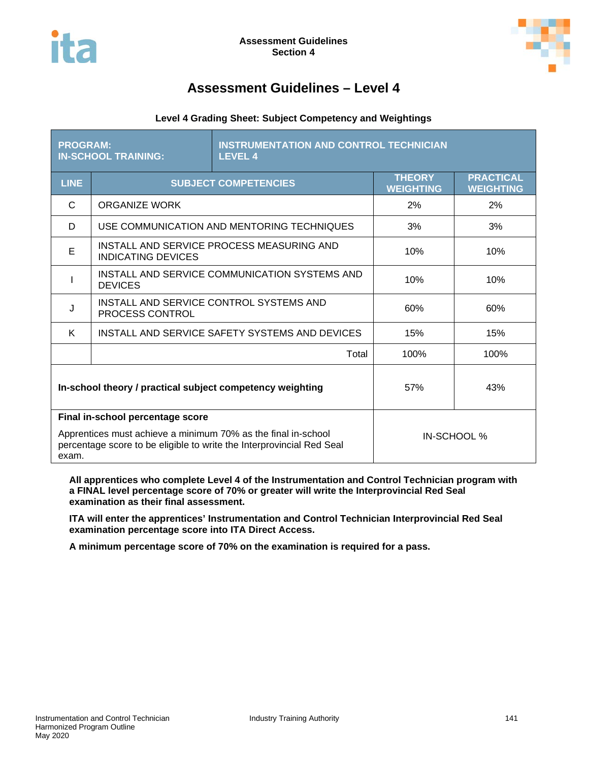# Assessment Guidelines – Level 4

**Level 4 Grading Sheet: Subject Competency and Weightings**

| PROGRAM: IN-SCHOOL TRAINING: | INSTRUMENTATION AND CONTROL TECHNICIAN LEVEL 4 | | |
|---|---|---|---|
| **LINE** | **SUBJECT COMPETENCIES** | **THEORY WEIGHTING** | **PRACTICAL WEIGHTING** |
| C | ORGANIZE WORK | 2% | 2% |
| D | USE COMMUNICATION AND MENTORING TECHNIQUES | 3% | 3% |
| E | INSTALL AND SERVICE PROCESS MEASURING AND INDICATING DEVICES | 10% | 10% |
| I | INSTALL AND SERVICE COMMUNICATION SYSTEMS AND DEVICES | 10% | 10% |
| J | INSTALL AND SERVICE CONTROL SYSTEMS AND PROCESS CONTROL | 60% | 60% |
| K | INSTALL AND SERVICE SAFETY SYSTEMS AND DEVICES | 15% | 15% |
| | Total | 100% | 100% |
| **In-school theory / practical subject competency weighting** | | 57% | 43% |
| **Final in-school percentage score** Apprentices must achieve a minimum 70% as the final in-school percentage score to be eligible to write the Interprovincial Red Seal exam. | | IN-SCHOOL % | |

**All apprentices who complete Level 4 of the Instrumentation and Control Technician program with a FINAL level percentage score of 70% or greater will write the Interprovincial Red Seal examination as their final assessment.**

**ITA will enter the apprentices' Instrumentation and Control Technician Interprovincial Red Seal examination percentage score into ITA Direct Access.**

**A minimum percentage score of 70% on the examination is required for a pass.**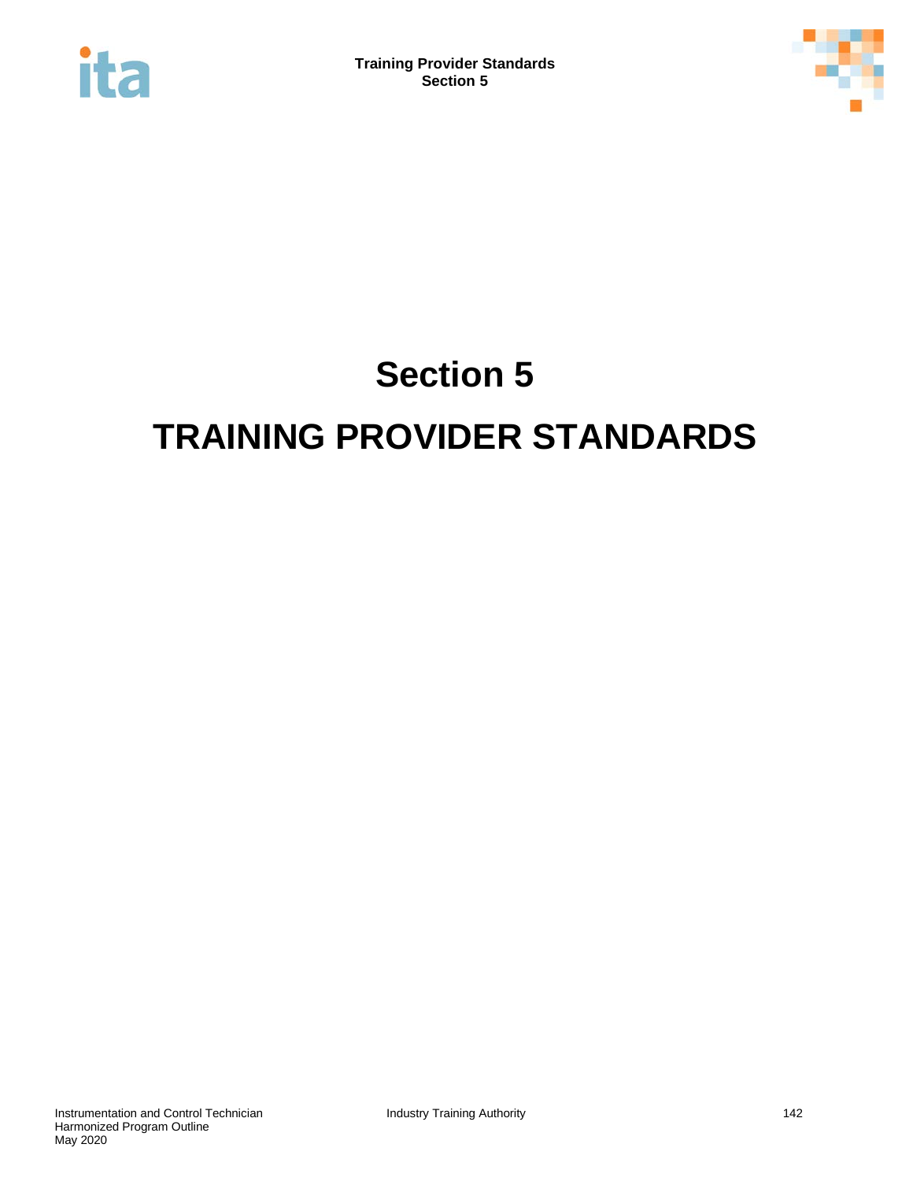# Section 5

# TRAINING PROVIDER STANDARDS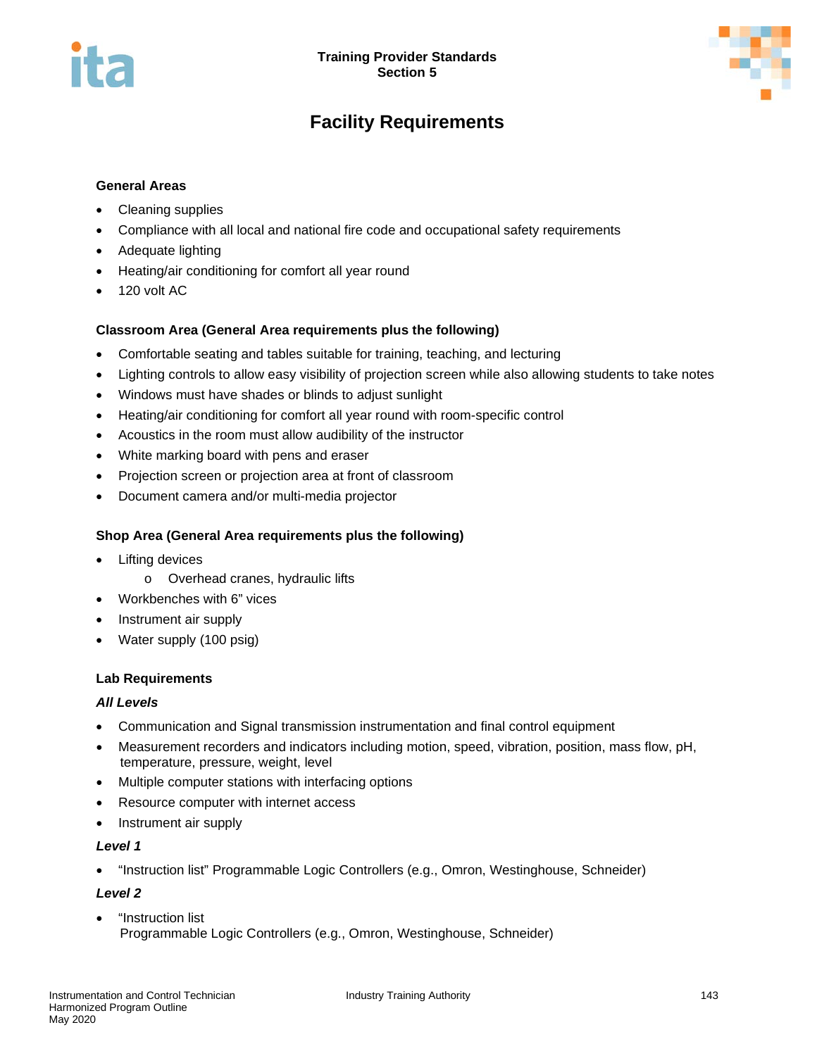# Facility Requirements

### General Areas

- Cleaning supplies
- Compliance with all local and national fire code and occupational safety requirements
- Adequate lighting
- Heating/air conditioning for comfort all year round
- 120 volt AC

### Classroom Area (General Area requirements plus the following)

- Comfortable seating and tables suitable for training, teaching, and lecturing
- Lighting controls to allow easy visibility of projection screen while also allowing students to take notes
- Windows must have shades or blinds to adjust sunlight
- Heating/air conditioning for comfort all year round with room-specific control
- Acoustics in the room must allow audibility of the instructor
- White marking board with pens and eraser
- Projection screen or projection area at front of classroom
- Document camera and/or multi-media projector

### Shop Area (General Area requirements plus the following)

- Lifting devices
  - Overhead cranes, hydraulic lifts
- Workbenches with 6" vices
- Instrument air supply
- Water supply (100 psig)

### Lab Requirements

***All Levels***

- Communication and Signal transmission instrumentation and final control equipment
- Measurement recorders and indicators including motion, speed, vibration, position, mass flow, pH, temperature, pressure, weight, level
- Multiple computer stations with interfacing options
- Resource computer with internet access
- Instrument air supply

***Level 1***

- "Instruction list" Programmable Logic Controllers (e.g., Omron, Westinghouse, Schneider)

***Level 2***

- "Instruction list
  Programmable Logic Controllers (e.g., Omron, Westinghouse, Schneider)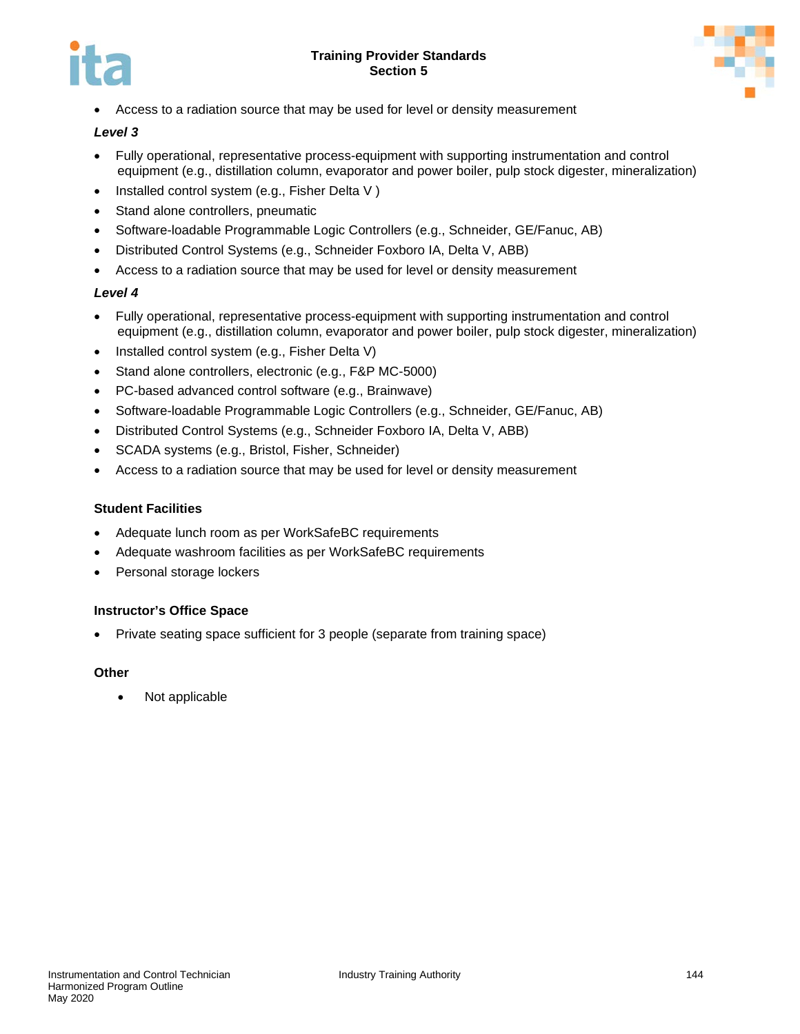- Access to a radiation source that may be used for level or density measurement

***Level 3***

- Fully operational, representative process-equipment with supporting instrumentation and control equipment (e.g., distillation column, evaporator and power boiler, pulp stock digester, mineralization)
- Installed control system (e.g., Fisher Delta V )
- Stand alone controllers, pneumatic
- Software-loadable Programmable Logic Controllers (e.g., Schneider, GE/Fanuc, AB)
- Distributed Control Systems (e.g., Schneider Foxboro IA, Delta V, ABB)
- Access to a radiation source that may be used for level or density measurement

***Level 4***

- Fully operational, representative process-equipment with supporting instrumentation and control equipment (e.g., distillation column, evaporator and power boiler, pulp stock digester, mineralization)
- Installed control system (e.g., Fisher Delta V)
- Stand alone controllers, electronic (e.g., F&P MC-5000)
- PC-based advanced control software (e.g., Brainwave)
- Software-loadable Programmable Logic Controllers (e.g., Schneider, GE/Fanuc, AB)
- Distributed Control Systems (e.g., Schneider Foxboro IA, Delta V, ABB)
- SCADA systems (e.g., Bristol, Fisher, Schneider)
- Access to a radiation source that may be used for level or density measurement

**Student Facilities**

- Adequate lunch room as per WorkSafeBC requirements
- Adequate washroom facilities as per WorkSafeBC requirements
- Personal storage lockers

**Instructor's Office Space**

- Private seating space sufficient for 3 people (separate from training space)

**Other**

- Not applicable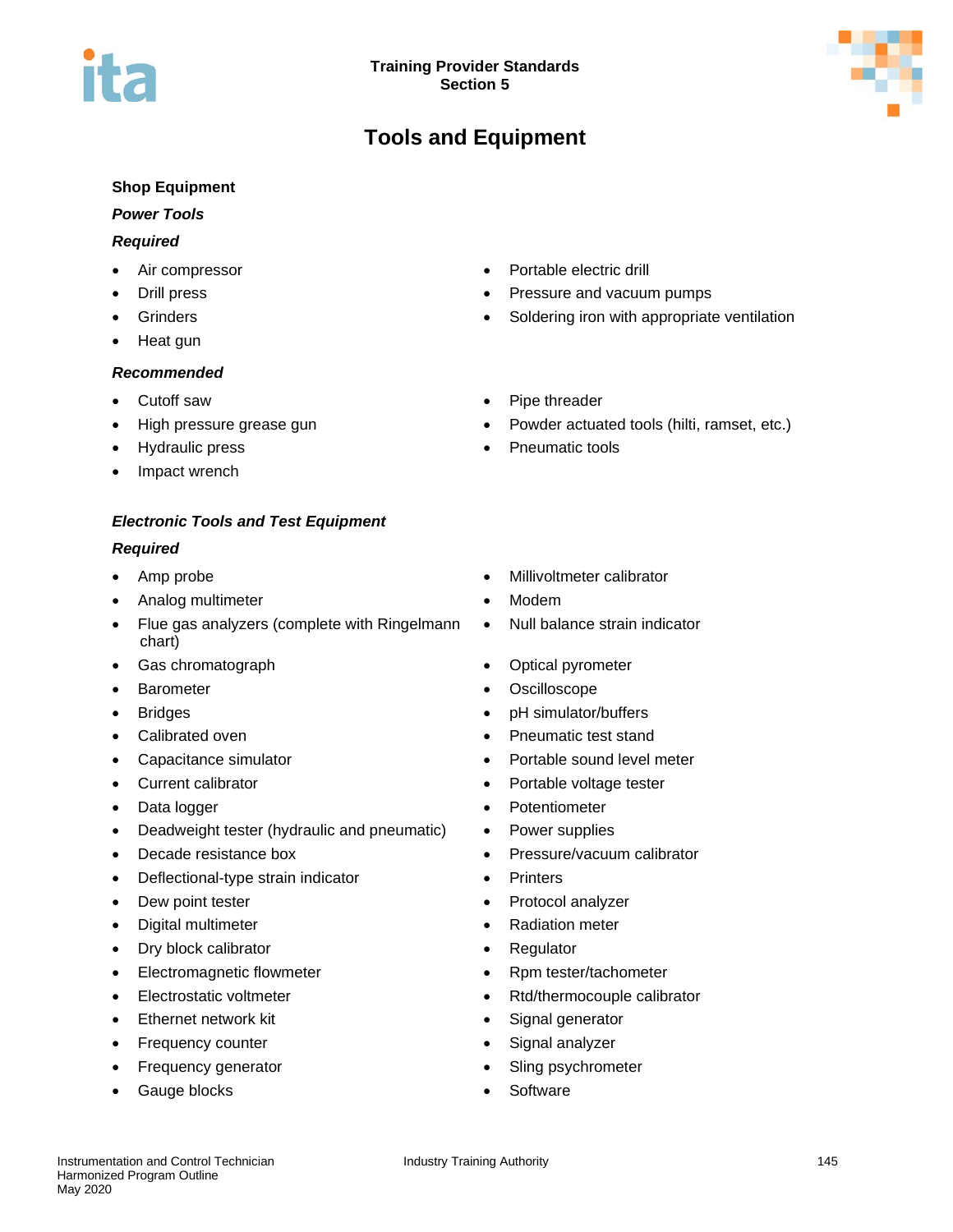# Tools and Equipment

**Shop Equipment**

***Power Tools***

***Required***

- Air compressor
- Drill press
- Grinders
- Heat gun
- Portable electric drill
- Pressure and vacuum pumps
- Soldering iron with appropriate ventilation

***Recommended***

- Cutoff saw
- High pressure grease gun
- Hydraulic press
- Impact wrench
- Pipe threader
- Powder actuated tools (hilti, ramset, etc.)
- Pneumatic tools

***Electronic Tools and Test Equipment***

***Required***

- Amp probe
- Analog multimeter
- Flue gas analyzers (complete with Ringelmann chart)
- Gas chromatograph
- Barometer
- Bridges
- Calibrated oven
- Capacitance simulator
- Current calibrator
- Data logger
- Deadweight tester (hydraulic and pneumatic)
- Decade resistance box
- Deflectional-type strain indicator
- Dew point tester
- Digital multimeter
- Dry block calibrator
- Electromagnetic flowmeter
- Electrostatic voltmeter
- Ethernet network kit
- Frequency counter
- Frequency generator
- Gauge blocks
- Millivoltmeter calibrator
- Modem
- Null balance strain indicator
- Optical pyrometer
- Oscilloscope
- pH simulator/buffers
- Pneumatic test stand
- Portable sound level meter
- Portable voltage tester
- Potentiometer
- Power supplies
- Pressure/vacuum calibrator
- Printers
- Protocol analyzer
- Radiation meter
- Regulator
- Rpm tester/tachometer
- Rtd/thermocouple calibrator
- Signal generator
- Signal analyzer
- Sling psychrometer
- Software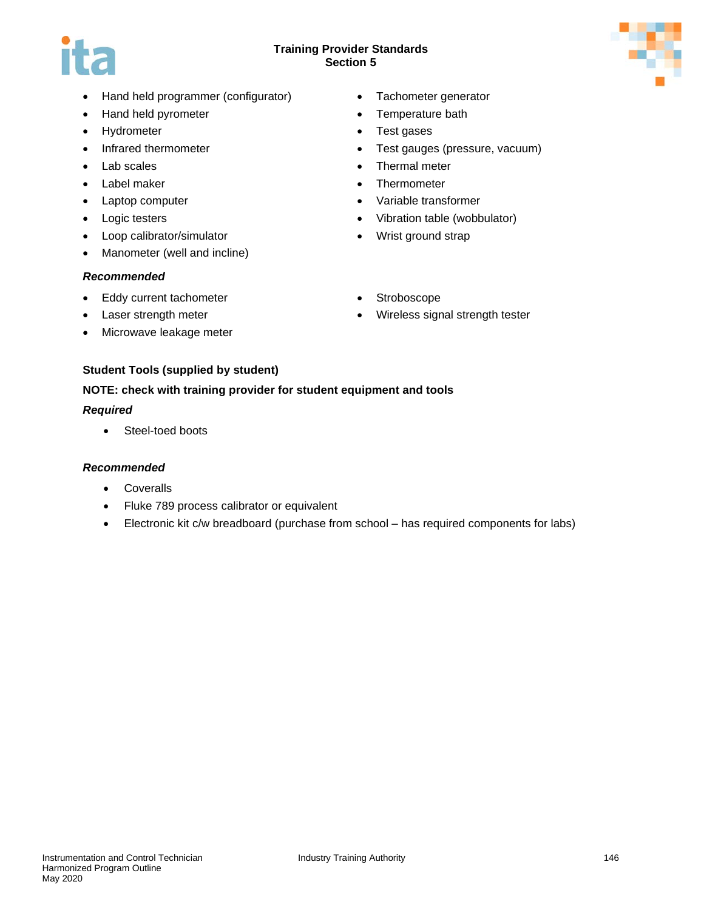- Hand held programmer (configurator)
- Hand held pyrometer
- Hydrometer
- Infrared thermometer
- Lab scales
- Label maker
- Laptop computer
- Logic testers
- Loop calibrator/simulator
- Manometer (well and incline)
- Tachometer generator
- Temperature bath
- Test gases
- Test gauges (pressure, vacuum)
- Thermal meter
- Thermometer
- Variable transformer
- Vibration table (wobbulator)
- Wrist ground strap

***Recommended***

- Eddy current tachometer
- Laser strength meter
- Microwave leakage meter
- Stroboscope
- Wireless signal strength tester

**Student Tools (supplied by student)**

**NOTE: check with training provider for student equipment and tools**

***Required***

- Steel-toed boots

***Recommended***

- Coveralls
- Fluke 789 process calibrator or equivalent
- Electronic kit c/w breadboard (purchase from school – has required components for labs)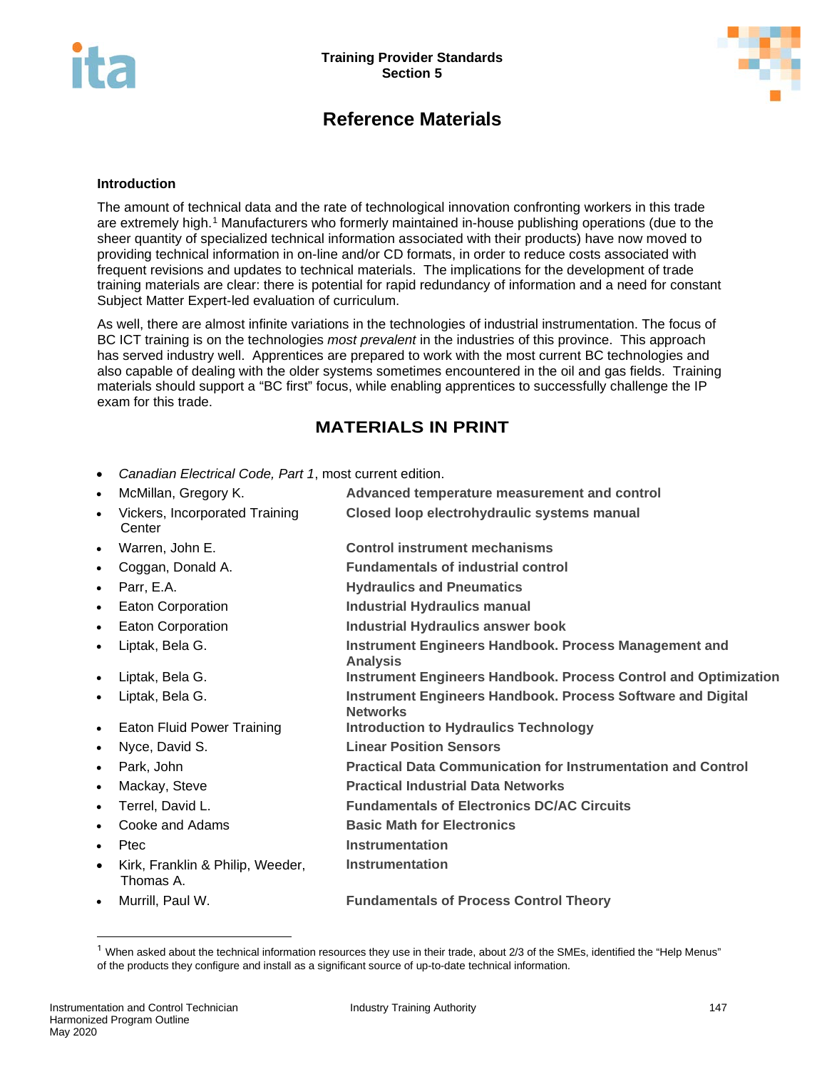# Training Provider Standards
## Section 5

# Reference Materials

**Introduction**

The amount of technical data and the rate of technological innovation confronting workers in this trade are extremely high.[1] Manufacturers who formerly maintained in-house publishing operations (due to the sheer quantity of specialized technical information associated with their products) have now moved to providing technical information in on-line and/or CD formats, in order to reduce costs associated with frequent revisions and updates to technical materials. The implications for the development of trade training materials are clear: there is potential for rapid redundancy of information and a need for constant Subject Matter Expert-led evaluation of curriculum.

As well, there are almost infinite variations in the technologies of industrial instrumentation. The focus of BC ICT training is on the technologies *most prevalent* in the industries of this province. This approach has served industry well. Apprentices are prepared to work with the most current BC technologies and also capable of dealing with the older systems sometimes encountered in the oil and gas fields. Training materials should support a "BC first" focus, while enabling apprentices to successfully challenge the IP exam for this trade.

## MATERIALS IN PRINT

- *Canadian Electrical Code, Part 1*, most current edition.
- McMillan, Gregory K. — **Advanced temperature measurement and control**
- Vickers, Incorporated Training Center — **Closed loop electrohydraulic systems manual**
- Warren, John E. — **Control instrument mechanisms**
- Coggan, Donald A. — **Fundamentals of industrial control**
- Parr, E.A. — **Hydraulics and Pneumatics**
- Eaton Corporation — **Industrial Hydraulics manual**
- Eaton Corporation — **Industrial Hydraulics answer book**
- Liptak, Bela G. — **Instrument Engineers Handbook. Process Management and Analysis**
- Liptak, Bela G. — **Instrument Engineers Handbook. Process Control and Optimization**
- Liptak, Bela G. — **Instrument Engineers Handbook. Process Software and Digital Networks**
- Eaton Fluid Power Training — **Introduction to Hydraulics Technology**
- Nyce, David S. — **Linear Position Sensors**
- Park, John — **Practical Data Communication for Instrumentation and Control**
- Mackay, Steve — **Practical Industrial Data Networks**
- Terrel, David L. — **Fundamentals of Electronics DC/AC Circuits**
- Cooke and Adams — **Basic Math for Electronics**
- Ptec — **Instrumentation**
- Kirk, Franklin & Philip, Weeder, Thomas A. — **Instrumentation**
- Murrill, Paul W. — **Fundamentals of Process Control Theory**

---

[1] When asked about the technical information resources they use in their trade, about 2/3 of the SMEs, identified the "Help Menus" of the products they configure and install as a significant source of up-to-date technical information.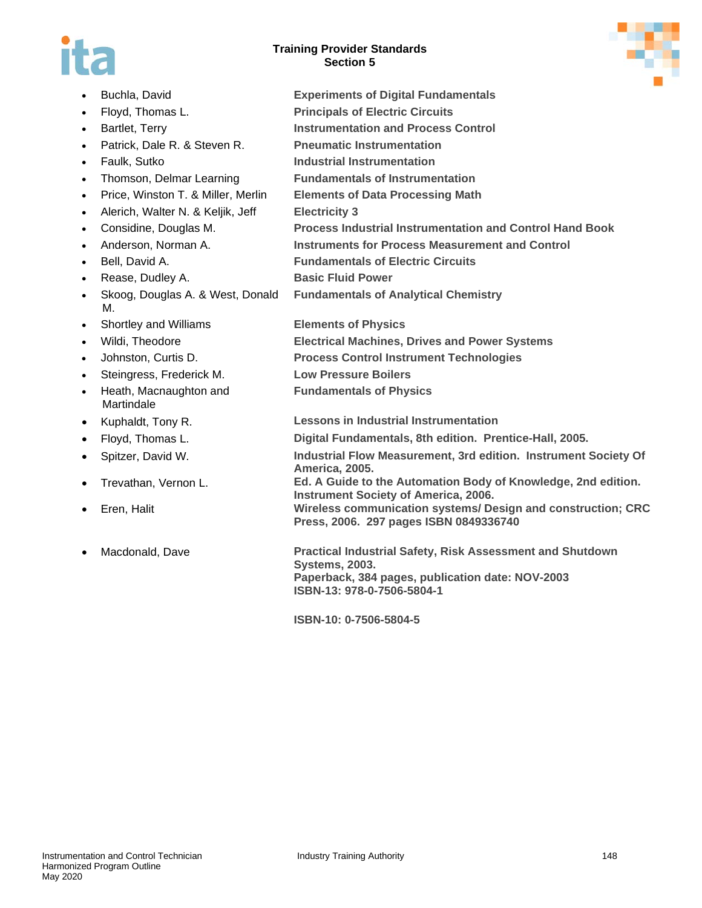- Buchla, David — **Experiments of Digital Fundamentals**
- Floyd, Thomas L. — **Principals of Electric Circuits**
- Bartlet, Terry — **Instrumentation and Process Control**
- Patrick, Dale R. & Steven R. — **Pneumatic Instrumentation**
- Faulk, Sutko — **Industrial Instrumentation**
- Thomson, Delmar Learning — **Fundamentals of Instrumentation**
- Price, Winston T. & Miller, Merlin — **Elements of Data Processing Math**
- Alerich, Walter N. & Keljik, Jeff — **Electricity 3**
- Considine, Douglas M. — **Process Industrial Instrumentation and Control Hand Book**
- Anderson, Norman A. — **Instruments for Process Measurement and Control**
- Bell, David A. — **Fundamentals of Electric Circuits**
- Rease, Dudley A. — **Basic Fluid Power**
- Skoog, Douglas A. & West, Donald M. — **Fundamentals of Analytical Chemistry**
- Shortley and Williams — **Elements of Physics**
- Wildi, Theodore — **Electrical Machines, Drives and Power Systems**
- Johnston, Curtis D. — **Process Control Instrument Technologies**
- Steingress, Frederick M. — **Low Pressure Boilers**
- Heath, Macnaughton and Martindale — **Fundamentals of Physics**
- Kuphaldt, Tony R. — **Lessons in Industrial Instrumentation**
- Floyd, Thomas L. — **Digital Fundamentals, 8th edition. Prentice-Hall, 2005.**
- Spitzer, David W. — **Industrial Flow Measurement, 3rd edition. Instrument Society Of America, 2005.**
- Trevathan, Vernon L. — **Ed. A Guide to the Automation Body of Knowledge, 2nd edition. Instrument Society of America, 2006.**
- Eren, Halit — **Wireless communication systems/ Design and construction; CRC Press, 2006. 297 pages ISBN 0849336740**
- Macdonald, Dave — **Practical Industrial Safety, Risk Assessment and Shutdown Systems, 2003.**
  **Paperback, 384 pages, publication date: NOV-2003**
  **ISBN-13: 978-0-7506-5804-1**

  **ISBN-10: 0-7506-5804-5**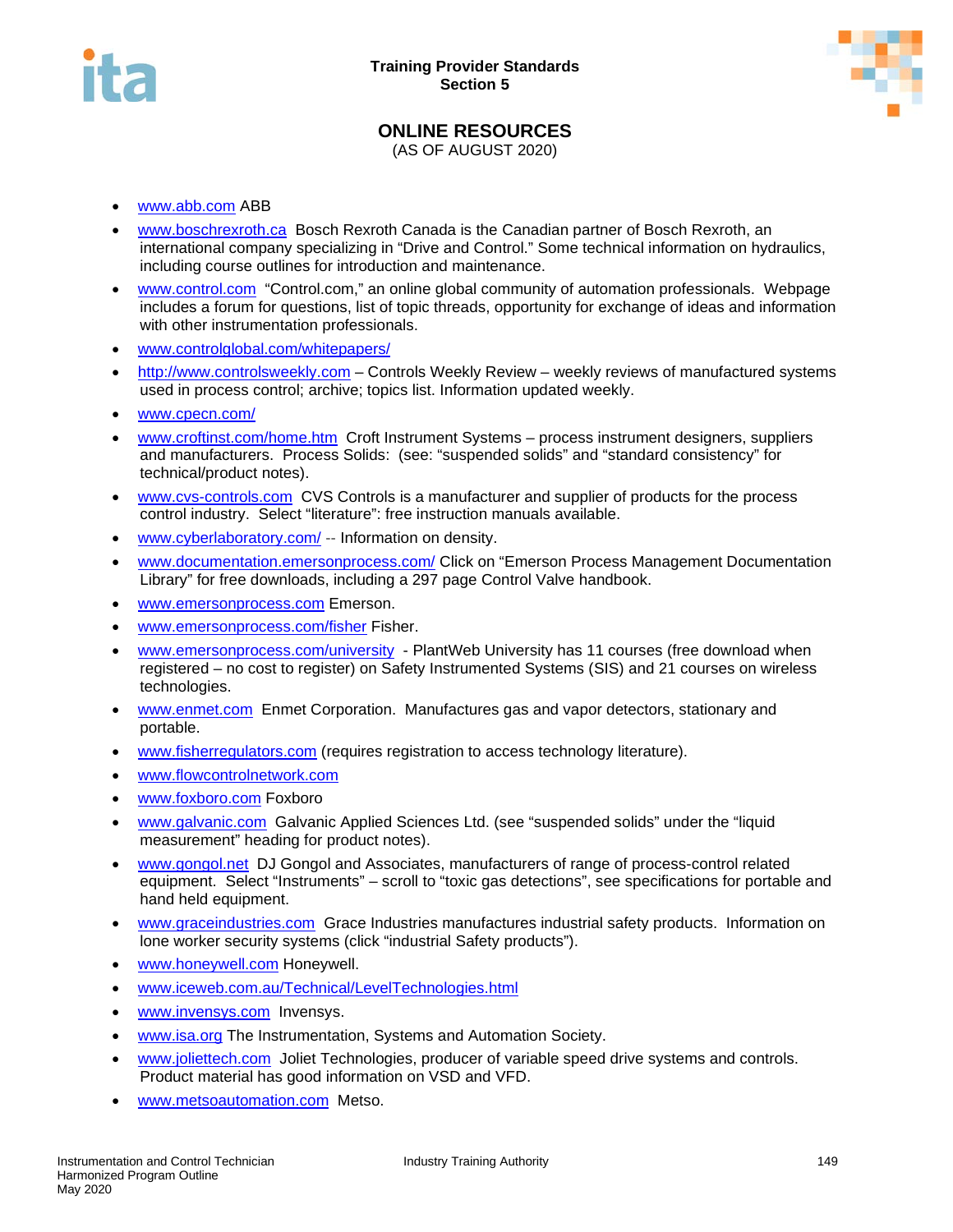# ONLINE RESOURCES

(AS OF AUGUST 2020)

- www.abb.com ABB
- www.boschrexroth.ca Bosch Rexroth Canada is the Canadian partner of Bosch Rexroth, an international company specializing in “Drive and Control.” Some technical information on hydraulics, including course outlines for introduction and maintenance.
- www.control.com “Control.com,” an online global community of automation professionals. Webpage includes a forum for questions, list of topic threads, opportunity for exchange of ideas and information with other instrumentation professionals.
- www.controlglobal.com/whitepapers/
- http://www.controlsweekly.com – Controls Weekly Review – weekly reviews of manufactured systems used in process control; archive; topics list. Information updated weekly.
- www.cpecn.com/
- www.croftinst.com/home.htm Croft Instrument Systems – process instrument designers, suppliers and manufacturers. Process Solids: (see: “suspended solids” and “standard consistency” for technical/product notes).
- www.cvs-controls.com CVS Controls is a manufacturer and supplier of products for the process control industry. Select “literature”: free instruction manuals available.
- www.cyberlaboratory.com/ -- Information on density.
- www.documentation.emersonprocess.com/ Click on “Emerson Process Management Documentation Library” for free downloads, including a 297 page Control Valve handbook.
- www.emersonprocess.com Emerson.
- www.emersonprocess.com/fisher Fisher.
- www.emersonprocess.com/university - PlantWeb University has 11 courses (free download when registered – no cost to register) on Safety Instrumented Systems (SIS) and 21 courses on wireless technologies.
- www.enmet.com Enmet Corporation. Manufactures gas and vapor detectors, stationary and portable.
- www.fisherregulators.com (requires registration to access technology literature).
- www.flowcontrolnetwork.com
- www.foxboro.com Foxboro
- www.galvanic.com Galvanic Applied Sciences Ltd. (see “suspended solids” under the “liquid measurement” heading for product notes).
- www.gongol.net DJ Gongol and Associates, manufacturers of range of process-control related equipment. Select “Instruments” – scroll to “toxic gas detections”, see specifications for portable and hand held equipment.
- www.graceindustries.com Grace Industries manufactures industrial safety products. Information on lone worker security systems (click “industrial Safety products”).
- www.honeywell.com Honeywell.
- www.iceweb.com.au/Technical/LevelTechnologies.html
- www.invensys.com Invensys.
- www.isa.org The Instrumentation, Systems and Automation Society.
- www.joliettech.com Joliet Technologies, producer of variable speed drive systems and controls. Product material has good information on VSD and VFD.
- www.metsoautomation.com Metso.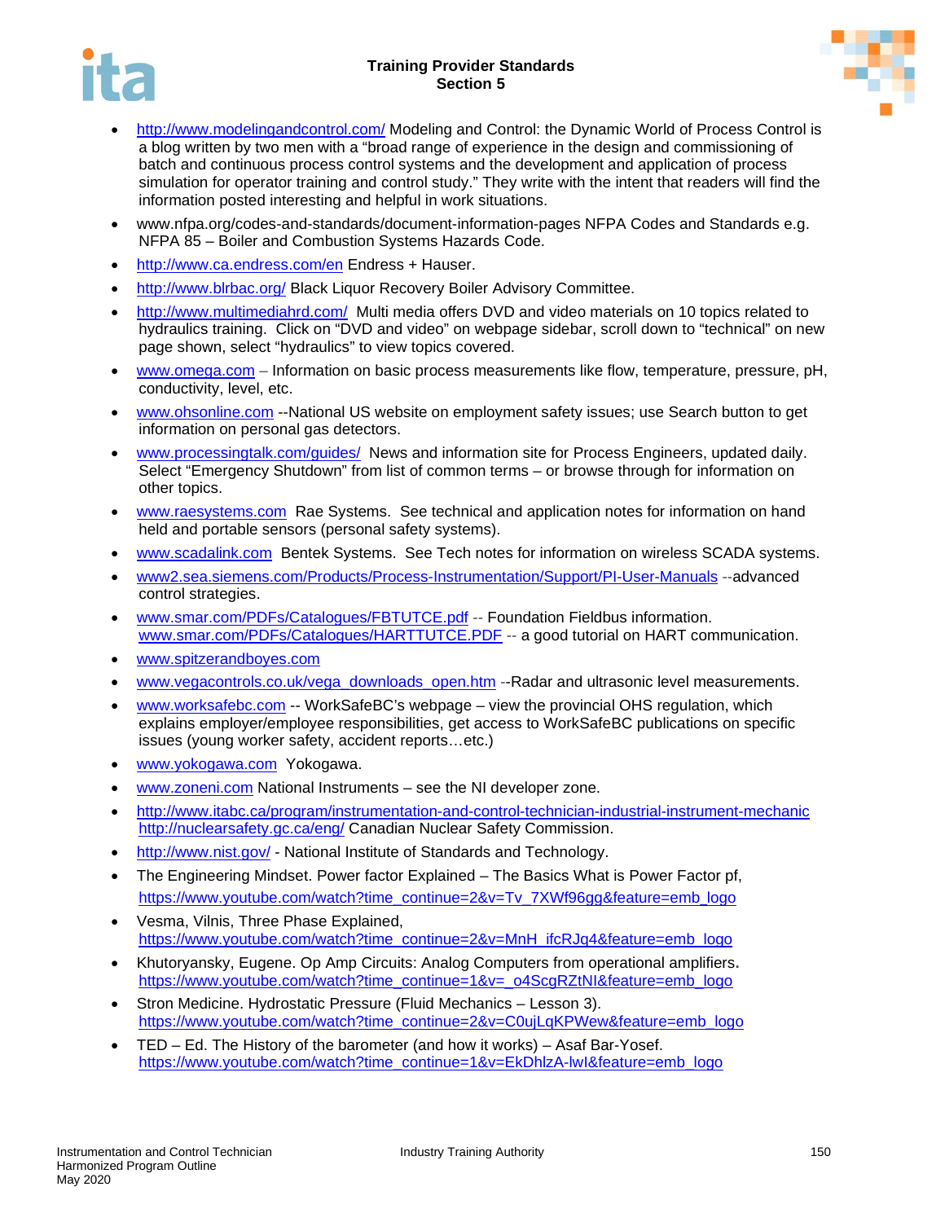- http://www.modelingandcontrol.com/ Modeling and Control: the Dynamic World of Process Control is a blog written by two men with a "broad range of experience in the design and commissioning of batch and continuous process control systems and the development and application of process simulation for operator training and control study." They write with the intent that readers will find the information posted interesting and helpful in work situations.
- www.nfpa.org/codes-and-standards/document-information-pages NFPA Codes and Standards e.g. NFPA 85 – Boiler and Combustion Systems Hazards Code.
- http://www.ca.endress.com/en Endress + Hauser.
- http://www.blrbac.org/ Black Liquor Recovery Boiler Advisory Committee.
- http://www.multimediahrd.com/ Multi media offers DVD and video materials on 10 topics related to hydraulics training. Click on "DVD and video" on webpage sidebar, scroll down to "technical" on new page shown, select "hydraulics" to view topics covered.
- www.omega.com – Information on basic process measurements like flow, temperature, pressure, pH, conductivity, level, etc.
- www.ohsonline.com --National US website on employment safety issues; use Search button to get information on personal gas detectors.
- www.processingtalk.com/guides/ News and information site for Process Engineers, updated daily. Select "Emergency Shutdown" from list of common terms – or browse through for information on other topics.
- www.raesystems.com Rae Systems. See technical and application notes for information on hand held and portable sensors (personal safety systems).
- www.scadalink.com Bentek Systems. See Tech notes for information on wireless SCADA systems.
- www2.sea.siemens.com/Products/Process-Instrumentation/Support/PI-User-Manuals --advanced control strategies.
- www.smar.com/PDFs/Catalogues/FBTUTCE.pdf -- Foundation Fieldbus information. www.smar.com/PDFs/Catalogues/HARTTUTCE.PDF -- a good tutorial on HART communication.
- www.spitzerandboyes.com
- www.vegacontrols.co.uk/vega_downloads_open.htm --Radar and ultrasonic level measurements.
- www.worksafebc.com -- WorkSafeBC's webpage – view the provincial OHS regulation, which explains employer/employee responsibilities, get access to WorkSafeBC publications on specific issues (young worker safety, accident reports…etc.)
- www.yokogawa.com Yokogawa.
- www.zoneni.com National Instruments – see the NI developer zone.
- http://www.itabc.ca/program/instrumentation-and-control-technician-industrial-instrument-mechanic http://nuclearsafety.gc.ca/eng/ Canadian Nuclear Safety Commission.
- http://www.nist.gov/ - National Institute of Standards and Technology.
- The Engineering Mindset. Power factor Explained – The Basics What is Power Factor pf, https://www.youtube.com/watch?time_continue=2&v=Tv_7XWf96gg&feature=emb_logo
- Vesma, Vilnis, Three Phase Explained, https://www.youtube.com/watch?time_continue=2&v=MnH_ifcRJq4&feature=emb_logo
- Khutoryansky, Eugene. Op Amp Circuits: Analog Computers from operational amplifiers. https://www.youtube.com/watch?time_continue=1&v=_o4ScgRZtNI&feature=emb_logo
- Stron Medicine. Hydrostatic Pressure (Fluid Mechanics – Lesson 3). https://www.youtube.com/watch?time_continue=2&v=C0ujLqKPWew&feature=emb_logo
- TED – Ed. The History of the barometer (and how it works) – Asaf Bar-Yosef. https://www.youtube.com/watch?time_continue=1&v=EkDhlzA-lwI&feature=emb_logo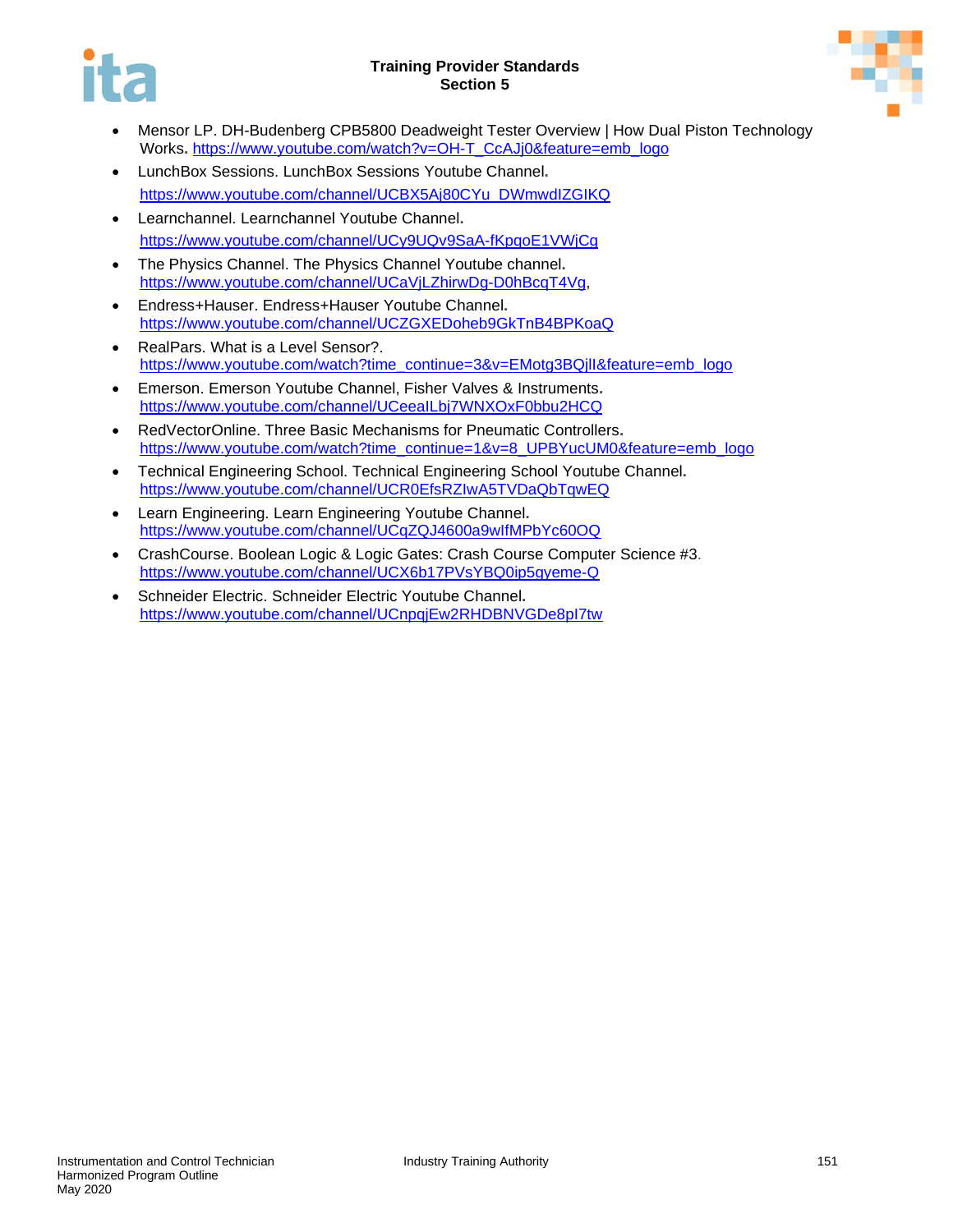- Mensor LP. DH-Budenberg CPB5800 Deadweight Tester Overview | How Dual Piston Technology Works. https://www.youtube.com/watch?v=OH-T_CcAJj0&feature=emb_logo
- LunchBox Sessions. LunchBox Sessions Youtube Channel. https://www.youtube.com/channel/UCBX5Aj80CYu_DWmwdIZGIKQ
- Learnchannel. Learnchannel Youtube Channel. https://www.youtube.com/channel/UCy9UQv9SaA-fKpqoE1VWjCg
- The Physics Channel. The Physics Channel Youtube channel. https://www.youtube.com/channel/UCaVjLZhirwDg-D0hBcqT4Vg,
- Endress+Hauser. Endress+Hauser Youtube Channel. https://www.youtube.com/channel/UCZGXEDoheb9GkTnB4BPKoaQ
- RealPars. What is a Level Sensor?. https://www.youtube.com/watch?time_continue=3&v=EMotg3BQjlI&feature=emb_logo
- Emerson. Emerson Youtube Channel, Fisher Valves & Instruments. https://www.youtube.com/channel/UCeealLbj7WNXOxF0bbu2HCQ
- RedVectorOnline. Three Basic Mechanisms for Pneumatic Controllers. https://www.youtube.com/watch?time_continue=1&v=8_UPBYucUM0&feature=emb_logo
- Technical Engineering School. Technical Engineering School Youtube Channel. https://www.youtube.com/channel/UCR0EfsRZIwA5TVDaQbTqwEQ
- Learn Engineering. Learn Engineering Youtube Channel. https://www.youtube.com/channel/UCqZQJ4600a9wIfMPbYc60OQ
- CrashCourse. Boolean Logic & Logic Gates: Crash Course Computer Science #3. https://www.youtube.com/channel/UCX6b17PVsYBQ0ip5gyeme-Q
- Schneider Electric. Schneider Electric Youtube Channel. https://www.youtube.com/channel/UCnpqjEw2RHDBNVGDe8pI7tw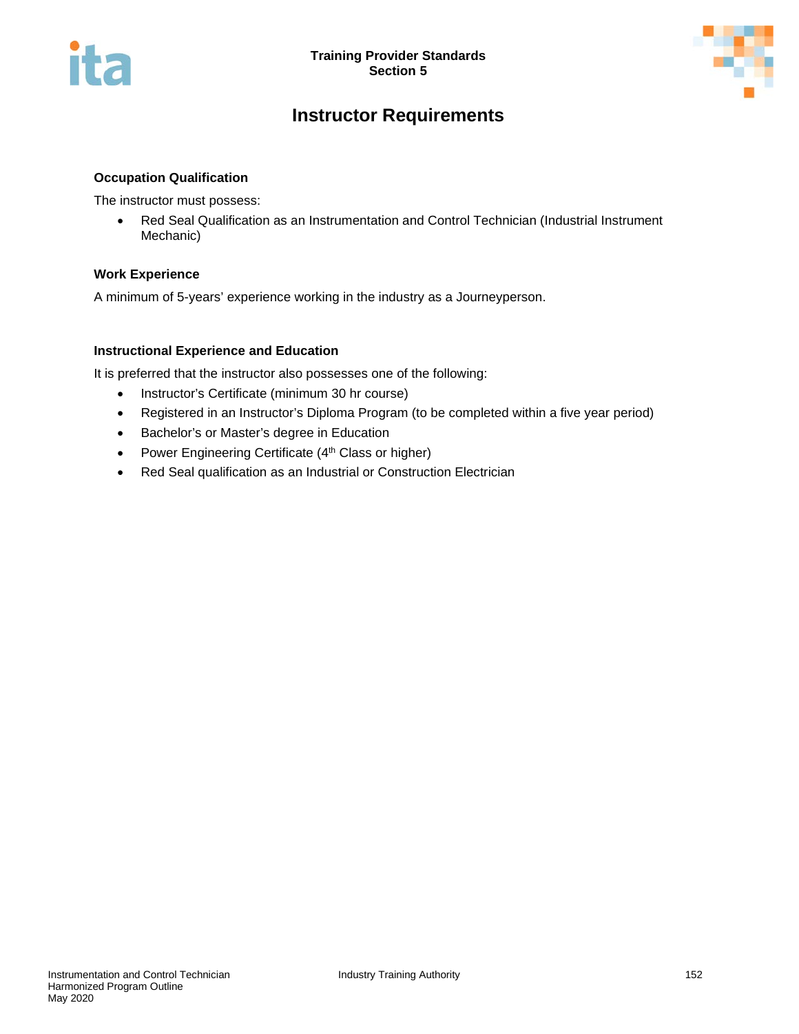# Instructor Requirements

### Occupation Qualification

The instructor must possess:

- Red Seal Qualification as an Instrumentation and Control Technician (Industrial Instrument Mechanic)

### Work Experience

A minimum of 5-years' experience working in the industry as a Journeyperson.

### Instructional Experience and Education

It is preferred that the instructor also possesses one of the following:

- Instructor's Certificate (minimum 30 hr course)
- Registered in an Instructor's Diploma Program (to be completed within a five year period)
- Bachelor's or Master's degree in Education
- Power Engineering Certificate (4th Class or higher)
- Red Seal qualification as an Industrial or Construction Electrician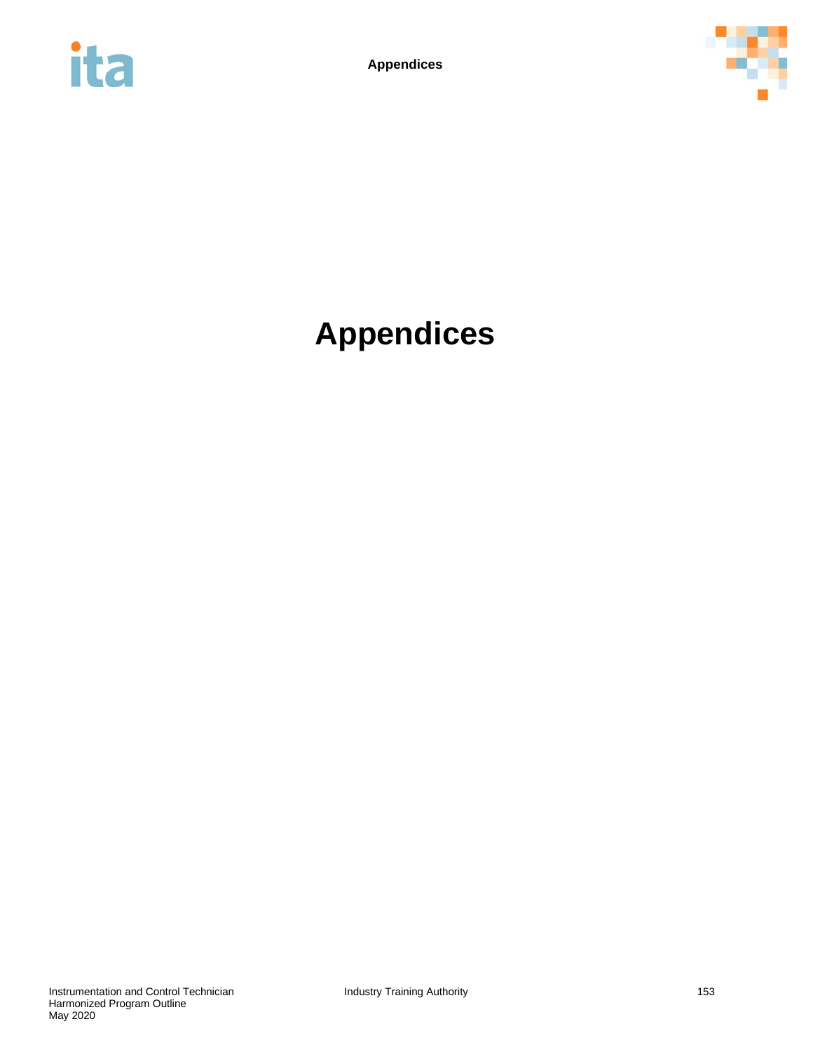# Appendices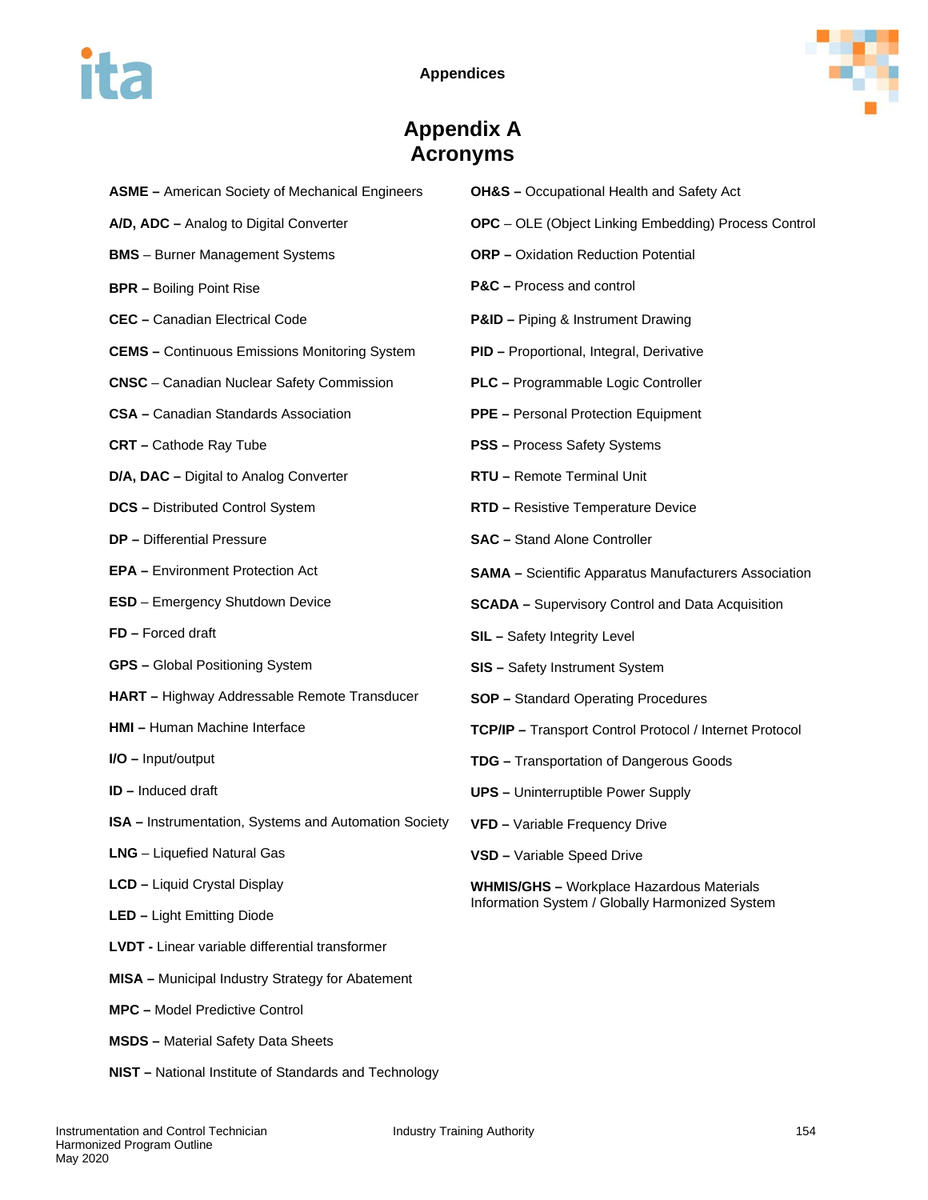# Appendix A
# Acronyms

**ASME –** American Society of Mechanical Engineers

**A/D, ADC –** Analog to Digital Converter

**BMS** – Burner Management Systems

**BPR –** Boiling Point Rise

**CEC –** Canadian Electrical Code

**CEMS –** Continuous Emissions Monitoring System

**CNSC** – Canadian Nuclear Safety Commission

**CSA –** Canadian Standards Association

**CRT –** Cathode Ray Tube

**D/A, DAC –** Digital to Analog Converter

**DCS –** Distributed Control System

**DP –** Differential Pressure

**EPA –** Environment Protection Act

**ESD** – Emergency Shutdown Device

**FD –** Forced draft

**GPS –** Global Positioning System

**HART –** Highway Addressable Remote Transducer

**HMI –** Human Machine Interface

**I/O –** Input/output

**ID –** Induced draft

**ISA –** Instrumentation, Systems and Automation Society

**LNG** – Liquefied Natural Gas

**LCD –** Liquid Crystal Display

**LED –** Light Emitting Diode

**LVDT -** Linear variable differential transformer

**MISA –** Municipal Industry Strategy for Abatement

**MPC –** Model Predictive Control

**MSDS –** Material Safety Data Sheets

**NIST –** National Institute of Standards and Technology

**OH&S –** Occupational Health and Safety Act

**OPC** – OLE (Object Linking Embedding) Process Control

**ORP –** Oxidation Reduction Potential

**P&C –** Process and control

**P&ID –** Piping & Instrument Drawing

**PID –** Proportional, Integral, Derivative

**PLC –** Programmable Logic Controller

**PPE –** Personal Protection Equipment

**PSS –** Process Safety Systems

**RTU –** Remote Terminal Unit

**RTD –** Resistive Temperature Device

**SAC –** Stand Alone Controller

**SAMA –** Scientific Apparatus Manufacturers Association

**SCADA –** Supervisory Control and Data Acquisition

**SIL –** Safety Integrity Level

**SIS –** Safety Instrument System

**SOP –** Standard Operating Procedures

**TCP/IP –** Transport Control Protocol / Internet Protocol

**TDG –** Transportation of Dangerous Goods

**UPS –** Uninterruptible Power Supply

**VFD –** Variable Frequency Drive

**VSD –** Variable Speed Drive

**WHMIS/GHS –** Workplace Hazardous Materials Information System / Globally Harmonized System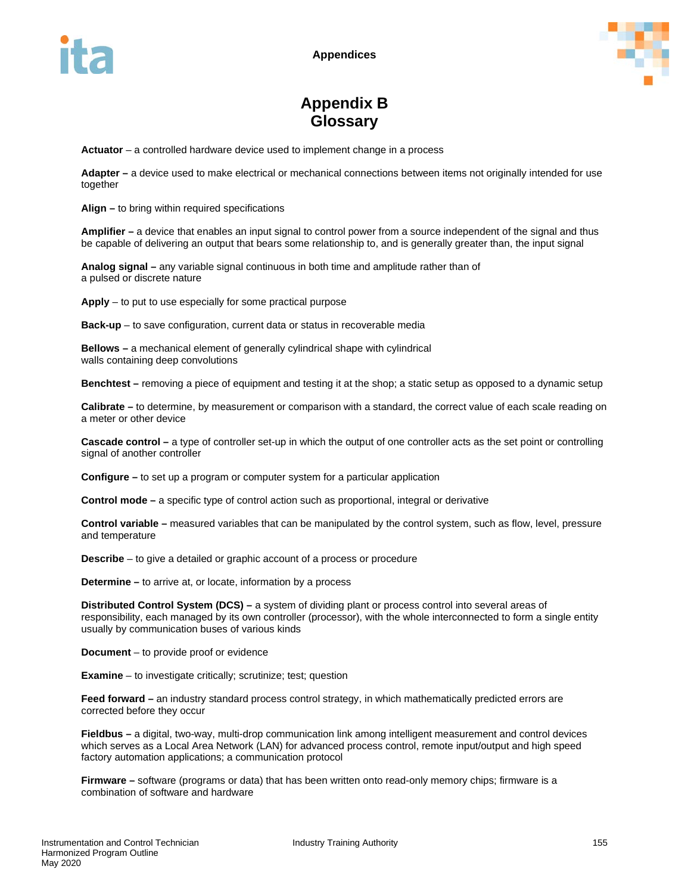# Appendix B
# Glossary

**Actuator** – a controlled hardware device used to implement change in a process

**Adapter –** a device used to make electrical or mechanical connections between items not originally intended for use together

**Align –** to bring within required specifications

**Amplifier –** a device that enables an input signal to control power from a source independent of the signal and thus be capable of delivering an output that bears some relationship to, and is generally greater than, the input signal

**Analog signal –** any variable signal continuous in both time and amplitude rather than of a pulsed or discrete nature

**Apply** – to put to use especially for some practical purpose

**Back-up** – to save configuration, current data or status in recoverable media

**Bellows –** a mechanical element of generally cylindrical shape with cylindrical walls containing deep convolutions

**Benchtest –** removing a piece of equipment and testing it at the shop; a static setup as opposed to a dynamic setup

**Calibrate –** to determine, by measurement or comparison with a standard, the correct value of each scale reading on a meter or other device

**Cascade control –** a type of controller set-up in which the output of one controller acts as the set point or controlling signal of another controller

**Configure –** to set up a program or computer system for a particular application

**Control mode –** a specific type of control action such as proportional, integral or derivative

**Control variable –** measured variables that can be manipulated by the control system, such as flow, level, pressure and temperature

**Describe** – to give a detailed or graphic account of a process or procedure

**Determine –** to arrive at, or locate, information by a process

**Distributed Control System (DCS) –** a system of dividing plant or process control into several areas of responsibility, each managed by its own controller (processor), with the whole interconnected to form a single entity usually by communication buses of various kinds

**Document** – to provide proof or evidence

**Examine** – to investigate critically; scrutinize; test; question

**Feed forward –** an industry standard process control strategy, in which mathematically predicted errors are corrected before they occur

**Fieldbus –** a digital, two-way, multi-drop communication link among intelligent measurement and control devices which serves as a Local Area Network (LAN) for advanced process control, remote input/output and high speed factory automation applications; a communication protocol

**Firmware –** software (programs or data) that has been written onto read-only memory chips; firmware is a combination of software and hardware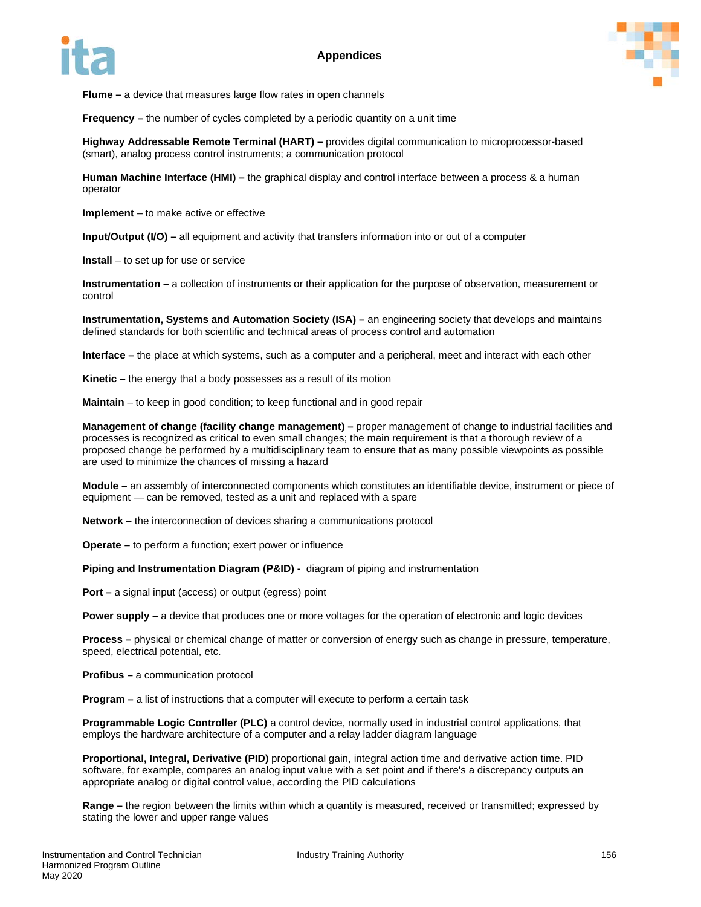**Flume –** a device that measures large flow rates in open channels

**Frequency –** the number of cycles completed by a periodic quantity on a unit time

**Highway Addressable Remote Terminal (HART) –** provides digital communication to microprocessor-based (smart), analog process control instruments; a communication protocol

**Human Machine Interface (HMI) –** the graphical display and control interface between a process & a human operator

**Implement** – to make active or effective

**Input/Output (I/O) –** all equipment and activity that transfers information into or out of a computer

**Install** – to set up for use or service

**Instrumentation –** a collection of instruments or their application for the purpose of observation, measurement or control

**Instrumentation, Systems and Automation Society (ISA) –** an engineering society that develops and maintains defined standards for both scientific and technical areas of process control and automation

**Interface –** the place at which systems, such as a computer and a peripheral, meet and interact with each other

**Kinetic –** the energy that a body possesses as a result of its motion

**Maintain** – to keep in good condition; to keep functional and in good repair

**Management of change (facility change management) –** proper management of change to industrial facilities and processes is recognized as critical to even small changes; the main requirement is that a thorough review of a proposed change be performed by a multidisciplinary team to ensure that as many possible viewpoints as possible are used to minimize the chances of missing a hazard

**Module –** an assembly of interconnected components which constitutes an identifiable device, instrument or piece of equipment — can be removed, tested as a unit and replaced with a spare

**Network –** the interconnection of devices sharing a communications protocol

**Operate –** to perform a function; exert power or influence

**Piping and Instrumentation Diagram (P&ID) -** diagram of piping and instrumentation

**Port –** a signal input (access) or output (egress) point

**Power supply –** a device that produces one or more voltages for the operation of electronic and logic devices

**Process –** physical or chemical change of matter or conversion of energy such as change in pressure, temperature, speed, electrical potential, etc.

**Profibus –** a communication protocol

**Program –** a list of instructions that a computer will execute to perform a certain task

**Programmable Logic Controller (PLC)** a control device, normally used in industrial control applications, that employs the hardware architecture of a computer and a relay ladder diagram language

**Proportional, Integral, Derivative (PID)** proportional gain, integral action time and derivative action time. PID software, for example, compares an analog input value with a set point and if there's a discrepancy outputs an appropriate analog or digital control value, according the PID calculations

**Range –** the region between the limits within which a quantity is measured, received or transmitted; expressed by stating the lower and upper range values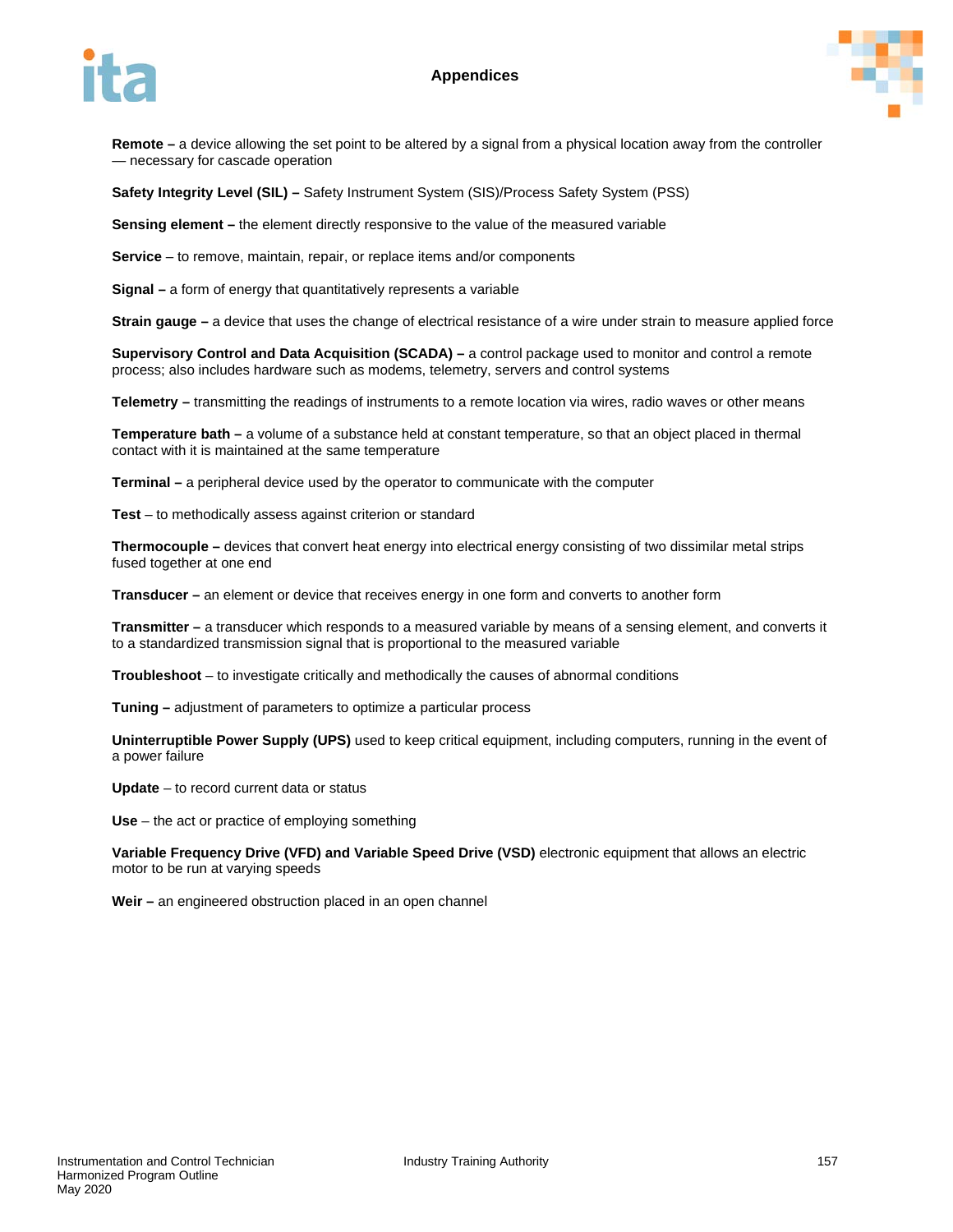**Remote –** a device allowing the set point to be altered by a signal from a physical location away from the controller — necessary for cascade operation

**Safety Integrity Level (SIL) –** Safety Instrument System (SIS)/Process Safety System (PSS)

**Sensing element –** the element directly responsive to the value of the measured variable

**Service** – to remove, maintain, repair, or replace items and/or components

**Signal –** a form of energy that quantitatively represents a variable

**Strain gauge –** a device that uses the change of electrical resistance of a wire under strain to measure applied force

**Supervisory Control and Data Acquisition (SCADA) –** a control package used to monitor and control a remote process; also includes hardware such as modems, telemetry, servers and control systems

**Telemetry –** transmitting the readings of instruments to a remote location via wires, radio waves or other means

**Temperature bath –** a volume of a substance held at constant temperature, so that an object placed in thermal contact with it is maintained at the same temperature

**Terminal –** a peripheral device used by the operator to communicate with the computer

**Test** – to methodically assess against criterion or standard

**Thermocouple –** devices that convert heat energy into electrical energy consisting of two dissimilar metal strips fused together at one end

**Transducer –** an element or device that receives energy in one form and converts to another form

**Transmitter –** a transducer which responds to a measured variable by means of a sensing element, and converts it to a standardized transmission signal that is proportional to the measured variable

**Troubleshoot** – to investigate critically and methodically the causes of abnormal conditions

**Tuning –** adjustment of parameters to optimize a particular process

**Uninterruptible Power Supply (UPS)** used to keep critical equipment, including computers, running in the event of a power failure

**Update** – to record current data or status

**Use** – the act or practice of employing something

**Variable Frequency Drive (VFD) and Variable Speed Drive (VSD)** electronic equipment that allows an electric motor to be run at varying speeds

**Weir –** an engineered obstruction placed in an open channel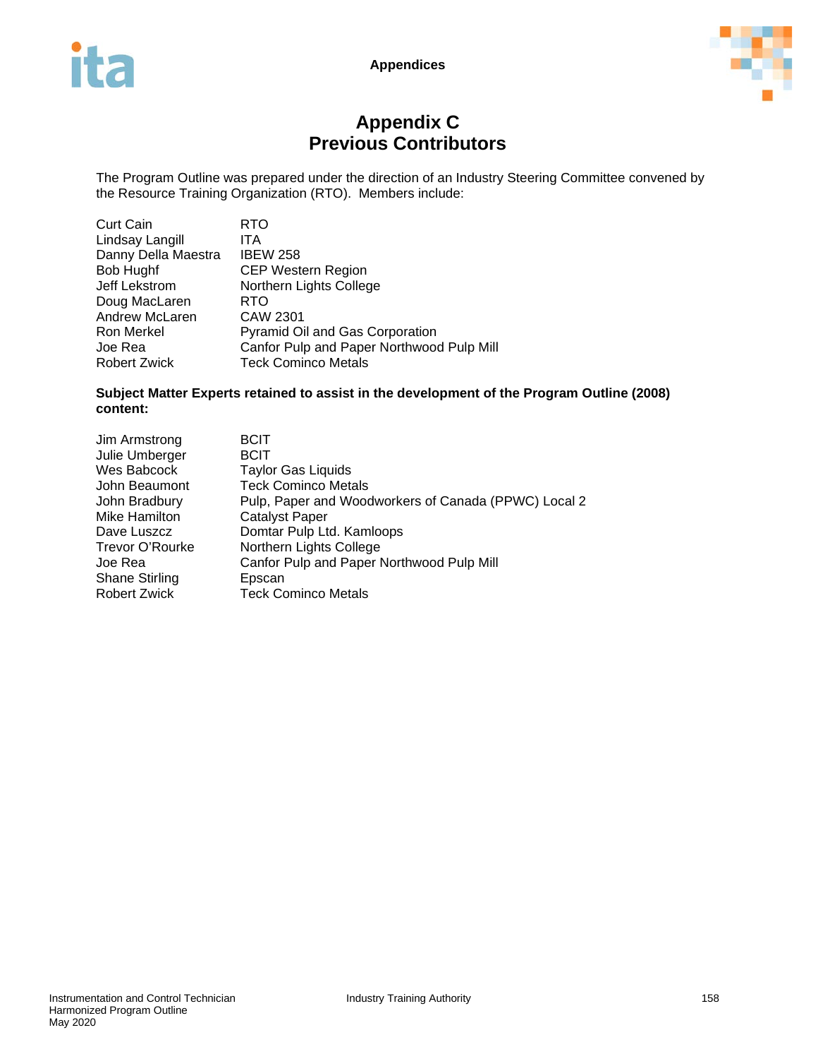# Appendix C
# Previous Contributors

The Program Outline was prepared under the direction of an Industry Steering Committee convened by the Resource Training Organization (RTO). Members include:

| | |
|---|---|
| Curt Cain | RTO |
| Lindsay Langill | ITA |
| Danny Della Maestra | IBEW 258 |
| Bob Hughf | CEP Western Region |
| Jeff Lekstrom | Northern Lights College |
| Doug MacLaren | RTO |
| Andrew McLaren | CAW 2301 |
| Ron Merkel | Pyramid Oil and Gas Corporation |
| Joe Rea | Canfor Pulp and Paper Northwood Pulp Mill |
| Robert Zwick | Teck Cominco Metals |

**Subject Matter Experts retained to assist in the development of the Program Outline (2008) content:**

| | |
|---|---|
| Jim Armstrong | BCIT |
| Julie Umberger | BCIT |
| Wes Babcock | Taylor Gas Liquids |
| John Beaumont | Teck Cominco Metals |
| John Bradbury | Pulp, Paper and Woodworkers of Canada (PPWC) Local 2 |
| Mike Hamilton | Catalyst Paper |
| Dave Luszcz | Domtar Pulp Ltd. Kamloops |
| Trevor O'Rourke | Northern Lights College |
| Joe Rea | Canfor Pulp and Paper Northwood Pulp Mill |
| Shane Stirling | Epscan |
| Robert Zwick | Teck Cominco Metals |